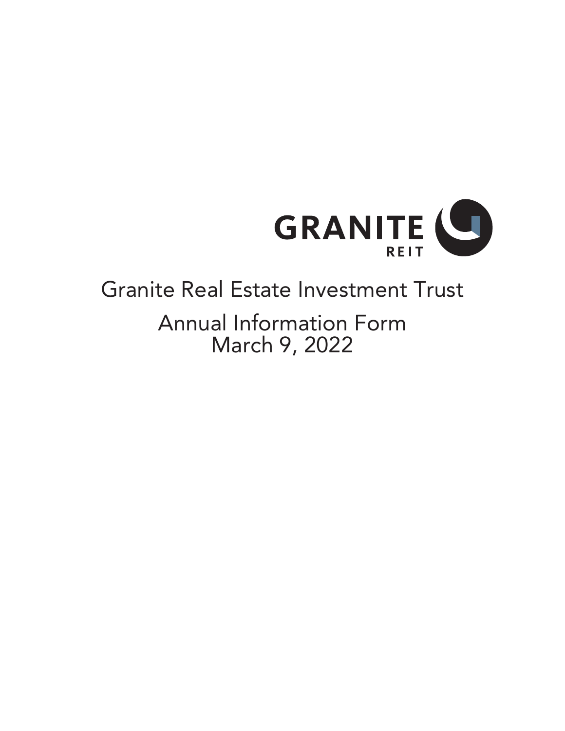GRANITE REIT

# Granite Real Estate Investment Trust

## Annual Information Form
March 9, 2022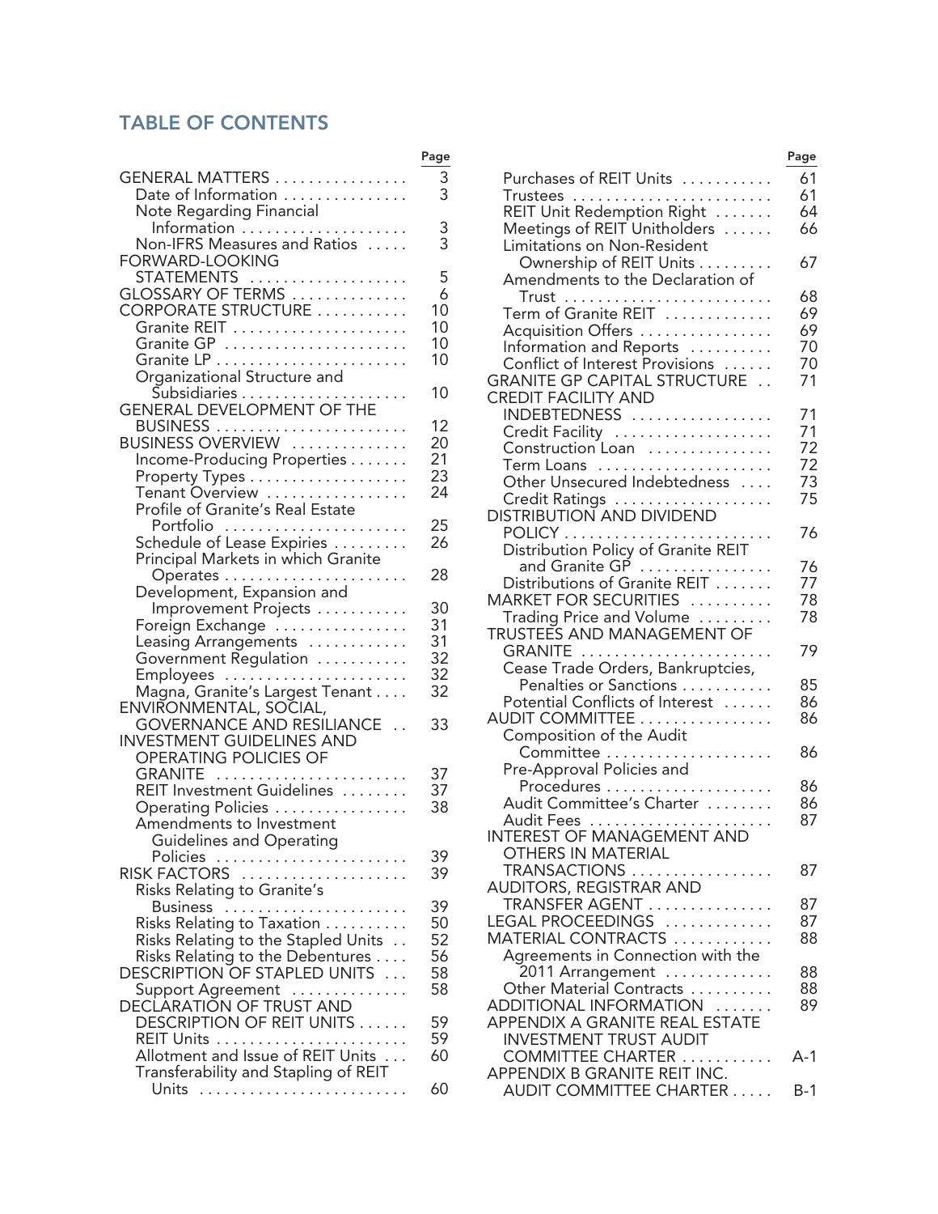# TABLE OF CONTENTS

| | Page |
|---|---|
| GENERAL MATTERS | 3 |
| Date of Information | 3 |
| Note Regarding Financial Information | 3 |
| Non-IFRS Measures and Ratios | 3 |
| FORWARD-LOOKING STATEMENTS | 5 |
| GLOSSARY OF TERMS | 6 |
| CORPORATE STRUCTURE | 10 |
| Granite REIT | 10 |
| Granite GP | 10 |
| Granite LP | 10 |
| Organizational Structure and Subsidiaries | 10 |
| GENERAL DEVELOPMENT OF THE BUSINESS | 12 |
| BUSINESS OVERVIEW | 20 |
| Income-Producing Properties | 21 |
| Property Types | 23 |
| Tenant Overview | 24 |
| Profile of Granite's Real Estate Portfolio | 25 |
| Schedule of Lease Expiries | 26 |
| Principal Markets in which Granite Operates | 28 |
| Development, Expansion and Improvement Projects | 30 |
| Foreign Exchange | 31 |
| Leasing Arrangements | 31 |
| Government Regulation | 32 |
| Employees | 32 |
| Magna, Granite's Largest Tenant | 32 |
| ENVIRONMENTAL, SOCIAL, GOVERNANCE AND RESILIANCE | 33 |
| INVESTMENT GUIDELINES AND OPERATING POLICIES OF GRANITE | 37 |
| REIT Investment Guidelines | 37 |
| Operating Policies | 38 |
| Amendments to Investment Guidelines and Operating Policies | 39 |
| RISK FACTORS | 39 |
| Risks Relating to Granite's Business | 39 |
| Risks Relating to Taxation | 50 |
| Risks Relating to the Stapled Units | 52 |
| Risks Relating to the Debentures | 56 |
| DESCRIPTION OF STAPLED UNITS | 58 |
| Support Agreement | 58 |
| DECLARATION OF TRUST AND DESCRIPTION OF REIT UNITS | 59 |
| REIT Units | 59 |
| Allotment and Issue of REIT Units | 60 |
| Transferability and Stapling of REIT Units | 60 |
| Purchases of REIT Units | 61 |
| Trustees | 61 |
| REIT Unit Redemption Right | 64 |
| Meetings of REIT Unitholders | 66 |
| Limitations on Non-Resident Ownership of REIT Units | 67 |
| Amendments to the Declaration of Trust | 68 |
| Term of Granite REIT | 69 |
| Acquisition Offers | 69 |
| Information and Reports | 70 |
| Conflict of Interest Provisions | 70 |
| GRANITE GP CAPITAL STRUCTURE | 71 |
| CREDIT FACILITY AND INDEBTEDNESS | 71 |
| Credit Facility | 71 |
| Construction Loan | 72 |
| Term Loans | 72 |
| Other Unsecured Indebtedness | 73 |
| Credit Ratings | 75 |
| DISTRIBUTION AND DIVIDEND POLICY | 76 |
| Distribution Policy of Granite REIT and Granite GP | 76 |
| Distributions of Granite REIT | 77 |
| MARKET FOR SECURITIES | 78 |
| Trading Price and Volume | 78 |
| TRUSTEES AND MANAGEMENT OF GRANITE | 79 |
| Cease Trade Orders, Bankruptcies, Penalties or Sanctions | 85 |
| Potential Conflicts of Interest | 86 |
| AUDIT COMMITTEE | 86 |
| Composition of the Audit Committee | 86 |
| Pre-Approval Policies and Procedures | 86 |
| Audit Committee's Charter | 86 |
| Audit Fees | 87 |
| INTEREST OF MANAGEMENT AND OTHERS IN MATERIAL TRANSACTIONS | 87 |
| AUDITORS, REGISTRAR AND TRANSFER AGENT | 87 |
| LEGAL PROCEEDINGS | 87 |
| MATERIAL CONTRACTS | 88 |
| Agreements in Connection with the 2011 Arrangement | 88 |
| Other Material Contracts | 88 |
| ADDITIONAL INFORMATION | 89 |
| APPENDIX A GRANITE REAL ESTATE INVESTMENT TRUST AUDIT COMMITTEE CHARTER | A-1 |
| APPENDIX B GRANITE REIT INC. AUDIT COMMITTEE CHARTER | B-1 |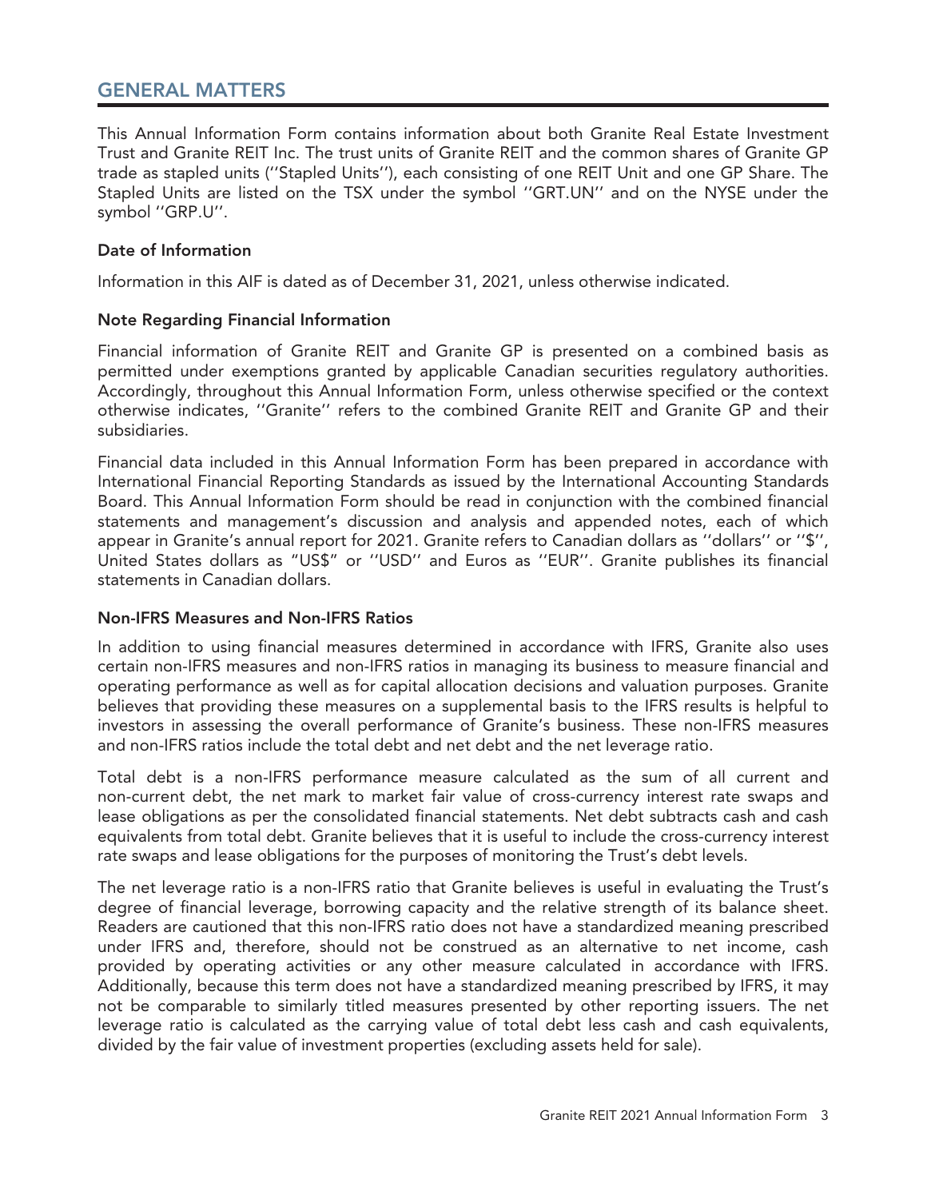## GENERAL MATTERS

This Annual Information Form contains information about both Granite Real Estate Investment Trust and Granite REIT Inc. The trust units of Granite REIT and the common shares of Granite GP trade as stapled units (''Stapled Units''), each consisting of one REIT Unit and one GP Share. The Stapled Units are listed on the TSX under the symbol ''GRT.UN'' and on the NYSE under the symbol ''GRP.U''.

### Date of Information

Information in this AIF is dated as of December 31, 2021, unless otherwise indicated.

### Note Regarding Financial Information

Financial information of Granite REIT and Granite GP is presented on a combined basis as permitted under exemptions granted by applicable Canadian securities regulatory authorities. Accordingly, throughout this Annual Information Form, unless otherwise specified or the context otherwise indicates, ''Granite'' refers to the combined Granite REIT and Granite GP and their subsidiaries.

Financial data included in this Annual Information Form has been prepared in accordance with International Financial Reporting Standards as issued by the International Accounting Standards Board. This Annual Information Form should be read in conjunction with the combined financial statements and management's discussion and analysis and appended notes, each of which appear in Granite's annual report for 2021. Granite refers to Canadian dollars as ''dollars'' or ''$'', United States dollars as "US$" or ''USD'' and Euros as ''EUR''. Granite publishes its financial statements in Canadian dollars.

### Non-IFRS Measures and Non-IFRS Ratios

In addition to using financial measures determined in accordance with IFRS, Granite also uses certain non-IFRS measures and non-IFRS ratios in managing its business to measure financial and operating performance as well as for capital allocation decisions and valuation purposes. Granite believes that providing these measures on a supplemental basis to the IFRS results is helpful to investors in assessing the overall performance of Granite's business. These non-IFRS measures and non-IFRS ratios include the total debt and net debt and the net leverage ratio.

Total debt is a non-IFRS performance measure calculated as the sum of all current and non-current debt, the net mark to market fair value of cross-currency interest rate swaps and lease obligations as per the consolidated financial statements. Net debt subtracts cash and cash equivalents from total debt. Granite believes that it is useful to include the cross-currency interest rate swaps and lease obligations for the purposes of monitoring the Trust's debt levels.

The net leverage ratio is a non-IFRS ratio that Granite believes is useful in evaluating the Trust's degree of financial leverage, borrowing capacity and the relative strength of its balance sheet. Readers are cautioned that this non-IFRS ratio does not have a standardized meaning prescribed under IFRS and, therefore, should not be construed as an alternative to net income, cash provided by operating activities or any other measure calculated in accordance with IFRS. Additionally, because this term does not have a standardized meaning prescribed by IFRS, it may not be comparable to similarly titled measures presented by other reporting issuers. The net leverage ratio is calculated as the carrying value of total debt less cash and cash equivalents, divided by the fair value of investment properties (excluding assets held for sale).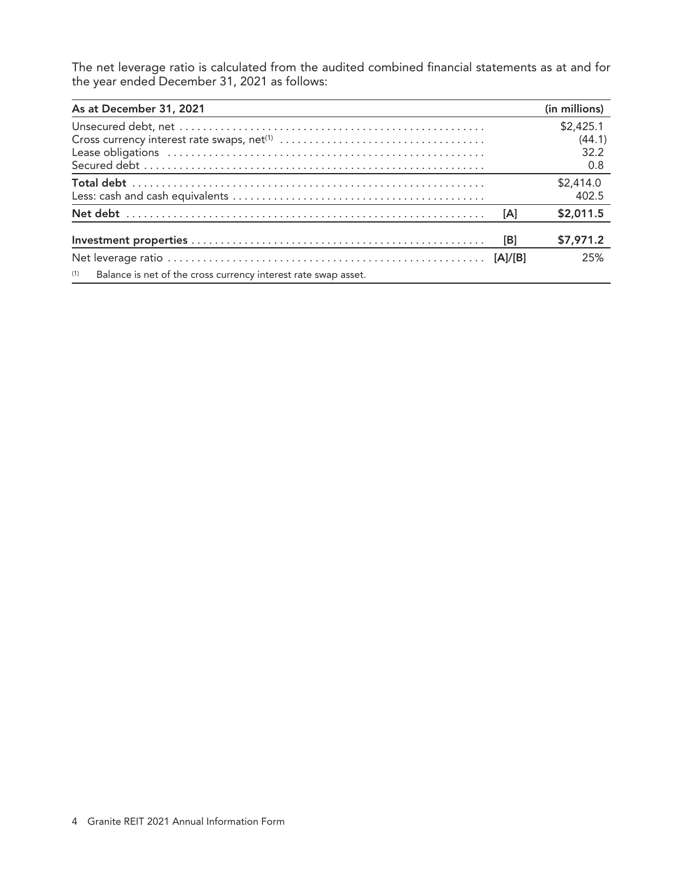The net leverage ratio is calculated from the audited combined financial statements as at and for the year ended December 31, 2021 as follows:

| As at December 31, 2021 | | (in millions) |
|---|---|---|
| Unsecured debt, net | | $2,425.1 |
| Cross currency interest rate swaps, net[1] | | (44.1) |
| Lease obligations | | 32.2 |
| Secured debt | | 0.8 |
| **Total debt** | | $2,414.0 |
| Less: cash and cash equivalents | | 402.5 |
| **Net debt** | [A] | **$2,011.5** |
| **Investment properties** | [B] | **$7,971.2** |
| Net leverage ratio | [A]/[B] | 25% |

(1) Balance is net of the cross currency interest rate swap asset.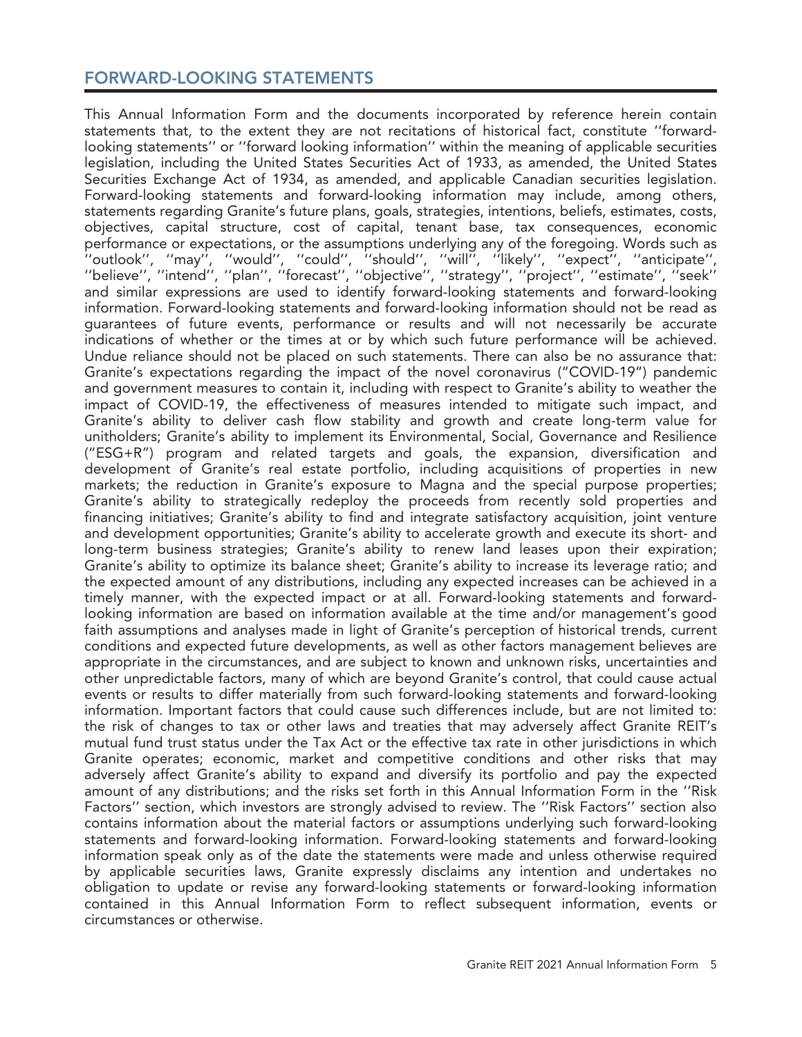## FORWARD-LOOKING STATEMENTS

This Annual Information Form and the documents incorporated by reference herein contain statements that, to the extent they are not recitations of historical fact, constitute ''forward-looking statements'' or ''forward looking information'' within the meaning of applicable securities legislation, including the United States Securities Act of 1933, as amended, the United States Securities Exchange Act of 1934, as amended, and applicable Canadian securities legislation. Forward-looking statements and forward-looking information may include, among others, statements regarding Granite's future plans, goals, strategies, intentions, beliefs, estimates, costs, objectives, capital structure, cost of capital, tenant base, tax consequences, economic performance or expectations, or the assumptions underlying any of the foregoing. Words such as ''outlook'', ''may'', ''would'', ''could'', ''should'', ''will'', ''likely'', ''expect'', ''anticipate'', ''believe'', ''intend'', ''plan'', ''forecast'', ''objective'', ''strategy'', ''project'', ''estimate'', ''seek'' and similar expressions are used to identify forward-looking statements and forward-looking information. Forward-looking statements and forward-looking information should not be read as guarantees of future events, performance or results and will not necessarily be accurate indications of whether or the times at or by which such future performance will be achieved. Undue reliance should not be placed on such statements. There can also be no assurance that: Granite's expectations regarding the impact of the novel coronavirus ("COVID-19") pandemic and government measures to contain it, including with respect to Granite's ability to weather the impact of COVID-19, the effectiveness of measures intended to mitigate such impact, and Granite's ability to deliver cash flow stability and growth and create long-term value for unitholders; Granite's ability to implement its Environmental, Social, Governance and Resilience ("ESG+R") program and related targets and goals, the expansion, diversification and development of Granite's real estate portfolio, including acquisitions of properties in new markets; the reduction in Granite's exposure to Magna and the special purpose properties; Granite's ability to strategically redeploy the proceeds from recently sold properties and financing initiatives; Granite's ability to find and integrate satisfactory acquisition, joint venture and development opportunities; Granite's ability to accelerate growth and execute its short- and long-term business strategies; Granite's ability to renew land leases upon their expiration; Granite's ability to optimize its balance sheet; Granite's ability to increase its leverage ratio; and the expected amount of any distributions, including any expected increases can be achieved in a timely manner, with the expected impact or at all. Forward-looking statements and forward-looking information are based on information available at the time and/or management's good faith assumptions and analyses made in light of Granite's perception of historical trends, current conditions and expected future developments, as well as other factors management believes are appropriate in the circumstances, and are subject to known and unknown risks, uncertainties and other unpredictable factors, many of which are beyond Granite's control, that could cause actual events or results to differ materially from such forward-looking statements and forward-looking information. Important factors that could cause such differences include, but are not limited to: the risk of changes to tax or other laws and treaties that may adversely affect Granite REIT's mutual fund trust status under the Tax Act or the effective tax rate in other jurisdictions in which Granite operates; economic, market and competitive conditions and other risks that may adversely affect Granite's ability to expand and diversify its portfolio and pay the expected amount of any distributions; and the risks set forth in this Annual Information Form in the ''Risk Factors'' section, which investors are strongly advised to review. The ''Risk Factors'' section also contains information about the material factors or assumptions underlying such forward-looking statements and forward-looking information. Forward-looking statements and forward-looking information speak only as of the date the statements were made and unless otherwise required by applicable securities laws, Granite expressly disclaims any intention and undertakes no obligation to update or revise any forward-looking statements or forward-looking information contained in this Annual Information Form to reflect subsequent information, events or circumstances or otherwise.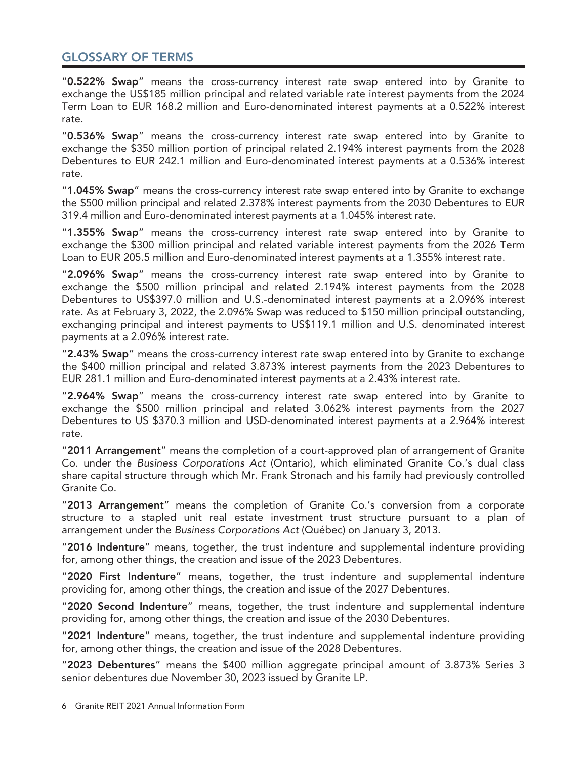## GLOSSARY OF TERMS

"**0.522% Swap**" means the cross-currency interest rate swap entered into by Granite to exchange the US$185 million principal and related variable rate interest payments from the 2024 Term Loan to EUR 168.2 million and Euro-denominated interest payments at a 0.522% interest rate.

"**0.536% Swap**" means the cross-currency interest rate swap entered into by Granite to exchange the $350 million portion of principal related 2.194% interest payments from the 2028 Debentures to EUR 242.1 million and Euro-denominated interest payments at a 0.536% interest rate.

"**1.045% Swap**" means the cross-currency interest rate swap entered into by Granite to exchange the $500 million principal and related 2.378% interest payments from the 2030 Debentures to EUR 319.4 million and Euro-denominated interest payments at a 1.045% interest rate.

"**1.355% Swap**" means the cross-currency interest rate swap entered into by Granite to exchange the $300 million principal and related variable interest payments from the 2026 Term Loan to EUR 205.5 million and Euro-denominated interest payments at a 1.355% interest rate.

"**2.096% Swap**" means the cross-currency interest rate swap entered into by Granite to exchange the $500 million principal and related 2.194% interest payments from the 2028 Debentures to US$397.0 million and U.S.-denominated interest payments at a 2.096% interest rate. As at February 3, 2022, the 2.096% Swap was reduced to $150 million principal outstanding, exchanging principal and interest payments to US$119.1 million and U.S. denominated interest payments at a 2.096% interest rate.

"**2.43% Swap**" means the cross-currency interest rate swap entered into by Granite to exchange the $400 million principal and related 3.873% interest payments from the 2023 Debentures to EUR 281.1 million and Euro-denominated interest payments at a 2.43% interest rate.

"**2.964% Swap**" means the cross-currency interest rate swap entered into by Granite to exchange the $500 million principal and related 3.062% interest payments from the 2027 Debentures to US $370.3 million and USD-denominated interest payments at a 2.964% interest rate.

"**2011 Arrangement**" means the completion of a court-approved plan of arrangement of Granite Co. under the *Business Corporations Act* (Ontario), which eliminated Granite Co.'s dual class share capital structure through which Mr. Frank Stronach and his family had previously controlled Granite Co.

"**2013 Arrangement**" means the completion of Granite Co.'s conversion from a corporate structure to a stapled unit real estate investment trust structure pursuant to a plan of arrangement under the *Business Corporations Act* (Québec) on January 3, 2013.

"**2016 Indenture**" means, together, the trust indenture and supplemental indenture providing for, among other things, the creation and issue of the 2023 Debentures.

"**2020 First Indenture**" means, together, the trust indenture and supplemental indenture providing for, among other things, the creation and issue of the 2027 Debentures.

"**2020 Second Indenture**" means, together, the trust indenture and supplemental indenture providing for, among other things, the creation and issue of the 2030 Debentures.

"**2021 Indenture**" means, together, the trust indenture and supplemental indenture providing for, among other things, the creation and issue of the 2028 Debentures.

"**2023 Debentures**" means the $400 million aggregate principal amount of 3.873% Series 3 senior debentures due November 30, 2023 issued by Granite LP.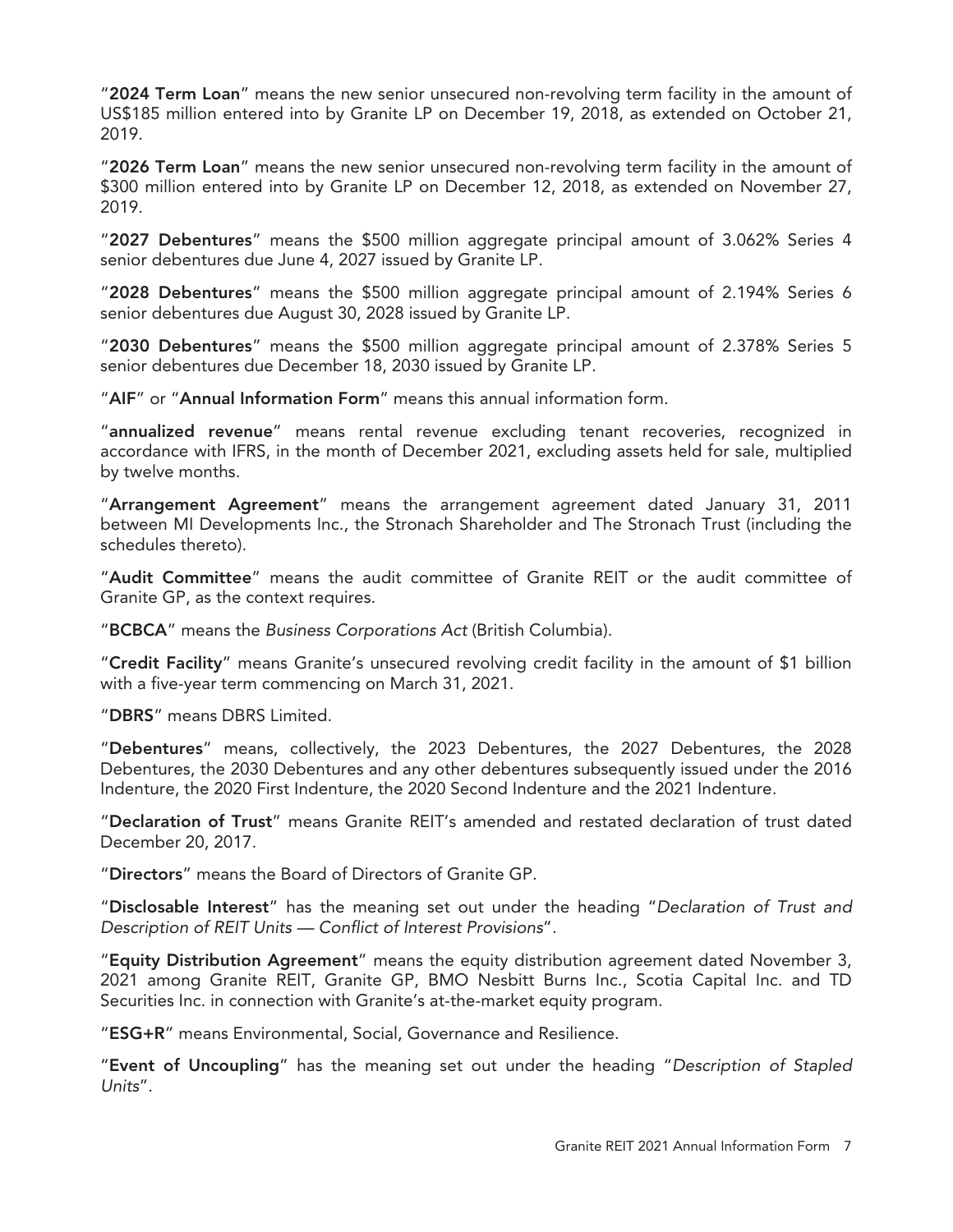"**2024 Term Loan**" means the new senior unsecured non-revolving term facility in the amount of US$185 million entered into by Granite LP on December 19, 2018, as extended on October 21, 2019.

"**2026 Term Loan**" means the new senior unsecured non-revolving term facility in the amount of $300 million entered into by Granite LP on December 12, 2018, as extended on November 27, 2019.

"**2027 Debentures**" means the $500 million aggregate principal amount of 3.062% Series 4 senior debentures due June 4, 2027 issued by Granite LP.

"**2028 Debentures**" means the $500 million aggregate principal amount of 2.194% Series 6 senior debentures due August 30, 2028 issued by Granite LP.

"**2030 Debentures**" means the $500 million aggregate principal amount of 2.378% Series 5 senior debentures due December 18, 2030 issued by Granite LP.

"**AIF**" or "**Annual Information Form**" means this annual information form.

"**annualized revenue**" means rental revenue excluding tenant recoveries, recognized in accordance with IFRS, in the month of December 2021, excluding assets held for sale, multiplied by twelve months.

"**Arrangement Agreement**" means the arrangement agreement dated January 31, 2011 between MI Developments Inc., the Stronach Shareholder and The Stronach Trust (including the schedules thereto).

"**Audit Committee**" means the audit committee of Granite REIT or the audit committee of Granite GP, as the context requires.

"**BCBCA**" means the *Business Corporations Act* (British Columbia).

"**Credit Facility**" means Granite's unsecured revolving credit facility in the amount of $1 billion with a five-year term commencing on March 31, 2021.

"**DBRS**" means DBRS Limited.

"**Debentures**" means, collectively, the 2023 Debentures, the 2027 Debentures, the 2028 Debentures, the 2030 Debentures and any other debentures subsequently issued under the 2016 Indenture, the 2020 First Indenture, the 2020 Second Indenture and the 2021 Indenture.

"**Declaration of Trust**" means Granite REIT's amended and restated declaration of trust dated December 20, 2017.

"**Directors**" means the Board of Directors of Granite GP.

"**Disclosable Interest**" has the meaning set out under the heading "*Declaration of Trust and Description of REIT Units — Conflict of Interest Provisions*".

"**Equity Distribution Agreement**" means the equity distribution agreement dated November 3, 2021 among Granite REIT, Granite GP, BMO Nesbitt Burns Inc., Scotia Capital Inc. and TD Securities Inc. in connection with Granite's at-the-market equity program.

"**ESG+R**" means Environmental, Social, Governance and Resilience.

"**Event of Uncoupling**" has the meaning set out under the heading "*Description of Stapled Units*".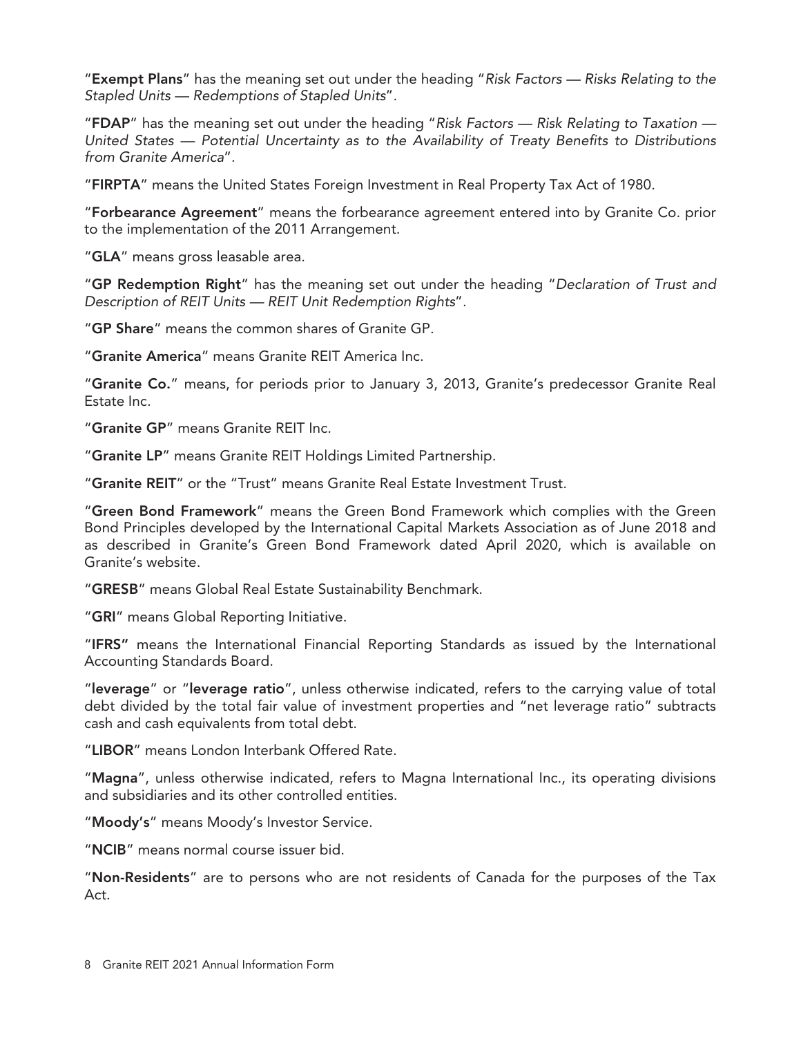"**Exempt Plans**" has the meaning set out under the heading "*Risk Factors — Risks Relating to the Stapled Units — Redemptions of Stapled Units*".

"**FDAP**" has the meaning set out under the heading "*Risk Factors — Risk Relating to Taxation — United States — Potential Uncertainty as to the Availability of Treaty Benefits to Distributions from Granite America*".

"**FIRPTA**" means the United States Foreign Investment in Real Property Tax Act of 1980.

"**Forbearance Agreement**" means the forbearance agreement entered into by Granite Co. prior to the implementation of the 2011 Arrangement.

"**GLA**" means gross leasable area.

"**GP Redemption Right**" has the meaning set out under the heading "*Declaration of Trust and Description of REIT Units — REIT Unit Redemption Rights*".

"**GP Share**" means the common shares of Granite GP.

"**Granite America**" means Granite REIT America Inc.

"**Granite Co.**" means, for periods prior to January 3, 2013, Granite's predecessor Granite Real Estate Inc.

"**Granite GP**" means Granite REIT Inc.

"**Granite LP**" means Granite REIT Holdings Limited Partnership.

"**Granite REIT**" or the "Trust" means Granite Real Estate Investment Trust.

"**Green Bond Framework**" means the Green Bond Framework which complies with the Green Bond Principles developed by the International Capital Markets Association as of June 2018 and as described in Granite's Green Bond Framework dated April 2020, which is available on Granite's website.

"**GRESB**" means Global Real Estate Sustainability Benchmark.

"**GRI**" means Global Reporting Initiative.

"**IFRS"** means the International Financial Reporting Standards as issued by the International Accounting Standards Board.

"**leverage**" or "**leverage ratio**", unless otherwise indicated, refers to the carrying value of total debt divided by the total fair value of investment properties and "net leverage ratio" subtracts cash and cash equivalents from total debt.

"**LIBOR**" means London Interbank Offered Rate.

"**Magna**", unless otherwise indicated, refers to Magna International Inc., its operating divisions and subsidiaries and its other controlled entities.

"**Moody's**" means Moody's Investor Service.

"**NCIB**" means normal course issuer bid.

"**Non-Residents**" are to persons who are not residents of Canada for the purposes of the Tax Act.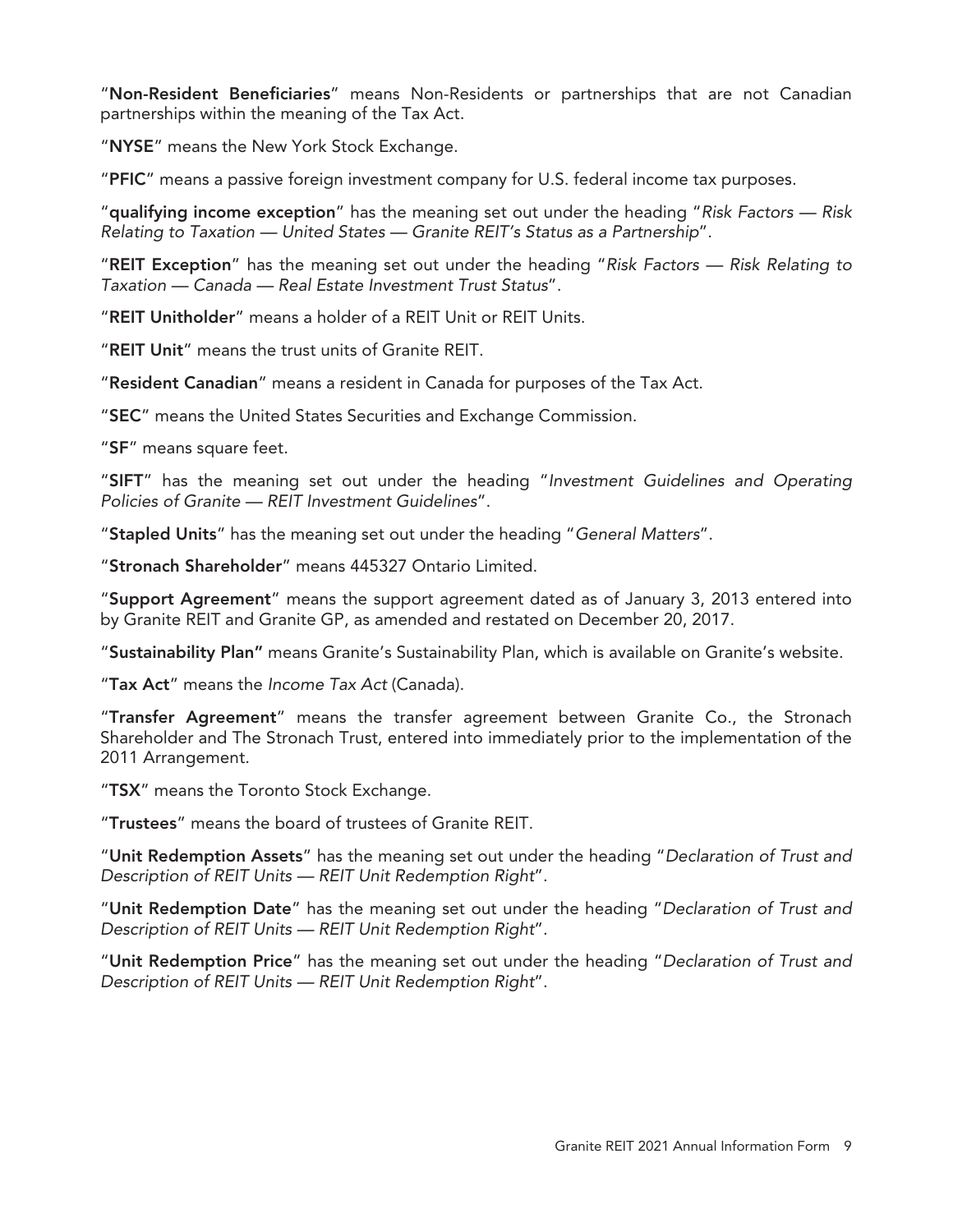"**Non-Resident Beneficiaries**" means Non-Residents or partnerships that are not Canadian partnerships within the meaning of the Tax Act.

"**NYSE**" means the New York Stock Exchange.

"**PFIC**" means a passive foreign investment company for U.S. federal income tax purposes.

"**qualifying income exception**" has the meaning set out under the heading "*Risk Factors — Risk Relating to Taxation — United States — Granite REIT's Status as a Partnership*".

"**REIT Exception**" has the meaning set out under the heading "*Risk Factors — Risk Relating to Taxation — Canada — Real Estate Investment Trust Status*".

"**REIT Unitholder**" means a holder of a REIT Unit or REIT Units.

"**REIT Unit**" means the trust units of Granite REIT.

"**Resident Canadian**" means a resident in Canada for purposes of the Tax Act.

"**SEC**" means the United States Securities and Exchange Commission.

"**SF**" means square feet.

"**SIFT**" has the meaning set out under the heading "*Investment Guidelines and Operating Policies of Granite — REIT Investment Guidelines*".

"**Stapled Units**" has the meaning set out under the heading "*General Matters*".

"**Stronach Shareholder**" means 445327 Ontario Limited.

"**Support Agreement**" means the support agreement dated as of January 3, 2013 entered into by Granite REIT and Granite GP, as amended and restated on December 20, 2017.

"**Sustainability Plan"** means Granite's Sustainability Plan, which is available on Granite's website.

"**Tax Act**" means the *Income Tax Act* (Canada).

"**Transfer Agreement**" means the transfer agreement between Granite Co., the Stronach Shareholder and The Stronach Trust, entered into immediately prior to the implementation of the 2011 Arrangement.

"**TSX**" means the Toronto Stock Exchange.

"**Trustees**" means the board of trustees of Granite REIT.

"**Unit Redemption Assets**" has the meaning set out under the heading "*Declaration of Trust and Description of REIT Units — REIT Unit Redemption Right*".

"**Unit Redemption Date**" has the meaning set out under the heading "*Declaration of Trust and Description of REIT Units — REIT Unit Redemption Right*".

"**Unit Redemption Price**" has the meaning set out under the heading "*Declaration of Trust and Description of REIT Units — REIT Unit Redemption Right*".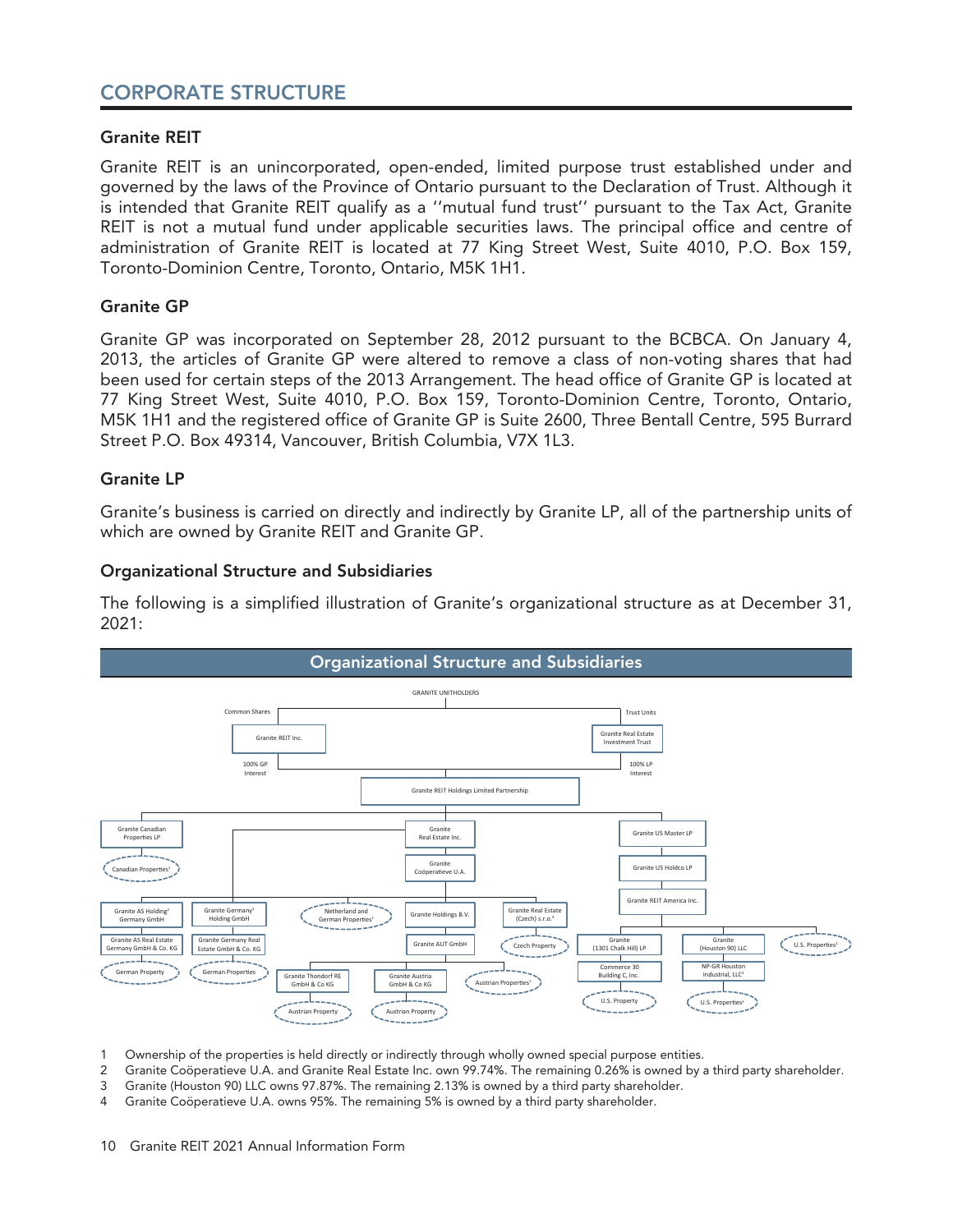## CORPORATE STRUCTURE

### Granite REIT

Granite REIT is an unincorporated, open-ended, limited purpose trust established under and governed by the laws of the Province of Ontario pursuant to the Declaration of Trust. Although it is intended that Granite REIT qualify as a ''mutual fund trust'' pursuant to the Tax Act, Granite REIT is not a mutual fund under applicable securities laws. The principal office and centre of administration of Granite REIT is located at 77 King Street West, Suite 4010, P.O. Box 159, Toronto-Dominion Centre, Toronto, Ontario, M5K 1H1.

### Granite GP

Granite GP was incorporated on September 28, 2012 pursuant to the BCBCA. On January 4, 2013, the articles of Granite GP were altered to remove a class of non-voting shares that had been used for certain steps of the 2013 Arrangement. The head office of Granite GP is located at 77 King Street West, Suite 4010, P.O. Box 159, Toronto-Dominion Centre, Toronto, Ontario, M5K 1H1 and the registered office of Granite GP is Suite 2600, Three Bentall Centre, 595 Burrard Street P.O. Box 49314, Vancouver, British Columbia, V7X 1L3.

### Granite LP

Granite's business is carried on directly and indirectly by Granite LP, all of the partnership units of which are owned by Granite REIT and Granite GP.

### Organizational Structure and Subsidiaries

The following is a simplified illustration of Granite's organizational structure as at December 31, 2021:

**Organizational Structure and Subsidiaries**

GRANITE UNITHOLDERS

- Common Shares → Granite REIT Inc. (100% GP Interest) → Granite REIT Holdings Limited Partnership
- Trust Units → Granite Real Estate Investment Trust (100% LP Interest) → Granite REIT Holdings Limited Partnership

Granite REIT Holdings Limited Partnership:
- Granite Canadian Properties LP
  - Canadian Properties[1]
- Granite Real Estate Inc.
  - Granite Coöperatieve U.A.
    - Granite AS Holding[2] Germany GmbH
      - Granite AS Real Estate Germany GmbH & Co. KG
        - German Property
    - Granite Germany[2] Holding GmbH
      - Granite Germany Real Estate GmbH & Co. KG
        - German Properties
    - Netherland and German Properties[1]
    - Granite Holdings B.V.
      - Granite AUT GmbH
        - Granite Thondorf RE GmbH & Co KG
          - Austrian Property
        - Granite Austria GmbH & Co KG
          - Austrian Property
        - Austrian Properties[1]
    - Granite Real Estate (Czech) s.r.o.[4]
      - Czech Property
- Granite US Master LP
  - Granite US Holdco LP
    - Granite REIT America Inc.
      - Granite (1301 Chalk Hill) LP
        - Commerce 30 Building C, Inc.
          - U.S. Property
      - Granite (Houston 90) LLC
        - NP-GR Houston Industrial, LLC[3]
          - U.S. Properties[1]
      - U.S. Properties[1]

1 Ownership of the properties is held directly or indirectly through wholly owned special purpose entities.
2 Granite Coöperatieve U.A. and Granite Real Estate Inc. own 99.74%. The remaining 0.26% is owned by a third party shareholder.
3 Granite (Houston 90) LLC owns 97.87%. The remaining 2.13% is owned by a third party shareholder.
4 Granite Coöperatieve U.A. owns 95%. The remaining 5% is owned by a third party shareholder.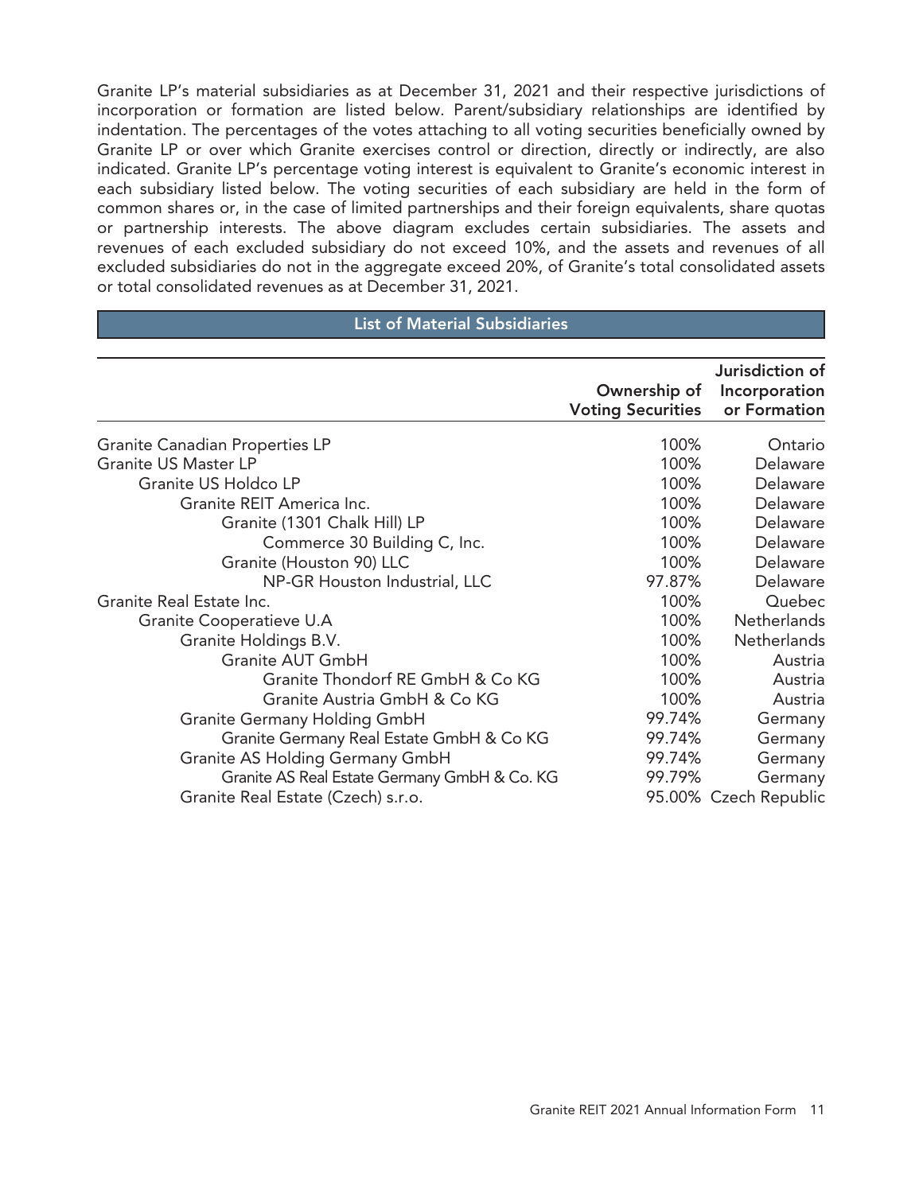Granite LP's material subsidiaries as at December 31, 2021 and their respective jurisdictions of incorporation or formation are listed below. Parent/subsidiary relationships are identified by indentation. The percentages of the votes attaching to all voting securities beneficially owned by Granite LP or over which Granite exercises control or direction, directly or indirectly, are also indicated. Granite LP's percentage voting interest is equivalent to Granite's economic interest in each subsidiary listed below. The voting securities of each subsidiary are held in the form of common shares or, in the case of limited partnerships and their foreign equivalents, share quotas or partnership interests. The above diagram excludes certain subsidiaries. The assets and revenues of each excluded subsidiary do not exceed 10%, and the assets and revenues of all excluded subsidiaries do not in the aggregate exceed 20%, of Granite's total consolidated assets or total consolidated revenues as at December 31, 2021.

## List of Material Subsidiaries

| | Ownership of Voting Securities | Jurisdiction of Incorporation or Formation |
|---|---|---|
| Granite Canadian Properties LP | 100% | Ontario |
| Granite US Master LP | 100% | Delaware |
| &nbsp;&nbsp;Granite US Holdco LP | 100% | Delaware |
| &nbsp;&nbsp;&nbsp;&nbsp;Granite REIT America Inc. | 100% | Delaware |
| &nbsp;&nbsp;&nbsp;&nbsp;&nbsp;&nbsp;Granite (1301 Chalk Hill) LP | 100% | Delaware |
| &nbsp;&nbsp;&nbsp;&nbsp;&nbsp;&nbsp;&nbsp;&nbsp;Commerce 30 Building C, Inc. | 100% | Delaware |
| &nbsp;&nbsp;&nbsp;&nbsp;&nbsp;&nbsp;Granite (Houston 90) LLC | 100% | Delaware |
| &nbsp;&nbsp;&nbsp;&nbsp;&nbsp;&nbsp;&nbsp;&nbsp;NP-GR Houston Industrial, LLC | 97.87% | Delaware |
| Granite Real Estate Inc. | 100% | Quebec |
| &nbsp;&nbsp;Granite Cooperatieve U.A | 100% | Netherlands |
| &nbsp;&nbsp;&nbsp;&nbsp;Granite Holdings B.V. | 100% | Netherlands |
| &nbsp;&nbsp;&nbsp;&nbsp;&nbsp;&nbsp;Granite AUT GmbH | 100% | Austria |
| &nbsp;&nbsp;&nbsp;&nbsp;&nbsp;&nbsp;&nbsp;&nbsp;Granite Thondorf RE GmbH & Co KG | 100% | Austria |
| &nbsp;&nbsp;&nbsp;&nbsp;&nbsp;&nbsp;&nbsp;&nbsp;Granite Austria GmbH & Co KG | 100% | Austria |
| &nbsp;&nbsp;&nbsp;&nbsp;Granite Germany Holding GmbH | 99.74% | Germany |
| &nbsp;&nbsp;&nbsp;&nbsp;&nbsp;&nbsp;Granite Germany Real Estate GmbH & Co KG | 99.74% | Germany |
| &nbsp;&nbsp;&nbsp;&nbsp;Granite AS Holding Germany GmbH | 99.74% | Germany |
| &nbsp;&nbsp;&nbsp;&nbsp;&nbsp;&nbsp;Granite AS Real Estate Germany GmbH & Co. KG | 99.79% | Germany |
| &nbsp;&nbsp;&nbsp;&nbsp;Granite Real Estate (Czech) s.r.o. | 95.00% | Czech Republic |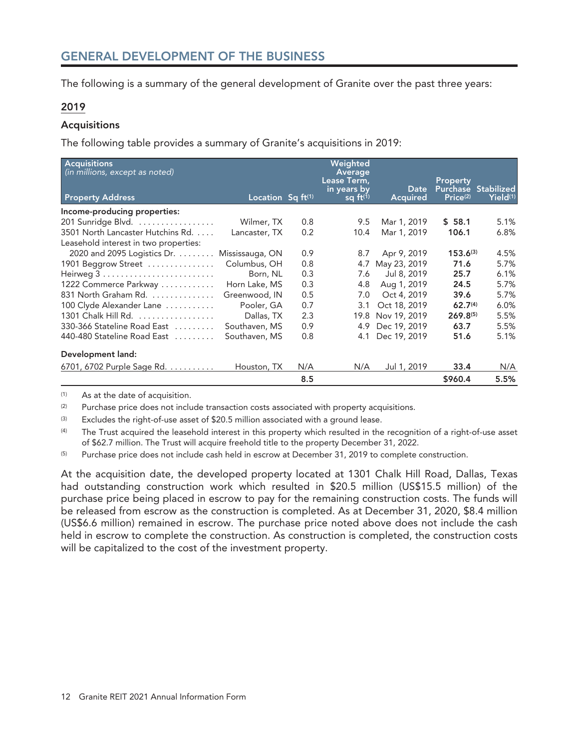## GENERAL DEVELOPMENT OF THE BUSINESS

The following is a summary of the general development of Granite over the past three years:

### 2019

#### Acquisitions

The following table provides a summary of Granite's acquisitions in 2019:

| Acquisitions *(in millions, except as noted)* Property Address | Location | Sq ft[(1)] | Weighted Average Lease Term, in years by sq ft[(1)] | Date Acquired | Property Purchase Price[(2)] | Stabilized Yield[(1)] |
|---|---|---|---|---|---|---|
| **Income-producing properties:** | | | | | | |
| 201 Sunridge Blvd. | Wilmer, TX | 0.8 | 9.5 | Mar 1, 2019 | **$ 58.1** | 5.1% |
| 3501 North Lancaster Hutchins Rd. | Lancaster, TX | 0.2 | 10.4 | Mar 1, 2019 | **106.1** | 6.8% |
| Leasehold interest in two properties: | | | | | | |
| 2020 and 2095 Logistics Dr. | Mississauga, ON | 0.9 | 8.7 | Apr 9, 2019 | **153.6**[(3)] | 4.5% |
| 1901 Beggrow Street | Columbus, OH | 0.8 | 4.7 | May 23, 2019 | **71.6** | 5.7% |
| Heirweg 3 | Born, NL | 0.3 | 7.6 | Jul 8, 2019 | **25.7** | 6.1% |
| 1222 Commerce Parkway | Horn Lake, MS | 0.3 | 4.8 | Aug 1, 2019 | **24.5** | 5.7% |
| 831 North Graham Rd. | Greenwood, IN | 0.5 | 7.0 | Oct 4, 2019 | **39.6** | 5.7% |
| 100 Clyde Alexander Lane | Pooler, GA | 0.7 | 3.1 | Oct 18, 2019 | **62.7**[(4)] | 6.0% |
| 1301 Chalk Hill Rd. | Dallas, TX | 2.3 | 19.8 | Nov 19, 2019 | **269.8**[(5)] | 5.5% |
| 330-366 Stateline Road East | Southaven, MS | 0.9 | 4.9 | Dec 19, 2019 | **63.7** | 5.5% |
| 440-480 Stateline Road East | Southaven, MS | 0.8 | 4.1 | Dec 19, 2019 | **51.6** | 5.1% |
| **Development land:** | | | | | | |
| 6701, 6702 Purple Sage Rd. | Houston, TX | N/A | N/A | Jul 1, 2019 | **33.4** | N/A |
| | | **8.5** | | | **$960.4** | **5.5%** |

(1) As at the date of acquisition.

(2) Purchase price does not include transaction costs associated with property acquisitions.

(3) Excludes the right-of-use asset of $20.5 million associated with a ground lease.

(4) The Trust acquired the leasehold interest in this property which resulted in the recognition of a right-of-use asset of $62.7 million. The Trust will acquire freehold title to the property December 31, 2022.

(5) Purchase price does not include cash held in escrow at December 31, 2019 to complete construction.

At the acquisition date, the developed property located at 1301 Chalk Hill Road, Dallas, Texas had outstanding construction work which resulted in $20.5 million (US$15.5 million) of the purchase price being placed in escrow to pay for the remaining construction costs. The funds will be released from escrow as the construction is completed. As at December 31, 2020, $8.4 million (US$6.6 million) remained in escrow. The purchase price noted above does not include the cash held in escrow to complete the construction. As construction is completed, the construction costs will be capitalized to the cost of the investment property.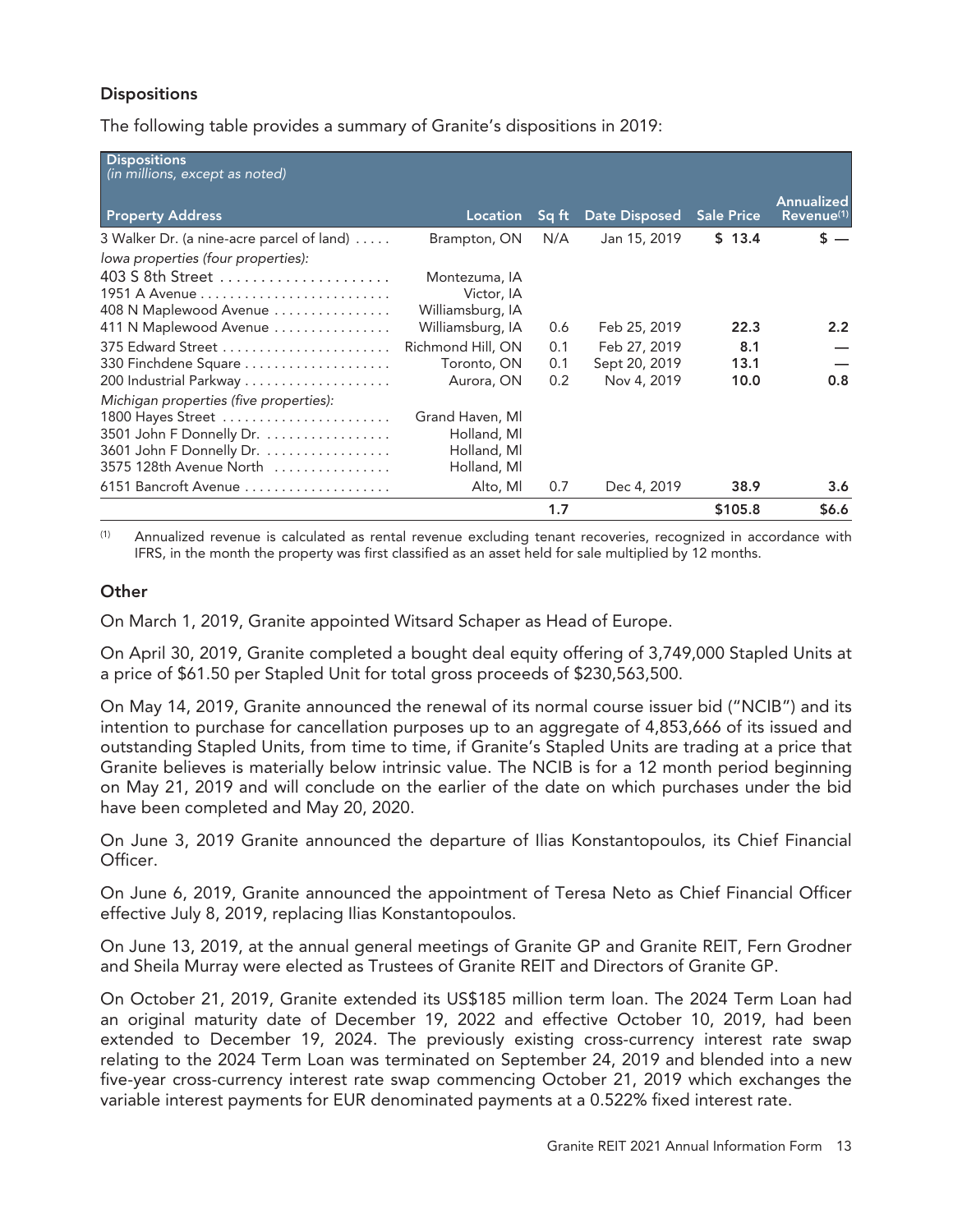### Dispositions

The following table provides a summary of Granite's dispositions in 2019:

| Dispositions<br>*(in millions, except as noted)*<br>Property Address | Location | Sq ft | Date Disposed | Sale Price | Annualized Revenue[1] |
|---|---|---|---|---|---|
| 3 Walker Dr. (a nine-acre parcel of land) | Brampton, ON | N/A | Jan 15, 2019 | **$ 13.4** | **$ —** |
| *Iowa properties (four properties):* | | | | | |
| 403 S 8th Street | Montezuma, IA | | | | |
| 1951 A Avenue | Victor, IA | | | | |
| 408 N Maplewood Avenue | Williamsburg, IA | | | | |
| 411 N Maplewood Avenue | Williamsburg, IA | 0.6 | Feb 25, 2019 | **22.3** | **2.2** |
| 375 Edward Street | Richmond Hill, ON | 0.1 | Feb 27, 2019 | **8.1** | **—** |
| 330 Finchdene Square | Toronto, ON | 0.1 | Sept 20, 2019 | **13.1** | **—** |
| 200 Industrial Parkway | Aurora, ON | 0.2 | Nov 4, 2019 | **10.0** | **0.8** |
| *Michigan properties (five properties):* | | | | | |
| 1800 Hayes Street | Grand Haven, MI | | | | |
| 3501 John F Donnelly Dr. | Holland, MI | | | | |
| 3601 John F Donnelly Dr. | Holland, MI | | | | |
| 3575 128th Avenue North | Holland, MI | | | | |
| 6151 Bancroft Avenue | Alto, MI | 0.7 | Dec 4, 2019 | **38.9** | **3.6** |
| | | **1.7** | | **$105.8** | **$6.6** |

[1] Annualized revenue is calculated as rental revenue excluding tenant recoveries, recognized in accordance with IFRS, in the month the property was first classified as an asset held for sale multiplied by 12 months.

### Other

On March 1, 2019, Granite appointed Witsard Schaper as Head of Europe.

On April 30, 2019, Granite completed a bought deal equity offering of 3,749,000 Stapled Units at a price of $61.50 per Stapled Unit for total gross proceeds of $230,563,500.

On May 14, 2019, Granite announced the renewal of its normal course issuer bid ("NCIB") and its intention to purchase for cancellation purposes up to an aggregate of 4,853,666 of its issued and outstanding Stapled Units, from time to time, if Granite's Stapled Units are trading at a price that Granite believes is materially below intrinsic value. The NCIB is for a 12 month period beginning on May 21, 2019 and will conclude on the earlier of the date on which purchases under the bid have been completed and May 20, 2020.

On June 3, 2019 Granite announced the departure of Ilias Konstantopoulos, its Chief Financial Officer.

On June 6, 2019, Granite announced the appointment of Teresa Neto as Chief Financial Officer effective July 8, 2019, replacing Ilias Konstantopoulos.

On June 13, 2019, at the annual general meetings of Granite GP and Granite REIT, Fern Grodner and Sheila Murray were elected as Trustees of Granite REIT and Directors of Granite GP.

On October 21, 2019, Granite extended its US$185 million term loan. The 2024 Term Loan had an original maturity date of December 19, 2022 and effective October 10, 2019, had been extended to December 19, 2024. The previously existing cross-currency interest rate swap relating to the 2024 Term Loan was terminated on September 24, 2019 and blended into a new five-year cross-currency interest rate swap commencing October 21, 2019 which exchanges the variable interest payments for EUR denominated payments at a 0.522% fixed interest rate.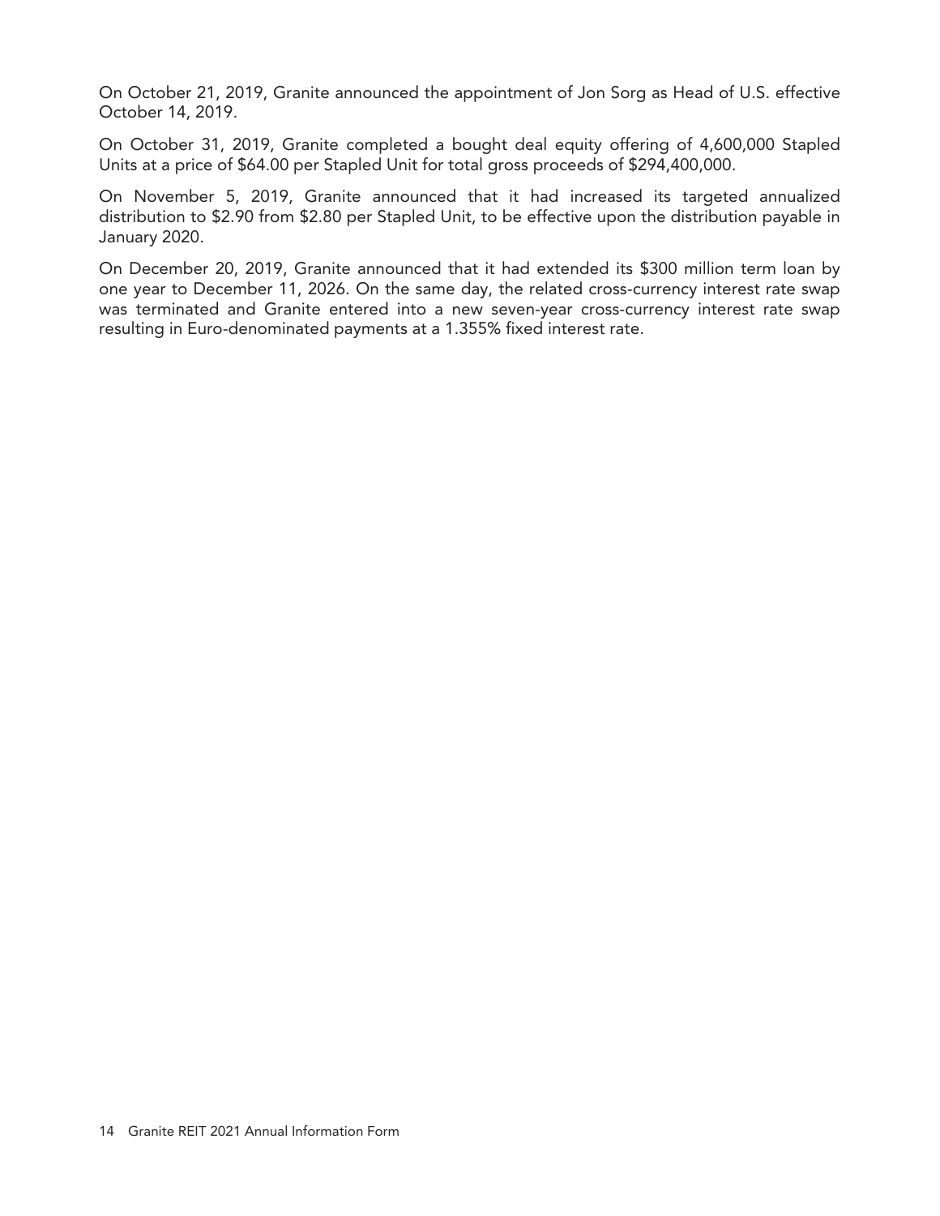On October 21, 2019, Granite announced the appointment of Jon Sorg as Head of U.S. effective October 14, 2019.

On October 31, 2019, Granite completed a bought deal equity offering of 4,600,000 Stapled Units at a price of $64.00 per Stapled Unit for total gross proceeds of $294,400,000.

On November 5, 2019, Granite announced that it had increased its targeted annualized distribution to $2.90 from $2.80 per Stapled Unit, to be effective upon the distribution payable in January 2020.

On December 20, 2019, Granite announced that it had extended its $300 million term loan by one year to December 11, 2026. On the same day, the related cross-currency interest rate swap was terminated and Granite entered into a new seven-year cross-currency interest rate swap resulting in Euro-denominated payments at a 1.355% fixed interest rate.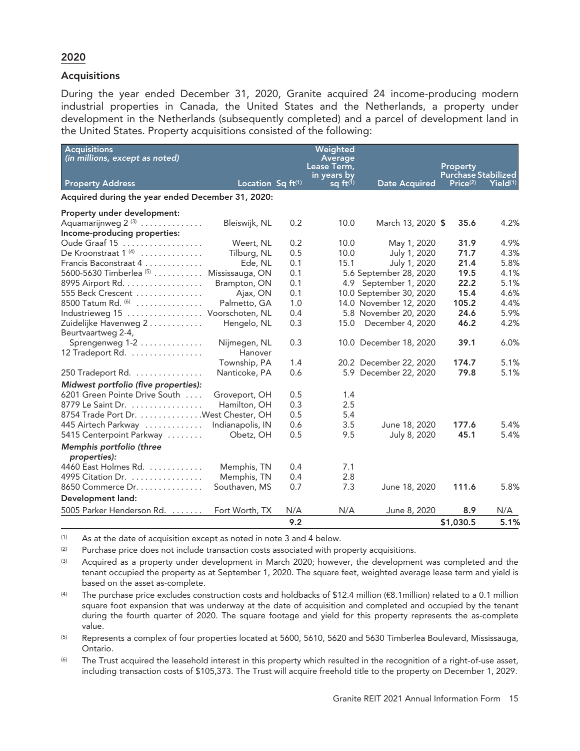## 2020

### Acquisitions

During the year ended December 31, 2020, Granite acquired 24 income-producing modern industrial properties in Canada, the United States and the Netherlands, a property under development in the Netherlands (subsequently completed) and a parcel of development land in the United States. Property acquisitions consisted of the following:

| Acquisitions *(in millions, except as noted)* Property Address | Location | Sq ft[1] | Weighted Average Lease Term, in years by sq ft[1] | Date Acquired | Property Purchase Price[2] | Stabilized Yield[1] |
|---|---|---|---|---|---|---|
| **Acquired during the year ended December 31, 2020:** | | | | | | |
| **Property under development:** | | | | | | |
| Aquamarijnweg 2 [3] | Bleiswijk, NL | 0.2 | 10.0 | March 13, 2020 | $ **35.6** | 4.2% |
| **Income-producing properties:** | | | | | | |
| Oude Graaf 15 | Weert, NL | 0.2 | 10.0 | May 1, 2020 | **31.9** | 4.9% |
| De Kroonstraat 1 [4] | Tilburg, NL | 0.5 | 10.0 | July 1, 2020 | **71.7** | 4.3% |
| Francis Baconstraat 4 | Ede, NL | 0.1 | 15.1 | July 1, 2020 | **21.4** | 5.8% |
| 5600-5630 Timberlea [5] | Mississauga, ON | 0.1 | 5.6 | September 28, 2020 | **19.5** | 4.1% |
| 8995 Airport Rd. | Brampton, ON | 0.1 | 4.9 | September 1, 2020 | **22.2** | 5.1% |
| 555 Beck Crescent | Ajax, ON | 0.1 | 10.0 | September 30, 2020 | **15.4** | 4.6% |
| 8500 Tatum Rd. [6] | Palmetto, GA | 1.0 | 14.0 | November 12, 2020 | **105.2** | 4.4% |
| Industrieweg 15 | Voorschoten, NL | 0.4 | 5.8 | November 20, 2020 | **24.6** | 5.9% |
| Zuidelijke Havenweg 2 | Hengelo, NL | 0.3 | 15.0 | December 4, 2020 | **46.2** | 4.2% |
| Beurtvaartweg 2-4, Sprengenweg 1-2 | Nijmegen, NL | 0.3 | 10.0 | December 18, 2020 | **39.1** | 6.0% |
| 12 Tradeport Rd. | Hanover Township, PA | 1.4 | 20.2 | December 22, 2020 | **174.7** | 5.1% |
| 250 Tradeport Rd. | Nanticoke, PA | 0.6 | 5.9 | December 22, 2020 | **79.8** | 5.1% |
| ***Midwest portfolio (five properties):*** | | | | | | |
| 6201 Green Pointe Drive South | Groveport, OH | 0.5 | 1.4 | | | |
| 8779 Le Saint Dr. | Hamilton, OH | 0.3 | 2.5 | | | |
| 8754 Trade Port Dr. | West Chester, OH | 0.5 | 5.4 | | | |
| 445 Airtech Parkway | Indianapolis, IN | 0.6 | 3.5 | June 18, 2020 | **177.6** | 5.4% |
| 5415 Centerpoint Parkway | Obetz, OH | 0.5 | 9.5 | July 8, 2020 | **45.1** | 5.4% |
| ***Memphis portfolio (three properties):*** | | | | | | |
| 4460 East Holmes Rd. | Memphis, TN | 0.4 | 7.1 | | | |
| 4995 Citation Dr. | Memphis, TN | 0.4 | 2.8 | | | |
| 8650 Commerce Dr. | Southaven, MS | 0.7 | 7.3 | June 18, 2020 | **111.6** | 5.8% |
| **Development land:** | | | | | | |
| 5005 Parker Henderson Rd. | Fort Worth, TX | N/A | N/A | June 8, 2020 | **8.9** | N/A |
| | | **9.2** | | | **$1,030.5** | **5.1%** |

(1) As at the date of acquisition except as noted in note 3 and 4 below.

(2) Purchase price does not include transaction costs associated with property acquisitions.

(3) Acquired as a property under development in March 2020; however, the development was completed and the tenant occupied the property as at September 1, 2020. The square feet, weighted average lease term and yield is based on the asset as-complete.

(4) The purchase price excludes construction costs and holdbacks of $12.4 million (€8.1million) related to a 0.1 million square foot expansion that was underway at the date of acquisition and completed and occupied by the tenant during the fourth quarter of 2020. The square footage and yield for this property represents the as-complete value.

(5) Represents a complex of four properties located at 5600, 5610, 5620 and 5630 Timberlea Boulevard, Mississauga, Ontario.

(6) The Trust acquired the leasehold interest in this property which resulted in the recognition of a right-of-use asset, including transaction costs of $105,373. The Trust will acquire freehold title to the property on December 1, 2029.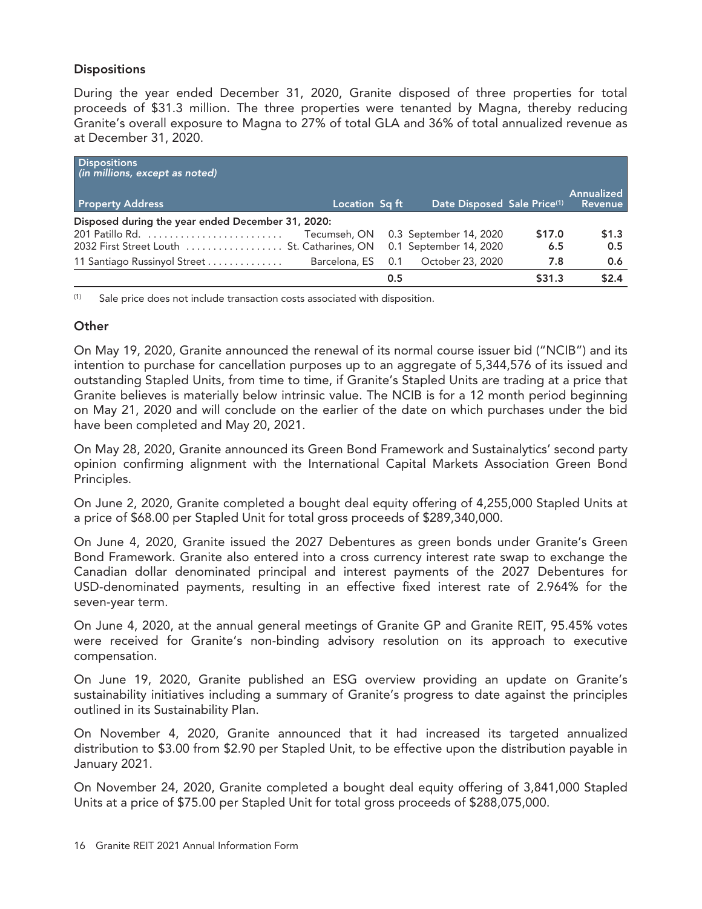### Dispositions

During the year ended December 31, 2020, Granite disposed of three properties for total proceeds of $31.3 million. The three properties were tenanted by Magna, thereby reducing Granite's overall exposure to Magna to 27% of total GLA and 36% of total annualized revenue as at December 31, 2020.

| Dispositions *(in millions, except as noted)* | | | | | |
|---|---|---|---|---|---|
| Property Address | Location | Sq ft | Date Disposed | Sale Price[(1)] | Annualized Revenue |
| **Disposed during the year ended December 31, 2020:** | | | | | |
| 201 Patillo Rd. | Tecumseh, ON | 0.3 | September 14, 2020 | $17.0 | $1.3 |
| 2032 First Street Louth | St. Catharines, ON | 0.1 | September 14, 2020 | 6.5 | 0.5 |
| 11 Santiago Russinyol Street | Barcelona, ES | 0.1 | October 23, 2020 | 7.8 | 0.6 |
| | | **0.5** | | **$31.3** | **$2.4** |

(1) Sale price does not include transaction costs associated with disposition.

### Other

On May 19, 2020, Granite announced the renewal of its normal course issuer bid ("NCIB") and its intention to purchase for cancellation purposes up to an aggregate of 5,344,576 of its issued and outstanding Stapled Units, from time to time, if Granite's Stapled Units are trading at a price that Granite believes is materially below intrinsic value. The NCIB is for a 12 month period beginning on May 21, 2020 and will conclude on the earlier of the date on which purchases under the bid have been completed and May 20, 2021.

On May 28, 2020, Granite announced its Green Bond Framework and Sustainalytics' second party opinion confirming alignment with the International Capital Markets Association Green Bond Principles.

On June 2, 2020, Granite completed a bought deal equity offering of 4,255,000 Stapled Units at a price of $68.00 per Stapled Unit for total gross proceeds of $289,340,000.

On June 4, 2020, Granite issued the 2027 Debentures as green bonds under Granite's Green Bond Framework. Granite also entered into a cross currency interest rate swap to exchange the Canadian dollar denominated principal and interest payments of the 2027 Debentures for USD-denominated payments, resulting in an effective fixed interest rate of 2.964% for the seven-year term.

On June 4, 2020, at the annual general meetings of Granite GP and Granite REIT, 95.45% votes were received for Granite's non-binding advisory resolution on its approach to executive compensation.

On June 19, 2020, Granite published an ESG overview providing an update on Granite's sustainability initiatives including a summary of Granite's progress to date against the principles outlined in its Sustainability Plan.

On November 4, 2020, Granite announced that it had increased its targeted annualized distribution to $3.00 from $2.90 per Stapled Unit, to be effective upon the distribution payable in January 2021.

On November 24, 2020, Granite completed a bought deal equity offering of 3,841,000 Stapled Units at a price of $75.00 per Stapled Unit for total gross proceeds of $288,075,000.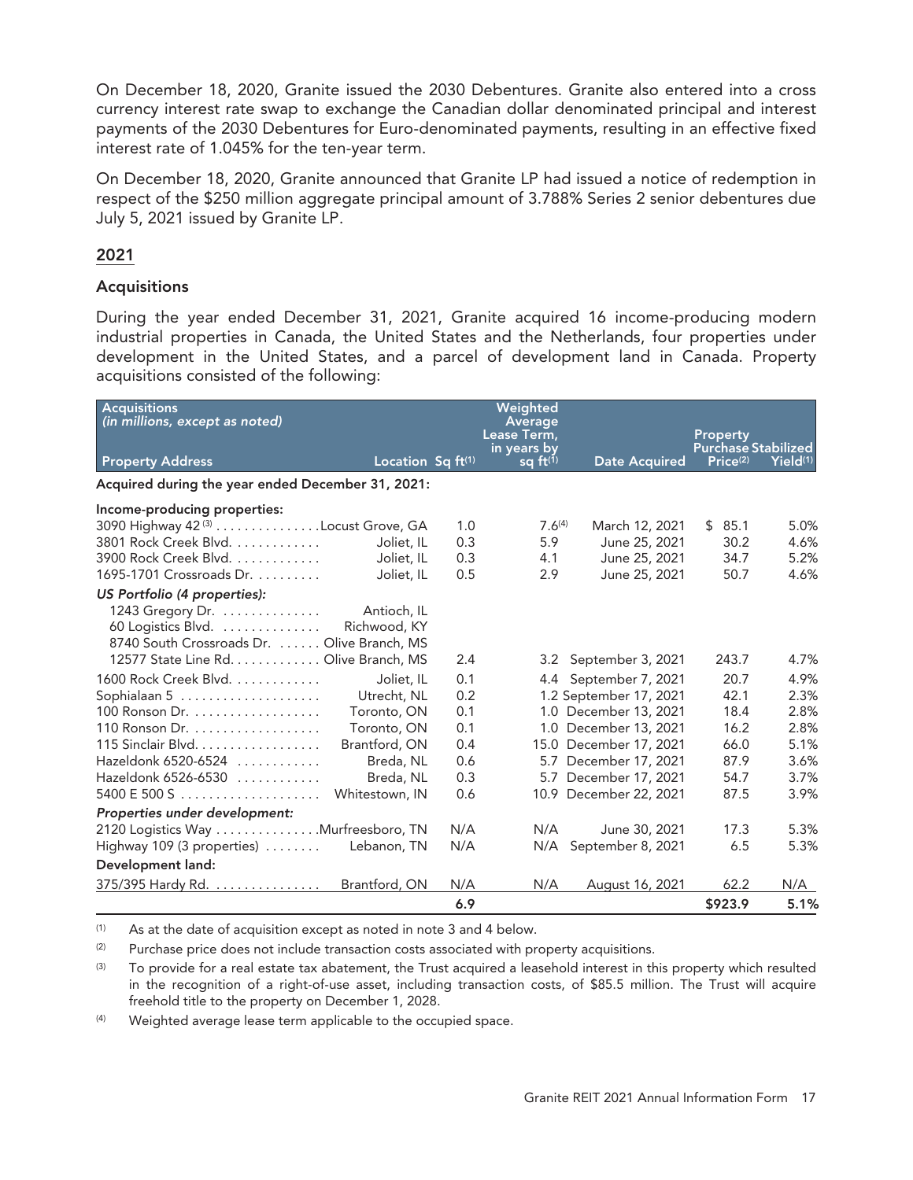On December 18, 2020, Granite issued the 2030 Debentures. Granite also entered into a cross currency interest rate swap to exchange the Canadian dollar denominated principal and interest payments of the 2030 Debentures for Euro-denominated payments, resulting in an effective fixed interest rate of 1.045% for the ten-year term.

On December 18, 2020, Granite announced that Granite LP had issued a notice of redemption in respect of the $250 million aggregate principal amount of 3.788% Series 2 senior debentures due July 5, 2021 issued by Granite LP.

## 2021

### Acquisitions

During the year ended December 31, 2021, Granite acquired 16 income-producing modern industrial properties in Canada, the United States and the Netherlands, four properties under development in the United States, and a parcel of development land in Canada. Property acquisitions consisted of the following:

| Acquisitions *(in millions, except as noted)* Property Address | Location | Sq ft[1] | Weighted Average Lease Term, in years by sq ft[1] | Date Acquired | Property Purchase Price[2] | Stabilized Yield[1] |
|---|---|---|---|---|---|---|
| **Acquired during the year ended December 31, 2021:** | | | | | | |
| **Income-producing properties:** | | | | | | |
| 3090 Highway 42[3] | Locust Grove, GA | 1.0 | 7.6[4] | March 12, 2021 | $ 85.1 | 5.0% |
| 3801 Rock Creek Blvd. | Joliet, IL | 0.3 | 5.9 | June 25, 2021 | 30.2 | 4.6% |
| 3900 Rock Creek Blvd. | Joliet, IL | 0.3 | 4.1 | June 25, 2021 | 34.7 | 5.2% |
| 1695-1701 Crossroads Dr. | Joliet, IL | 0.5 | 2.9 | June 25, 2021 | 50.7 | 4.6% |
| *US Portfolio (4 properties):* | | | | | | |
| 1243 Gregory Dr. | Antioch, IL | | | | | |
| 60 Logistics Blvd. | Richwood, KY | | | | | |
| 8740 South Crossroads Dr. | Olive Branch, MS | | | | | |
| 12577 State Line Rd. | Olive Branch, MS | 2.4 | 3.2 | September 3, 2021 | 243.7 | 4.7% |
| 1600 Rock Creek Blvd. | Joliet, IL | 0.1 | 4.4 | September 7, 2021 | 20.7 | 4.9% |
| Sophialaan 5 | Utrecht, NL | 0.2 | 1.2 | September 17, 2021 | 42.1 | 2.3% |
| 100 Ronson Dr. | Toronto, ON | 0.1 | 1.0 | December 13, 2021 | 18.4 | 2.8% |
| 110 Ronson Dr. | Toronto, ON | 0.1 | 1.0 | December 13, 2021 | 16.2 | 2.8% |
| 115 Sinclair Blvd. | Brantford, ON | 0.4 | 15.0 | December 17, 2021 | 66.0 | 5.1% |
| Hazeldonk 6520-6524 | Breda, NL | 0.6 | 5.7 | December 17, 2021 | 87.9 | 3.6% |
| Hazeldonk 6526-6530 | Breda, NL | 0.3 | 5.7 | December 17, 2021 | 54.7 | 3.7% |
| 5400 E 500 S | Whitestown, IN | 0.6 | 10.9 | December 22, 2021 | 87.5 | 3.9% |
| *Properties under development:* | | | | | | |
| 2120 Logistics Way | Murfreesboro, TN | N/A | N/A | June 30, 2021 | 17.3 | 5.3% |
| Highway 109 (3 properties) | Lebanon, TN | N/A | N/A | September 8, 2021 | 6.5 | 5.3% |
| **Development land:** | | | | | | |
| 375/395 Hardy Rd. | Brantford, ON | N/A | N/A | August 16, 2021 | 62.2 | N/A |
| | | **6.9** | | | **$923.9** | **5.1%** |

(1) As at the date of acquisition except as noted in note 3 and 4 below.

(2) Purchase price does not include transaction costs associated with property acquisitions.

(3) To provide for a real estate tax abatement, the Trust acquired a leasehold interest in this property which resulted in the recognition of a right-of-use asset, including transaction costs, of $85.5 million. The Trust will acquire freehold title to the property on December 1, 2028.

(4) Weighted average lease term applicable to the occupied space.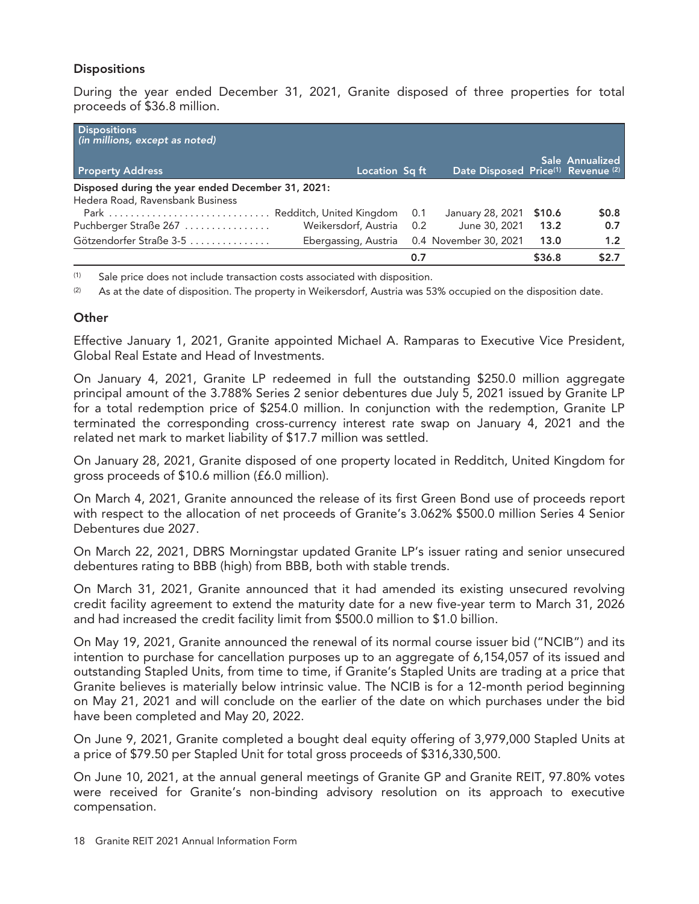### Dispositions

During the year ended December 31, 2021, Granite disposed of three properties for total proceeds of $36.8 million.

| Dispositions *(in millions, except as noted)* | | | | | |
|---|---|---|---|---|---|
| **Property Address** | **Location** | **Sq ft** | **Date Disposed** | **Sale Price[1]** | **Annualized Revenue[2]** |
| **Disposed during the year ended December 31, 2021:** | | | | | |
| Hedera Road, Ravensbank Business Park | Redditch, United Kingdom | 0.1 | January 28, 2021 | $10.6 | $0.8 |
| Puchberger Straße 267 | Weikersdorf, Austria | 0.2 | June 30, 2021 | 13.2 | 0.7 |
| Götzendorfer Straße 3-5 | Ebergassing, Austria | 0.4 | November 30, 2021 | 13.0 | 1.2 |
| | | **0.7** | | **$36.8** | **$2.7** |

[1] Sale price does not include transaction costs associated with disposition.

[2] As at the date of disposition. The property in Weikersdorf, Austria was 53% occupied on the disposition date.

### Other

Effective January 1, 2021, Granite appointed Michael A. Ramparas to Executive Vice President, Global Real Estate and Head of Investments.

On January 4, 2021, Granite LP redeemed in full the outstanding $250.0 million aggregate principal amount of the 3.788% Series 2 senior debentures due July 5, 2021 issued by Granite LP for a total redemption price of $254.0 million. In conjunction with the redemption, Granite LP terminated the corresponding cross-currency interest rate swap on January 4, 2021 and the related net mark to market liability of $17.7 million was settled.

On January 28, 2021, Granite disposed of one property located in Redditch, United Kingdom for gross proceeds of $10.6 million (£6.0 million).

On March 4, 2021, Granite announced the release of its first Green Bond use of proceeds report with respect to the allocation of net proceeds of Granite's 3.062% $500.0 million Series 4 Senior Debentures due 2027.

On March 22, 2021, DBRS Morningstar updated Granite LP's issuer rating and senior unsecured debentures rating to BBB (high) from BBB, both with stable trends.

On March 31, 2021, Granite announced that it had amended its existing unsecured revolving credit facility agreement to extend the maturity date for a new five-year term to March 31, 2026 and had increased the credit facility limit from $500.0 million to $1.0 billion.

On May 19, 2021, Granite announced the renewal of its normal course issuer bid ("NCIB") and its intention to purchase for cancellation purposes up to an aggregate of 6,154,057 of its issued and outstanding Stapled Units, from time to time, if Granite's Stapled Units are trading at a price that Granite believes is materially below intrinsic value. The NCIB is for a 12-month period beginning on May 21, 2021 and will conclude on the earlier of the date on which purchases under the bid have been completed and May 20, 2022.

On June 9, 2021, Granite completed a bought deal equity offering of 3,979,000 Stapled Units at a price of $79.50 per Stapled Unit for total gross proceeds of $316,330,500.

On June 10, 2021, at the annual general meetings of Granite GP and Granite REIT, 97.80% votes were received for Granite's non-binding advisory resolution on its approach to executive compensation.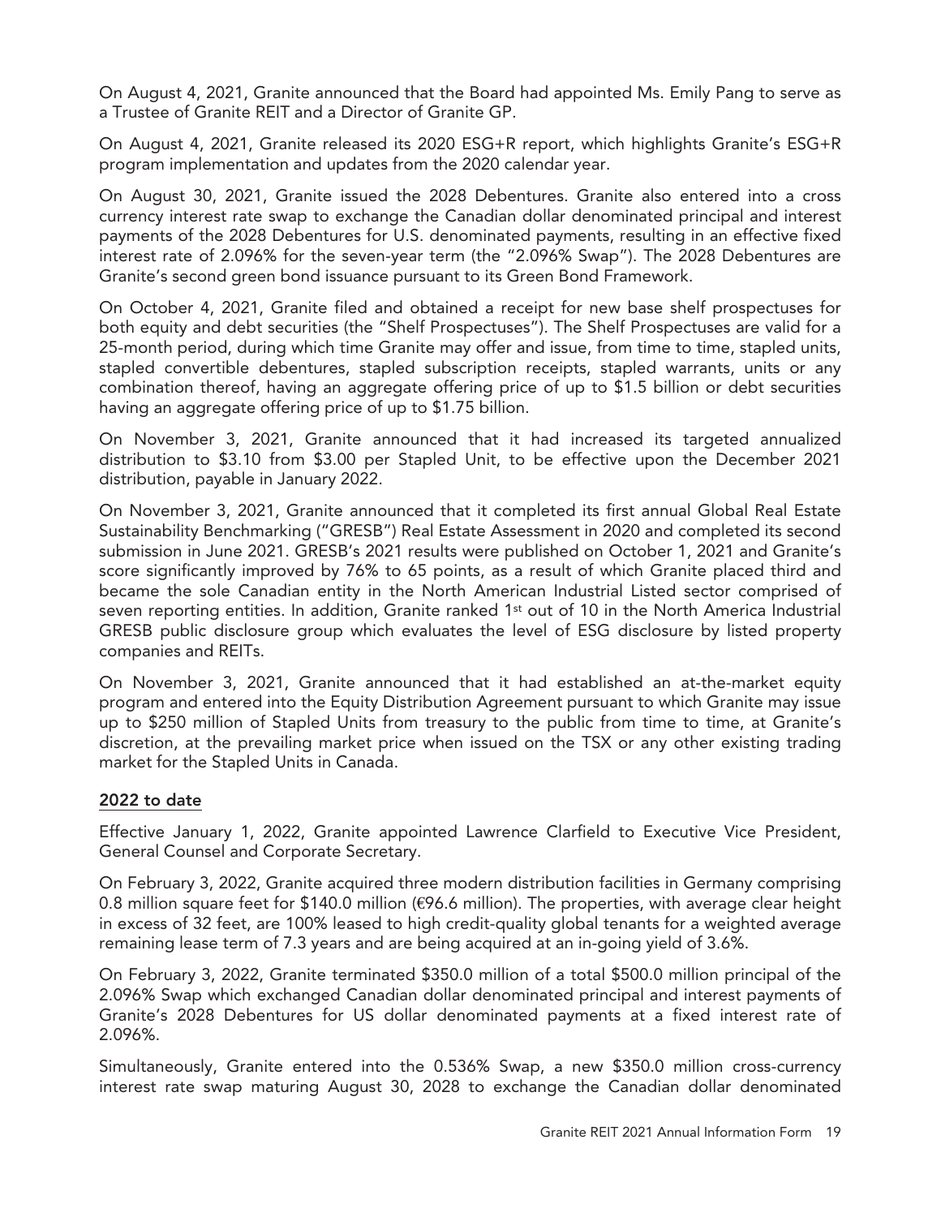On August 4, 2021, Granite announced that the Board had appointed Ms. Emily Pang to serve as a Trustee of Granite REIT and a Director of Granite GP.

On August 4, 2021, Granite released its 2020 ESG+R report, which highlights Granite's ESG+R program implementation and updates from the 2020 calendar year.

On August 30, 2021, Granite issued the 2028 Debentures. Granite also entered into a cross currency interest rate swap to exchange the Canadian dollar denominated principal and interest payments of the 2028 Debentures for U.S. denominated payments, resulting in an effective fixed interest rate of 2.096% for the seven-year term (the "2.096% Swap"). The 2028 Debentures are Granite's second green bond issuance pursuant to its Green Bond Framework.

On October 4, 2021, Granite filed and obtained a receipt for new base shelf prospectuses for both equity and debt securities (the "Shelf Prospectuses"). The Shelf Prospectuses are valid for a 25-month period, during which time Granite may offer and issue, from time to time, stapled units, stapled convertible debentures, stapled subscription receipts, stapled warrants, units or any combination thereof, having an aggregate offering price of up to $1.5 billion or debt securities having an aggregate offering price of up to $1.75 billion.

On November 3, 2021, Granite announced that it had increased its targeted annualized distribution to $3.10 from $3.00 per Stapled Unit, to be effective upon the December 2021 distribution, payable in January 2022.

On November 3, 2021, Granite announced that it completed its first annual Global Real Estate Sustainability Benchmarking ("GRESB") Real Estate Assessment in 2020 and completed its second submission in June 2021. GRESB's 2021 results were published on October 1, 2021 and Granite's score significantly improved by 76% to 65 points, as a result of which Granite placed third and became the sole Canadian entity in the North American Industrial Listed sector comprised of seven reporting entities. In addition, Granite ranked 1st out of 10 in the North America Industrial GRESB public disclosure group which evaluates the level of ESG disclosure by listed property companies and REITs.

On November 3, 2021, Granite announced that it had established an at-the-market equity program and entered into the Equity Distribution Agreement pursuant to which Granite may issue up to $250 million of Stapled Units from treasury to the public from time to time, at Granite's discretion, at the prevailing market price when issued on the TSX or any other existing trading market for the Stapled Units in Canada.

## 2022 to date

Effective January 1, 2022, Granite appointed Lawrence Clarfield to Executive Vice President, General Counsel and Corporate Secretary.

On February 3, 2022, Granite acquired three modern distribution facilities in Germany comprising 0.8 million square feet for $140.0 million (€96.6 million). The properties, with average clear height in excess of 32 feet, are 100% leased to high credit-quality global tenants for a weighted average remaining lease term of 7.3 years and are being acquired at an in-going yield of 3.6%.

On February 3, 2022, Granite terminated $350.0 million of a total $500.0 million principal of the 2.096% Swap which exchanged Canadian dollar denominated principal and interest payments of Granite's 2028 Debentures for US dollar denominated payments at a fixed interest rate of 2.096%.

Simultaneously, Granite entered into the 0.536% Swap, a new $350.0 million cross-currency interest rate swap maturing August 30, 2028 to exchange the Canadian dollar denominated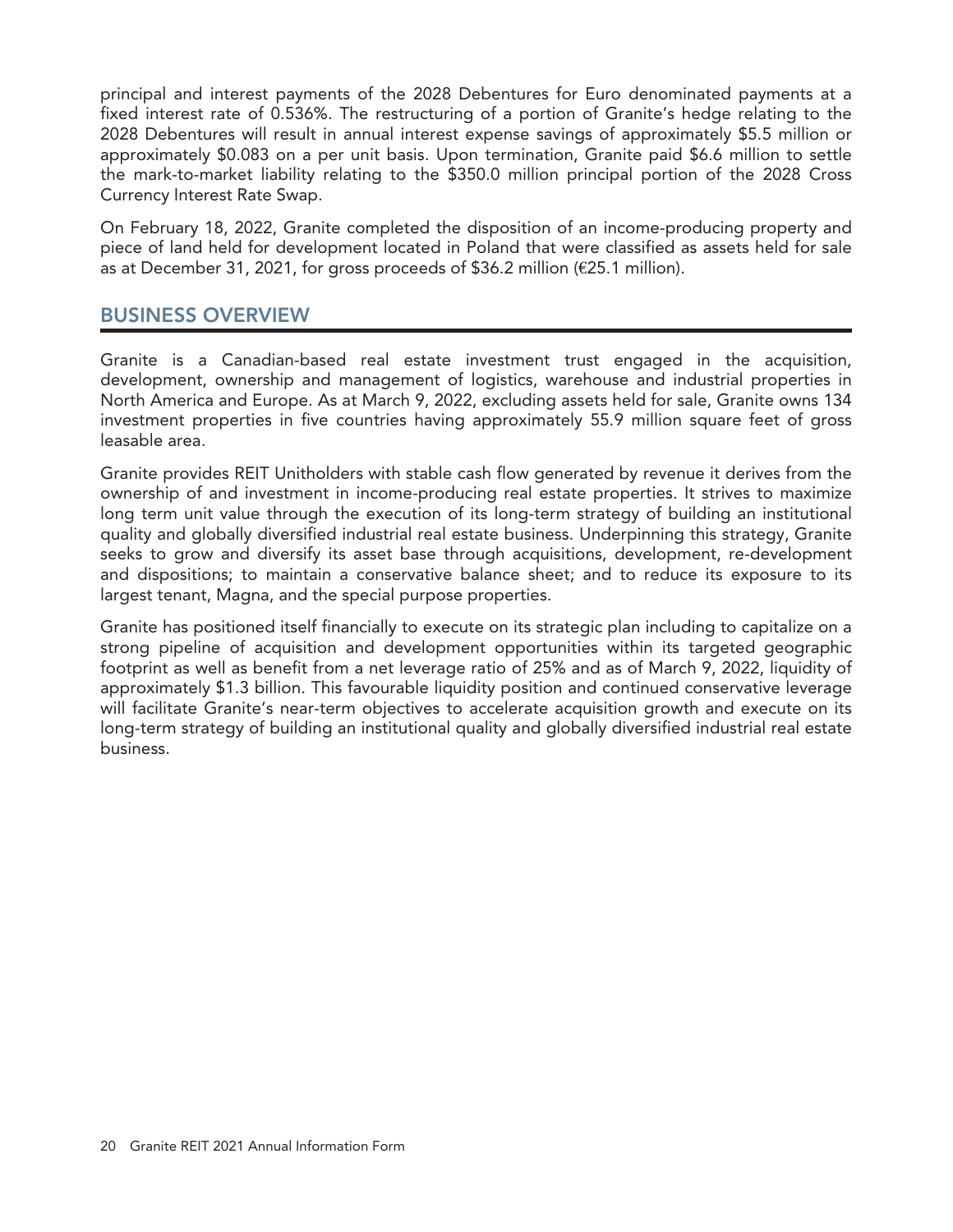principal and interest payments of the 2028 Debentures for Euro denominated payments at a fixed interest rate of 0.536%. The restructuring of a portion of Granite's hedge relating to the 2028 Debentures will result in annual interest expense savings of approximately $5.5 million or approximately $0.083 on a per unit basis. Upon termination, Granite paid $6.6 million to settle the mark-to-market liability relating to the $350.0 million principal portion of the 2028 Cross Currency Interest Rate Swap.

On February 18, 2022, Granite completed the disposition of an income-producing property and piece of land held for development located in Poland that were classified as assets held for sale as at December 31, 2021, for gross proceeds of $36.2 million (€25.1 million).

## BUSINESS OVERVIEW

Granite is a Canadian-based real estate investment trust engaged in the acquisition, development, ownership and management of logistics, warehouse and industrial properties in North America and Europe. As at March 9, 2022, excluding assets held for sale, Granite owns 134 investment properties in five countries having approximately 55.9 million square feet of gross leasable area.

Granite provides REIT Unitholders with stable cash flow generated by revenue it derives from the ownership of and investment in income-producing real estate properties. It strives to maximize long term unit value through the execution of its long-term strategy of building an institutional quality and globally diversified industrial real estate business. Underpinning this strategy, Granite seeks to grow and diversify its asset base through acquisitions, development, re-development and dispositions; to maintain a conservative balance sheet; and to reduce its exposure to its largest tenant, Magna, and the special purpose properties.

Granite has positioned itself financially to execute on its strategic plan including to capitalize on a strong pipeline of acquisition and development opportunities within its targeted geographic footprint as well as benefit from a net leverage ratio of 25% and as of March 9, 2022, liquidity of approximately $1.3 billion. This favourable liquidity position and continued conservative leverage will facilitate Granite's near-term objectives to accelerate acquisition growth and execute on its long-term strategy of building an institutional quality and globally diversified industrial real estate business.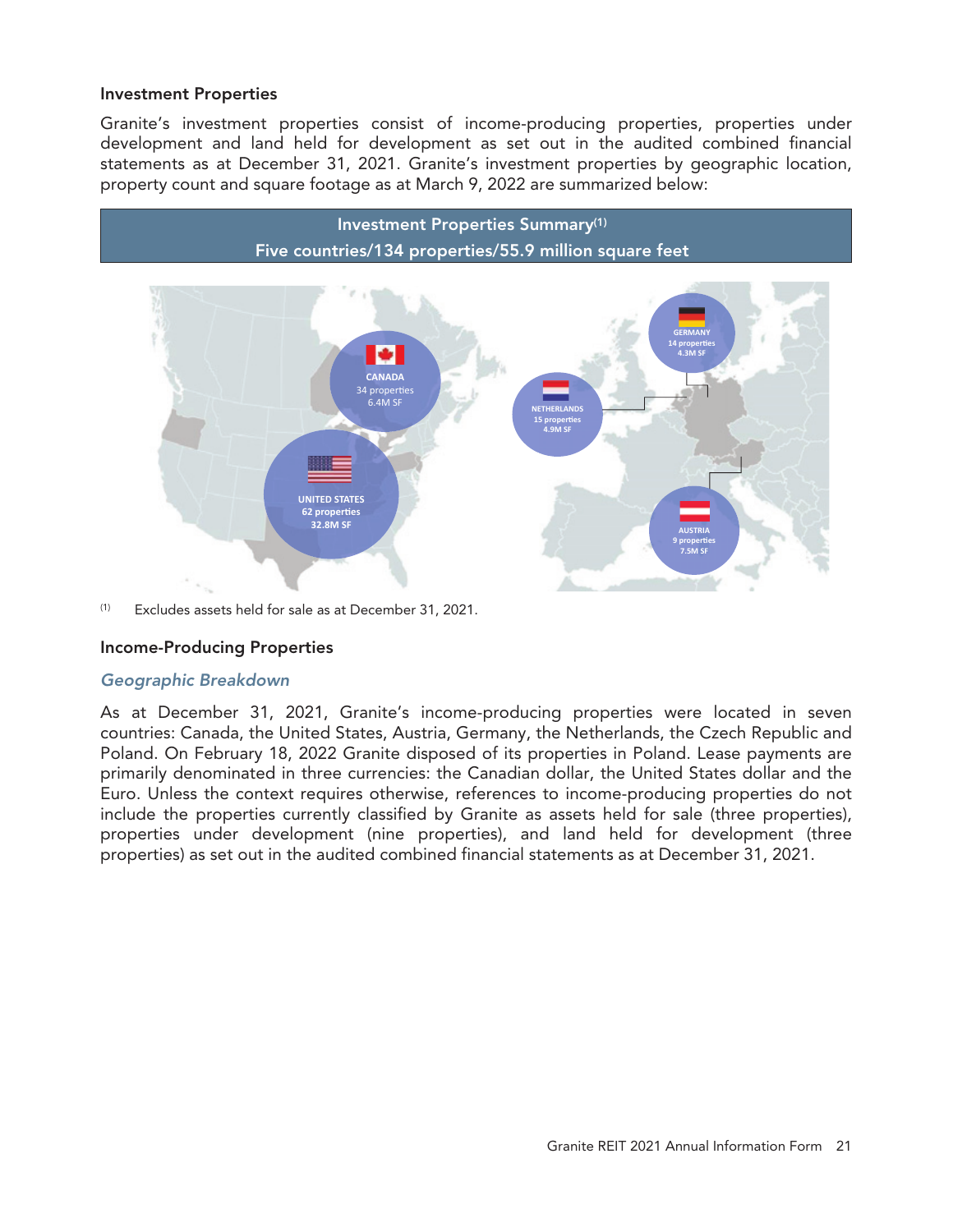### Investment Properties

Granite's investment properties consist of income-producing properties, properties under development and land held for development as set out in the audited combined financial statements as at December 31, 2021. Granite's investment properties by geographic location, property count and square footage as at March 9, 2022 are summarized below:

**Investment Properties Summary[(1)]**
**Five countries/134 properties/55.9 million square feet**

CANADA
34 properties
6.4M SF

UNITED STATES
62 properties
32.8M SF

NETHERLANDS
15 properties
4.9M SF

GERMANY
14 properties
4.3M SF

AUSTRIA
9 properties
7.5M SF

(1) Excludes assets held for sale as at December 31, 2021.

### Income-Producing Properties

*Geographic Breakdown*

As at December 31, 2021, Granite's income-producing properties were located in seven countries: Canada, the United States, Austria, Germany, the Netherlands, the Czech Republic and Poland. On February 18, 2022 Granite disposed of its properties in Poland. Lease payments are primarily denominated in three currencies: the Canadian dollar, the United States dollar and the Euro. Unless the context requires otherwise, references to income-producing properties do not include the properties currently classified by Granite as assets held for sale (three properties), properties under development (nine properties), and land held for development (three properties) as set out in the audited combined financial statements as at December 31, 2021.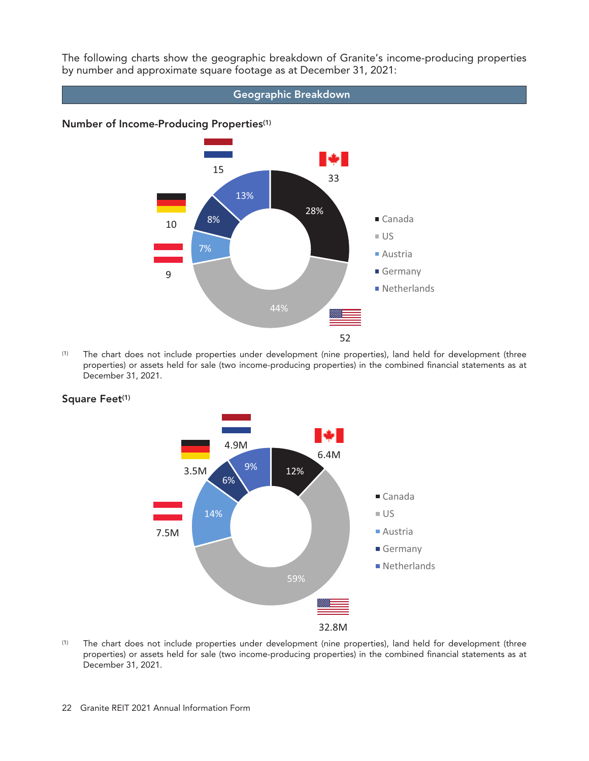The following charts show the geographic breakdown of Granite's income-producing properties by number and approximate square footage as at December 31, 2021:

## Geographic Breakdown

### Number of Income-Producing Properties[(1)]

| Country | Number | Percentage |
|---|---|---|
| Canada | 33 | 28% |
| US | 52 | 44% |
| Austria | 9 | 7% |
| Germany | 10 | 8% |
| Netherlands | 15 | 13% |

(1) The chart does not include properties under development (nine properties), land held for development (three properties) or assets held for sale (two income-producing properties) in the combined financial statements as at December 31, 2021.

### Square Feet[(1)]

| Country | Square Feet | Percentage |
|---|---|---|
| Canada | 6.4M | 12% |
| US | 32.8M | 59% |
| Austria | 7.5M | 14% |
| Germany | 3.5M | 6% |
| Netherlands | 4.9M | 9% |

(1) The chart does not include properties under development (nine properties), land held for development (three properties) or assets held for sale (two income-producing properties) in the combined financial statements as at December 31, 2021.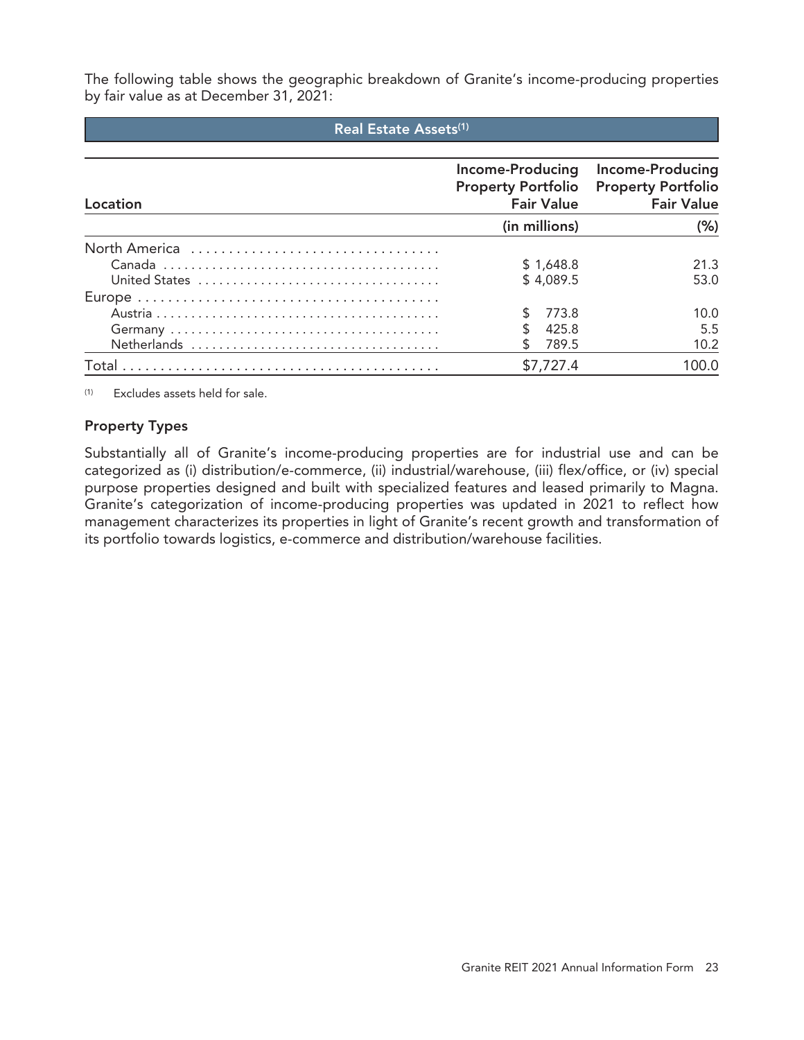The following table shows the geographic breakdown of Granite's income-producing properties by fair value as at December 31, 2021:

| Real Estate Assets[(1)] | | |
|---|---|---|
| Location | Income-Producing Property Portfolio Fair Value | Income-Producing Property Portfolio Fair Value |
| | (in millions) | (%) |
| North America | | |
| Canada | $ 1,648.8 | 21.3 |
| United States | $ 4,089.5 | 53.0 |
| Europe | | |
| Austria | $ 773.8 | 10.0 |
| Germany | $ 425.8 | 5.5 |
| Netherlands | $ 789.5 | 10.2 |
| Total | $7,727.4 | 100.0 |

(1) Excludes assets held for sale.

### Property Types

Substantially all of Granite's income-producing properties are for industrial use and can be categorized as (i) distribution/e-commerce, (ii) industrial/warehouse, (iii) flex/office, or (iv) special purpose properties designed and built with specialized features and leased primarily to Magna. Granite's categorization of income-producing properties was updated in 2021 to reflect how management characterizes its properties in light of Granite's recent growth and transformation of its portfolio towards logistics, e-commerce and distribution/warehouse facilities.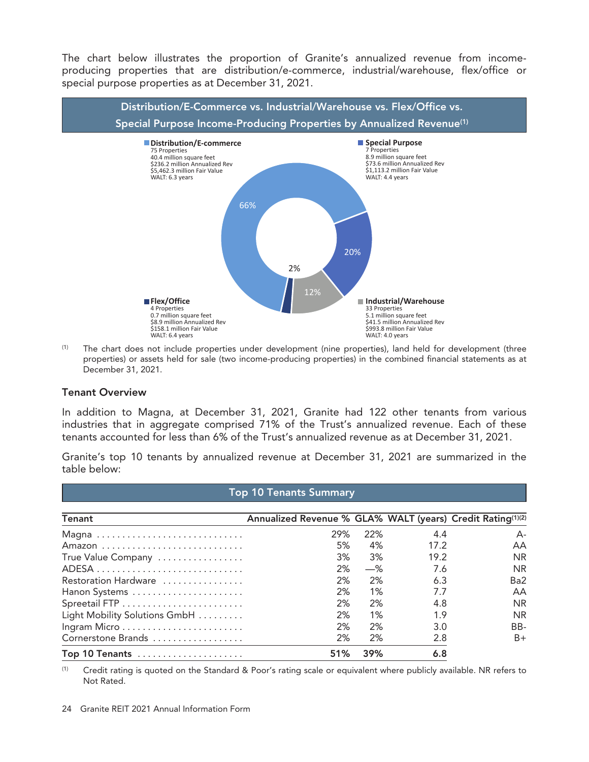The chart below illustrates the proportion of Granite's annualized revenue from income-producing properties that are distribution/e-commerce, industrial/warehouse, flex/office or special purpose properties as at December 31, 2021.

**Distribution/E-Commerce vs. Industrial/Warehouse vs. Flex/Office vs. Special Purpose Income-Producing Properties by Annualized Revenue[(1)]**

**Distribution/E-commerce** — 66%
75 Properties
40.4 million square feet
$236.2 million Annualized Rev
$5,462.3 million Fair Value
WALT: 6.3 years

**Special Purpose** — 20%
7 Properties
8.9 million square feet
$73.6 million Annualized Rev
$1,113.2 million Fair Value
WALT: 4.4 years

**Industrial/Warehouse** — 12%
33 Properties
5.1 million square feet
$41.5 million Annualized Rev
$993.8 million Fair Value
WALT: 4.0 years

**Flex/Office** — 2%
4 Properties
0.7 million square feet
$8.9 million Annualized Rev
$158.1 million Fair Value
WALT: 6.4 years

(1) The chart does not include properties under development (nine properties), land held for development (three properties) or assets held for sale (two income-producing properties) in the combined financial statements as at December 31, 2021.

### Tenant Overview

In addition to Magna, at December 31, 2021, Granite had 122 other tenants from various industries that in aggregate comprised 71% of the Trust's annualized revenue. Each of these tenants accounted for less than 6% of the Trust's annualized revenue as at December 31, 2021.

Granite's top 10 tenants by annualized revenue at December 31, 2021 are summarized in the table below:

**Top 10 Tenants Summary**

| Tenant | Annualized Revenue % | GLA% | WALT (years) | Credit Rating[(1)(2)] |
|---|---|---|---|---|
| Magna | 29% | 22% | 4.4 | A- |
| Amazon | 5% | 4% | 17.2 | AA |
| True Value Company | 3% | 3% | 19.2 | NR |
| ADESA | 2% | —% | 7.6 | NR |
| Restoration Hardware | 2% | 2% | 6.3 | Ba2 |
| Hanon Systems | 2% | 1% | 7.7 | AA |
| Spreetail FTP | 2% | 2% | 4.8 | NR |
| Light Mobility Solutions GmbH | 2% | 1% | 1.9 | NR |
| Ingram Micro | 2% | 2% | 3.0 | BB- |
| Cornerstone Brands | 2% | 2% | 2.8 | B+ |
| **Top 10 Tenants** | **51%** | **39%** | **6.8** | |

(1) Credit rating is quoted on the Standard & Poor's rating scale or equivalent where publicly available. NR refers to Not Rated.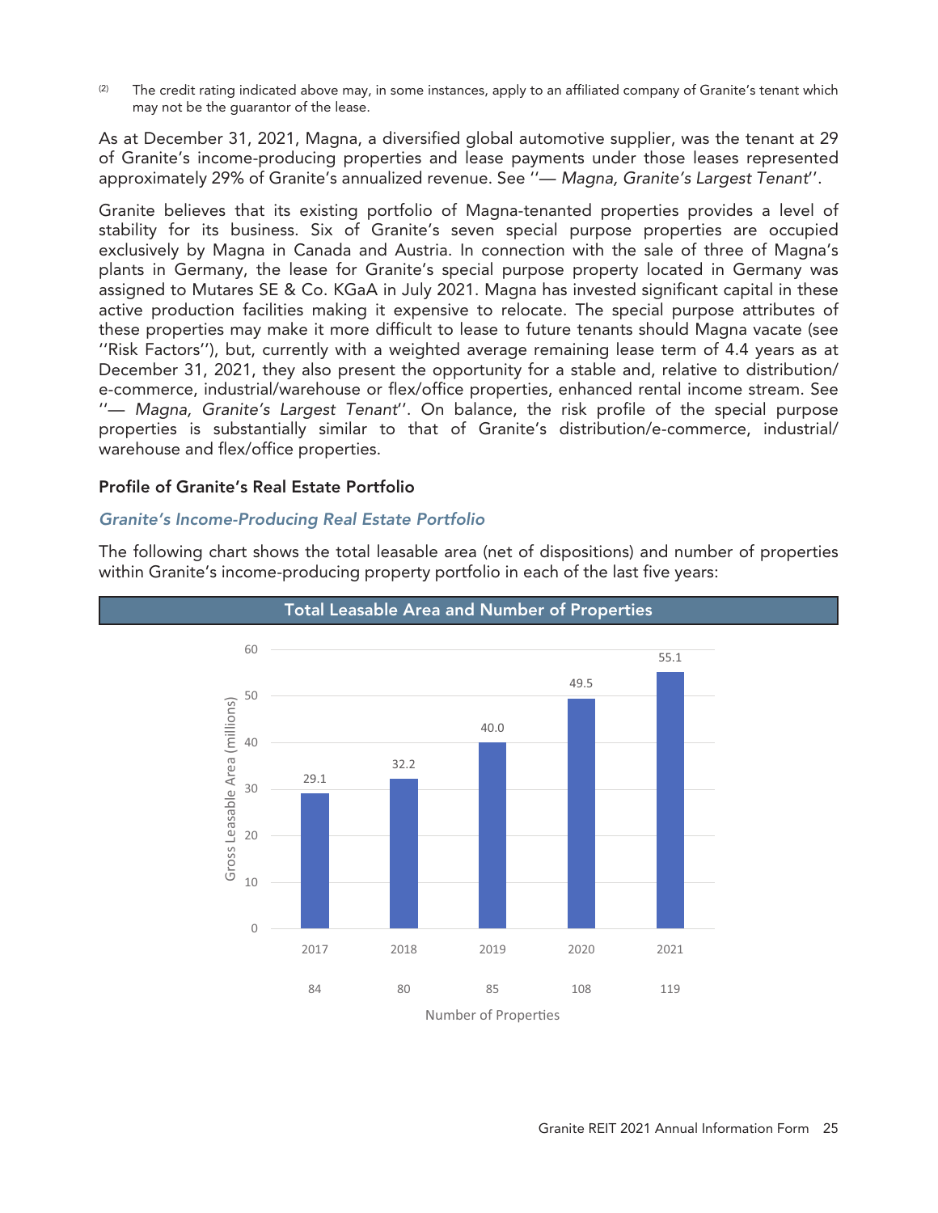(2) The credit rating indicated above may, in some instances, apply to an affiliated company of Granite's tenant which may not be the guarantor of the lease.

As at December 31, 2021, Magna, a diversified global automotive supplier, was the tenant at 29 of Granite's income-producing properties and lease payments under those leases represented approximately 29% of Granite's annualized revenue. See ''— *Magna, Granite's Largest Tenant*''.

Granite believes that its existing portfolio of Magna-tenanted properties provides a level of stability for its business. Six of Granite's seven special purpose properties are occupied exclusively by Magna in Canada and Austria. In connection with the sale of three of Magna's plants in Germany, the lease for Granite's special purpose property located in Germany was assigned to Mutares SE & Co. KGaA in July 2021. Magna has invested significant capital in these active production facilities making it expensive to relocate. The special purpose attributes of these properties may make it more difficult to lease to future tenants should Magna vacate (see ''Risk Factors''), but, currently with a weighted average remaining lease term of 4.4 years as at December 31, 2021, they also present the opportunity for a stable and, relative to distribution/e-commerce, industrial/warehouse or flex/office properties, enhanced rental income stream. See ''— *Magna, Granite's Largest Tenant*''. On balance, the risk profile of the special purpose properties is substantially similar to that of Granite's distribution/e-commerce, industrial/warehouse and flex/office properties.

## Profile of Granite's Real Estate Portfolio

### *Granite's Income-Producing Real Estate Portfolio*

The following chart shows the total leasable area (net of dispositions) and number of properties within Granite's income-producing property portfolio in each of the last five years:

**Total Leasable Area and Number of Properties**

| Year | Gross Leasable Area (millions) | Number of Properties |
|---|---|---|
| 2017 | 29.1 | 84 |
| 2018 | 32.2 | 80 |
| 2019 | 40.0 | 85 |
| 2020 | 49.5 | 108 |
| 2021 | 55.1 | 119 |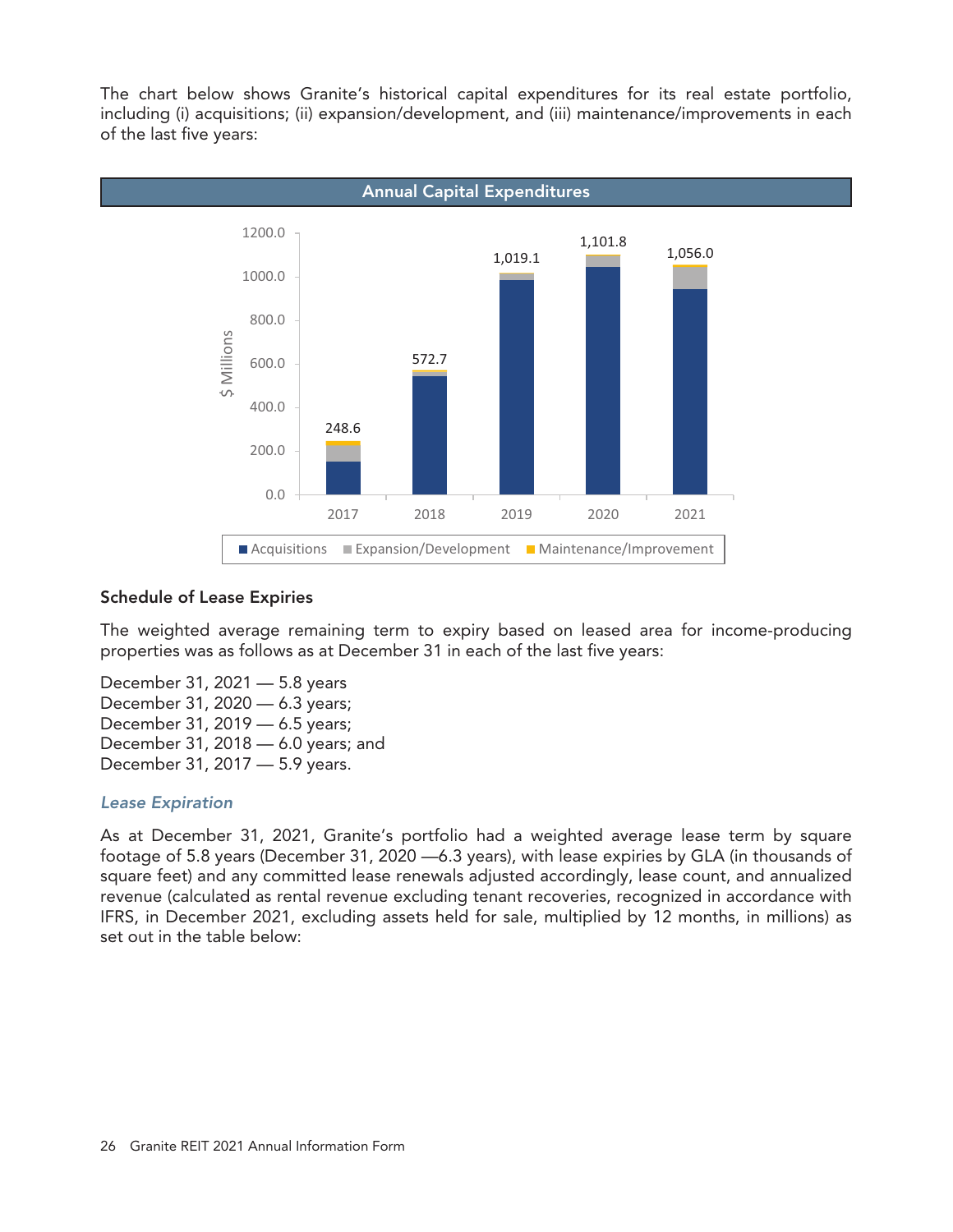The chart below shows Granite's historical capital expenditures for its real estate portfolio, including (i) acquisitions; (ii) expansion/development, and (iii) maintenance/improvements in each of the last five years:

**Annual Capital Expenditures**

| Year | Total ($ Millions) |
|---|---|
| 2017 | 248.6 |
| 2018 | 572.7 |
| 2019 | 1,019.1 |
| 2020 | 1,101.8 |
| 2021 | 1,056.0 |

■ Acquisitions ■ Expansion/Development ■ Maintenance/Improvement

### Schedule of Lease Expiries

The weighted average remaining term to expiry based on leased area for income-producing properties was as follows as at December 31 in each of the last five years:

December 31, 2021 — 5.8 years
December 31, 2020 — 6.3 years;
December 31, 2019 — 6.5 years;
December 31, 2018 — 6.0 years; and
December 31, 2017 — 5.9 years.

#### *Lease Expiration*

As at December 31, 2021, Granite's portfolio had a weighted average lease term by square footage of 5.8 years (December 31, 2020 —6.3 years), with lease expiries by GLA (in thousands of square feet) and any committed lease renewals adjusted accordingly, lease count, and annualized revenue (calculated as rental revenue excluding tenant recoveries, recognized in accordance with IFRS, in December 2021, excluding assets held for sale, multiplied by 12 months, in millions) as set out in the table below: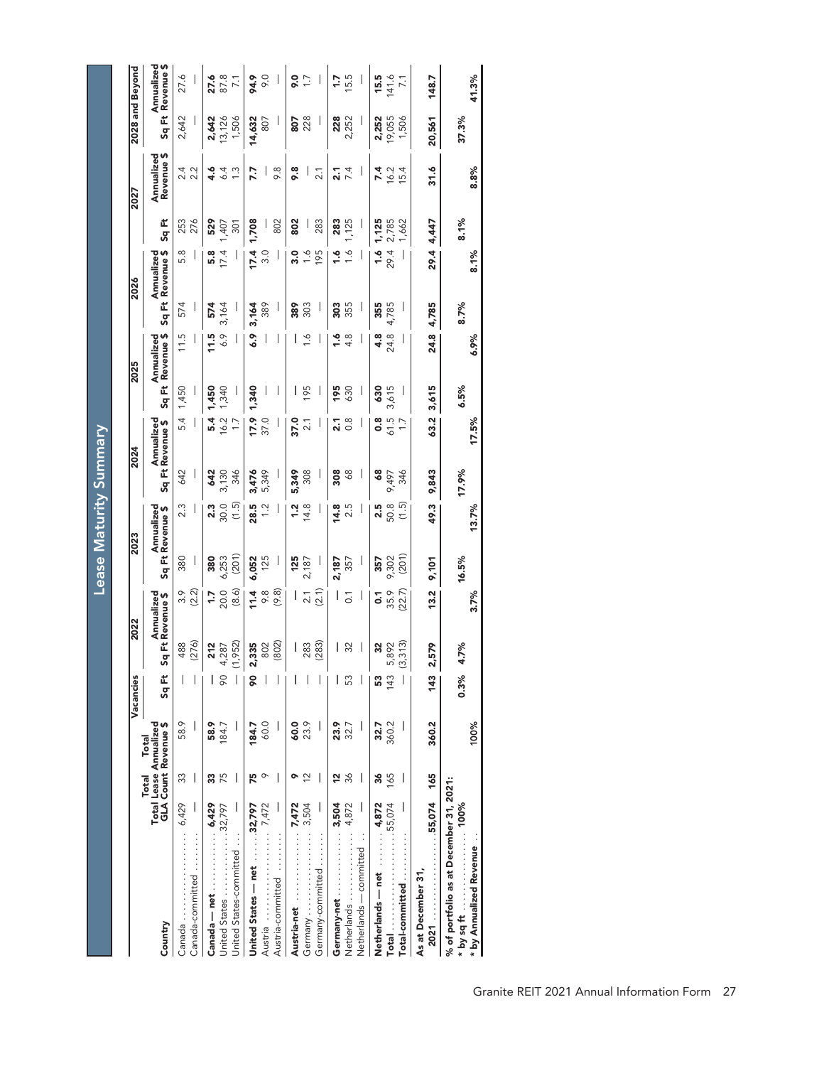# Lease Maturity Summary

| Country | Total GLA | Total Lease Count | Total Annualized Revenue $ | Vacancies Sq Ft | 2022 Sq Ft | 2022 Annualized Revenue $ | 2023 Sq Ft | 2023 Annualized Revenue $ | 2024 Sq Ft | 2024 Annualized Revenue $ | 2025 Sq Ft | 2025 Annualized Revenue $ | 2026 Sq Ft | 2026 Annualized Revenue $ | 2027 Sq Ft | 2027 Annualized Revenue $ | 2028 and Beyond Sq Ft | 2028 and Beyond Annualized Revenue $ |
|---|---|---|---|---|---|---|---|---|---|---|---|---|---|---|---|---|---|---|
| Canada | 6,429 | 33 | 58.9 | — | 488 | 3.9 | 380 | 2.3 | 642 | 5.4 | 1,450 | 11.5 | 574 | 5.8 | 253 | 2.4 | 2,642 | 27.6 |
| Canada-committed | — | — | — | — | (276) | (2.2) | — | — | — | — | — | — | — | — | 276 | 2.2 | — | — |
| **Canada — net** | **6,429** | **33** | **58.9** | — | **212** | **1.7** | **380** | **2.3** | **642** | **5.4** | **1,450** | **11.5** | **574** | **5.8** | **529** | **4.6** | **2,642** | **27.6** |
| United States | 32,797 | 75 | 184.7 | 90 | 4,287 | 20.0 | 6,253 | 30.0 | 3,130 | 16.2 | 1,340 | 6.9 | 3,164 | 17.4 | 1,407 | 6.4 | 13,126 | 87.8 |
| United States-committed | — | — | — | — | (1,952) | (8.6) | (201) | (1.5) | 346 | 1.7 | — | — | — | — | 301 | 1.3 | 1,506 | 7.1 |
| **United States — net** | **32,797** | **75** | **184.7** | **90** | **2,335** | **11.4** | **6,052** | **28.5** | **3,476** | **17.9** | **1,340** | **6.9** | **3,164** | **17.4** | **1,708** | **7.7** | **14,632** | **94.9** |
| Austria | 7,472 | 9 | 60.0 | — | 802 | 9.8 | 125 | 1.2 | 5,349 | 37.0 | — | — | 389 | 3.0 | — | — | 807 | 9.0 |
| Austria-committed | — | — | — | — | (802) | (9.8) | — | — | — | — | — | — | — | — | 802 | 9.8 | — | — |
| **Austria-net** | **7,472** | **9** | **60.0** | — | — | — | **125** | **1.2** | **5,349** | **37.0** | — | — | **389** | **3.0** | **802** | **9.8** | **807** | **9.0** |
| Germany | 3,504 | 12 | 23.9 | — | 283 | 2.1 | 2,187 | 14.8 | 308 | 2.1 | 195 | 1.6 | 303 | 1.6 | — | — | 228 | 1.7 |
| Germany-committed | — | — | — | — | (283) | (2.1) | — | — | — | — | — | — | — | 195 | 283 | 2.1 | — | — |
| **Germany-net** | **3,504** | **12** | **23.9** | — | — | — | **2,187** | **14.8** | **308** | **2.1** | **195** | **1.6** | **303** | **1.6** | **283** | **2.1** | **228** | **1.7** |
| Netherlands | 4,872 | 36 | 32.7 | 53 | 32 | 0.1 | 357 | 2.5 | 68 | 0.8 | 630 | 4.8 | 355 | 1.6 | 1,125 | 7.4 | 2,252 | 15.5 |
| Netherlands — committed | — | — | — | — | — | — | — | — | — | — | — | — | — | — | — | — | — | — |
| **Netherlands — net** | **4,872** | **36** | **32.7** | **53** | **32** | **0.1** | **357** | **2.5** | **68** | **0.8** | **630** | **4.8** | **355** | **1.6** | **1,125** | **7.4** | **2,252** | **15.5** |
| **Total** | **55,074** | **165** | **360.2** | **143** | **5,892** | **35.9** | **9,302** | **50.8** | **9,497** | **61.5** | **3,615** | **24.8** | **4,785** | **29.4** | **2,785** | **16.2** | **19,055** | **141.6** |
| **Total-committed** | — | — | — | — | (3,313) | (22.7) | (201) | (1.5) | 346 | 1.7 | — | — | — | — | 1,662 | 15.4 | 1,506 | 7.1 |
| **As at December 31, 2021** | **55,074** | **165** | **360.2** | **143** | **2,579** | **13.2** | **9,101** | **49.3** | **9,843** | **63.2** | **3,615** | **24.8** | **4,785** | **29.4** | **4,447** | **31.6** | **20,561** | **148.7** |
| **% of portfolio as at December 31, 2021:** | | | | | | | | | | | | | | | | | | |
| **\* by sq ft** | **100%** | | | **0.3%** | **4.7%** | | **16.5%** | | **17.9%** | | **6.5%** | | **8.7%** | | **8.1%** | | **37.3%** | |
| **\* by Annualized Revenue** | | | **100%** | | | **3.7%** | | **13.7%** | | **17.5%** | | **6.9%** | | **8.1%** | | **8.8%** | | **41.3%** |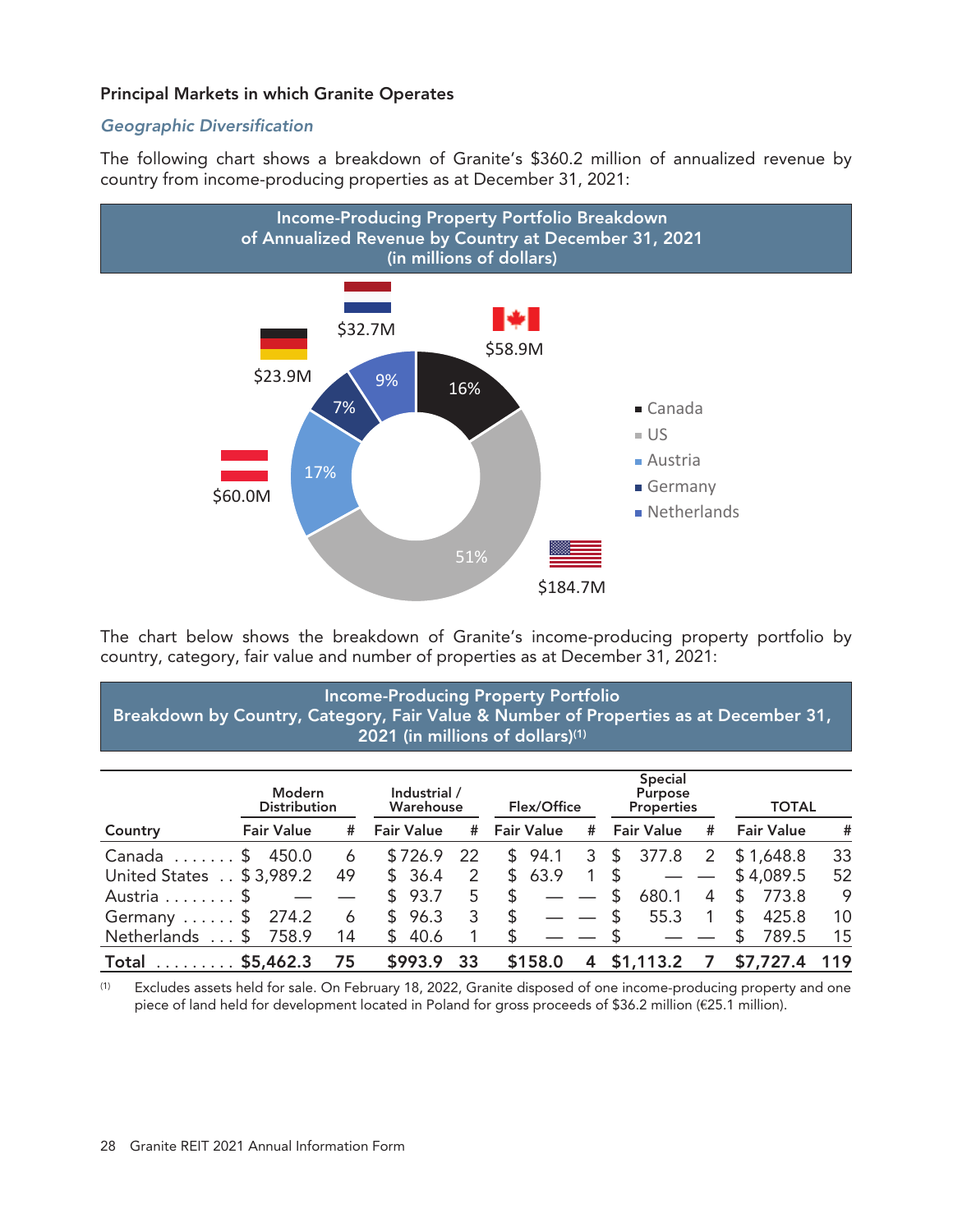### Principal Markets in which Granite Operates

*Geographic Diversification*

The following chart shows a breakdown of Granite's $360.2 million of annualized revenue by country from income-producing properties as at December 31, 2021:

**Income-Producing Property Portfolio Breakdown of Annualized Revenue by Country at December 31, 2021 (in millions of dollars)**

| Country | Annualized Revenue | % |
|---|---|---|
| Canada | $58.9M | 16% |
| US | $184.7M | 51% |
| Austria | $60.0M | 17% |
| Germany | $23.9M | 7% |
| Netherlands | $32.7M | 9% |

The chart below shows the breakdown of Granite's income-producing property portfolio by country, category, fair value and number of properties as at December 31, 2021:

**Income-Producing Property Portfolio Breakdown by Country, Category, Fair Value & Number of Properties as at December 31, 2021 (in millions of dollars)[(1)]**

| | Modern Distribution | | Industrial / Warehouse | | Flex/Office | | Special Purpose Properties | | TOTAL | |
|---|---|---|---|---|---|---|---|---|---|---|
| Country | Fair Value | # | Fair Value | # | Fair Value | # | Fair Value | # | Fair Value | # |
| Canada | $ 450.0 | 6 | $ 726.9 | 22 | $ 94.1 | 3 | $ 377.8 | 2 | $ 1,648.8 | 33 |
| United States | $ 3,989.2 | 49 | $ 36.4 | 2 | $ 63.9 | 1 | $ — | — | $ 4,089.5 | 52 |
| Austria | $ — | — | $ 93.7 | 5 | $ — | — | $ 680.1 | 4 | $ 773.8 | 9 |
| Germany | $ 274.2 | 6 | $ 96.3 | 3 | $ — | — | $ 55.3 | 1 | $ 425.8 | 10 |
| Netherlands | $ 758.9 | 14 | $ 40.6 | 1 | $ — | — | $ — | — | $ 789.5 | 15 |
| **Total** | **$5,462.3** | **75** | **$993.9** | **33** | **$158.0** | **4** | **$1,113.2** | **7** | **$7,727.4** | **119** |

(1) Excludes assets held for sale. On February 18, 2022, Granite disposed of one income-producing property and one piece of land held for development located in Poland for gross proceeds of $36.2 million (€25.1 million).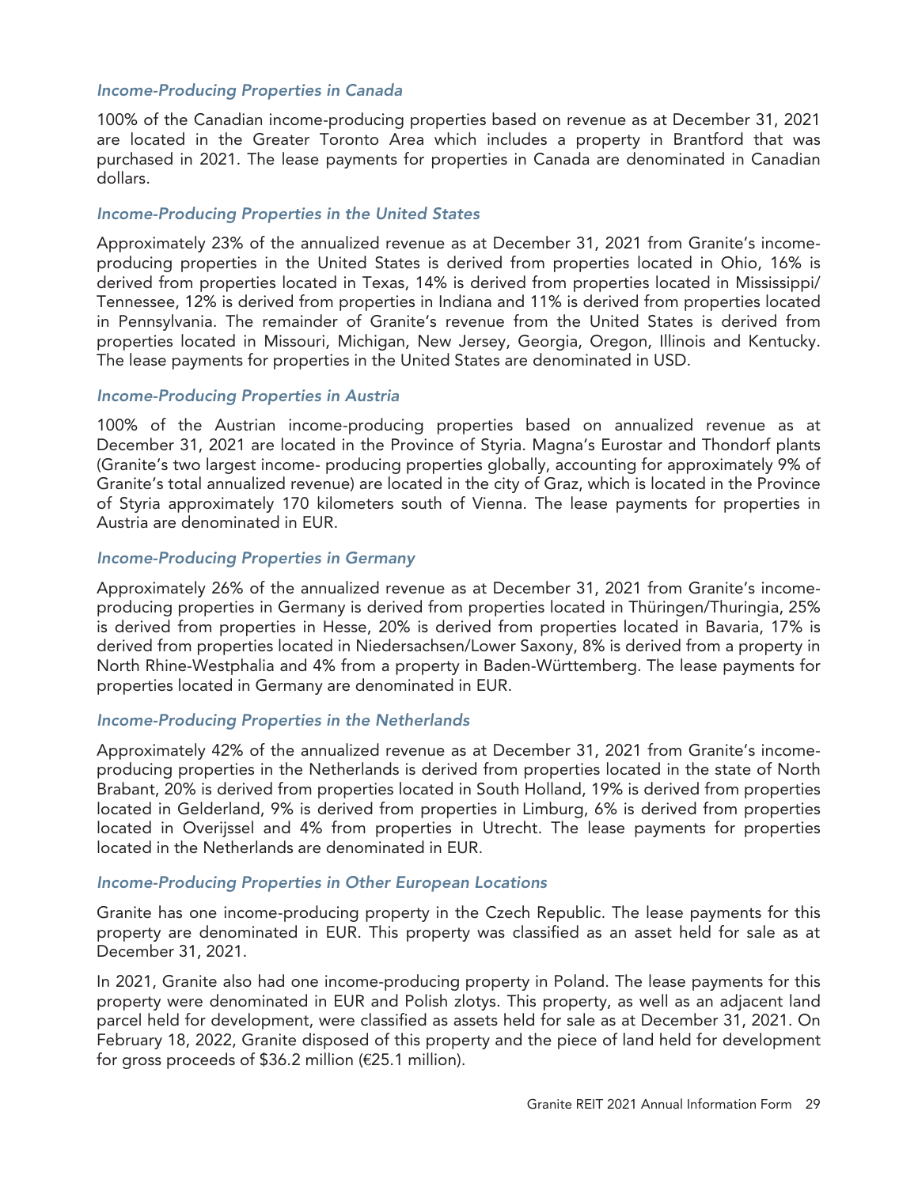### *Income-Producing Properties in Canada*

100% of the Canadian income-producing properties based on revenue as at December 31, 2021 are located in the Greater Toronto Area which includes a property in Brantford that was purchased in 2021. The lease payments for properties in Canada are denominated in Canadian dollars.

### *Income-Producing Properties in the United States*

Approximately 23% of the annualized revenue as at December 31, 2021 from Granite's income-producing properties in the United States is derived from properties located in Ohio, 16% is derived from properties located in Texas, 14% is derived from properties located in Mississippi/ Tennessee, 12% is derived from properties in Indiana and 11% is derived from properties located in Pennsylvania. The remainder of Granite's revenue from the United States is derived from properties located in Missouri, Michigan, New Jersey, Georgia, Oregon, Illinois and Kentucky. The lease payments for properties in the United States are denominated in USD.

### *Income-Producing Properties in Austria*

100% of the Austrian income-producing properties based on annualized revenue as at December 31, 2021 are located in the Province of Styria. Magna's Eurostar and Thondorf plants (Granite's two largest income- producing properties globally, accounting for approximately 9% of Granite's total annualized revenue) are located in the city of Graz, which is located in the Province of Styria approximately 170 kilometers south of Vienna. The lease payments for properties in Austria are denominated in EUR.

### *Income-Producing Properties in Germany*

Approximately 26% of the annualized revenue as at December 31, 2021 from Granite's income-producing properties in Germany is derived from properties located in Thüringen/Thuringia, 25% is derived from properties in Hesse, 20% is derived from properties located in Bavaria, 17% is derived from properties located in Niedersachsen/Lower Saxony, 8% is derived from a property in North Rhine-Westphalia and 4% from a property in Baden-Württemberg. The lease payments for properties located in Germany are denominated in EUR.

### *Income-Producing Properties in the Netherlands*

Approximately 42% of the annualized revenue as at December 31, 2021 from Granite's income-producing properties in the Netherlands is derived from properties located in the state of North Brabant, 20% is derived from properties located in South Holland, 19% is derived from properties located in Gelderland, 9% is derived from properties in Limburg, 6% is derived from properties located in Overijssel and 4% from properties in Utrecht. The lease payments for properties located in the Netherlands are denominated in EUR.

### *Income-Producing Properties in Other European Locations*

Granite has one income-producing property in the Czech Republic. The lease payments for this property are denominated in EUR. This property was classified as an asset held for sale as at December 31, 2021.

In 2021, Granite also had one income-producing property in Poland. The lease payments for this property were denominated in EUR and Polish zlotys. This property, as well as an adjacent land parcel held for development, were classified as assets held for sale as at December 31, 2021. On February 18, 2022, Granite disposed of this property and the piece of land held for development for gross proceeds of $36.2 million (€25.1 million).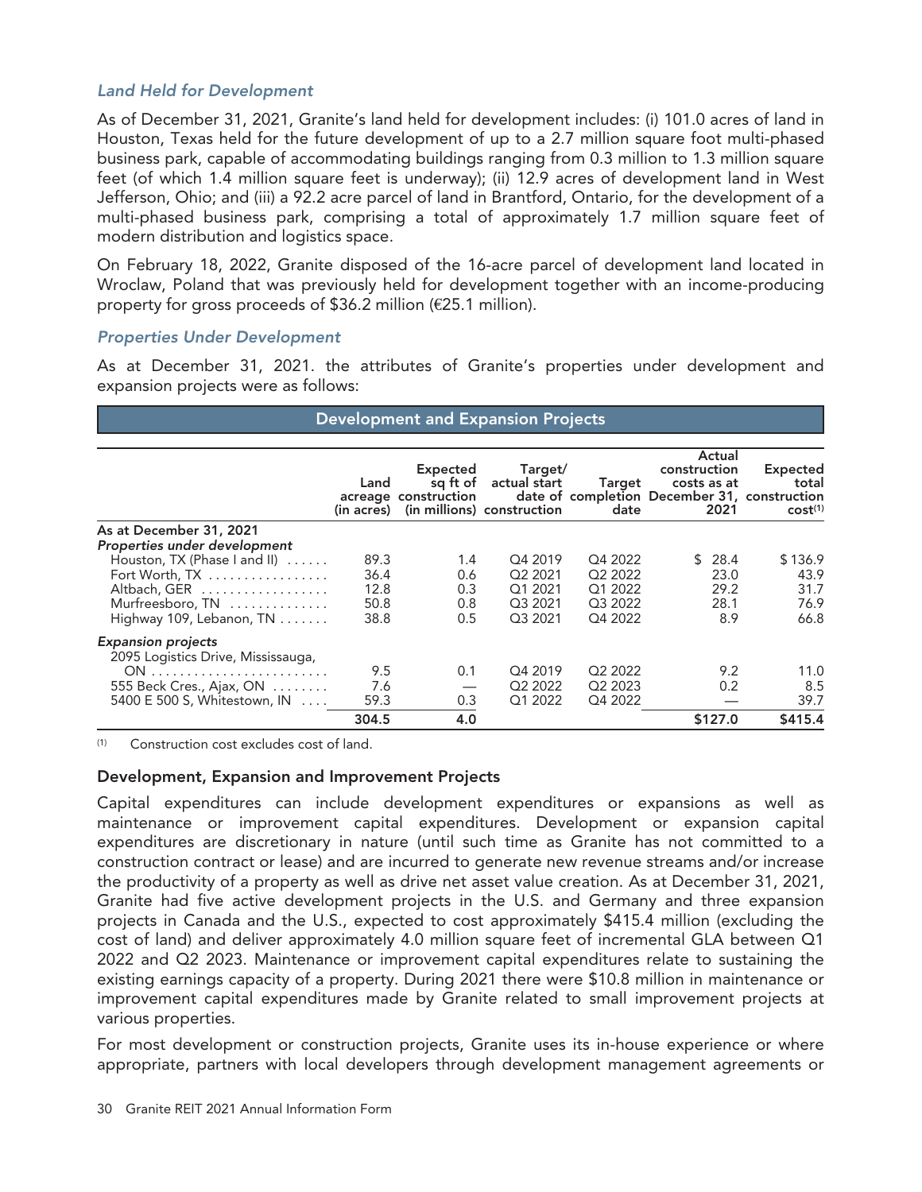### *Land Held for Development*

As of December 31, 2021, Granite's land held for development includes: (i) 101.0 acres of land in Houston, Texas held for the future development of up to a 2.7 million square foot multi-phased business park, capable of accommodating buildings ranging from 0.3 million to 1.3 million square feet (of which 1.4 million square feet is underway); (ii) 12.9 acres of development land in West Jefferson, Ohio; and (iii) a 92.2 acre parcel of land in Brantford, Ontario, for the development of a multi-phased business park, comprising a total of approximately 1.7 million square feet of modern distribution and logistics space.

On February 18, 2022, Granite disposed of the 16-acre parcel of development land located in Wroclaw, Poland that was previously held for development together with an income-producing property for gross proceeds of $36.2 million (€25.1 million).

### *Properties Under Development*

As at December 31, 2021. the attributes of Granite's properties under development and expansion projects were as follows:

**Development and Expansion Projects**

| | Land acreage (in acres) | Expected sq ft of construction (in millions) | Target/ actual start date of construction | Target completion date | Actual construction costs as at December 31, 2021 | Expected total construction cost[1] |
|---|---|---|---|---|---|---|
| **As at December 31, 2021** | | | | | | |
| ***Properties under development*** | | | | | | |
| Houston, TX (Phase I and II) | 89.3 | 1.4 | Q4 2019 | Q4 2022 | $ 28.4 | $ 136.9 |
| Fort Worth, TX | 36.4 | 0.6 | Q2 2021 | Q2 2022 | 23.0 | 43.9 |
| Altbach, GER | 12.8 | 0.3 | Q1 2021 | Q1 2022 | 29.2 | 31.7 |
| Murfreesboro, TN | 50.8 | 0.8 | Q3 2021 | Q3 2022 | 28.1 | 76.9 |
| Highway 109, Lebanon, TN | 38.8 | 0.5 | Q3 2021 | Q4 2022 | 8.9 | 66.8 |
| ***Expansion projects*** | | | | | | |
| 2095 Logistics Drive, Mississauga, ON | 9.5 | 0.1 | Q4 2019 | Q2 2022 | 9.2 | 11.0 |
| 555 Beck Cres., Ajax, ON | 7.6 | — | Q2 2022 | Q2 2023 | 0.2 | 8.5 |
| 5400 E 500 S, Whitestown, IN | 59.3 | 0.3 | Q1 2022 | Q4 2022 | — | 39.7 |
| | **304.5** | **4.0** | | | **$127.0** | **$415.4** |

[1] Construction cost excludes cost of land.

### Development, Expansion and Improvement Projects

Capital expenditures can include development expenditures or expansions as well as maintenance or improvement capital expenditures. Development or expansion capital expenditures are discretionary in nature (until such time as Granite has not committed to a construction contract or lease) and are incurred to generate new revenue streams and/or increase the productivity of a property as well as drive net asset value creation. As at December 31, 2021, Granite had five active development projects in the U.S. and Germany and three expansion projects in Canada and the U.S., expected to cost approximately $415.4 million (excluding the cost of land) and deliver approximately 4.0 million square feet of incremental GLA between Q1 2022 and Q2 2023. Maintenance or improvement capital expenditures relate to sustaining the existing earnings capacity of a property. During 2021 there were $10.8 million in maintenance or improvement capital expenditures made by Granite related to small improvement projects at various properties.

For most development or construction projects, Granite uses its in-house experience or where appropriate, partners with local developers through development management agreements or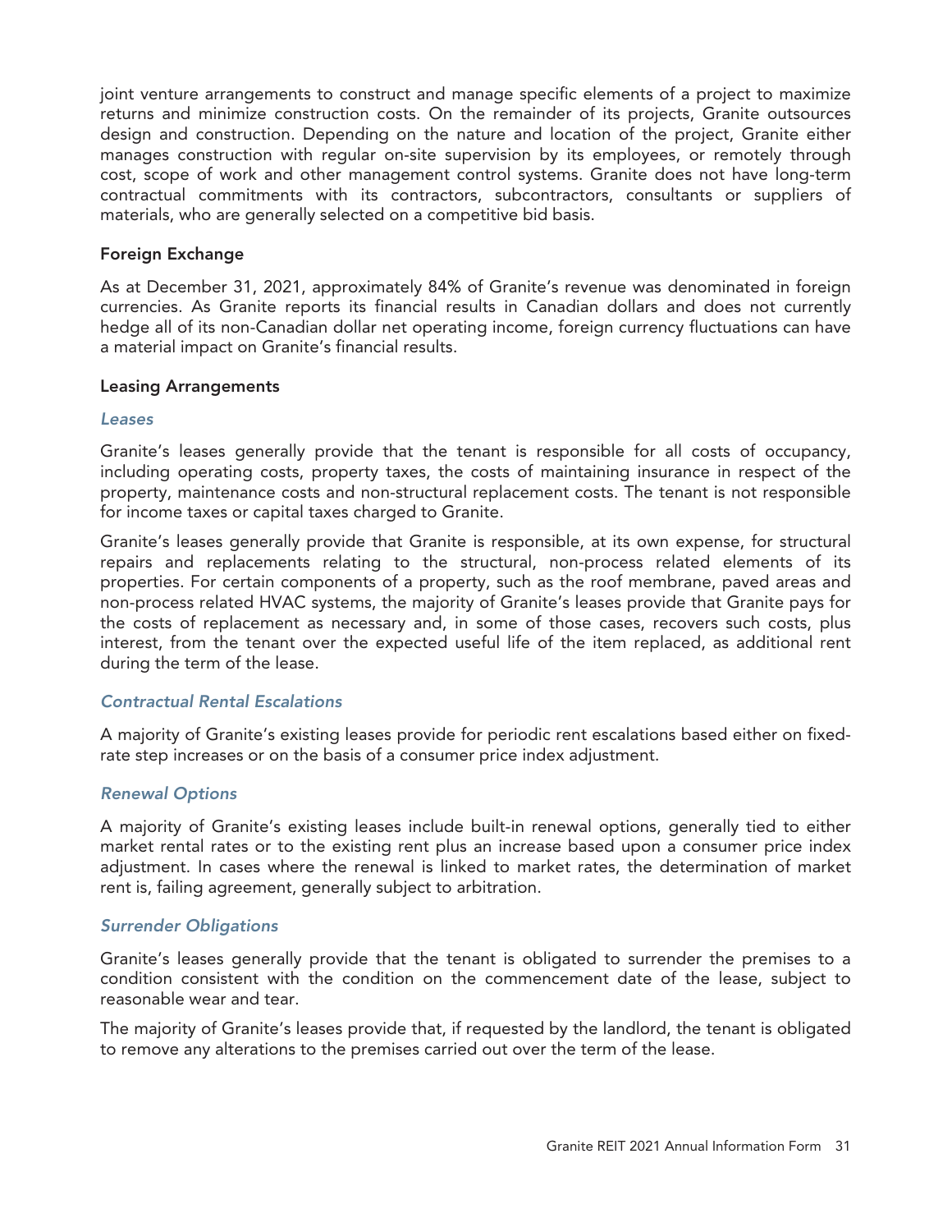joint venture arrangements to construct and manage specific elements of a project to maximize returns and minimize construction costs. On the remainder of its projects, Granite outsources design and construction. Depending on the nature and location of the project, Granite either manages construction with regular on-site supervision by its employees, or remotely through cost, scope of work and other management control systems. Granite does not have long-term contractual commitments with its contractors, subcontractors, consultants or suppliers of materials, who are generally selected on a competitive bid basis.

**Foreign Exchange**

As at December 31, 2021, approximately 84% of Granite's revenue was denominated in foreign currencies. As Granite reports its financial results in Canadian dollars and does not currently hedge all of its non-Canadian dollar net operating income, foreign currency fluctuations can have a material impact on Granite's financial results.

**Leasing Arrangements**

***Leases***

Granite's leases generally provide that the tenant is responsible for all costs of occupancy, including operating costs, property taxes, the costs of maintaining insurance in respect of the property, maintenance costs and non-structural replacement costs. The tenant is not responsible for income taxes or capital taxes charged to Granite.

Granite's leases generally provide that Granite is responsible, at its own expense, for structural repairs and replacements relating to the structural, non-process related elements of its properties. For certain components of a property, such as the roof membrane, paved areas and non-process related HVAC systems, the majority of Granite's leases provide that Granite pays for the costs of replacement as necessary and, in some of those cases, recovers such costs, plus interest, from the tenant over the expected useful life of the item replaced, as additional rent during the term of the lease.

***Contractual Rental Escalations***

A majority of Granite's existing leases provide for periodic rent escalations based either on fixed-rate step increases or on the basis of a consumer price index adjustment.

***Renewal Options***

A majority of Granite's existing leases include built-in renewal options, generally tied to either market rental rates or to the existing rent plus an increase based upon a consumer price index adjustment. In cases where the renewal is linked to market rates, the determination of market rent is, failing agreement, generally subject to arbitration.

***Surrender Obligations***

Granite's leases generally provide that the tenant is obligated to surrender the premises to a condition consistent with the condition on the commencement date of the lease, subject to reasonable wear and tear.

The majority of Granite's leases provide that, if requested by the landlord, the tenant is obligated to remove any alterations to the premises carried out over the term of the lease.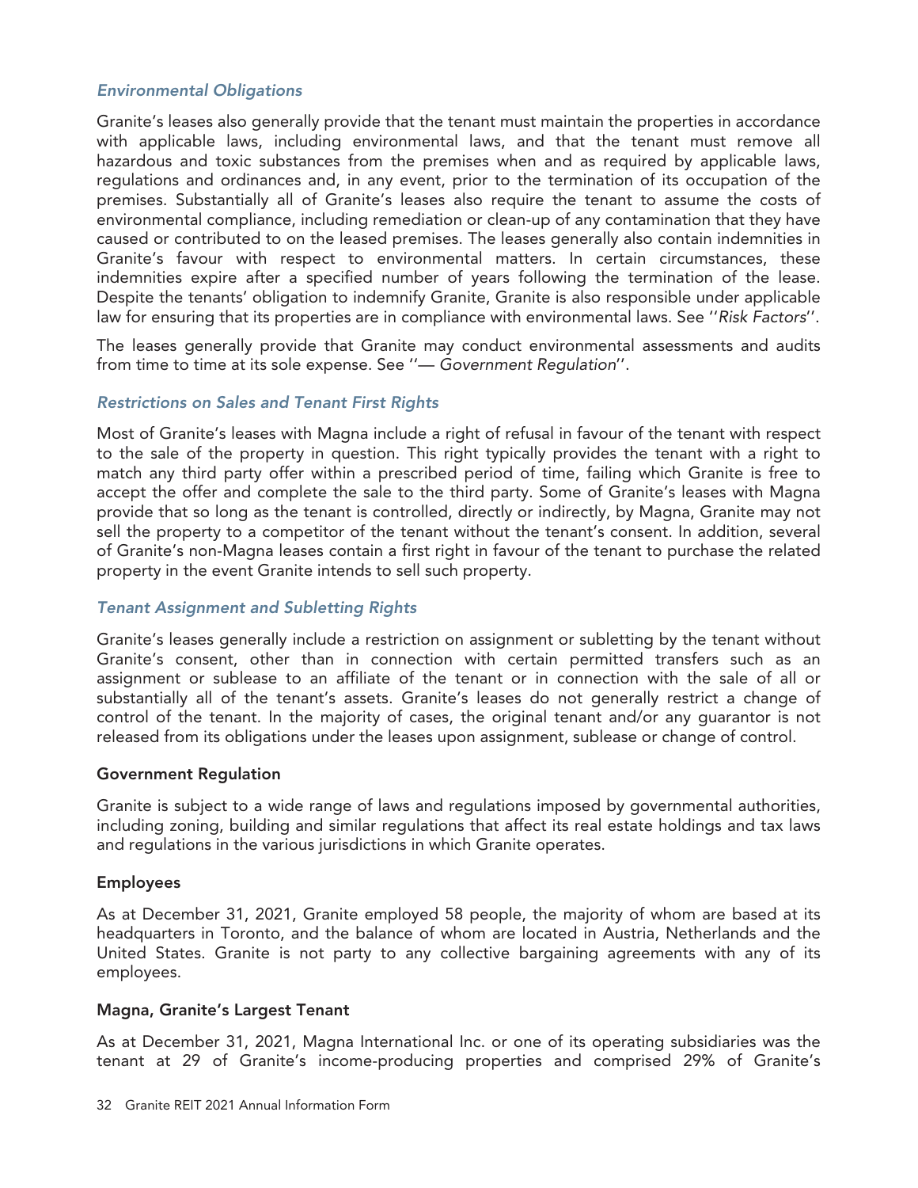### *Environmental Obligations*

Granite's leases also generally provide that the tenant must maintain the properties in accordance with applicable laws, including environmental laws, and that the tenant must remove all hazardous and toxic substances from the premises when and as required by applicable laws, regulations and ordinances and, in any event, prior to the termination of its occupation of the premises. Substantially all of Granite's leases also require the tenant to assume the costs of environmental compliance, including remediation or clean-up of any contamination that they have caused or contributed to on the leased premises. The leases generally also contain indemnities in Granite's favour with respect to environmental matters. In certain circumstances, these indemnities expire after a specified number of years following the termination of the lease. Despite the tenants' obligation to indemnify Granite, Granite is also responsible under applicable law for ensuring that its properties are in compliance with environmental laws. See ''*Risk Factors*''.

The leases generally provide that Granite may conduct environmental assessments and audits from time to time at its sole expense. See ''— *Government Regulation*''.

### *Restrictions on Sales and Tenant First Rights*

Most of Granite's leases with Magna include a right of refusal in favour of the tenant with respect to the sale of the property in question. This right typically provides the tenant with a right to match any third party offer within a prescribed period of time, failing which Granite is free to accept the offer and complete the sale to the third party. Some of Granite's leases with Magna provide that so long as the tenant is controlled, directly or indirectly, by Magna, Granite may not sell the property to a competitor of the tenant without the tenant's consent. In addition, several of Granite's non-Magna leases contain a first right in favour of the tenant to purchase the related property in the event Granite intends to sell such property.

### *Tenant Assignment and Subletting Rights*

Granite's leases generally include a restriction on assignment or subletting by the tenant without Granite's consent, other than in connection with certain permitted transfers such as an assignment or sublease to an affiliate of the tenant or in connection with the sale of all or substantially all of the tenant's assets. Granite's leases do not generally restrict a change of control of the tenant. In the majority of cases, the original tenant and/or any guarantor is not released from its obligations under the leases upon assignment, sublease or change of control.

## Government Regulation

Granite is subject to a wide range of laws and regulations imposed by governmental authorities, including zoning, building and similar regulations that affect its real estate holdings and tax laws and regulations in the various jurisdictions in which Granite operates.

## Employees

As at December 31, 2021, Granite employed 58 people, the majority of whom are based at its headquarters in Toronto, and the balance of whom are located in Austria, Netherlands and the United States. Granite is not party to any collective bargaining agreements with any of its employees.

## Magna, Granite's Largest Tenant

As at December 31, 2021, Magna International Inc. or one of its operating subsidiaries was the tenant at 29 of Granite's income-producing properties and comprised 29% of Granite's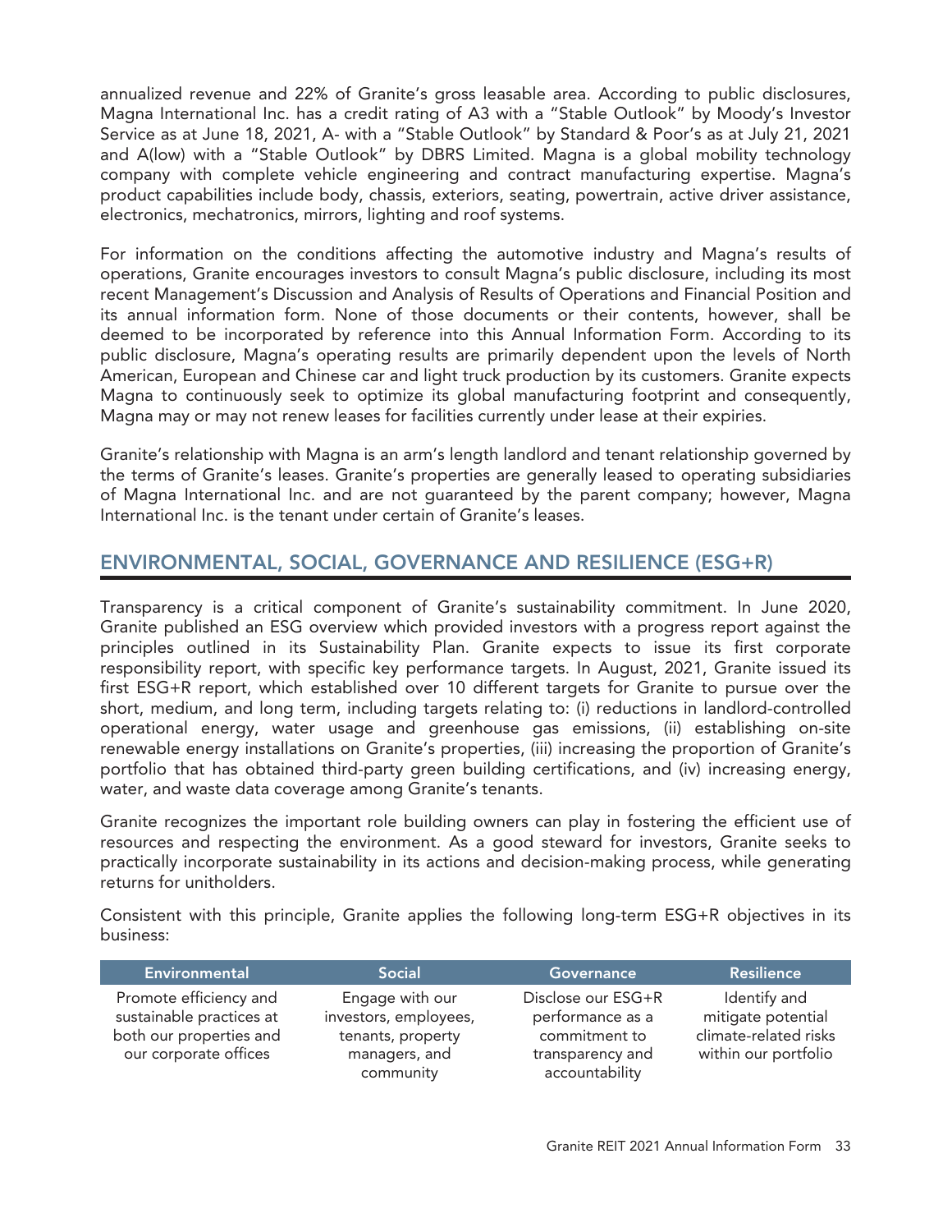annualized revenue and 22% of Granite's gross leasable area. According to public disclosures, Magna International Inc. has a credit rating of A3 with a "Stable Outlook" by Moody's Investor Service as at June 18, 2021, A- with a "Stable Outlook" by Standard & Poor's as at July 21, 2021 and A(low) with a "Stable Outlook" by DBRS Limited. Magna is a global mobility technology company with complete vehicle engineering and contract manufacturing expertise. Magna's product capabilities include body, chassis, exteriors, seating, powertrain, active driver assistance, electronics, mechatronics, mirrors, lighting and roof systems.

For information on the conditions affecting the automotive industry and Magna's results of operations, Granite encourages investors to consult Magna's public disclosure, including its most recent Management's Discussion and Analysis of Results of Operations and Financial Position and its annual information form. None of those documents or their contents, however, shall be deemed to be incorporated by reference into this Annual Information Form. According to its public disclosure, Magna's operating results are primarily dependent upon the levels of North American, European and Chinese car and light truck production by its customers. Granite expects Magna to continuously seek to optimize its global manufacturing footprint and consequently, Magna may or may not renew leases for facilities currently under lease at their expiries.

Granite's relationship with Magna is an arm's length landlord and tenant relationship governed by the terms of Granite's leases. Granite's properties are generally leased to operating subsidiaries of Magna International Inc. and are not guaranteed by the parent company; however, Magna International Inc. is the tenant under certain of Granite's leases.

## ENVIRONMENTAL, SOCIAL, GOVERNANCE AND RESILIENCE (ESG+R)

Transparency is a critical component of Granite's sustainability commitment. In June 2020, Granite published an ESG overview which provided investors with a progress report against the principles outlined in its Sustainability Plan. Granite expects to issue its first corporate responsibility report, with specific key performance targets. In August, 2021, Granite issued its first ESG+R report, which established over 10 different targets for Granite to pursue over the short, medium, and long term, including targets relating to: (i) reductions in landlord-controlled operational energy, water usage and greenhouse gas emissions, (ii) establishing on-site renewable energy installations on Granite's properties, (iii) increasing the proportion of Granite's portfolio that has obtained third-party green building certifications, and (iv) increasing energy, water, and waste data coverage among Granite's tenants.

Granite recognizes the important role building owners can play in fostering the efficient use of resources and respecting the environment. As a good steward for investors, Granite seeks to practically incorporate sustainability in its actions and decision-making process, while generating returns for unitholders.

Consistent with this principle, Granite applies the following long-term ESG+R objectives in its business:

| Environmental | Social | Governance | Resilience |
|---|---|---|---|
| Promote efficiency and sustainable practices at both our properties and our corporate offices | Engage with our investors, employees, tenants, property managers, and community | Disclose our ESG+R performance as a commitment to transparency and accountability | Identify and mitigate potential climate-related risks within our portfolio |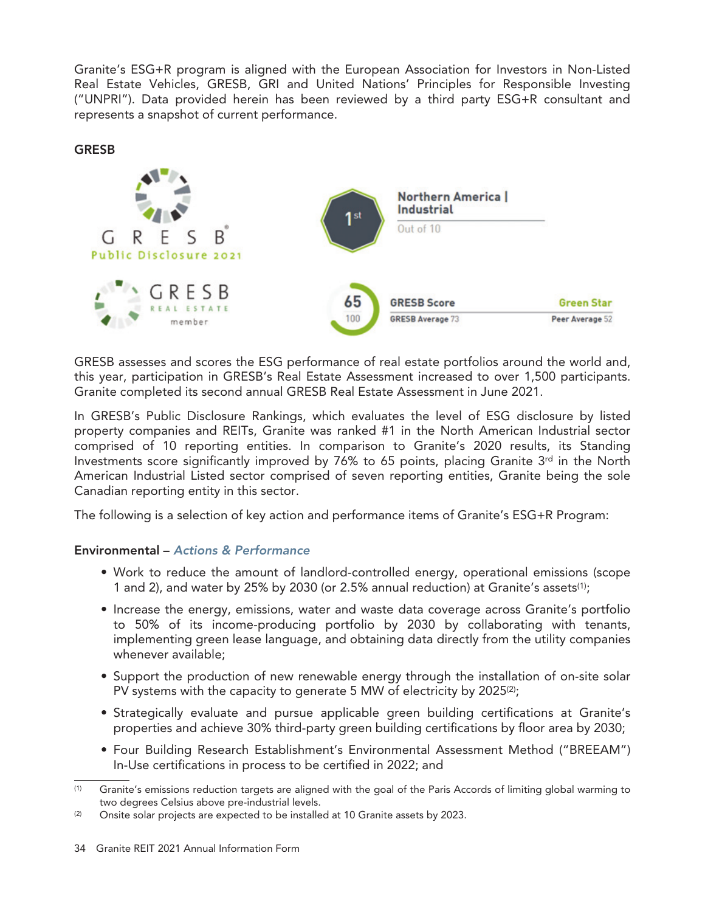Granite's ESG+R program is aligned with the European Association for Investors in Non-Listed Real Estate Vehicles, GRESB, GRI and United Nations' Principles for Responsible Investing ("UNPRI"). Data provided herein has been reviewed by a third party ESG+R consultant and represents a snapshot of current performance.

**GRESB**

GRESB Public Disclosure 2021

1st — Northern America | Industrial — Out of 10

GRESB Real Estate member

65/100 — GRESB Score — GRESB Average 73 — Green Star — Peer Average 52

GRESB assesses and scores the ESG performance of real estate portfolios around the world and, this year, participation in GRESB's Real Estate Assessment increased to over 1,500 participants. Granite completed its second annual GRESB Real Estate Assessment in June 2021.

In GRESB's Public Disclosure Rankings, which evaluates the level of ESG disclosure by listed property companies and REITs, Granite was ranked #1 in the North American Industrial sector comprised of 10 reporting entities. In comparison to Granite's 2020 results, its Standing Investments score significantly improved by 76% to 65 points, placing Granite 3rd in the North American Industrial Listed sector comprised of seven reporting entities, Granite being the sole Canadian reporting entity in this sector.

The following is a selection of key action and performance items of Granite's ESG+R Program:

**Environmental** – *Actions & Performance*

- Work to reduce the amount of landlord-controlled energy, operational emissions (scope 1 and 2), and water by 25% by 2030 (or 2.5% annual reduction) at Granite's assets[(1)];
- Increase the energy, emissions, water and waste data coverage across Granite's portfolio to 50% of its income-producing portfolio by 2030 by collaborating with tenants, implementing green lease language, and obtaining data directly from the utility companies whenever available;
- Support the production of new renewable energy through the installation of on-site solar PV systems with the capacity to generate 5 MW of electricity by 2025[(2)];
- Strategically evaluate and pursue applicable green building certifications at Granite's properties and achieve 30% third-party green building certifications by floor area by 2030;
- Four Building Research Establishment's Environmental Assessment Method ("BREEAM") In-Use certifications in process to be certified in 2022; and

(1) Granite's emissions reduction targets are aligned with the goal of the Paris Accords of limiting global warming to two degrees Celsius above pre-industrial levels.

(2) Onsite solar projects are expected to be installed at 10 Granite assets by 2023.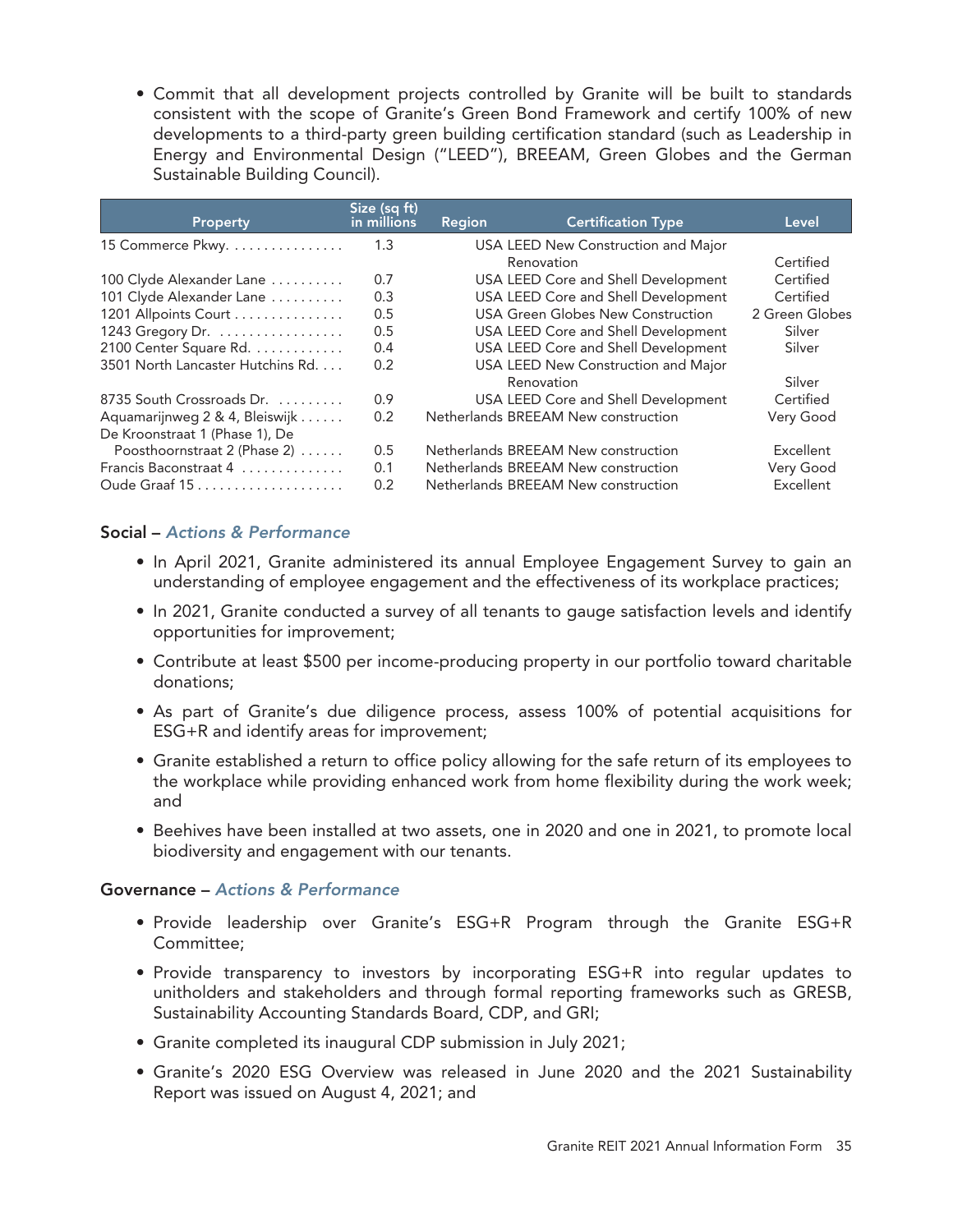- Commit that all development projects controlled by Granite will be built to standards consistent with the scope of Granite's Green Bond Framework and certify 100% of new developments to a third-party green building certification standard (such as Leadership in Energy and Environmental Design ("LEED"), BREEAM, Green Globes and the German Sustainable Building Council).

| Property | Size (sq ft) in millions | Region | Certification Type | Level |
|---|---|---|---|---|
| 15 Commerce Pkwy. | 1.3 | USA | LEED New Construction and Major Renovation | Certified |
| 100 Clyde Alexander Lane | 0.7 | USA | LEED Core and Shell Development | Certified |
| 101 Clyde Alexander Lane | 0.3 | USA | LEED Core and Shell Development | Certified |
| 1201 Allpoints Court | 0.5 | USA | Green Globes New Construction | 2 Green Globes |
| 1243 Gregory Dr. | 0.5 | USA | LEED Core and Shell Development | Silver |
| 2100 Center Square Rd. | 0.4 | USA | LEED Core and Shell Development | Silver |
| 3501 North Lancaster Hutchins Rd. | 0.2 | USA | LEED New Construction and Major Renovation | Silver |
| 8735 South Crossroads Dr. | 0.9 | USA | LEED Core and Shell Development | Certified |
| Aquamarijnweg 2 & 4, Bleiswijk | 0.2 | Netherlands | BREEAM New construction | Very Good |
| De Kroonstraat 1 (Phase 1), De Poosthoornstraat 2 (Phase 2) | 0.5 | Netherlands | BREEAM New construction | Excellent |
| Francis Baconstraat 4 | 0.1 | Netherlands | BREEAM New construction | Very Good |
| Oude Graaf 15 | 0.2 | Netherlands | BREEAM New construction | Excellent |

**Social** – ***Actions & Performance***

- In April 2021, Granite administered its annual Employee Engagement Survey to gain an understanding of employee engagement and the effectiveness of its workplace practices;
- In 2021, Granite conducted a survey of all tenants to gauge satisfaction levels and identify opportunities for improvement;
- Contribute at least $500 per income-producing property in our portfolio toward charitable donations;
- As part of Granite's due diligence process, assess 100% of potential acquisitions for ESG+R and identify areas for improvement;
- Granite established a return to office policy allowing for the safe return of its employees to the workplace while providing enhanced work from home flexibility during the work week; and
- Beehives have been installed at two assets, one in 2020 and one in 2021, to promote local biodiversity and engagement with our tenants.

**Governance** – ***Actions & Performance***

- Provide leadership over Granite's ESG+R Program through the Granite ESG+R Committee;
- Provide transparency to investors by incorporating ESG+R into regular updates to unitholders and stakeholders and through formal reporting frameworks such as GRESB, Sustainability Accounting Standards Board, CDP, and GRI;
- Granite completed its inaugural CDP submission in July 2021;
- Granite's 2020 ESG Overview was released in June 2020 and the 2021 Sustainability Report was issued on August 4, 2021; and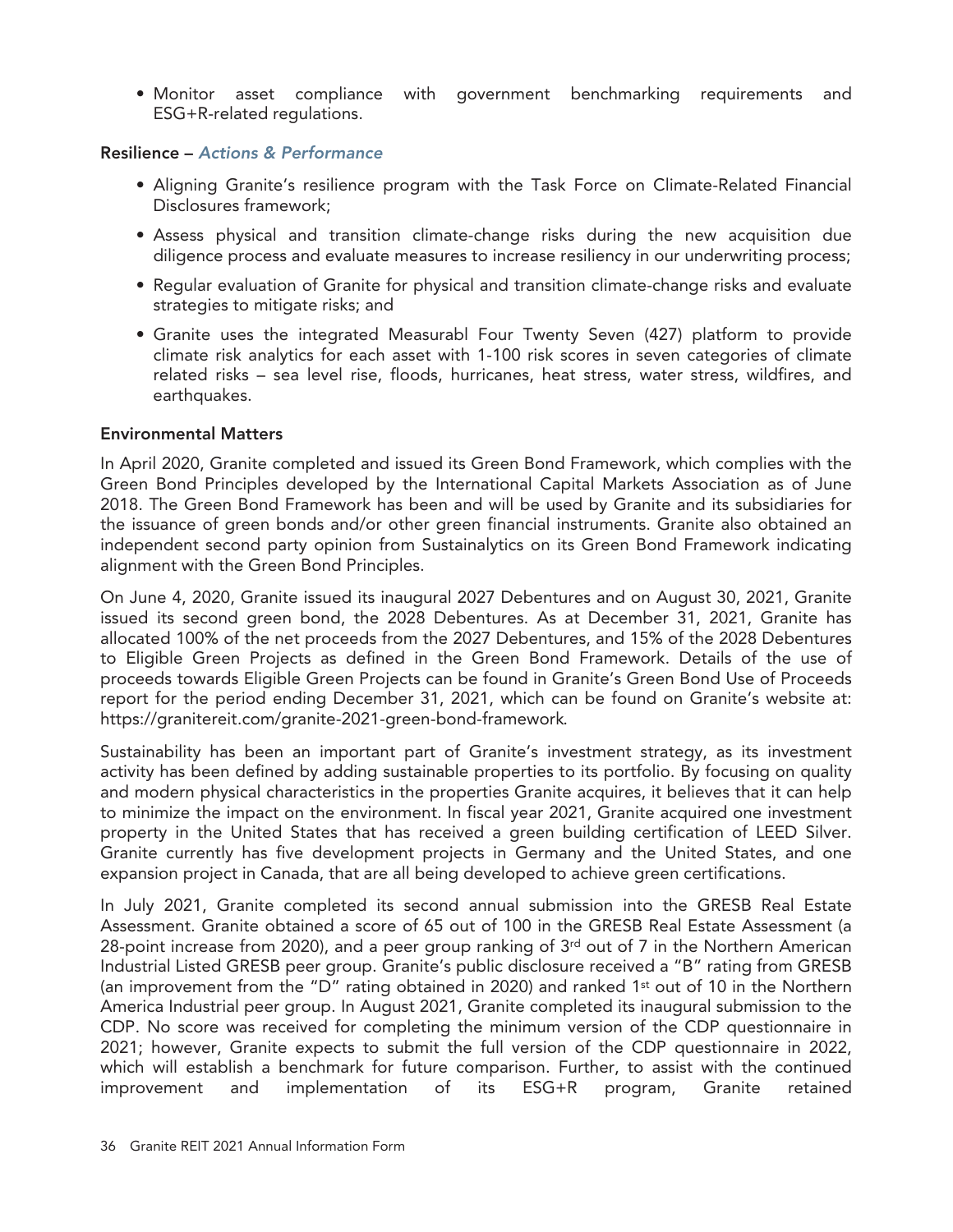- Monitor asset compliance with government benchmarking requirements and ESG+R-related regulations.

**Resilience –** ***Actions & Performance***

- Aligning Granite's resilience program with the Task Force on Climate-Related Financial Disclosures framework;
- Assess physical and transition climate-change risks during the new acquisition due diligence process and evaluate measures to increase resiliency in our underwriting process;
- Regular evaluation of Granite for physical and transition climate-change risks and evaluate strategies to mitigate risks; and
- Granite uses the integrated Measurabl Four Twenty Seven (427) platform to provide climate risk analytics for each asset with 1-100 risk scores in seven categories of climate related risks – sea level rise, floods, hurricanes, heat stress, water stress, wildfires, and earthquakes.

**Environmental Matters**

In April 2020, Granite completed and issued its Green Bond Framework, which complies with the Green Bond Principles developed by the International Capital Markets Association as of June 2018. The Green Bond Framework has been and will be used by Granite and its subsidiaries for the issuance of green bonds and/or other green financial instruments. Granite also obtained an independent second party opinion from Sustainalytics on its Green Bond Framework indicating alignment with the Green Bond Principles.

On June 4, 2020, Granite issued its inaugural 2027 Debentures and on August 30, 2021, Granite issued its second green bond, the 2028 Debentures. As at December 31, 2021, Granite has allocated 100% of the net proceeds from the 2027 Debentures, and 15% of the 2028 Debentures to Eligible Green Projects as defined in the Green Bond Framework. Details of the use of proceeds towards Eligible Green Projects can be found in Granite's Green Bond Use of Proceeds report for the period ending December 31, 2021, which can be found on Granite's website at: https://granitereit.com/granite-2021-green-bond-framework.

Sustainability has been an important part of Granite's investment strategy, as its investment activity has been defined by adding sustainable properties to its portfolio. By focusing on quality and modern physical characteristics in the properties Granite acquires, it believes that it can help to minimize the impact on the environment. In fiscal year 2021, Granite acquired one investment property in the United States that has received a green building certification of LEED Silver. Granite currently has five development projects in Germany and the United States, and one expansion project in Canada, that are all being developed to achieve green certifications.

In July 2021, Granite completed its second annual submission into the GRESB Real Estate Assessment. Granite obtained a score of 65 out of 100 in the GRESB Real Estate Assessment (a 28-point increase from 2020), and a peer group ranking of 3rd out of 7 in the Northern American Industrial Listed GRESB peer group. Granite's public disclosure received a "B" rating from GRESB (an improvement from the "D" rating obtained in 2020) and ranked 1st out of 10 in the Northern America Industrial peer group. In August 2021, Granite completed its inaugural submission to the CDP. No score was received for completing the minimum version of the CDP questionnaire in 2021; however, Granite expects to submit the full version of the CDP questionnaire in 2022, which will establish a benchmark for future comparison. Further, to assist with the continued improvement and implementation of its ESG+R program, Granite retained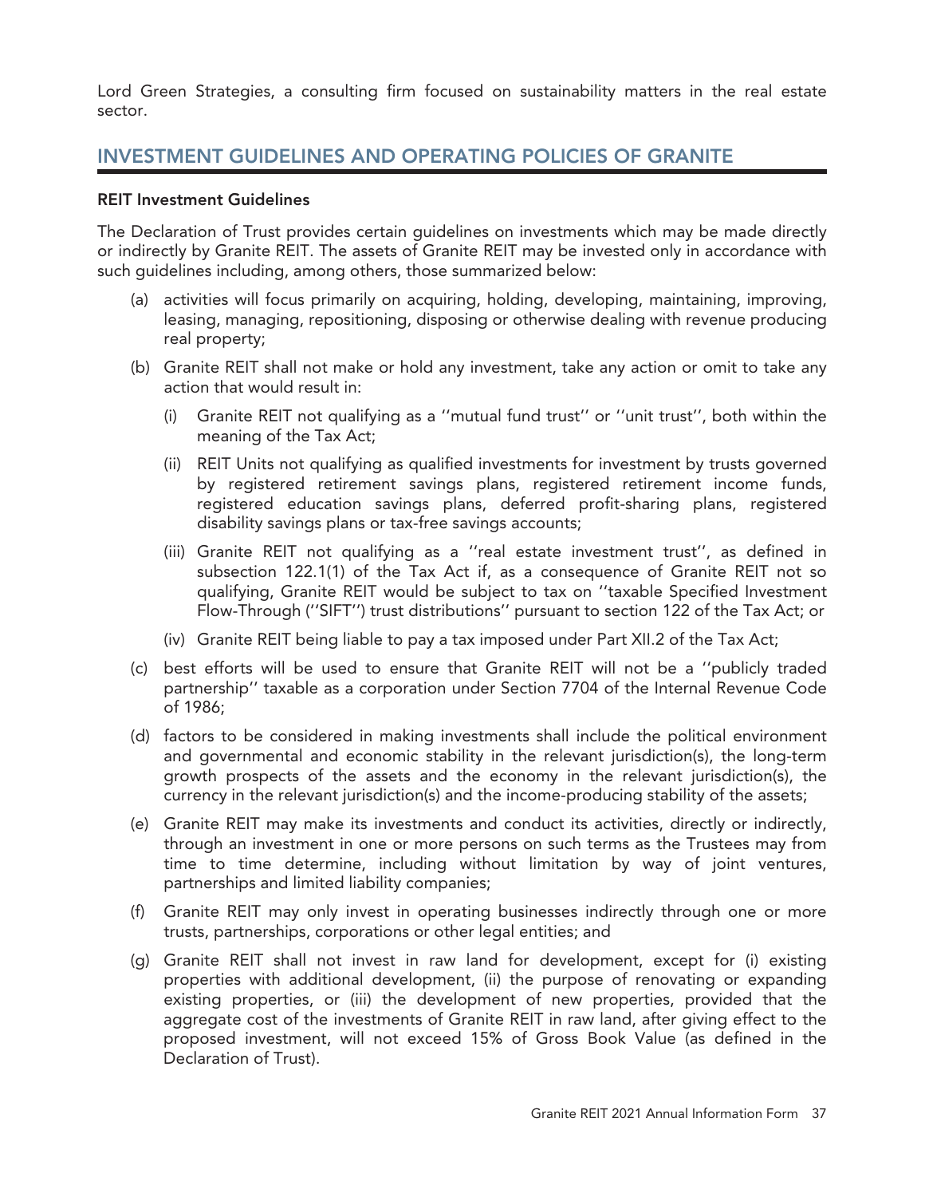Lord Green Strategies, a consulting firm focused on sustainability matters in the real estate sector.

## INVESTMENT GUIDELINES AND OPERATING POLICIES OF GRANITE

### REIT Investment Guidelines

The Declaration of Trust provides certain guidelines on investments which may be made directly or indirectly by Granite REIT. The assets of Granite REIT may be invested only in accordance with such guidelines including, among others, those summarized below:

(a) activities will focus primarily on acquiring, holding, developing, maintaining, improving, leasing, managing, repositioning, disposing or otherwise dealing with revenue producing real property;

(b) Granite REIT shall not make or hold any investment, take any action or omit to take any action that would result in:

  (i) Granite REIT not qualifying as a ''mutual fund trust'' or ''unit trust'', both within the meaning of the Tax Act;

  (ii) REIT Units not qualifying as qualified investments for investment by trusts governed by registered retirement savings plans, registered retirement income funds, registered education savings plans, deferred profit-sharing plans, registered disability savings plans or tax-free savings accounts;

  (iii) Granite REIT not qualifying as a ''real estate investment trust'', as defined in subsection 122.1(1) of the Tax Act if, as a consequence of Granite REIT not so qualifying, Granite REIT would be subject to tax on ''taxable Specified Investment Flow-Through (''SIFT'') trust distributions'' pursuant to section 122 of the Tax Act; or

  (iv) Granite REIT being liable to pay a tax imposed under Part XII.2 of the Tax Act;

(c) best efforts will be used to ensure that Granite REIT will not be a ''publicly traded partnership'' taxable as a corporation under Section 7704 of the Internal Revenue Code of 1986;

(d) factors to be considered in making investments shall include the political environment and governmental and economic stability in the relevant jurisdiction(s), the long-term growth prospects of the assets and the economy in the relevant jurisdiction(s), the currency in the relevant jurisdiction(s) and the income-producing stability of the assets;

(e) Granite REIT may make its investments and conduct its activities, directly or indirectly, through an investment in one or more persons on such terms as the Trustees may from time to time determine, including without limitation by way of joint ventures, partnerships and limited liability companies;

(f) Granite REIT may only invest in operating businesses indirectly through one or more trusts, partnerships, corporations or other legal entities; and

(g) Granite REIT shall not invest in raw land for development, except for (i) existing properties with additional development, (ii) the purpose of renovating or expanding existing properties, or (iii) the development of new properties, provided that the aggregate cost of the investments of Granite REIT in raw land, after giving effect to the proposed investment, will not exceed 15% of Gross Book Value (as defined in the Declaration of Trust).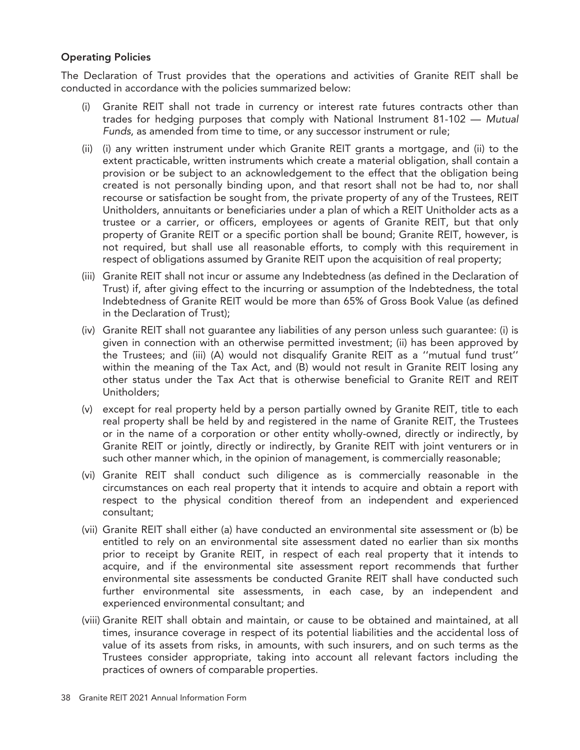**Operating Policies**

The Declaration of Trust provides that the operations and activities of Granite REIT shall be conducted in accordance with the policies summarized below:

(i) Granite REIT shall not trade in currency or interest rate futures contracts other than trades for hedging purposes that comply with National Instrument 81-102 — *Mutual Funds*, as amended from time to time, or any successor instrument or rule;

(ii) (i) any written instrument under which Granite REIT grants a mortgage, and (ii) to the extent practicable, written instruments which create a material obligation, shall contain a provision or be subject to an acknowledgement to the effect that the obligation being created is not personally binding upon, and that resort shall not be had to, nor shall recourse or satisfaction be sought from, the private property of any of the Trustees, REIT Unitholders, annuitants or beneficiaries under a plan of which a REIT Unitholder acts as a trustee or a carrier, or officers, employees or agents of Granite REIT, but that only property of Granite REIT or a specific portion shall be bound; Granite REIT, however, is not required, but shall use all reasonable efforts, to comply with this requirement in respect of obligations assumed by Granite REIT upon the acquisition of real property;

(iii) Granite REIT shall not incur or assume any Indebtedness (as defined in the Declaration of Trust) if, after giving effect to the incurring or assumption of the Indebtedness, the total Indebtedness of Granite REIT would be more than 65% of Gross Book Value (as defined in the Declaration of Trust);

(iv) Granite REIT shall not guarantee any liabilities of any person unless such guarantee: (i) is given in connection with an otherwise permitted investment; (ii) has been approved by the Trustees; and (iii) (A) would not disqualify Granite REIT as a ''mutual fund trust'' within the meaning of the Tax Act, and (B) would not result in Granite REIT losing any other status under the Tax Act that is otherwise beneficial to Granite REIT and REIT Unitholders;

(v) except for real property held by a person partially owned by Granite REIT, title to each real property shall be held by and registered in the name of Granite REIT, the Trustees or in the name of a corporation or other entity wholly-owned, directly or indirectly, by Granite REIT or jointly, directly or indirectly, by Granite REIT with joint venturers or in such other manner which, in the opinion of management, is commercially reasonable;

(vi) Granite REIT shall conduct such diligence as is commercially reasonable in the circumstances on each real property that it intends to acquire and obtain a report with respect to the physical condition thereof from an independent and experienced consultant;

(vii) Granite REIT shall either (a) have conducted an environmental site assessment or (b) be entitled to rely on an environmental site assessment dated no earlier than six months prior to receipt by Granite REIT, in respect of each real property that it intends to acquire, and if the environmental site assessment report recommends that further environmental site assessments be conducted Granite REIT shall have conducted such further environmental site assessments, in each case, by an independent and experienced environmental consultant; and

(viii) Granite REIT shall obtain and maintain, or cause to be obtained and maintained, at all times, insurance coverage in respect of its potential liabilities and the accidental loss of value of its assets from risks, in amounts, with such insurers, and on such terms as the Trustees consider appropriate, taking into account all relevant factors including the practices of owners of comparable properties.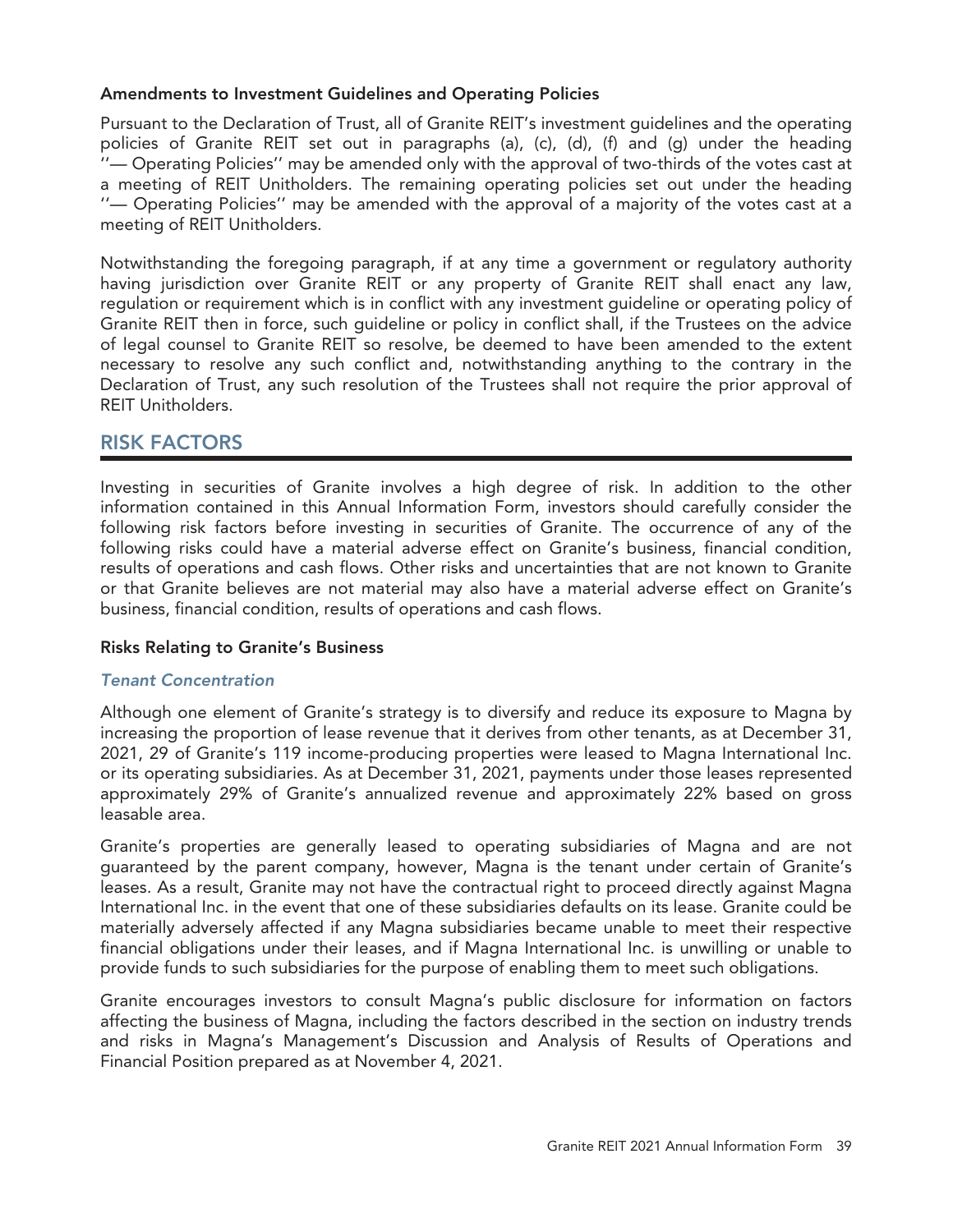### Amendments to Investment Guidelines and Operating Policies

Pursuant to the Declaration of Trust, all of Granite REIT's investment guidelines and the operating policies of Granite REIT set out in paragraphs (a), (c), (d), (f) and (g) under the heading ''— Operating Policies'' may be amended only with the approval of two-thirds of the votes cast at a meeting of REIT Unitholders. The remaining operating policies set out under the heading ''— Operating Policies'' may be amended with the approval of a majority of the votes cast at a meeting of REIT Unitholders.

Notwithstanding the foregoing paragraph, if at any time a government or regulatory authority having jurisdiction over Granite REIT or any property of Granite REIT shall enact any law, regulation or requirement which is in conflict with any investment guideline or operating policy of Granite REIT then in force, such guideline or policy in conflict shall, if the Trustees on the advice of legal counsel to Granite REIT so resolve, be deemed to have been amended to the extent necessary to resolve any such conflict and, notwithstanding anything to the contrary in the Declaration of Trust, any such resolution of the Trustees shall not require the prior approval of REIT Unitholders.

## RISK FACTORS

Investing in securities of Granite involves a high degree of risk. In addition to the other information contained in this Annual Information Form, investors should carefully consider the following risk factors before investing in securities of Granite. The occurrence of any of the following risks could have a material adverse effect on Granite's business, financial condition, results of operations and cash flows. Other risks and uncertainties that are not known to Granite or that Granite believes are not material may also have a material adverse effect on Granite's business, financial condition, results of operations and cash flows.

### Risks Relating to Granite's Business

#### *Tenant Concentration*

Although one element of Granite's strategy is to diversify and reduce its exposure to Magna by increasing the proportion of lease revenue that it derives from other tenants, as at December 31, 2021, 29 of Granite's 119 income-producing properties were leased to Magna International Inc. or its operating subsidiaries. As at December 31, 2021, payments under those leases represented approximately 29% of Granite's annualized revenue and approximately 22% based on gross leasable area.

Granite's properties are generally leased to operating subsidiaries of Magna and are not guaranteed by the parent company, however, Magna is the tenant under certain of Granite's leases. As a result, Granite may not have the contractual right to proceed directly against Magna International Inc. in the event that one of these subsidiaries defaults on its lease. Granite could be materially adversely affected if any Magna subsidiaries became unable to meet their respective financial obligations under their leases, and if Magna International Inc. is unwilling or unable to provide funds to such subsidiaries for the purpose of enabling them to meet such obligations.

Granite encourages investors to consult Magna's public disclosure for information on factors affecting the business of Magna, including the factors described in the section on industry trends and risks in Magna's Management's Discussion and Analysis of Results of Operations and Financial Position prepared as at November 4, 2021.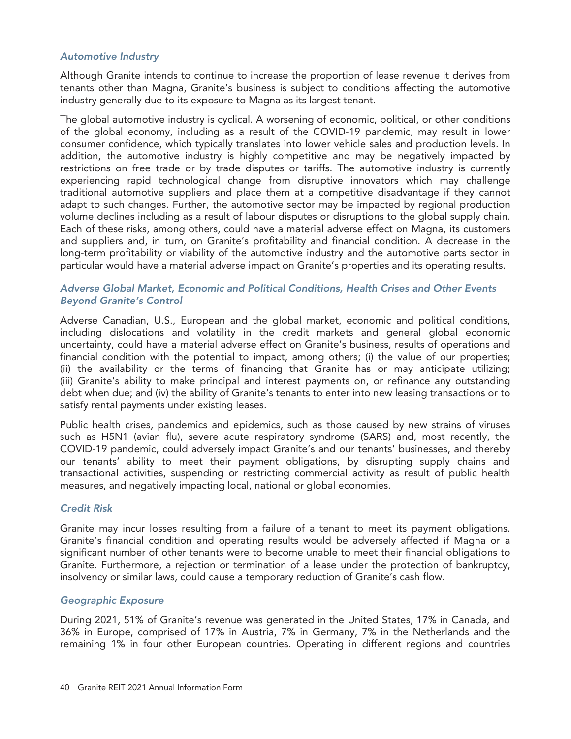### *Automotive Industry*

Although Granite intends to continue to increase the proportion of lease revenue it derives from tenants other than Magna, Granite's business is subject to conditions affecting the automotive industry generally due to its exposure to Magna as its largest tenant.

The global automotive industry is cyclical. A worsening of economic, political, or other conditions of the global economy, including as a result of the COVID-19 pandemic, may result in lower consumer confidence, which typically translates into lower vehicle sales and production levels. In addition, the automotive industry is highly competitive and may be negatively impacted by restrictions on free trade or by trade disputes or tariffs. The automotive industry is currently experiencing rapid technological change from disruptive innovators which may challenge traditional automotive suppliers and place them at a competitive disadvantage if they cannot adapt to such changes. Further, the automotive sector may be impacted by regional production volume declines including as a result of labour disputes or disruptions to the global supply chain. Each of these risks, among others, could have a material adverse effect on Magna, its customers and suppliers and, in turn, on Granite's profitability and financial condition. A decrease in the long-term profitability or viability of the automotive industry and the automotive parts sector in particular would have a material adverse impact on Granite's properties and its operating results.

### *Adverse Global Market, Economic and Political Conditions, Health Crises and Other Events Beyond Granite's Control*

Adverse Canadian, U.S., European and the global market, economic and political conditions, including dislocations and volatility in the credit markets and general global economic uncertainty, could have a material adverse effect on Granite's business, results of operations and financial condition with the potential to impact, among others; (i) the value of our properties; (ii) the availability or the terms of financing that Granite has or may anticipate utilizing; (iii) Granite's ability to make principal and interest payments on, or refinance any outstanding debt when due; and (iv) the ability of Granite's tenants to enter into new leasing transactions or to satisfy rental payments under existing leases.

Public health crises, pandemics and epidemics, such as those caused by new strains of viruses such as H5N1 (avian flu), severe acute respiratory syndrome (SARS) and, most recently, the COVID-19 pandemic, could adversely impact Granite's and our tenants' businesses, and thereby our tenants' ability to meet their payment obligations, by disrupting supply chains and transactional activities, suspending or restricting commercial activity as result of public health measures, and negatively impacting local, national or global economies.

### *Credit Risk*

Granite may incur losses resulting from a failure of a tenant to meet its payment obligations. Granite's financial condition and operating results would be adversely affected if Magna or a significant number of other tenants were to become unable to meet their financial obligations to Granite. Furthermore, a rejection or termination of a lease under the protection of bankruptcy, insolvency or similar laws, could cause a temporary reduction of Granite's cash flow.

### *Geographic Exposure*

During 2021, 51% of Granite's revenue was generated in the United States, 17% in Canada, and 36% in Europe, comprised of 17% in Austria, 7% in Germany, 7% in the Netherlands and the remaining 1% in four other European countries. Operating in different regions and countries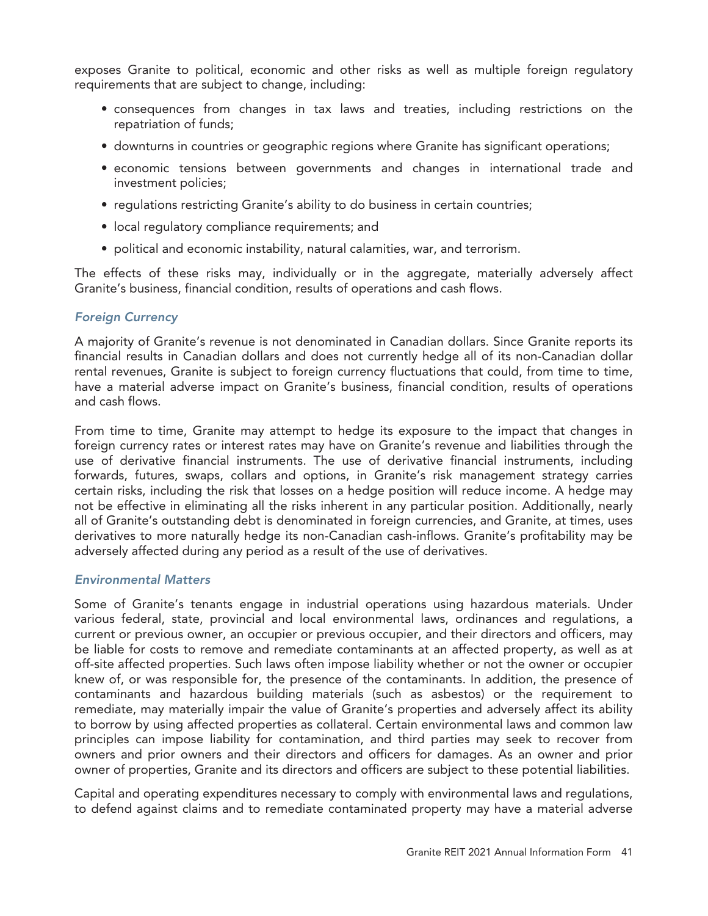exposes Granite to political, economic and other risks as well as multiple foreign regulatory requirements that are subject to change, including:

- consequences from changes in tax laws and treaties, including restrictions on the repatriation of funds;
- downturns in countries or geographic regions where Granite has significant operations;
- economic tensions between governments and changes in international trade and investment policies;
- regulations restricting Granite's ability to do business in certain countries;
- local regulatory compliance requirements; and
- political and economic instability, natural calamities, war, and terrorism.

The effects of these risks may, individually or in the aggregate, materially adversely affect Granite's business, financial condition, results of operations and cash flows.

### *Foreign Currency*

A majority of Granite's revenue is not denominated in Canadian dollars. Since Granite reports its financial results in Canadian dollars and does not currently hedge all of its non-Canadian dollar rental revenues, Granite is subject to foreign currency fluctuations that could, from time to time, have a material adverse impact on Granite's business, financial condition, results of operations and cash flows.

From time to time, Granite may attempt to hedge its exposure to the impact that changes in foreign currency rates or interest rates may have on Granite's revenue and liabilities through the use of derivative financial instruments. The use of derivative financial instruments, including forwards, futures, swaps, collars and options, in Granite's risk management strategy carries certain risks, including the risk that losses on a hedge position will reduce income. A hedge may not be effective in eliminating all the risks inherent in any particular position. Additionally, nearly all of Granite's outstanding debt is denominated in foreign currencies, and Granite, at times, uses derivatives to more naturally hedge its non-Canadian cash-inflows. Granite's profitability may be adversely affected during any period as a result of the use of derivatives.

### *Environmental Matters*

Some of Granite's tenants engage in industrial operations using hazardous materials. Under various federal, state, provincial and local environmental laws, ordinances and regulations, a current or previous owner, an occupier or previous occupier, and their directors and officers, may be liable for costs to remove and remediate contaminants at an affected property, as well as at off-site affected properties. Such laws often impose liability whether or not the owner or occupier knew of, or was responsible for, the presence of the contaminants. In addition, the presence of contaminants and hazardous building materials (such as asbestos) or the requirement to remediate, may materially impair the value of Granite's properties and adversely affect its ability to borrow by using affected properties as collateral. Certain environmental laws and common law principles can impose liability for contamination, and third parties may seek to recover from owners and prior owners and their directors and officers for damages. As an owner and prior owner of properties, Granite and its directors and officers are subject to these potential liabilities.

Capital and operating expenditures necessary to comply with environmental laws and regulations, to defend against claims and to remediate contaminated property may have a material adverse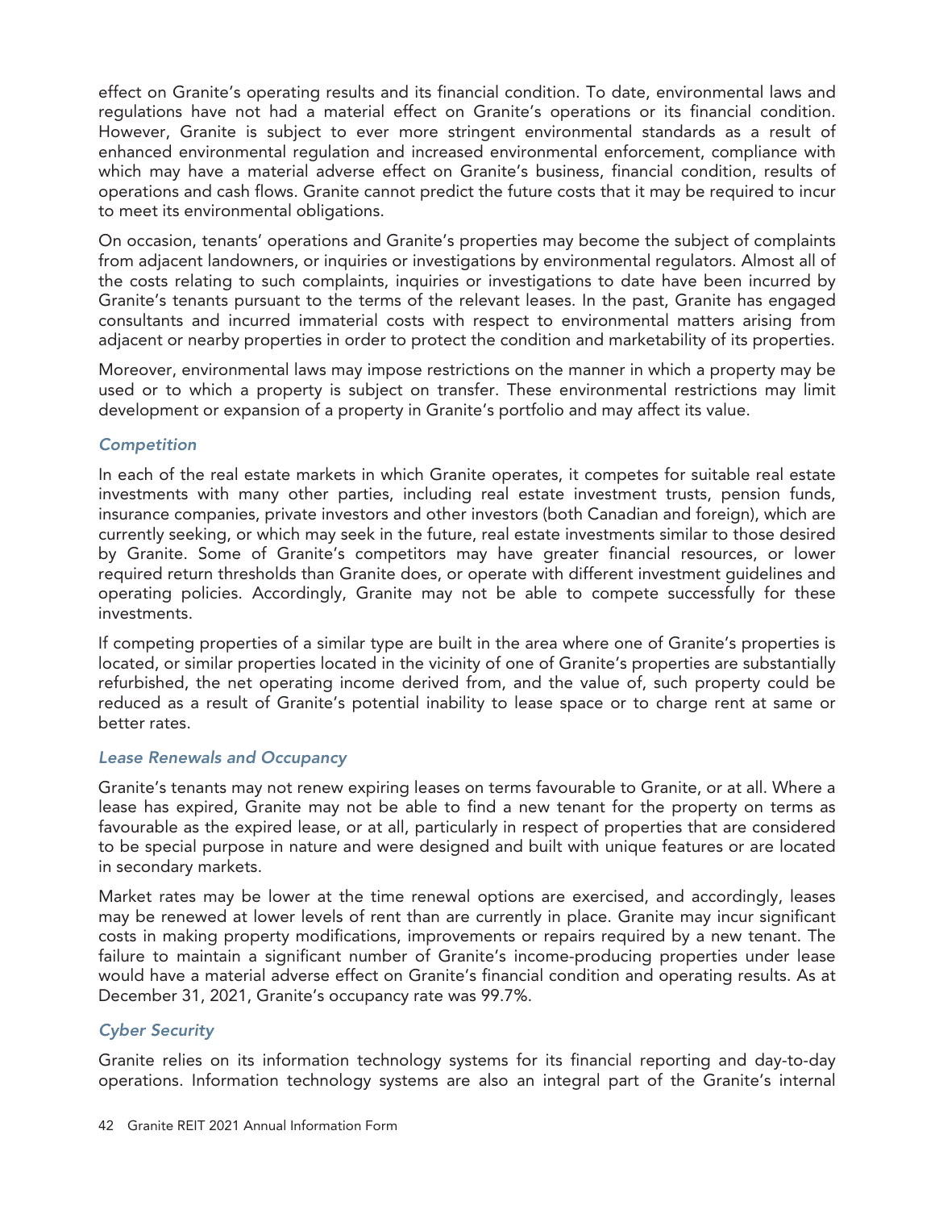effect on Granite's operating results and its financial condition. To date, environmental laws and regulations have not had a material effect on Granite's operations or its financial condition. However, Granite is subject to ever more stringent environmental standards as a result of enhanced environmental regulation and increased environmental enforcement, compliance with which may have a material adverse effect on Granite's business, financial condition, results of operations and cash flows. Granite cannot predict the future costs that it may be required to incur to meet its environmental obligations.

On occasion, tenants' operations and Granite's properties may become the subject of complaints from adjacent landowners, or inquiries or investigations by environmental regulators. Almost all of the costs relating to such complaints, inquiries or investigations to date have been incurred by Granite's tenants pursuant to the terms of the relevant leases. In the past, Granite has engaged consultants and incurred immaterial costs with respect to environmental matters arising from adjacent or nearby properties in order to protect the condition and marketability of its properties.

Moreover, environmental laws may impose restrictions on the manner in which a property may be used or to which a property is subject on transfer. These environmental restrictions may limit development or expansion of a property in Granite's portfolio and may affect its value.

### *Competition*

In each of the real estate markets in which Granite operates, it competes for suitable real estate investments with many other parties, including real estate investment trusts, pension funds, insurance companies, private investors and other investors (both Canadian and foreign), which are currently seeking, or which may seek in the future, real estate investments similar to those desired by Granite. Some of Granite's competitors may have greater financial resources, or lower required return thresholds than Granite does, or operate with different investment guidelines and operating policies. Accordingly, Granite may not be able to compete successfully for these investments.

If competing properties of a similar type are built in the area where one of Granite's properties is located, or similar properties located in the vicinity of one of Granite's properties are substantially refurbished, the net operating income derived from, and the value of, such property could be reduced as a result of Granite's potential inability to lease space or to charge rent at same or better rates.

### *Lease Renewals and Occupancy*

Granite's tenants may not renew expiring leases on terms favourable to Granite, or at all. Where a lease has expired, Granite may not be able to find a new tenant for the property on terms as favourable as the expired lease, or at all, particularly in respect of properties that are considered to be special purpose in nature and were designed and built with unique features or are located in secondary markets.

Market rates may be lower at the time renewal options are exercised, and accordingly, leases may be renewed at lower levels of rent than are currently in place. Granite may incur significant costs in making property modifications, improvements or repairs required by a new tenant. The failure to maintain a significant number of Granite's income-producing properties under lease would have a material adverse effect on Granite's financial condition and operating results. As at December 31, 2021, Granite's occupancy rate was 99.7%.

### *Cyber Security*

Granite relies on its information technology systems for its financial reporting and day-to-day operations. Information technology systems are also an integral part of the Granite's internal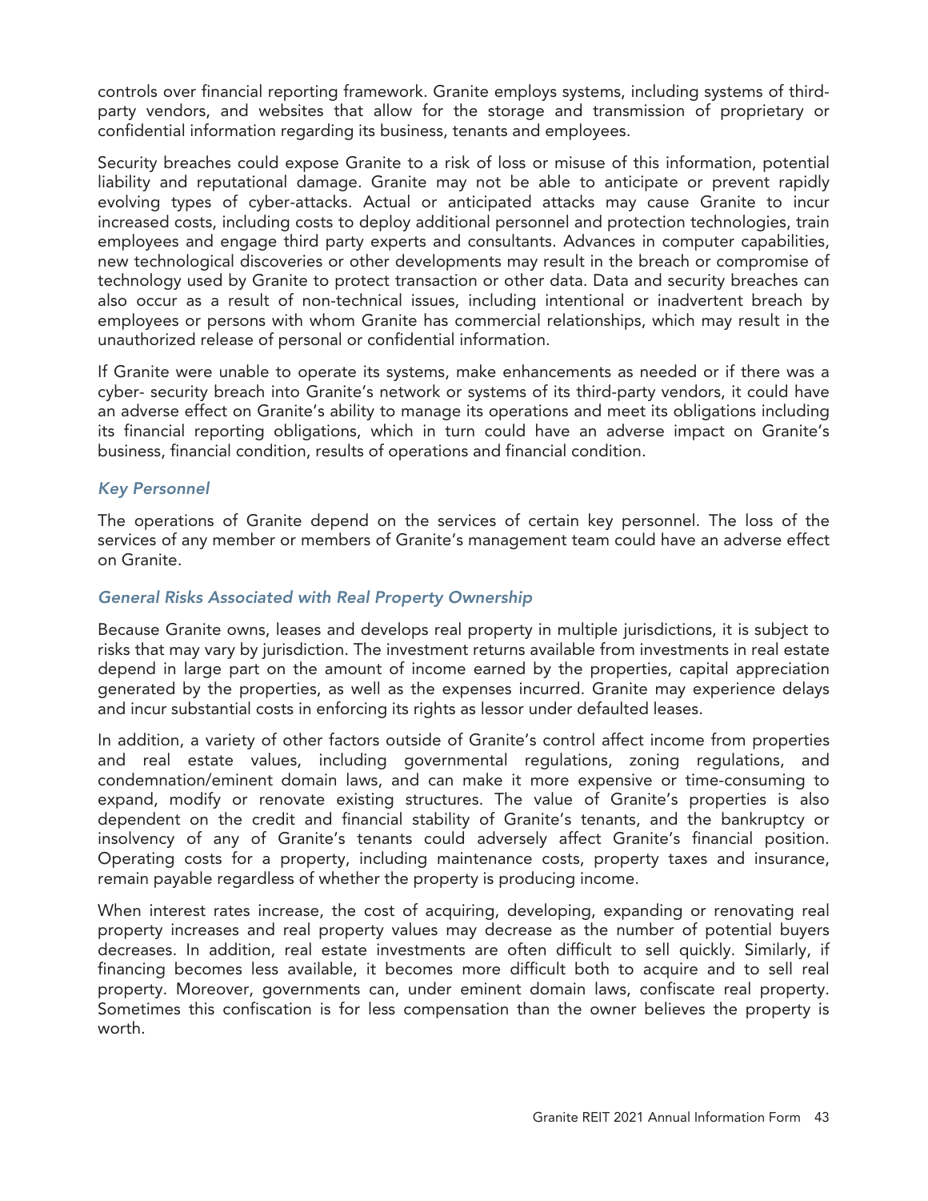controls over financial reporting framework. Granite employs systems, including systems of third-party vendors, and websites that allow for the storage and transmission of proprietary or confidential information regarding its business, tenants and employees.

Security breaches could expose Granite to a risk of loss or misuse of this information, potential liability and reputational damage. Granite may not be able to anticipate or prevent rapidly evolving types of cyber-attacks. Actual or anticipated attacks may cause Granite to incur increased costs, including costs to deploy additional personnel and protection technologies, train employees and engage third party experts and consultants. Advances in computer capabilities, new technological discoveries or other developments may result in the breach or compromise of technology used by Granite to protect transaction or other data. Data and security breaches can also occur as a result of non-technical issues, including intentional or inadvertent breach by employees or persons with whom Granite has commercial relationships, which may result in the unauthorized release of personal or confidential information.

If Granite were unable to operate its systems, make enhancements as needed or if there was a cyber- security breach into Granite's network or systems of its third-party vendors, it could have an adverse effect on Granite's ability to manage its operations and meet its obligations including its financial reporting obligations, which in turn could have an adverse impact on Granite's business, financial condition, results of operations and financial condition.

### *Key Personnel*

The operations of Granite depend on the services of certain key personnel. The loss of the services of any member or members of Granite's management team could have an adverse effect on Granite.

### *General Risks Associated with Real Property Ownership*

Because Granite owns, leases and develops real property in multiple jurisdictions, it is subject to risks that may vary by jurisdiction. The investment returns available from investments in real estate depend in large part on the amount of income earned by the properties, capital appreciation generated by the properties, as well as the expenses incurred. Granite may experience delays and incur substantial costs in enforcing its rights as lessor under defaulted leases.

In addition, a variety of other factors outside of Granite's control affect income from properties and real estate values, including governmental regulations, zoning regulations, and condemnation/eminent domain laws, and can make it more expensive or time-consuming to expand, modify or renovate existing structures. The value of Granite's properties is also dependent on the credit and financial stability of Granite's tenants, and the bankruptcy or insolvency of any of Granite's tenants could adversely affect Granite's financial position. Operating costs for a property, including maintenance costs, property taxes and insurance, remain payable regardless of whether the property is producing income.

When interest rates increase, the cost of acquiring, developing, expanding or renovating real property increases and real property values may decrease as the number of potential buyers decreases. In addition, real estate investments are often difficult to sell quickly. Similarly, if financing becomes less available, it becomes more difficult both to acquire and to sell real property. Moreover, governments can, under eminent domain laws, confiscate real property. Sometimes this confiscation is for less compensation than the owner believes the property is worth.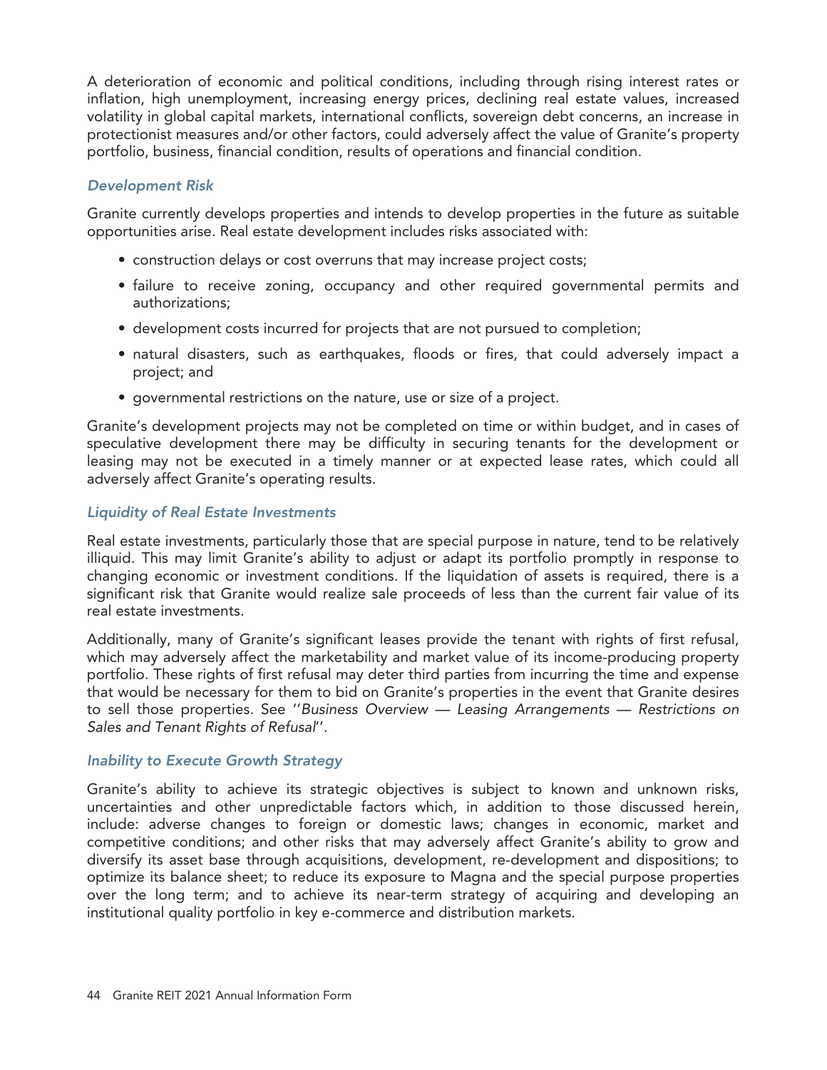A deterioration of economic and political conditions, including through rising interest rates or inflation, high unemployment, increasing energy prices, declining real estate values, increased volatility in global capital markets, international conflicts, sovereign debt concerns, an increase in protectionist measures and/or other factors, could adversely affect the value of Granite's property portfolio, business, financial condition, results of operations and financial condition.

### *Development Risk*

Granite currently develops properties and intends to develop properties in the future as suitable opportunities arise. Real estate development includes risks associated with:

- construction delays or cost overruns that may increase project costs;
- failure to receive zoning, occupancy and other required governmental permits and authorizations;
- development costs incurred for projects that are not pursued to completion;
- natural disasters, such as earthquakes, floods or fires, that could adversely impact a project; and
- governmental restrictions on the nature, use or size of a project.

Granite's development projects may not be completed on time or within budget, and in cases of speculative development there may be difficulty in securing tenants for the development or leasing may not be executed in a timely manner or at expected lease rates, which could all adversely affect Granite's operating results.

### *Liquidity of Real Estate Investments*

Real estate investments, particularly those that are special purpose in nature, tend to be relatively illiquid. This may limit Granite's ability to adjust or adapt its portfolio promptly in response to changing economic or investment conditions. If the liquidation of assets is required, there is a significant risk that Granite would realize sale proceeds of less than the current fair value of its real estate investments.

Additionally, many of Granite's significant leases provide the tenant with rights of first refusal, which may adversely affect the marketability and market value of its income-producing property portfolio. These rights of first refusal may deter third parties from incurring the time and expense that would be necessary for them to bid on Granite's properties in the event that Granite desires to sell those properties. See ''*Business Overview — Leasing Arrangements — Restrictions on Sales and Tenant Rights of Refusal*''.

### *Inability to Execute Growth Strategy*

Granite's ability to achieve its strategic objectives is subject to known and unknown risks, uncertainties and other unpredictable factors which, in addition to those discussed herein, include: adverse changes to foreign or domestic laws; changes in economic, market and competitive conditions; and other risks that may adversely affect Granite's ability to grow and diversify its asset base through acquisitions, development, re-development and dispositions; to optimize its balance sheet; to reduce its exposure to Magna and the special purpose properties over the long term; and to achieve its near-term strategy of acquiring and developing an institutional quality portfolio in key e-commerce and distribution markets.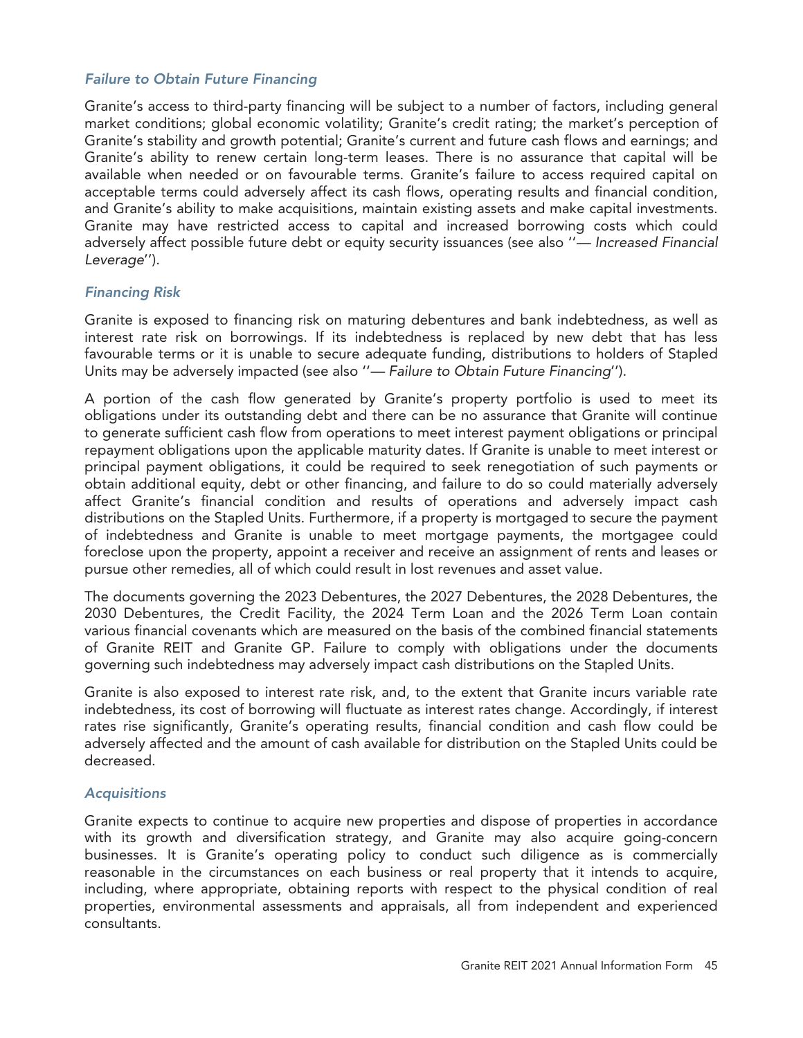### *Failure to Obtain Future Financing*

Granite's access to third-party financing will be subject to a number of factors, including general market conditions; global economic volatility; Granite's credit rating; the market's perception of Granite's stability and growth potential; Granite's current and future cash flows and earnings; and Granite's ability to renew certain long-term leases. There is no assurance that capital will be available when needed or on favourable terms. Granite's failure to access required capital on acceptable terms could adversely affect its cash flows, operating results and financial condition, and Granite's ability to make acquisitions, maintain existing assets and make capital investments. Granite may have restricted access to capital and increased borrowing costs which could adversely affect possible future debt or equity security issuances (see also ''— *Increased Financial Leverage*'').

### *Financing Risk*

Granite is exposed to financing risk on maturing debentures and bank indebtedness, as well as interest rate risk on borrowings. If its indebtedness is replaced by new debt that has less favourable terms or it is unable to secure adequate funding, distributions to holders of Stapled Units may be adversely impacted (see also ''— *Failure to Obtain Future Financing*'').

A portion of the cash flow generated by Granite's property portfolio is used to meet its obligations under its outstanding debt and there can be no assurance that Granite will continue to generate sufficient cash flow from operations to meet interest payment obligations or principal repayment obligations upon the applicable maturity dates. If Granite is unable to meet interest or principal payment obligations, it could be required to seek renegotiation of such payments or obtain additional equity, debt or other financing, and failure to do so could materially adversely affect Granite's financial condition and results of operations and adversely impact cash distributions on the Stapled Units. Furthermore, if a property is mortgaged to secure the payment of indebtedness and Granite is unable to meet mortgage payments, the mortgagee could foreclose upon the property, appoint a receiver and receive an assignment of rents and leases or pursue other remedies, all of which could result in lost revenues and asset value.

The documents governing the 2023 Debentures, the 2027 Debentures, the 2028 Debentures, the 2030 Debentures, the Credit Facility, the 2024 Term Loan and the 2026 Term Loan contain various financial covenants which are measured on the basis of the combined financial statements of Granite REIT and Granite GP. Failure to comply with obligations under the documents governing such indebtedness may adversely impact cash distributions on the Stapled Units.

Granite is also exposed to interest rate risk, and, to the extent that Granite incurs variable rate indebtedness, its cost of borrowing will fluctuate as interest rates change. Accordingly, if interest rates rise significantly, Granite's operating results, financial condition and cash flow could be adversely affected and the amount of cash available for distribution on the Stapled Units could be decreased.

### *Acquisitions*

Granite expects to continue to acquire new properties and dispose of properties in accordance with its growth and diversification strategy, and Granite may also acquire going-concern businesses. It is Granite's operating policy to conduct such diligence as is commercially reasonable in the circumstances on each business or real property that it intends to acquire, including, where appropriate, obtaining reports with respect to the physical condition of real properties, environmental assessments and appraisals, all from independent and experienced consultants.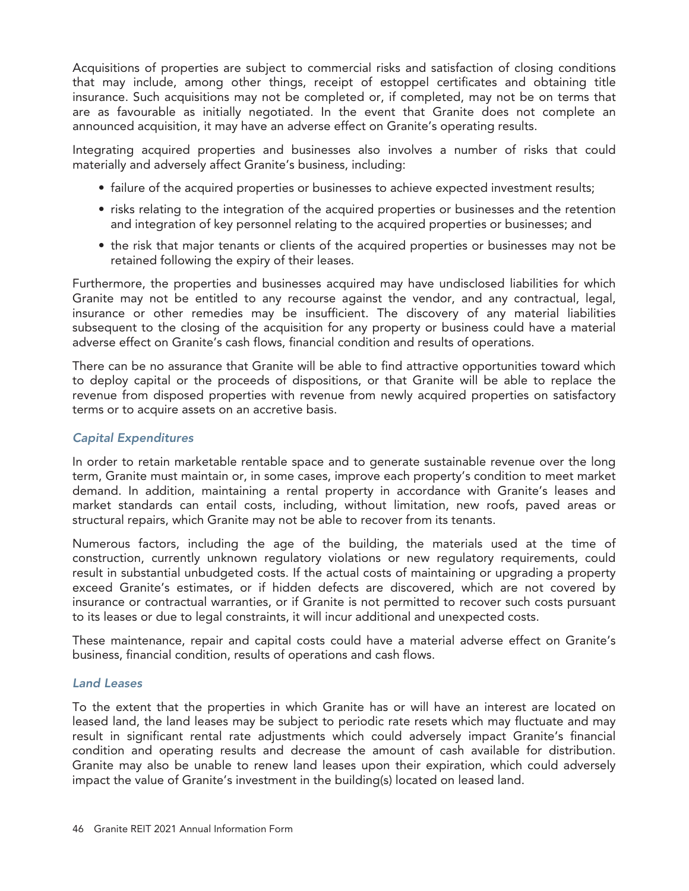Acquisitions of properties are subject to commercial risks and satisfaction of closing conditions that may include, among other things, receipt of estoppel certificates and obtaining title insurance. Such acquisitions may not be completed or, if completed, may not be on terms that are as favourable as initially negotiated. In the event that Granite does not complete an announced acquisition, it may have an adverse effect on Granite's operating results.

Integrating acquired properties and businesses also involves a number of risks that could materially and adversely affect Granite's business, including:

- failure of the acquired properties or businesses to achieve expected investment results;
- risks relating to the integration of the acquired properties or businesses and the retention and integration of key personnel relating to the acquired properties or businesses; and
- the risk that major tenants or clients of the acquired properties or businesses may not be retained following the expiry of their leases.

Furthermore, the properties and businesses acquired may have undisclosed liabilities for which Granite may not be entitled to any recourse against the vendor, and any contractual, legal, insurance or other remedies may be insufficient. The discovery of any material liabilities subsequent to the closing of the acquisition for any property or business could have a material adverse effect on Granite's cash flows, financial condition and results of operations.

There can be no assurance that Granite will be able to find attractive opportunities toward which to deploy capital or the proceeds of dispositions, or that Granite will be able to replace the revenue from disposed properties with revenue from newly acquired properties on satisfactory terms or to acquire assets on an accretive basis.

### *Capital Expenditures*

In order to retain marketable rentable space and to generate sustainable revenue over the long term, Granite must maintain or, in some cases, improve each property's condition to meet market demand. In addition, maintaining a rental property in accordance with Granite's leases and market standards can entail costs, including, without limitation, new roofs, paved areas or structural repairs, which Granite may not be able to recover from its tenants.

Numerous factors, including the age of the building, the materials used at the time of construction, currently unknown regulatory violations or new regulatory requirements, could result in substantial unbudgeted costs. If the actual costs of maintaining or upgrading a property exceed Granite's estimates, or if hidden defects are discovered, which are not covered by insurance or contractual warranties, or if Granite is not permitted to recover such costs pursuant to its leases or due to legal constraints, it will incur additional and unexpected costs.

These maintenance, repair and capital costs could have a material adverse effect on Granite's business, financial condition, results of operations and cash flows.

### *Land Leases*

To the extent that the properties in which Granite has or will have an interest are located on leased land, the land leases may be subject to periodic rate resets which may fluctuate and may result in significant rental rate adjustments which could adversely impact Granite's financial condition and operating results and decrease the amount of cash available for distribution. Granite may also be unable to renew land leases upon their expiration, which could adversely impact the value of Granite's investment in the building(s) located on leased land.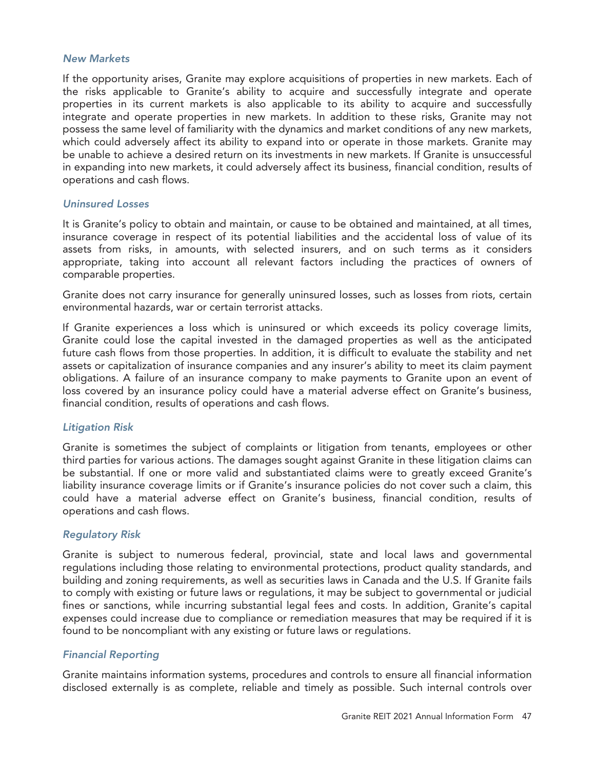*New Markets*

If the opportunity arises, Granite may explore acquisitions of properties in new markets. Each of the risks applicable to Granite's ability to acquire and successfully integrate and operate properties in its current markets is also applicable to its ability to acquire and successfully integrate and operate properties in new markets. In addition to these risks, Granite may not possess the same level of familiarity with the dynamics and market conditions of any new markets, which could adversely affect its ability to expand into or operate in those markets. Granite may be unable to achieve a desired return on its investments in new markets. If Granite is unsuccessful in expanding into new markets, it could adversely affect its business, financial condition, results of operations and cash flows.

*Uninsured Losses*

It is Granite's policy to obtain and maintain, or cause to be obtained and maintained, at all times, insurance coverage in respect of its potential liabilities and the accidental loss of value of its assets from risks, in amounts, with selected insurers, and on such terms as it considers appropriate, taking into account all relevant factors including the practices of owners of comparable properties.

Granite does not carry insurance for generally uninsured losses, such as losses from riots, certain environmental hazards, war or certain terrorist attacks.

If Granite experiences a loss which is uninsured or which exceeds its policy coverage limits, Granite could lose the capital invested in the damaged properties as well as the anticipated future cash flows from those properties. In addition, it is difficult to evaluate the stability and net assets or capitalization of insurance companies and any insurer's ability to meet its claim payment obligations. A failure of an insurance company to make payments to Granite upon an event of loss covered by an insurance policy could have a material adverse effect on Granite's business, financial condition, results of operations and cash flows.

*Litigation Risk*

Granite is sometimes the subject of complaints or litigation from tenants, employees or other third parties for various actions. The damages sought against Granite in these litigation claims can be substantial. If one or more valid and substantiated claims were to greatly exceed Granite's liability insurance coverage limits or if Granite's insurance policies do not cover such a claim, this could have a material adverse effect on Granite's business, financial condition, results of operations and cash flows.

*Regulatory Risk*

Granite is subject to numerous federal, provincial, state and local laws and governmental regulations including those relating to environmental protections, product quality standards, and building and zoning requirements, as well as securities laws in Canada and the U.S. If Granite fails to comply with existing or future laws or regulations, it may be subject to governmental or judicial fines or sanctions, while incurring substantial legal fees and costs. In addition, Granite's capital expenses could increase due to compliance or remediation measures that may be required if it is found to be noncompliant with any existing or future laws or regulations.

*Financial Reporting*

Granite maintains information systems, procedures and controls to ensure all financial information disclosed externally is as complete, reliable and timely as possible. Such internal controls over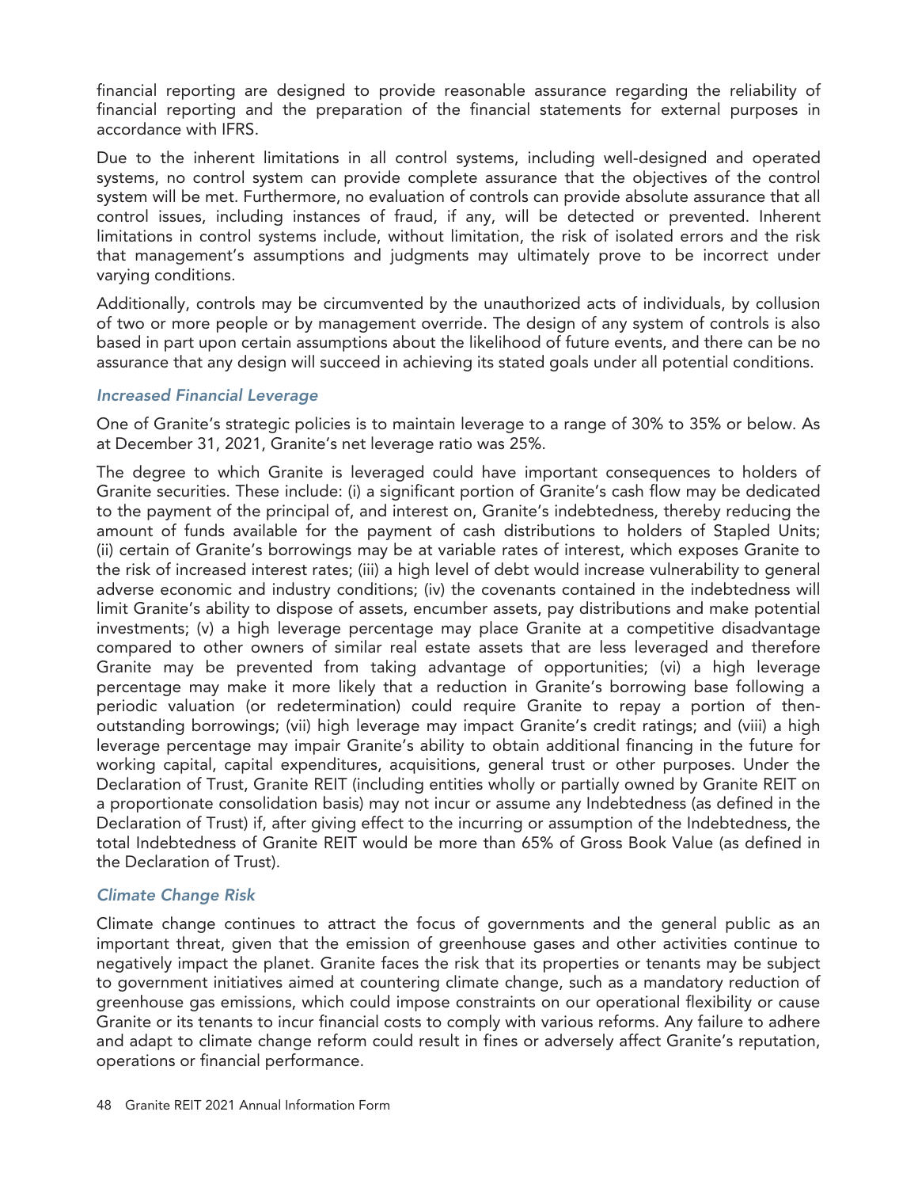financial reporting are designed to provide reasonable assurance regarding the reliability of financial reporting and the preparation of the financial statements for external purposes in accordance with IFRS.

Due to the inherent limitations in all control systems, including well-designed and operated systems, no control system can provide complete assurance that the objectives of the control system will be met. Furthermore, no evaluation of controls can provide absolute assurance that all control issues, including instances of fraud, if any, will be detected or prevented. Inherent limitations in control systems include, without limitation, the risk of isolated errors and the risk that management's assumptions and judgments may ultimately prove to be incorrect under varying conditions.

Additionally, controls may be circumvented by the unauthorized acts of individuals, by collusion of two or more people or by management override. The design of any system of controls is also based in part upon certain assumptions about the likelihood of future events, and there can be no assurance that any design will succeed in achieving its stated goals under all potential conditions.

### *Increased Financial Leverage*

One of Granite's strategic policies is to maintain leverage to a range of 30% to 35% or below. As at December 31, 2021, Granite's net leverage ratio was 25%.

The degree to which Granite is leveraged could have important consequences to holders of Granite securities. These include: (i) a significant portion of Granite's cash flow may be dedicated to the payment of the principal of, and interest on, Granite's indebtedness, thereby reducing the amount of funds available for the payment of cash distributions to holders of Stapled Units; (ii) certain of Granite's borrowings may be at variable rates of interest, which exposes Granite to the risk of increased interest rates; (iii) a high level of debt would increase vulnerability to general adverse economic and industry conditions; (iv) the covenants contained in the indebtedness will limit Granite's ability to dispose of assets, encumber assets, pay distributions and make potential investments; (v) a high leverage percentage may place Granite at a competitive disadvantage compared to other owners of similar real estate assets that are less leveraged and therefore Granite may be prevented from taking advantage of opportunities; (vi) a high leverage percentage may make it more likely that a reduction in Granite's borrowing base following a periodic valuation (or redetermination) could require Granite to repay a portion of then-outstanding borrowings; (vii) high leverage may impact Granite's credit ratings; and (viii) a high leverage percentage may impair Granite's ability to obtain additional financing in the future for working capital, capital expenditures, acquisitions, general trust or other purposes. Under the Declaration of Trust, Granite REIT (including entities wholly or partially owned by Granite REIT on a proportionate consolidation basis) may not incur or assume any Indebtedness (as defined in the Declaration of Trust) if, after giving effect to the incurring or assumption of the Indebtedness, the total Indebtedness of Granite REIT would be more than 65% of Gross Book Value (as defined in the Declaration of Trust).

### *Climate Change Risk*

Climate change continues to attract the focus of governments and the general public as an important threat, given that the emission of greenhouse gases and other activities continue to negatively impact the planet. Granite faces the risk that its properties or tenants may be subject to government initiatives aimed at countering climate change, such as a mandatory reduction of greenhouse gas emissions, which could impose constraints on our operational flexibility or cause Granite or its tenants to incur financial costs to comply with various reforms. Any failure to adhere and adapt to climate change reform could result in fines or adversely affect Granite's reputation, operations or financial performance.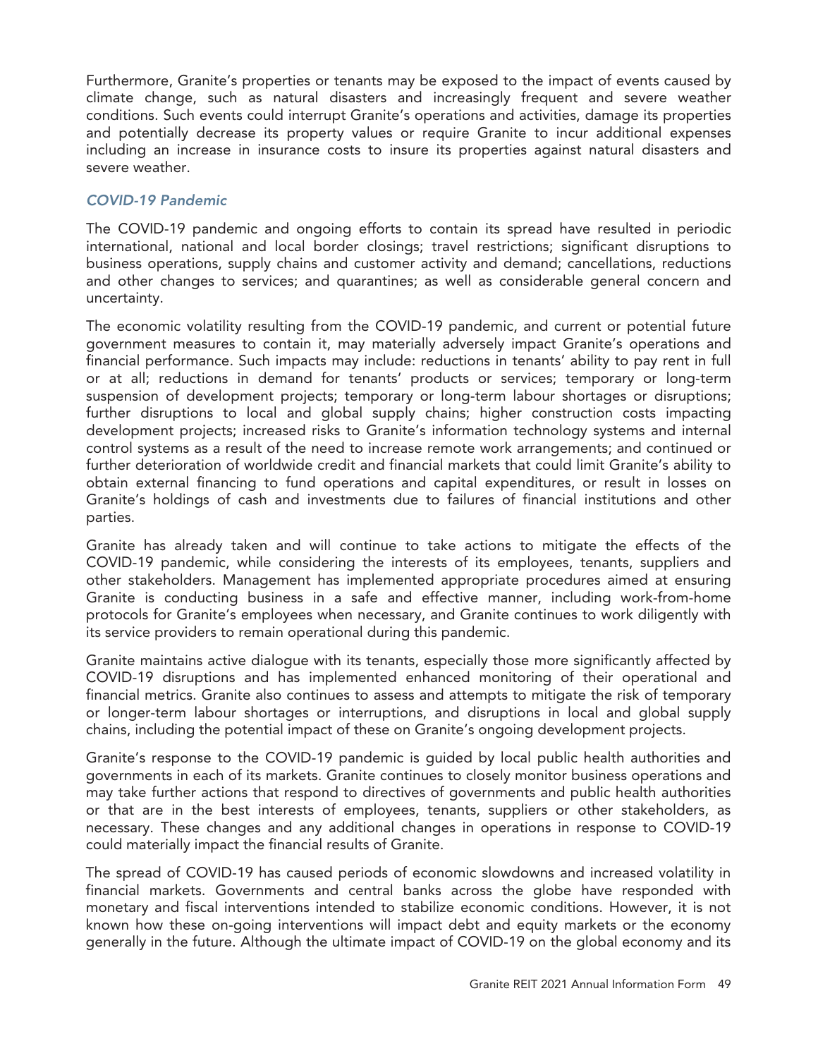Furthermore, Granite's properties or tenants may be exposed to the impact of events caused by climate change, such as natural disasters and increasingly frequent and severe weather conditions. Such events could interrupt Granite's operations and activities, damage its properties and potentially decrease its property values or require Granite to incur additional expenses including an increase in insurance costs to insure its properties against natural disasters and severe weather.

### *COVID-19 Pandemic*

The COVID-19 pandemic and ongoing efforts to contain its spread have resulted in periodic international, national and local border closings; travel restrictions; significant disruptions to business operations, supply chains and customer activity and demand; cancellations, reductions and other changes to services; and quarantines; as well as considerable general concern and uncertainty.

The economic volatility resulting from the COVID-19 pandemic, and current or potential future government measures to contain it, may materially adversely impact Granite's operations and financial performance. Such impacts may include: reductions in tenants' ability to pay rent in full or at all; reductions in demand for tenants' products or services; temporary or long-term suspension of development projects; temporary or long-term labour shortages or disruptions; further disruptions to local and global supply chains; higher construction costs impacting development projects; increased risks to Granite's information technology systems and internal control systems as a result of the need to increase remote work arrangements; and continued or further deterioration of worldwide credit and financial markets that could limit Granite's ability to obtain external financing to fund operations and capital expenditures, or result in losses on Granite's holdings of cash and investments due to failures of financial institutions and other parties.

Granite has already taken and will continue to take actions to mitigate the effects of the COVID-19 pandemic, while considering the interests of its employees, tenants, suppliers and other stakeholders. Management has implemented appropriate procedures aimed at ensuring Granite is conducting business in a safe and effective manner, including work-from-home protocols for Granite's employees when necessary, and Granite continues to work diligently with its service providers to remain operational during this pandemic.

Granite maintains active dialogue with its tenants, especially those more significantly affected by COVID-19 disruptions and has implemented enhanced monitoring of their operational and financial metrics. Granite also continues to assess and attempts to mitigate the risk of temporary or longer-term labour shortages or interruptions, and disruptions in local and global supply chains, including the potential impact of these on Granite's ongoing development projects.

Granite's response to the COVID-19 pandemic is guided by local public health authorities and governments in each of its markets. Granite continues to closely monitor business operations and may take further actions that respond to directives of governments and public health authorities or that are in the best interests of employees, tenants, suppliers or other stakeholders, as necessary. These changes and any additional changes in operations in response to COVID-19 could materially impact the financial results of Granite.

The spread of COVID-19 has caused periods of economic slowdowns and increased volatility in financial markets. Governments and central banks across the globe have responded with monetary and fiscal interventions intended to stabilize economic conditions. However, it is not known how these on-going interventions will impact debt and equity markets or the economy generally in the future. Although the ultimate impact of COVID-19 on the global economy and its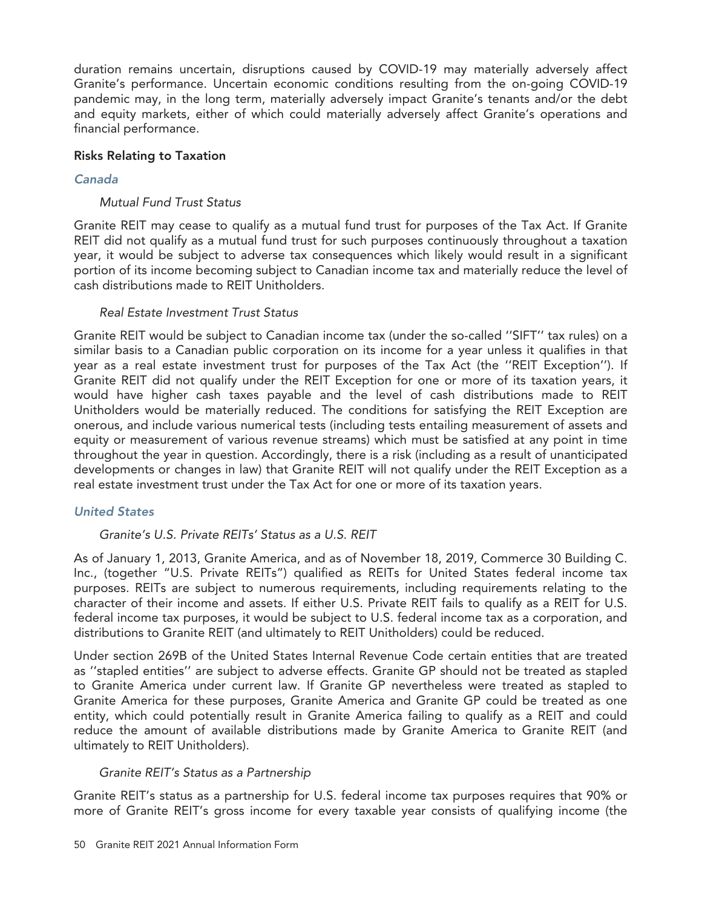duration remains uncertain, disruptions caused by COVID-19 may materially adversely affect Granite's performance. Uncertain economic conditions resulting from the on-going COVID-19 pandemic may, in the long term, materially adversely impact Granite's tenants and/or the debt and equity markets, either of which could materially adversely affect Granite's operations and financial performance.

### Risks Relating to Taxation

#### *Canada*

##### *Mutual Fund Trust Status*

Granite REIT may cease to qualify as a mutual fund trust for purposes of the Tax Act. If Granite REIT did not qualify as a mutual fund trust for such purposes continuously throughout a taxation year, it would be subject to adverse tax consequences which likely would result in a significant portion of its income becoming subject to Canadian income tax and materially reduce the level of cash distributions made to REIT Unitholders.

##### *Real Estate Investment Trust Status*

Granite REIT would be subject to Canadian income tax (under the so-called ''SIFT'' tax rules) on a similar basis to a Canadian public corporation on its income for a year unless it qualifies in that year as a real estate investment trust for purposes of the Tax Act (the ''REIT Exception''). If Granite REIT did not qualify under the REIT Exception for one or more of its taxation years, it would have higher cash taxes payable and the level of cash distributions made to REIT Unitholders would be materially reduced. The conditions for satisfying the REIT Exception are onerous, and include various numerical tests (including tests entailing measurement of assets and equity or measurement of various revenue streams) which must be satisfied at any point in time throughout the year in question. Accordingly, there is a risk (including as a result of unanticipated developments or changes in law) that Granite REIT will not qualify under the REIT Exception as a real estate investment trust under the Tax Act for one or more of its taxation years.

#### *United States*

##### *Granite's U.S. Private REITs' Status as a U.S. REIT*

As of January 1, 2013, Granite America, and as of November 18, 2019, Commerce 30 Building C. Inc., (together "U.S. Private REITs") qualified as REITs for United States federal income tax purposes. REITs are subject to numerous requirements, including requirements relating to the character of their income and assets. If either U.S. Private REIT fails to qualify as a REIT for U.S. federal income tax purposes, it would be subject to U.S. federal income tax as a corporation, and distributions to Granite REIT (and ultimately to REIT Unitholders) could be reduced.

Under section 269B of the United States Internal Revenue Code certain entities that are treated as ''stapled entities'' are subject to adverse effects. Granite GP should not be treated as stapled to Granite America under current law. If Granite GP nevertheless were treated as stapled to Granite America for these purposes, Granite America and Granite GP could be treated as one entity, which could potentially result in Granite America failing to qualify as a REIT and could reduce the amount of available distributions made by Granite America to Granite REIT (and ultimately to REIT Unitholders).

##### *Granite REIT's Status as a Partnership*

Granite REIT's status as a partnership for U.S. federal income tax purposes requires that 90% or more of Granite REIT's gross income for every taxable year consists of qualifying income (the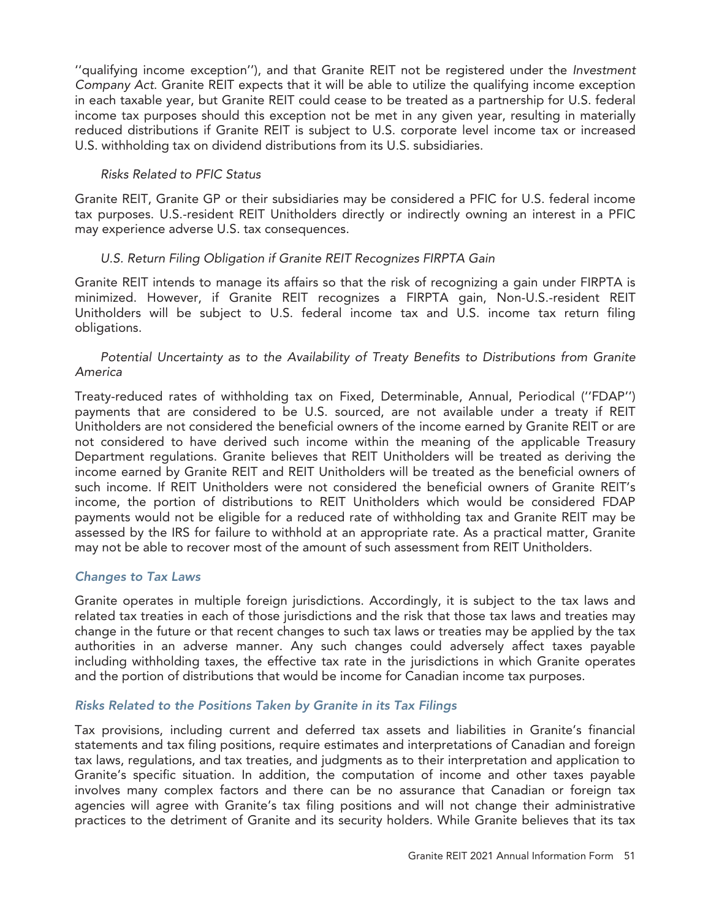''qualifying income exception''), and that Granite REIT not be registered under the *Investment Company Act*. Granite REIT expects that it will be able to utilize the qualifying income exception in each taxable year, but Granite REIT could cease to be treated as a partnership for U.S. federal income tax purposes should this exception not be met in any given year, resulting in materially reduced distributions if Granite REIT is subject to U.S. corporate level income tax or increased U.S. withholding tax on dividend distributions from its U.S. subsidiaries.

*Risks Related to PFIC Status*

Granite REIT, Granite GP or their subsidiaries may be considered a PFIC for U.S. federal income tax purposes. U.S.-resident REIT Unitholders directly or indirectly owning an interest in a PFIC may experience adverse U.S. tax consequences.

*U.S. Return Filing Obligation if Granite REIT Recognizes FIRPTA Gain*

Granite REIT intends to manage its affairs so that the risk of recognizing a gain under FIRPTA is minimized. However, if Granite REIT recognizes a FIRPTA gain, Non-U.S.-resident REIT Unitholders will be subject to U.S. federal income tax and U.S. income tax return filing obligations.

*Potential Uncertainty as to the Availability of Treaty Benefits to Distributions from Granite America*

Treaty-reduced rates of withholding tax on Fixed, Determinable, Annual, Periodical (''FDAP'') payments that are considered to be U.S. sourced, are not available under a treaty if REIT Unitholders are not considered the beneficial owners of the income earned by Granite REIT or are not considered to have derived such income within the meaning of the applicable Treasury Department regulations. Granite believes that REIT Unitholders will be treated as deriving the income earned by Granite REIT and REIT Unitholders will be treated as the beneficial owners of such income. If REIT Unitholders were not considered the beneficial owners of Granite REIT's income, the portion of distributions to REIT Unitholders which would be considered FDAP payments would not be eligible for a reduced rate of withholding tax and Granite REIT may be assessed by the IRS for failure to withhold at an appropriate rate. As a practical matter, Granite may not be able to recover most of the amount of such assessment from REIT Unitholders.

### *Changes to Tax Laws*

Granite operates in multiple foreign jurisdictions. Accordingly, it is subject to the tax laws and related tax treaties in each of those jurisdictions and the risk that those tax laws and treaties may change in the future or that recent changes to such tax laws or treaties may be applied by the tax authorities in an adverse manner. Any such changes could adversely affect taxes payable including withholding taxes, the effective tax rate in the jurisdictions in which Granite operates and the portion of distributions that would be income for Canadian income tax purposes.

### *Risks Related to the Positions Taken by Granite in its Tax Filings*

Tax provisions, including current and deferred tax assets and liabilities in Granite's financial statements and tax filing positions, require estimates and interpretations of Canadian and foreign tax laws, regulations, and tax treaties, and judgments as to their interpretation and application to Granite's specific situation. In addition, the computation of income and other taxes payable involves many complex factors and there can be no assurance that Canadian or foreign tax agencies will agree with Granite's tax filing positions and will not change their administrative practices to the detriment of Granite and its security holders. While Granite believes that its tax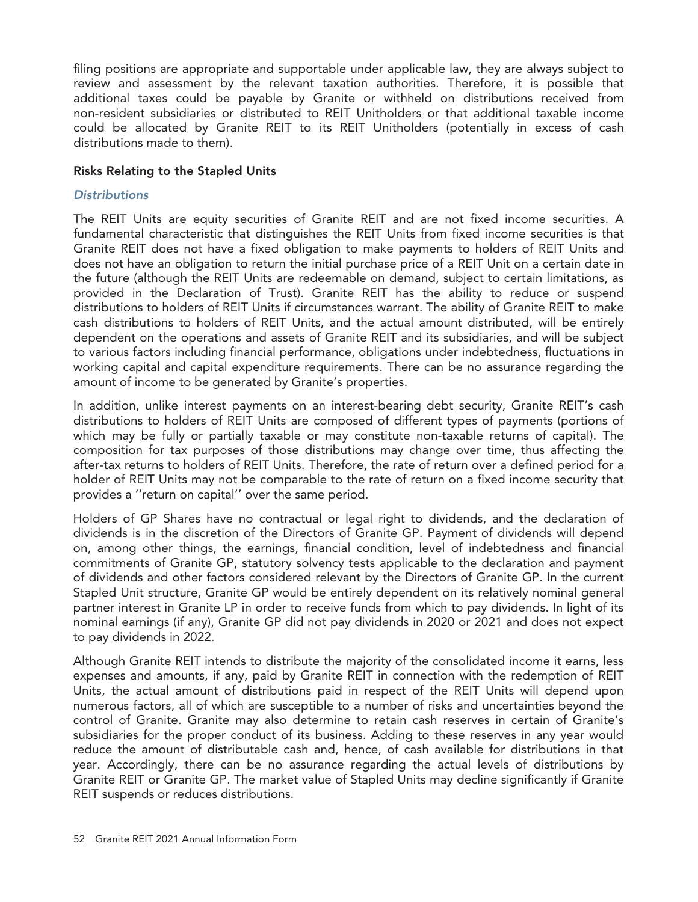filing positions are appropriate and supportable under applicable law, they are always subject to review and assessment by the relevant taxation authorities. Therefore, it is possible that additional taxes could be payable by Granite or withheld on distributions received from non-resident subsidiaries or distributed to REIT Unitholders or that additional taxable income could be allocated by Granite REIT to its REIT Unitholders (potentially in excess of cash distributions made to them).

### Risks Relating to the Stapled Units

#### *Distributions*

The REIT Units are equity securities of Granite REIT and are not fixed income securities. A fundamental characteristic that distinguishes the REIT Units from fixed income securities is that Granite REIT does not have a fixed obligation to make payments to holders of REIT Units and does not have an obligation to return the initial purchase price of a REIT Unit on a certain date in the future (although the REIT Units are redeemable on demand, subject to certain limitations, as provided in the Declaration of Trust). Granite REIT has the ability to reduce or suspend distributions to holders of REIT Units if circumstances warrant. The ability of Granite REIT to make cash distributions to holders of REIT Units, and the actual amount distributed, will be entirely dependent on the operations and assets of Granite REIT and its subsidiaries, and will be subject to various factors including financial performance, obligations under indebtedness, fluctuations in working capital and capital expenditure requirements. There can be no assurance regarding the amount of income to be generated by Granite's properties.

In addition, unlike interest payments on an interest-bearing debt security, Granite REIT's cash distributions to holders of REIT Units are composed of different types of payments (portions of which may be fully or partially taxable or may constitute non-taxable returns of capital). The composition for tax purposes of those distributions may change over time, thus affecting the after-tax returns to holders of REIT Units. Therefore, the rate of return over a defined period for a holder of REIT Units may not be comparable to the rate of return on a fixed income security that provides a ''return on capital'' over the same period.

Holders of GP Shares have no contractual or legal right to dividends, and the declaration of dividends is in the discretion of the Directors of Granite GP. Payment of dividends will depend on, among other things, the earnings, financial condition, level of indebtedness and financial commitments of Granite GP, statutory solvency tests applicable to the declaration and payment of dividends and other factors considered relevant by the Directors of Granite GP. In the current Stapled Unit structure, Granite GP would be entirely dependent on its relatively nominal general partner interest in Granite LP in order to receive funds from which to pay dividends. In light of its nominal earnings (if any), Granite GP did not pay dividends in 2020 or 2021 and does not expect to pay dividends in 2022.

Although Granite REIT intends to distribute the majority of the consolidated income it earns, less expenses and amounts, if any, paid by Granite REIT in connection with the redemption of REIT Units, the actual amount of distributions paid in respect of the REIT Units will depend upon numerous factors, all of which are susceptible to a number of risks and uncertainties beyond the control of Granite. Granite may also determine to retain cash reserves in certain of Granite's subsidiaries for the proper conduct of its business. Adding to these reserves in any year would reduce the amount of distributable cash and, hence, of cash available for distributions in that year. Accordingly, there can be no assurance regarding the actual levels of distributions by Granite REIT or Granite GP. The market value of Stapled Units may decline significantly if Granite REIT suspends or reduces distributions.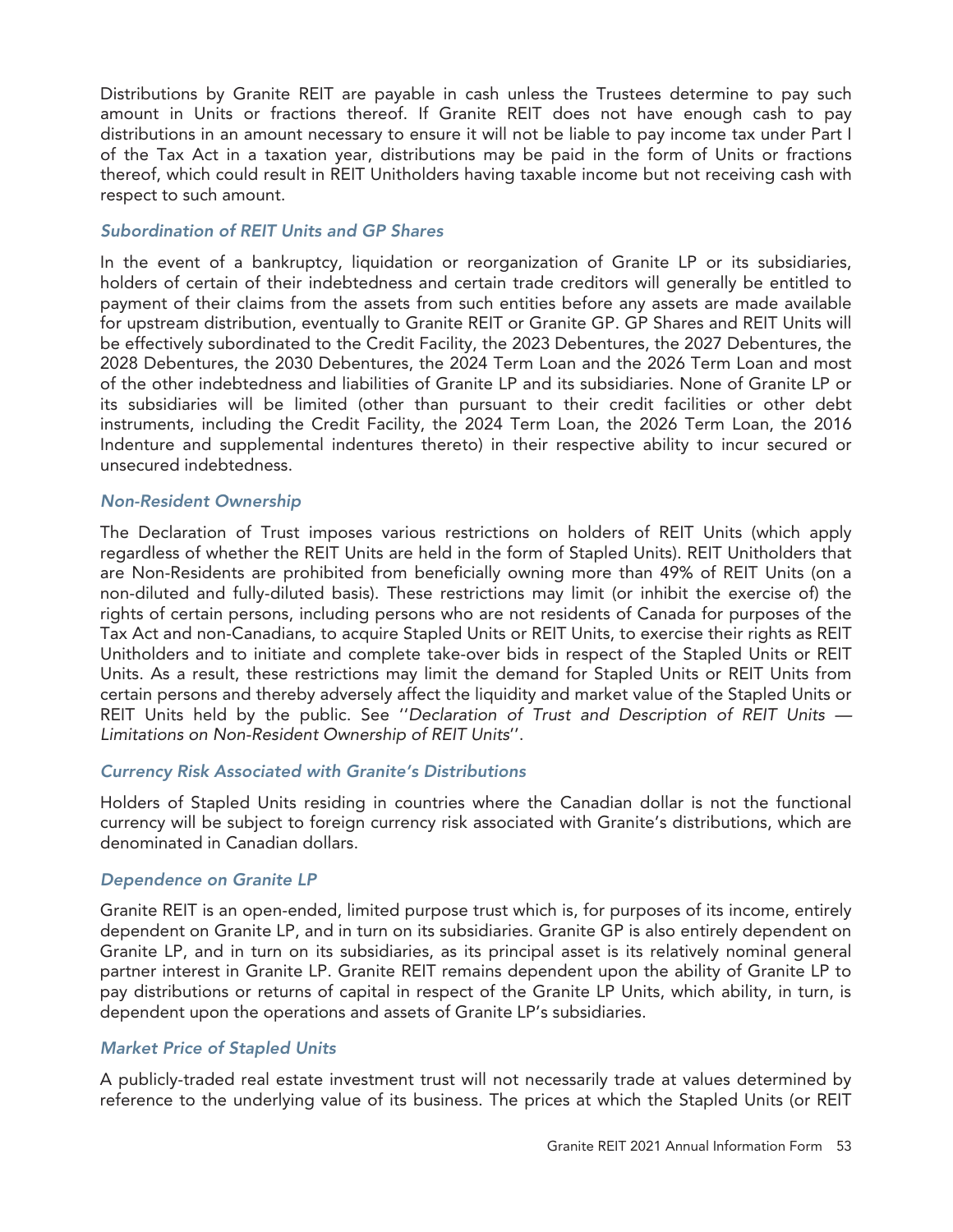Distributions by Granite REIT are payable in cash unless the Trustees determine to pay such amount in Units or fractions thereof. If Granite REIT does not have enough cash to pay distributions in an amount necessary to ensure it will not be liable to pay income tax under Part I of the Tax Act in a taxation year, distributions may be paid in the form of Units or fractions thereof, which could result in REIT Unitholders having taxable income but not receiving cash with respect to such amount.

### *Subordination of REIT Units and GP Shares*

In the event of a bankruptcy, liquidation or reorganization of Granite LP or its subsidiaries, holders of certain of their indebtedness and certain trade creditors will generally be entitled to payment of their claims from the assets from such entities before any assets are made available for upstream distribution, eventually to Granite REIT or Granite GP. GP Shares and REIT Units will be effectively subordinated to the Credit Facility, the 2023 Debentures, the 2027 Debentures, the 2028 Debentures, the 2030 Debentures, the 2024 Term Loan and the 2026 Term Loan and most of the other indebtedness and liabilities of Granite LP and its subsidiaries. None of Granite LP or its subsidiaries will be limited (other than pursuant to their credit facilities or other debt instruments, including the Credit Facility, the 2024 Term Loan, the 2026 Term Loan, the 2016 Indenture and supplemental indentures thereto) in their respective ability to incur secured or unsecured indebtedness.

### *Non-Resident Ownership*

The Declaration of Trust imposes various restrictions on holders of REIT Units (which apply regardless of whether the REIT Units are held in the form of Stapled Units). REIT Unitholders that are Non-Residents are prohibited from beneficially owning more than 49% of REIT Units (on a non-diluted and fully-diluted basis). These restrictions may limit (or inhibit the exercise of) the rights of certain persons, including persons who are not residents of Canada for purposes of the Tax Act and non-Canadians, to acquire Stapled Units or REIT Units, to exercise their rights as REIT Unitholders and to initiate and complete take-over bids in respect of the Stapled Units or REIT Units. As a result, these restrictions may limit the demand for Stapled Units or REIT Units from certain persons and thereby adversely affect the liquidity and market value of the Stapled Units or REIT Units held by the public. See ''*Declaration of Trust and Description of REIT Units — Limitations on Non-Resident Ownership of REIT Units*''.

### *Currency Risk Associated with Granite's Distributions*

Holders of Stapled Units residing in countries where the Canadian dollar is not the functional currency will be subject to foreign currency risk associated with Granite's distributions, which are denominated in Canadian dollars.

### *Dependence on Granite LP*

Granite REIT is an open-ended, limited purpose trust which is, for purposes of its income, entirely dependent on Granite LP, and in turn on its subsidiaries. Granite GP is also entirely dependent on Granite LP, and in turn on its subsidiaries, as its principal asset is its relatively nominal general partner interest in Granite LP. Granite REIT remains dependent upon the ability of Granite LP to pay distributions or returns of capital in respect of the Granite LP Units, which ability, in turn, is dependent upon the operations and assets of Granite LP's subsidiaries.

### *Market Price of Stapled Units*

A publicly-traded real estate investment trust will not necessarily trade at values determined by reference to the underlying value of its business. The prices at which the Stapled Units (or REIT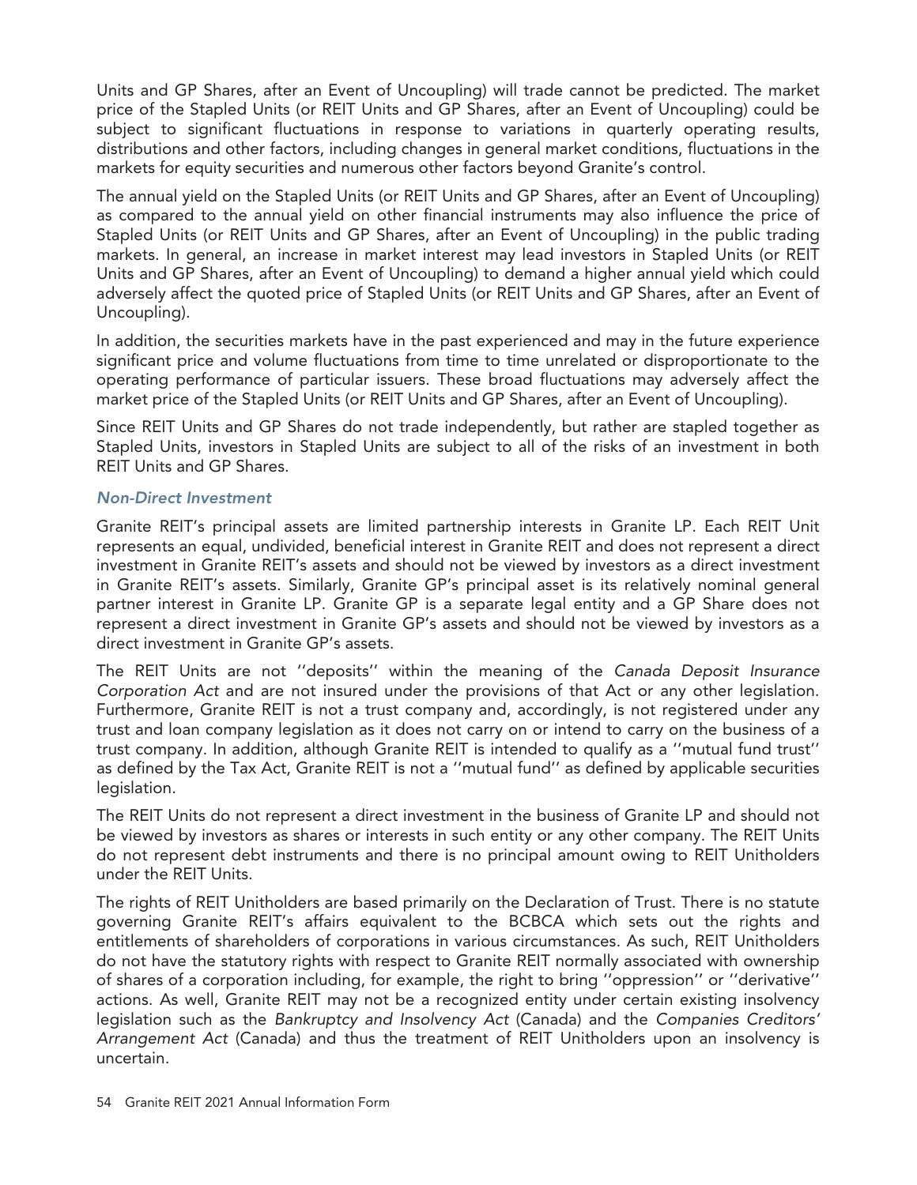Units and GP Shares, after an Event of Uncoupling) will trade cannot be predicted. The market price of the Stapled Units (or REIT Units and GP Shares, after an Event of Uncoupling) could be subject to significant fluctuations in response to variations in quarterly operating results, distributions and other factors, including changes in general market conditions, fluctuations in the markets for equity securities and numerous other factors beyond Granite's control.

The annual yield on the Stapled Units (or REIT Units and GP Shares, after an Event of Uncoupling) as compared to the annual yield on other financial instruments may also influence the price of Stapled Units (or REIT Units and GP Shares, after an Event of Uncoupling) in the public trading markets. In general, an increase in market interest may lead investors in Stapled Units (or REIT Units and GP Shares, after an Event of Uncoupling) to demand a higher annual yield which could adversely affect the quoted price of Stapled Units (or REIT Units and GP Shares, after an Event of Uncoupling).

In addition, the securities markets have in the past experienced and may in the future experience significant price and volume fluctuations from time to time unrelated or disproportionate to the operating performance of particular issuers. These broad fluctuations may adversely affect the market price of the Stapled Units (or REIT Units and GP Shares, after an Event of Uncoupling).

Since REIT Units and GP Shares do not trade independently, but rather are stapled together as Stapled Units, investors in Stapled Units are subject to all of the risks of an investment in both REIT Units and GP Shares.

### *Non-Direct Investment*

Granite REIT's principal assets are limited partnership interests in Granite LP. Each REIT Unit represents an equal, undivided, beneficial interest in Granite REIT and does not represent a direct investment in Granite REIT's assets and should not be viewed by investors as a direct investment in Granite REIT's assets. Similarly, Granite GP's principal asset is its relatively nominal general partner interest in Granite LP. Granite GP is a separate legal entity and a GP Share does not represent a direct investment in Granite GP's assets and should not be viewed by investors as a direct investment in Granite GP's assets.

The REIT Units are not ''deposits'' within the meaning of the *Canada Deposit Insurance Corporation Act* and are not insured under the provisions of that Act or any other legislation. Furthermore, Granite REIT is not a trust company and, accordingly, is not registered under any trust and loan company legislation as it does not carry on or intend to carry on the business of a trust company. In addition, although Granite REIT is intended to qualify as a ''mutual fund trust'' as defined by the Tax Act, Granite REIT is not a ''mutual fund'' as defined by applicable securities legislation.

The REIT Units do not represent a direct investment in the business of Granite LP and should not be viewed by investors as shares or interests in such entity or any other company. The REIT Units do not represent debt instruments and there is no principal amount owing to REIT Unitholders under the REIT Units.

The rights of REIT Unitholders are based primarily on the Declaration of Trust. There is no statute governing Granite REIT's affairs equivalent to the BCBCA which sets out the rights and entitlements of shareholders of corporations in various circumstances. As such, REIT Unitholders do not have the statutory rights with respect to Granite REIT normally associated with ownership of shares of a corporation including, for example, the right to bring ''oppression'' or ''derivative'' actions. As well, Granite REIT may not be a recognized entity under certain existing insolvency legislation such as the *Bankruptcy and Insolvency Act* (Canada) and the *Companies Creditors' Arrangement Act* (Canada) and thus the treatment of REIT Unitholders upon an insolvency is uncertain.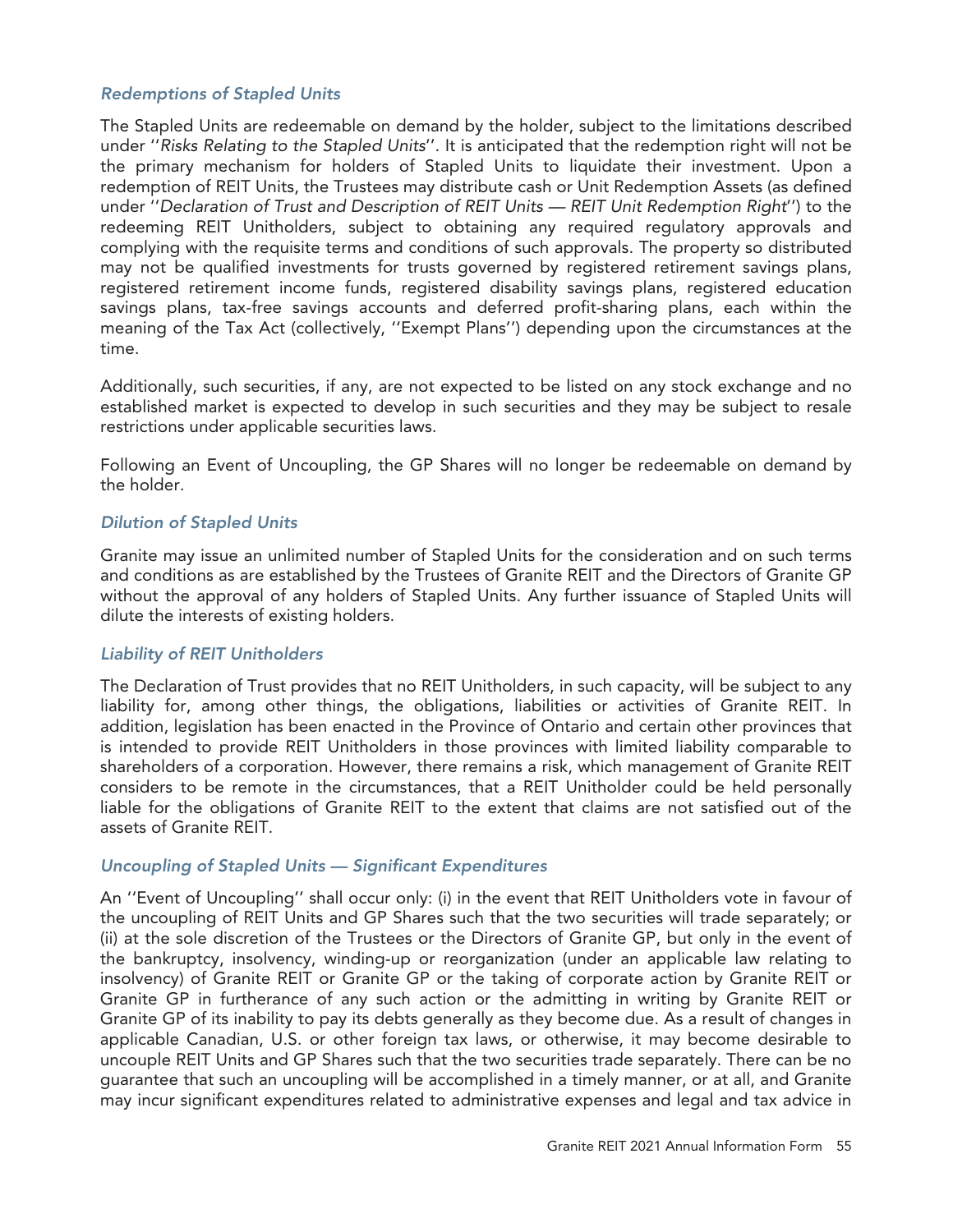### *Redemptions of Stapled Units*

The Stapled Units are redeemable on demand by the holder, subject to the limitations described under ''*Risks Relating to the Stapled Units*''. It is anticipated that the redemption right will not be the primary mechanism for holders of Stapled Units to liquidate their investment. Upon a redemption of REIT Units, the Trustees may distribute cash or Unit Redemption Assets (as defined under ''*Declaration of Trust and Description of REIT Units — REIT Unit Redemption Right*'') to the redeeming REIT Unitholders, subject to obtaining any required regulatory approvals and complying with the requisite terms and conditions of such approvals. The property so distributed may not be qualified investments for trusts governed by registered retirement savings plans, registered retirement income funds, registered disability savings plans, registered education savings plans, tax-free savings accounts and deferred profit-sharing plans, each within the meaning of the Tax Act (collectively, ''Exempt Plans'') depending upon the circumstances at the time.

Additionally, such securities, if any, are not expected to be listed on any stock exchange and no established market is expected to develop in such securities and they may be subject to resale restrictions under applicable securities laws.

Following an Event of Uncoupling, the GP Shares will no longer be redeemable on demand by the holder.

### *Dilution of Stapled Units*

Granite may issue an unlimited number of Stapled Units for the consideration and on such terms and conditions as are established by the Trustees of Granite REIT and the Directors of Granite GP without the approval of any holders of Stapled Units. Any further issuance of Stapled Units will dilute the interests of existing holders.

### *Liability of REIT Unitholders*

The Declaration of Trust provides that no REIT Unitholders, in such capacity, will be subject to any liability for, among other things, the obligations, liabilities or activities of Granite REIT. In addition, legislation has been enacted in the Province of Ontario and certain other provinces that is intended to provide REIT Unitholders in those provinces with limited liability comparable to shareholders of a corporation. However, there remains a risk, which management of Granite REIT considers to be remote in the circumstances, that a REIT Unitholder could be held personally liable for the obligations of Granite REIT to the extent that claims are not satisfied out of the assets of Granite REIT.

### *Uncoupling of Stapled Units — Significant Expenditures*

An ''Event of Uncoupling'' shall occur only: (i) in the event that REIT Unitholders vote in favour of the uncoupling of REIT Units and GP Shares such that the two securities will trade separately; or (ii) at the sole discretion of the Trustees or the Directors of Granite GP, but only in the event of the bankruptcy, insolvency, winding-up or reorganization (under an applicable law relating to insolvency) of Granite REIT or Granite GP or the taking of corporate action by Granite REIT or Granite GP in furtherance of any such action or the admitting in writing by Granite REIT or Granite GP of its inability to pay its debts generally as they become due. As a result of changes in applicable Canadian, U.S. or other foreign tax laws, or otherwise, it may become desirable to uncouple REIT Units and GP Shares such that the two securities trade separately. There can be no guarantee that such an uncoupling will be accomplished in a timely manner, or at all, and Granite may incur significant expenditures related to administrative expenses and legal and tax advice in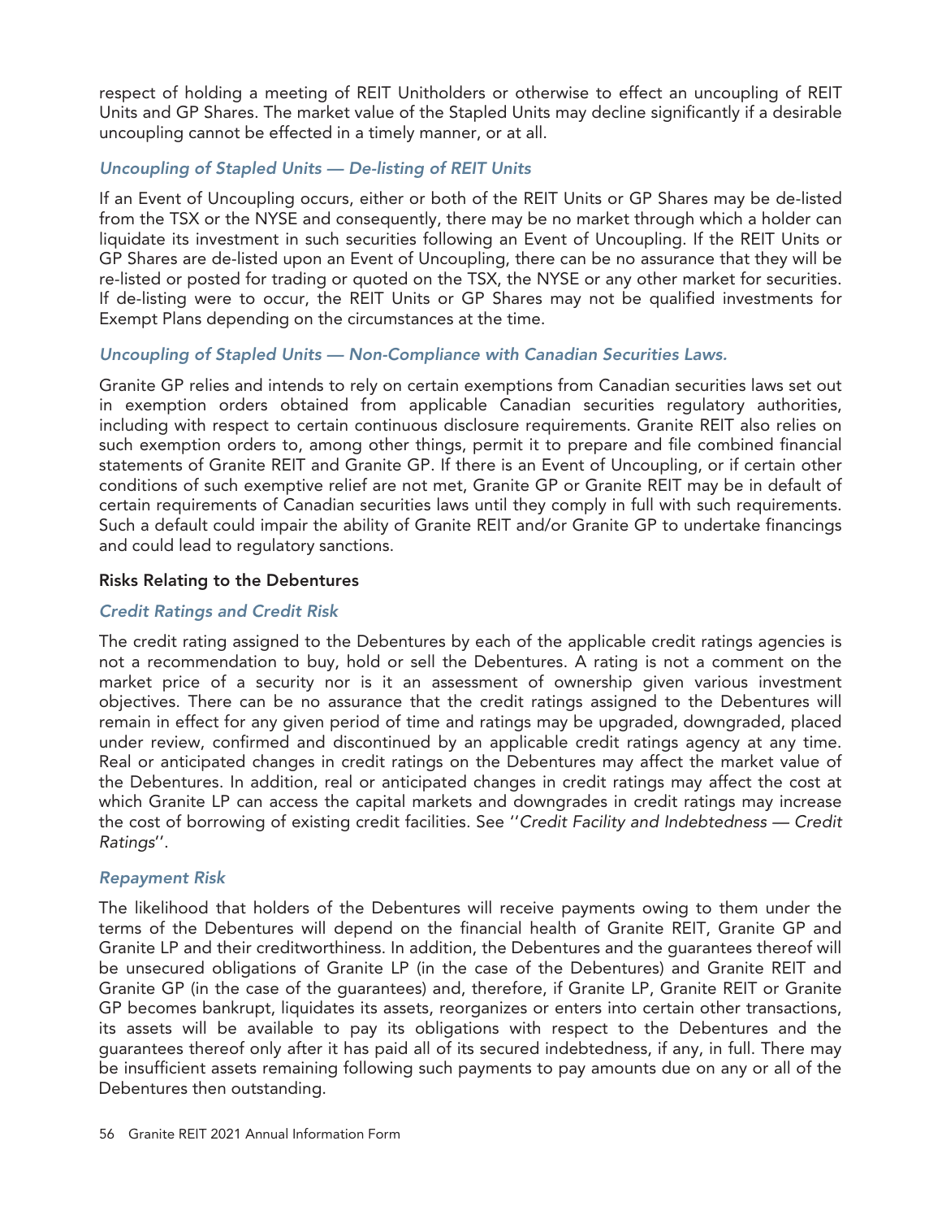respect of holding a meeting of REIT Unitholders or otherwise to effect an uncoupling of REIT Units and GP Shares. The market value of the Stapled Units may decline significantly if a desirable uncoupling cannot be effected in a timely manner, or at all.

### *Uncoupling of Stapled Units — De-listing of REIT Units*

If an Event of Uncoupling occurs, either or both of the REIT Units or GP Shares may be de-listed from the TSX or the NYSE and consequently, there may be no market through which a holder can liquidate its investment in such securities following an Event of Uncoupling. If the REIT Units or GP Shares are de-listed upon an Event of Uncoupling, there can be no assurance that they will be re-listed or posted for trading or quoted on the TSX, the NYSE or any other market for securities. If de-listing were to occur, the REIT Units or GP Shares may not be qualified investments for Exempt Plans depending on the circumstances at the time.

### *Uncoupling of Stapled Units — Non-Compliance with Canadian Securities Laws.*

Granite GP relies and intends to rely on certain exemptions from Canadian securities laws set out in exemption orders obtained from applicable Canadian securities regulatory authorities, including with respect to certain continuous disclosure requirements. Granite REIT also relies on such exemption orders to, among other things, permit it to prepare and file combined financial statements of Granite REIT and Granite GP. If there is an Event of Uncoupling, or if certain other conditions of such exemptive relief are not met, Granite GP or Granite REIT may be in default of certain requirements of Canadian securities laws until they comply in full with such requirements. Such a default could impair the ability of Granite REIT and/or Granite GP to undertake financings and could lead to regulatory sanctions.

## Risks Relating to the Debentures

### *Credit Ratings and Credit Risk*

The credit rating assigned to the Debentures by each of the applicable credit ratings agencies is not a recommendation to buy, hold or sell the Debentures. A rating is not a comment on the market price of a security nor is it an assessment of ownership given various investment objectives. There can be no assurance that the credit ratings assigned to the Debentures will remain in effect for any given period of time and ratings may be upgraded, downgraded, placed under review, confirmed and discontinued by an applicable credit ratings agency at any time. Real or anticipated changes in credit ratings on the Debentures may affect the market value of the Debentures. In addition, real or anticipated changes in credit ratings may affect the cost at which Granite LP can access the capital markets and downgrades in credit ratings may increase the cost of borrowing of existing credit facilities. See ''*Credit Facility and Indebtedness — Credit Ratings*''.

### *Repayment Risk*

The likelihood that holders of the Debentures will receive payments owing to them under the terms of the Debentures will depend on the financial health of Granite REIT, Granite GP and Granite LP and their creditworthiness. In addition, the Debentures and the guarantees thereof will be unsecured obligations of Granite LP (in the case of the Debentures) and Granite REIT and Granite GP (in the case of the guarantees) and, therefore, if Granite LP, Granite REIT or Granite GP becomes bankrupt, liquidates its assets, reorganizes or enters into certain other transactions, its assets will be available to pay its obligations with respect to the Debentures and the guarantees thereof only after it has paid all of its secured indebtedness, if any, in full. There may be insufficient assets remaining following such payments to pay amounts due on any or all of the Debentures then outstanding.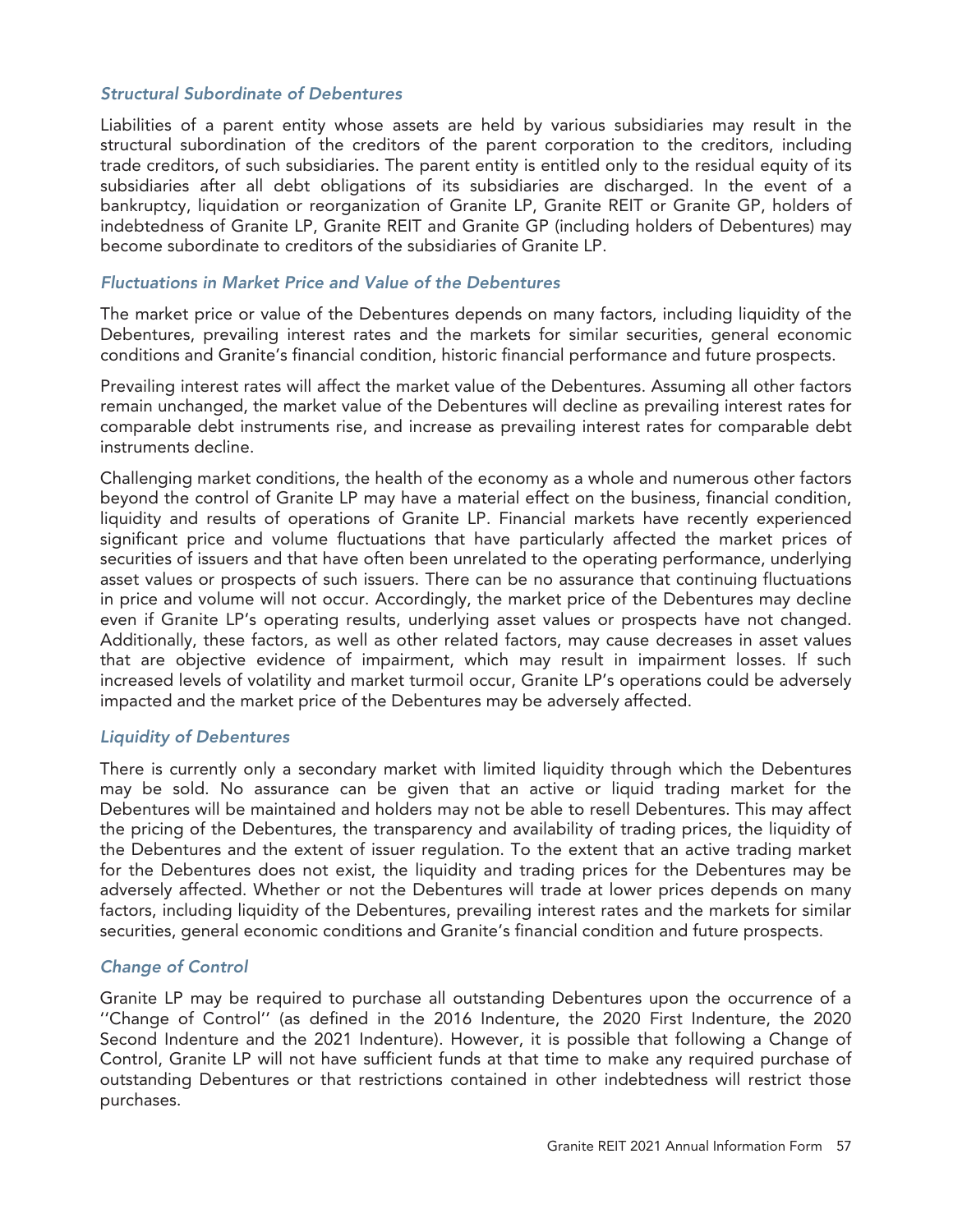### *Structural Subordinate of Debentures*

Liabilities of a parent entity whose assets are held by various subsidiaries may result in the structural subordination of the creditors of the parent corporation to the creditors, including trade creditors, of such subsidiaries. The parent entity is entitled only to the residual equity of its subsidiaries after all debt obligations of its subsidiaries are discharged. In the event of a bankruptcy, liquidation or reorganization of Granite LP, Granite REIT or Granite GP, holders of indebtedness of Granite LP, Granite REIT and Granite GP (including holders of Debentures) may become subordinate to creditors of the subsidiaries of Granite LP.

### *Fluctuations in Market Price and Value of the Debentures*

The market price or value of the Debentures depends on many factors, including liquidity of the Debentures, prevailing interest rates and the markets for similar securities, general economic conditions and Granite's financial condition, historic financial performance and future prospects.

Prevailing interest rates will affect the market value of the Debentures. Assuming all other factors remain unchanged, the market value of the Debentures will decline as prevailing interest rates for comparable debt instruments rise, and increase as prevailing interest rates for comparable debt instruments decline.

Challenging market conditions, the health of the economy as a whole and numerous other factors beyond the control of Granite LP may have a material effect on the business, financial condition, liquidity and results of operations of Granite LP. Financial markets have recently experienced significant price and volume fluctuations that have particularly affected the market prices of securities of issuers and that have often been unrelated to the operating performance, underlying asset values or prospects of such issuers. There can be no assurance that continuing fluctuations in price and volume will not occur. Accordingly, the market price of the Debentures may decline even if Granite LP's operating results, underlying asset values or prospects have not changed. Additionally, these factors, as well as other related factors, may cause decreases in asset values that are objective evidence of impairment, which may result in impairment losses. If such increased levels of volatility and market turmoil occur, Granite LP's operations could be adversely impacted and the market price of the Debentures may be adversely affected.

### *Liquidity of Debentures*

There is currently only a secondary market with limited liquidity through which the Debentures may be sold. No assurance can be given that an active or liquid trading market for the Debentures will be maintained and holders may not be able to resell Debentures. This may affect the pricing of the Debentures, the transparency and availability of trading prices, the liquidity of the Debentures and the extent of issuer regulation. To the extent that an active trading market for the Debentures does not exist, the liquidity and trading prices for the Debentures may be adversely affected. Whether or not the Debentures will trade at lower prices depends on many factors, including liquidity of the Debentures, prevailing interest rates and the markets for similar securities, general economic conditions and Granite's financial condition and future prospects.

### *Change of Control*

Granite LP may be required to purchase all outstanding Debentures upon the occurrence of a ''Change of Control'' (as defined in the 2016 Indenture, the 2020 First Indenture, the 2020 Second Indenture and the 2021 Indenture). However, it is possible that following a Change of Control, Granite LP will not have sufficient funds at that time to make any required purchase of outstanding Debentures or that restrictions contained in other indebtedness will restrict those purchases.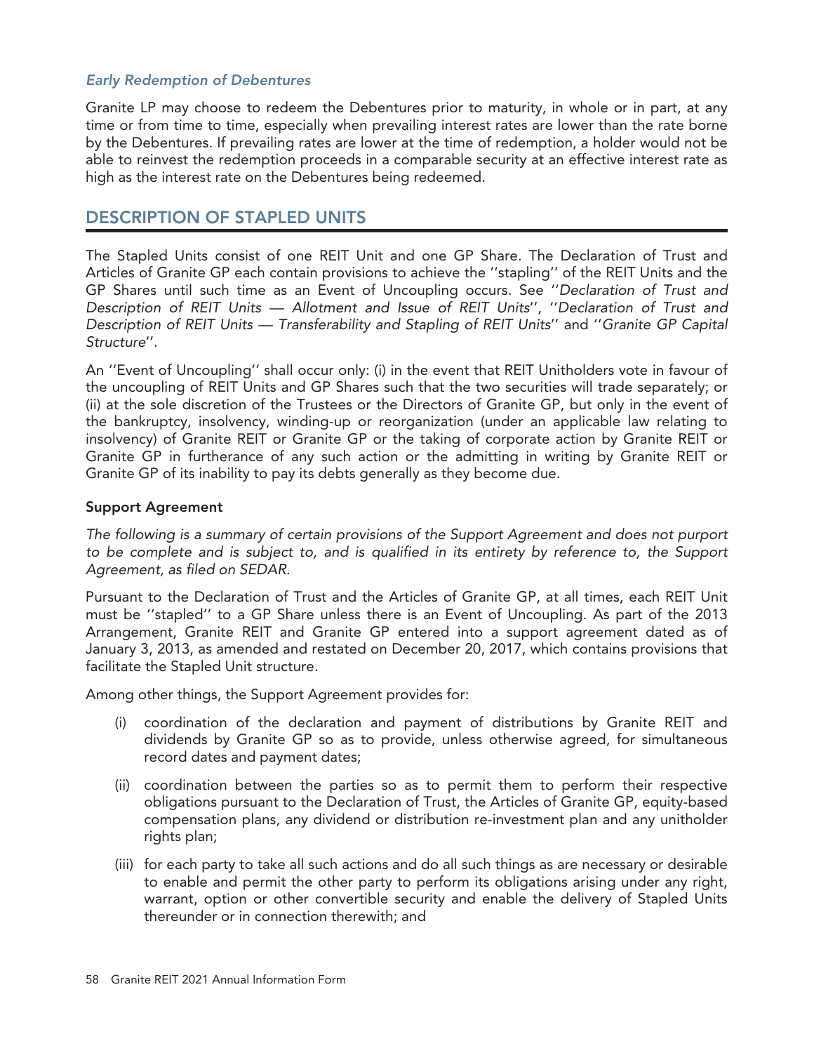### *Early Redemption of Debentures*

Granite LP may choose to redeem the Debentures prior to maturity, in whole or in part, at any time or from time to time, especially when prevailing interest rates are lower than the rate borne by the Debentures. If prevailing rates are lower at the time of redemption, a holder would not be able to reinvest the redemption proceeds in a comparable security at an effective interest rate as high as the interest rate on the Debentures being redeemed.

## DESCRIPTION OF STAPLED UNITS

The Stapled Units consist of one REIT Unit and one GP Share. The Declaration of Trust and Articles of Granite GP each contain provisions to achieve the ''stapling'' of the REIT Units and the GP Shares until such time as an Event of Uncoupling occurs. See ''*Declaration of Trust and Description of REIT Units — Allotment and Issue of REIT Units*'', ''*Declaration of Trust and Description of REIT Units — Transferability and Stapling of REIT Units*'' and ''*Granite GP Capital Structure*''.

An ''Event of Uncoupling'' shall occur only: (i) in the event that REIT Unitholders vote in favour of the uncoupling of REIT Units and GP Shares such that the two securities will trade separately; or (ii) at the sole discretion of the Trustees or the Directors of Granite GP, but only in the event of the bankruptcy, insolvency, winding-up or reorganization (under an applicable law relating to insolvency) of Granite REIT or Granite GP or the taking of corporate action by Granite REIT or Granite GP in furtherance of any such action or the admitting in writing by Granite REIT or Granite GP of its inability to pay its debts generally as they become due.

### Support Agreement

*The following is a summary of certain provisions of the Support Agreement and does not purport to be complete and is subject to, and is qualified in its entirety by reference to, the Support Agreement, as filed on SEDAR.*

Pursuant to the Declaration of Trust and the Articles of Granite GP, at all times, each REIT Unit must be ''stapled'' to a GP Share unless there is an Event of Uncoupling. As part of the 2013 Arrangement, Granite REIT and Granite GP entered into a support agreement dated as of January 3, 2013, as amended and restated on December 20, 2017, which contains provisions that facilitate the Stapled Unit structure.

Among other things, the Support Agreement provides for:

(i) coordination of the declaration and payment of distributions by Granite REIT and dividends by Granite GP so as to provide, unless otherwise agreed, for simultaneous record dates and payment dates;

(ii) coordination between the parties so as to permit them to perform their respective obligations pursuant to the Declaration of Trust, the Articles of Granite GP, equity-based compensation plans, any dividend or distribution re-investment plan and any unitholder rights plan;

(iii) for each party to take all such actions and do all such things as are necessary or desirable to enable and permit the other party to perform its obligations arising under any right, warrant, option or other convertible security and enable the delivery of Stapled Units thereunder or in connection therewith; and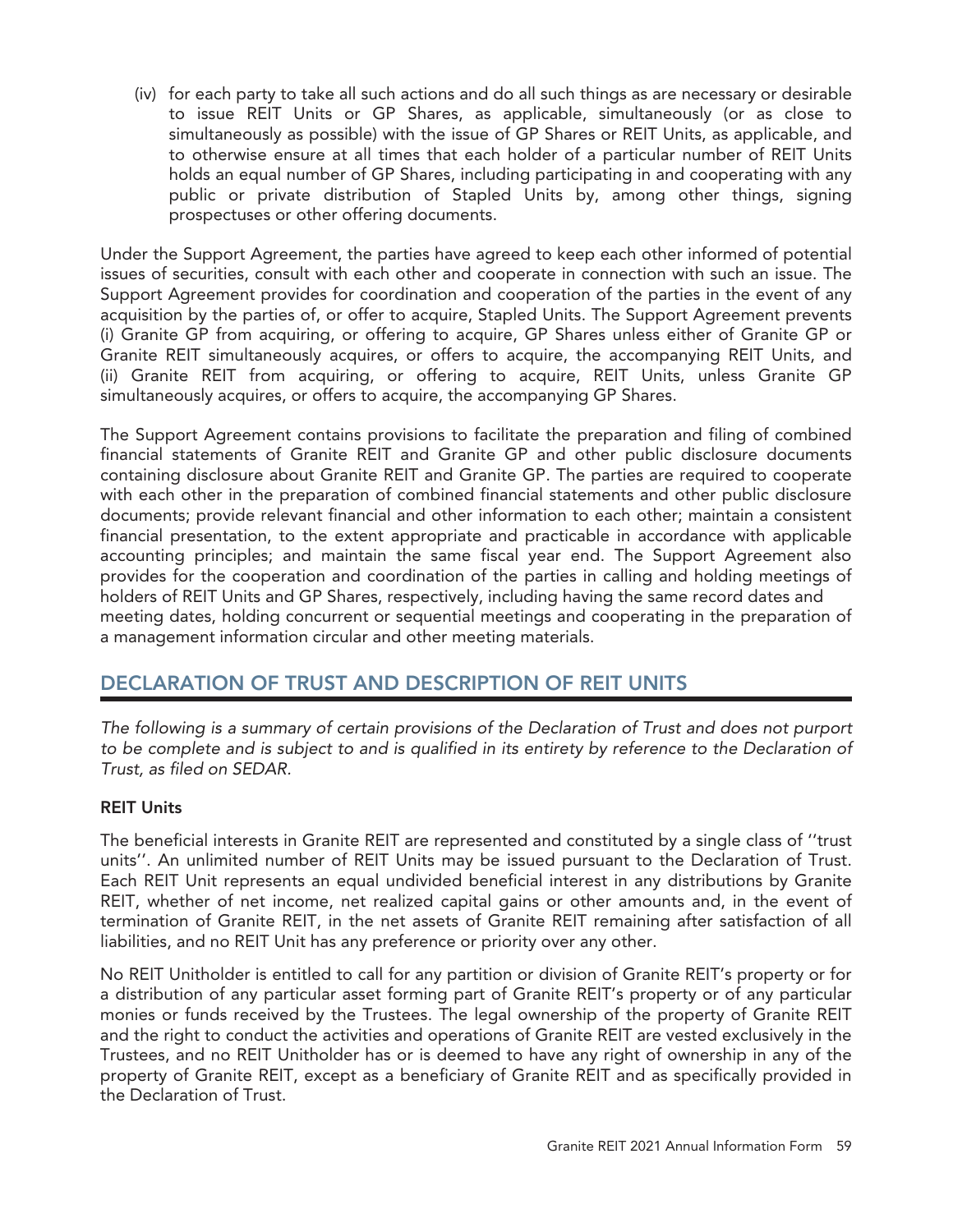(iv) for each party to take all such actions and do all such things as are necessary or desirable to issue REIT Units or GP Shares, as applicable, simultaneously (or as close to simultaneously as possible) with the issue of GP Shares or REIT Units, as applicable, and to otherwise ensure at all times that each holder of a particular number of REIT Units holds an equal number of GP Shares, including participating in and cooperating with any public or private distribution of Stapled Units by, among other things, signing prospectuses or other offering documents.

Under the Support Agreement, the parties have agreed to keep each other informed of potential issues of securities, consult with each other and cooperate in connection with such an issue. The Support Agreement provides for coordination and cooperation of the parties in the event of any acquisition by the parties of, or offer to acquire, Stapled Units. The Support Agreement prevents (i) Granite GP from acquiring, or offering to acquire, GP Shares unless either of Granite GP or Granite REIT simultaneously acquires, or offers to acquire, the accompanying REIT Units, and (ii) Granite REIT from acquiring, or offering to acquire, REIT Units, unless Granite GP simultaneously acquires, or offers to acquire, the accompanying GP Shares.

The Support Agreement contains provisions to facilitate the preparation and filing of combined financial statements of Granite REIT and Granite GP and other public disclosure documents containing disclosure about Granite REIT and Granite GP. The parties are required to cooperate with each other in the preparation of combined financial statements and other public disclosure documents; provide relevant financial and other information to each other; maintain a consistent financial presentation, to the extent appropriate and practicable in accordance with applicable accounting principles; and maintain the same fiscal year end. The Support Agreement also provides for the cooperation and coordination of the parties in calling and holding meetings of holders of REIT Units and GP Shares, respectively, including having the same record dates and meeting dates, holding concurrent or sequential meetings and cooperating in the preparation of a management information circular and other meeting materials.

## DECLARATION OF TRUST AND DESCRIPTION OF REIT UNITS

*The following is a summary of certain provisions of the Declaration of Trust and does not purport to be complete and is subject to and is qualified in its entirety by reference to the Declaration of Trust, as filed on SEDAR.*

### REIT Units

The beneficial interests in Granite REIT are represented and constituted by a single class of ''trust units''. An unlimited number of REIT Units may be issued pursuant to the Declaration of Trust. Each REIT Unit represents an equal undivided beneficial interest in any distributions by Granite REIT, whether of net income, net realized capital gains or other amounts and, in the event of termination of Granite REIT, in the net assets of Granite REIT remaining after satisfaction of all liabilities, and no REIT Unit has any preference or priority over any other.

No REIT Unitholder is entitled to call for any partition or division of Granite REIT's property or for a distribution of any particular asset forming part of Granite REIT's property or of any particular monies or funds received by the Trustees. The legal ownership of the property of Granite REIT and the right to conduct the activities and operations of Granite REIT are vested exclusively in the Trustees, and no REIT Unitholder has or is deemed to have any right of ownership in any of the property of Granite REIT, except as a beneficiary of Granite REIT and as specifically provided in the Declaration of Trust.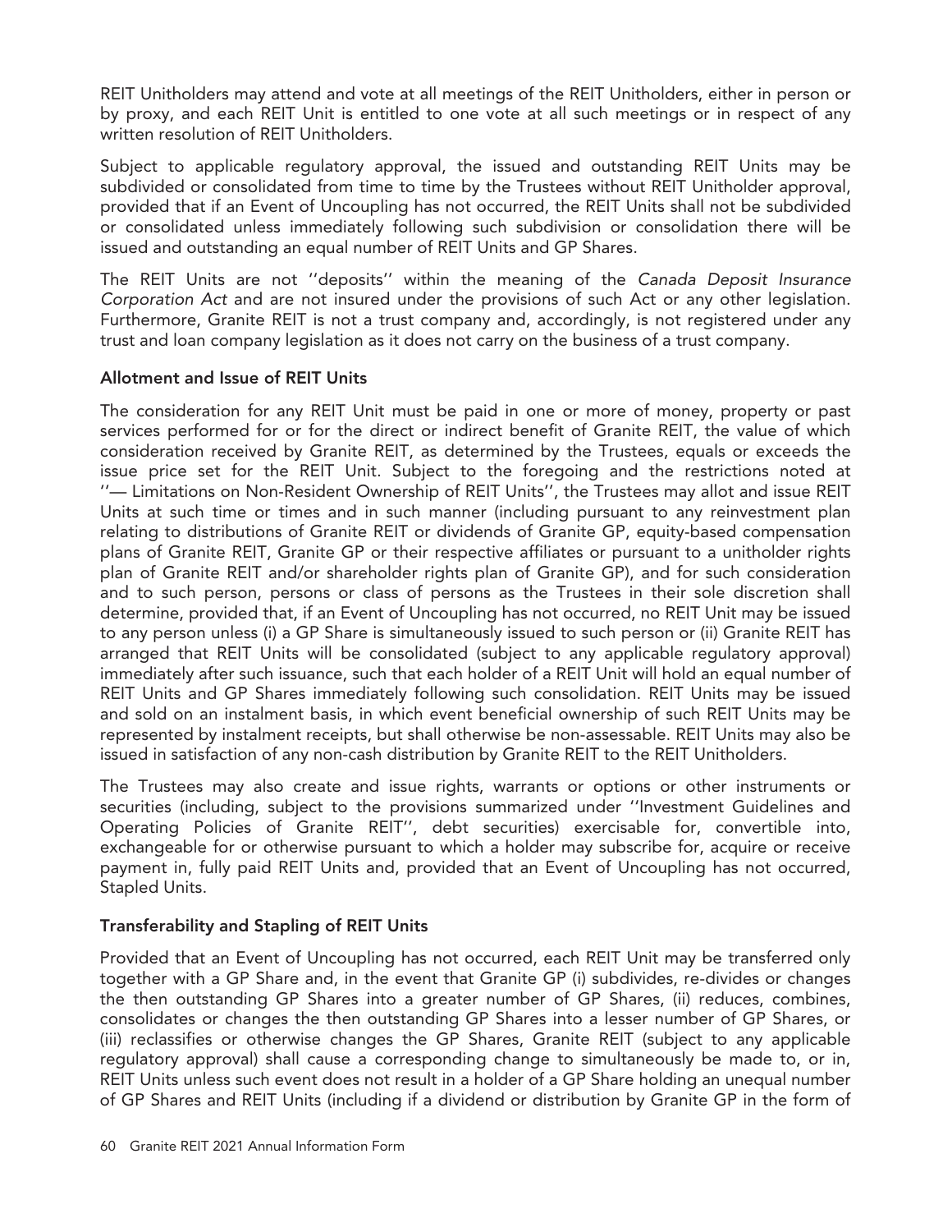REIT Unitholders may attend and vote at all meetings of the REIT Unitholders, either in person or by proxy, and each REIT Unit is entitled to one vote at all such meetings or in respect of any written resolution of REIT Unitholders.

Subject to applicable regulatory approval, the issued and outstanding REIT Units may be subdivided or consolidated from time to time by the Trustees without REIT Unitholder approval, provided that if an Event of Uncoupling has not occurred, the REIT Units shall not be subdivided or consolidated unless immediately following such subdivision or consolidation there will be issued and outstanding an equal number of REIT Units and GP Shares.

The REIT Units are not ''deposits'' within the meaning of the *Canada Deposit Insurance Corporation Act* and are not insured under the provisions of such Act or any other legislation. Furthermore, Granite REIT is not a trust company and, accordingly, is not registered under any trust and loan company legislation as it does not carry on the business of a trust company.

### Allotment and Issue of REIT Units

The consideration for any REIT Unit must be paid in one or more of money, property or past services performed for or for the direct or indirect benefit of Granite REIT, the value of which consideration received by Granite REIT, as determined by the Trustees, equals or exceeds the issue price set for the REIT Unit. Subject to the foregoing and the restrictions noted at ''— Limitations on Non-Resident Ownership of REIT Units'', the Trustees may allot and issue REIT Units at such time or times and in such manner (including pursuant to any reinvestment plan relating to distributions of Granite REIT or dividends of Granite GP, equity-based compensation plans of Granite REIT, Granite GP or their respective affiliates or pursuant to a unitholder rights plan of Granite REIT and/or shareholder rights plan of Granite GP), and for such consideration and to such person, persons or class of persons as the Trustees in their sole discretion shall determine, provided that, if an Event of Uncoupling has not occurred, no REIT Unit may be issued to any person unless (i) a GP Share is simultaneously issued to such person or (ii) Granite REIT has arranged that REIT Units will be consolidated (subject to any applicable regulatory approval) immediately after such issuance, such that each holder of a REIT Unit will hold an equal number of REIT Units and GP Shares immediately following such consolidation. REIT Units may be issued and sold on an instalment basis, in which event beneficial ownership of such REIT Units may be represented by instalment receipts, but shall otherwise be non-assessable. REIT Units may also be issued in satisfaction of any non-cash distribution by Granite REIT to the REIT Unitholders.

The Trustees may also create and issue rights, warrants or options or other instruments or securities (including, subject to the provisions summarized under ''Investment Guidelines and Operating Policies of Granite REIT'', debt securities) exercisable for, convertible into, exchangeable for or otherwise pursuant to which a holder may subscribe for, acquire or receive payment in, fully paid REIT Units and, provided that an Event of Uncoupling has not occurred, Stapled Units.

### Transferability and Stapling of REIT Units

Provided that an Event of Uncoupling has not occurred, each REIT Unit may be transferred only together with a GP Share and, in the event that Granite GP (i) subdivides, re-divides or changes the then outstanding GP Shares into a greater number of GP Shares, (ii) reduces, combines, consolidates or changes the then outstanding GP Shares into a lesser number of GP Shares, or (iii) reclassifies or otherwise changes the GP Shares, Granite REIT (subject to any applicable regulatory approval) shall cause a corresponding change to simultaneously be made to, or in, REIT Units unless such event does not result in a holder of a GP Share holding an unequal number of GP Shares and REIT Units (including if a dividend or distribution by Granite GP in the form of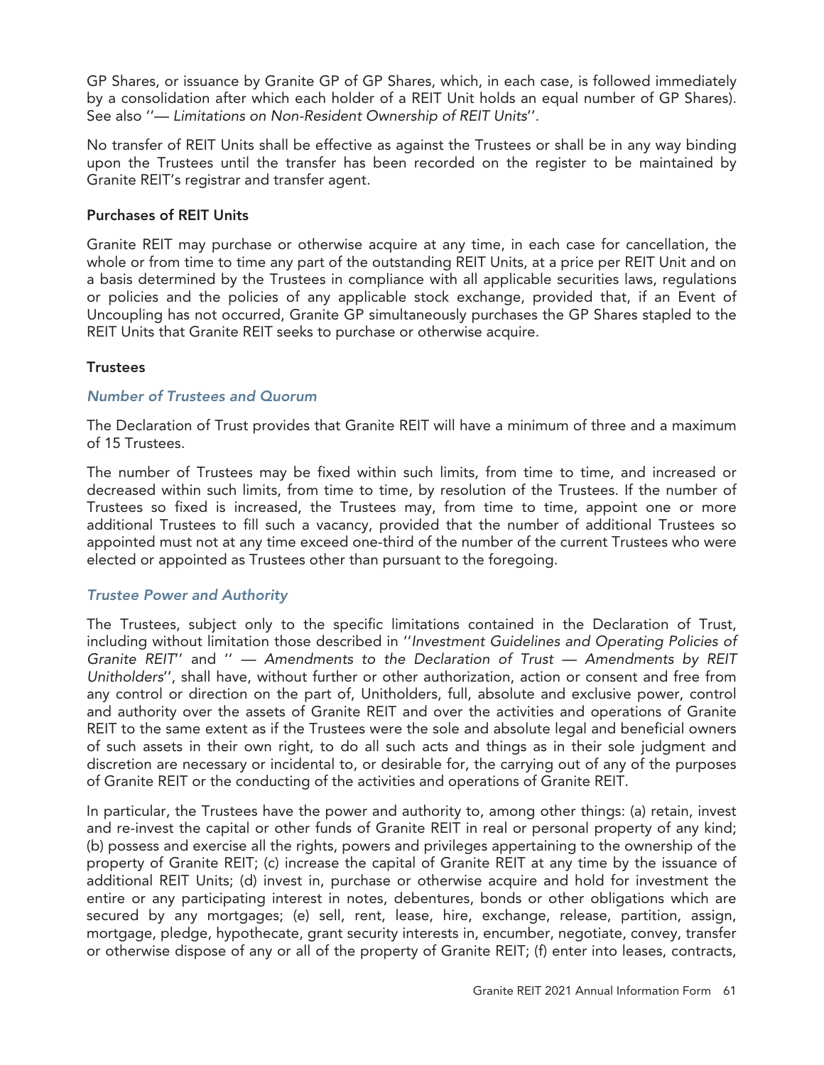GP Shares, or issuance by Granite GP of GP Shares, which, in each case, is followed immediately by a consolidation after which each holder of a REIT Unit holds an equal number of GP Shares). See also ''— *Limitations on Non-Resident Ownership of REIT Units*''.

No transfer of REIT Units shall be effective as against the Trustees or shall be in any way binding upon the Trustees until the transfer has been recorded on the register to be maintained by Granite REIT's registrar and transfer agent.

### Purchases of REIT Units

Granite REIT may purchase or otherwise acquire at any time, in each case for cancellation, the whole or from time to time any part of the outstanding REIT Units, at a price per REIT Unit and on a basis determined by the Trustees in compliance with all applicable securities laws, regulations or policies and the policies of any applicable stock exchange, provided that, if an Event of Uncoupling has not occurred, Granite GP simultaneously purchases the GP Shares stapled to the REIT Units that Granite REIT seeks to purchase or otherwise acquire.

### Trustees

#### *Number of Trustees and Quorum*

The Declaration of Trust provides that Granite REIT will have a minimum of three and a maximum of 15 Trustees.

The number of Trustees may be fixed within such limits, from time to time, and increased or decreased within such limits, from time to time, by resolution of the Trustees. If the number of Trustees so fixed is increased, the Trustees may, from time to time, appoint one or more additional Trustees to fill such a vacancy, provided that the number of additional Trustees so appointed must not at any time exceed one-third of the number of the current Trustees who were elected or appointed as Trustees other than pursuant to the foregoing.

#### *Trustee Power and Authority*

The Trustees, subject only to the specific limitations contained in the Declaration of Trust, including without limitation those described in ''*Investment Guidelines and Operating Policies of Granite REIT*'' and '' — *Amendments to the Declaration of Trust — Amendments by REIT Unitholders*'', shall have, without further or other authorization, action or consent and free from any control or direction on the part of, Unitholders, full, absolute and exclusive power, control and authority over the assets of Granite REIT and over the activities and operations of Granite REIT to the same extent as if the Trustees were the sole and absolute legal and beneficial owners of such assets in their own right, to do all such acts and things as in their sole judgment and discretion are necessary or incidental to, or desirable for, the carrying out of any of the purposes of Granite REIT or the conducting of the activities and operations of Granite REIT.

In particular, the Trustees have the power and authority to, among other things: (a) retain, invest and re-invest the capital or other funds of Granite REIT in real or personal property of any kind; (b) possess and exercise all the rights, powers and privileges appertaining to the ownership of the property of Granite REIT; (c) increase the capital of Granite REIT at any time by the issuance of additional REIT Units; (d) invest in, purchase or otherwise acquire and hold for investment the entire or any participating interest in notes, debentures, bonds or other obligations which are secured by any mortgages; (e) sell, rent, lease, hire, exchange, release, partition, assign, mortgage, pledge, hypothecate, grant security interests in, encumber, negotiate, convey, transfer or otherwise dispose of any or all of the property of Granite REIT; (f) enter into leases, contracts,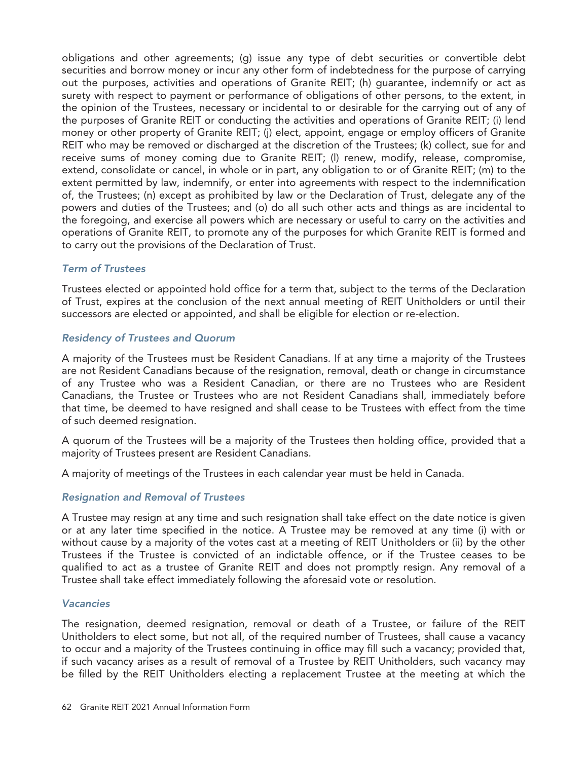obligations and other agreements; (g) issue any type of debt securities or convertible debt securities and borrow money or incur any other form of indebtedness for the purpose of carrying out the purposes, activities and operations of Granite REIT; (h) guarantee, indemnify or act as surety with respect to payment or performance of obligations of other persons, to the extent, in the opinion of the Trustees, necessary or incidental to or desirable for the carrying out of any of the purposes of Granite REIT or conducting the activities and operations of Granite REIT; (i) lend money or other property of Granite REIT; (j) elect, appoint, engage or employ officers of Granite REIT who may be removed or discharged at the discretion of the Trustees; (k) collect, sue for and receive sums of money coming due to Granite REIT; (l) renew, modify, release, compromise, extend, consolidate or cancel, in whole or in part, any obligation to or of Granite REIT; (m) to the extent permitted by law, indemnify, or enter into agreements with respect to the indemnification of, the Trustees; (n) except as prohibited by law or the Declaration of Trust, delegate any of the powers and duties of the Trustees; and (o) do all such other acts and things as are incidental to the foregoing, and exercise all powers which are necessary or useful to carry on the activities and operations of Granite REIT, to promote any of the purposes for which Granite REIT is formed and to carry out the provisions of the Declaration of Trust.

### *Term of Trustees*

Trustees elected or appointed hold office for a term that, subject to the terms of the Declaration of Trust, expires at the conclusion of the next annual meeting of REIT Unitholders or until their successors are elected or appointed, and shall be eligible for election or re-election.

### *Residency of Trustees and Quorum*

A majority of the Trustees must be Resident Canadians. If at any time a majority of the Trustees are not Resident Canadians because of the resignation, removal, death or change in circumstance of any Trustee who was a Resident Canadian, or there are no Trustees who are Resident Canadians, the Trustee or Trustees who are not Resident Canadians shall, immediately before that time, be deemed to have resigned and shall cease to be Trustees with effect from the time of such deemed resignation.

A quorum of the Trustees will be a majority of the Trustees then holding office, provided that a majority of Trustees present are Resident Canadians.

A majority of meetings of the Trustees in each calendar year must be held in Canada.

### *Resignation and Removal of Trustees*

A Trustee may resign at any time and such resignation shall take effect on the date notice is given or at any later time specified in the notice. A Trustee may be removed at any time (i) with or without cause by a majority of the votes cast at a meeting of REIT Unitholders or (ii) by the other Trustees if the Trustee is convicted of an indictable offence, or if the Trustee ceases to be qualified to act as a trustee of Granite REIT and does not promptly resign. Any removal of a Trustee shall take effect immediately following the aforesaid vote or resolution.

### *Vacancies*

The resignation, deemed resignation, removal or death of a Trustee, or failure of the REIT Unitholders to elect some, but not all, of the required number of Trustees, shall cause a vacancy to occur and a majority of the Trustees continuing in office may fill such a vacancy; provided that, if such vacancy arises as a result of removal of a Trustee by REIT Unitholders, such vacancy may be filled by the REIT Unitholders electing a replacement Trustee at the meeting at which the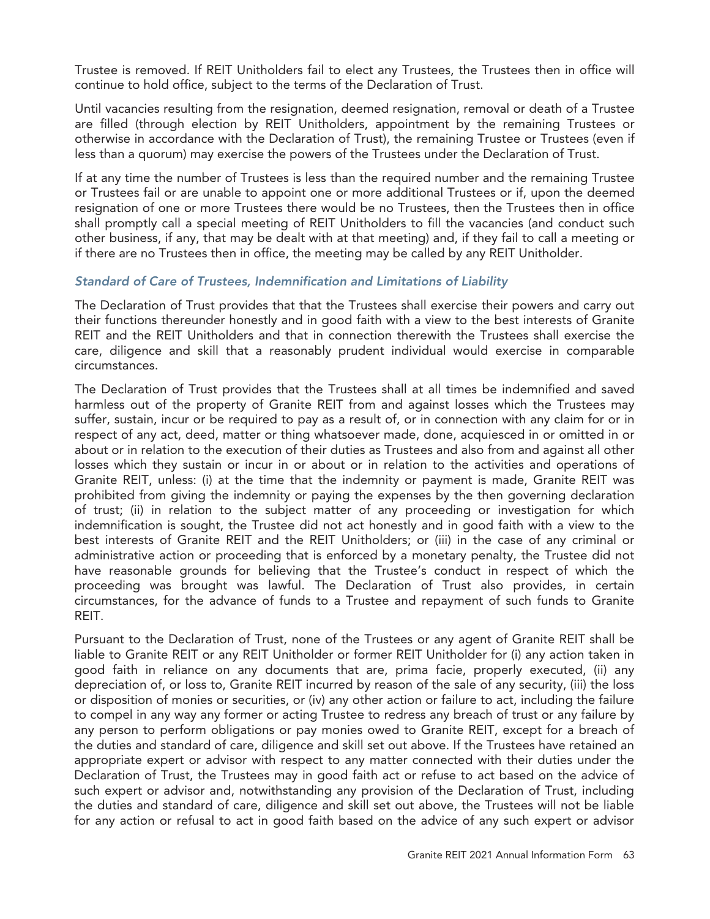Trustee is removed. If REIT Unitholders fail to elect any Trustees, the Trustees then in office will continue to hold office, subject to the terms of the Declaration of Trust.

Until vacancies resulting from the resignation, deemed resignation, removal or death of a Trustee are filled (through election by REIT Unitholders, appointment by the remaining Trustees or otherwise in accordance with the Declaration of Trust), the remaining Trustee or Trustees (even if less than a quorum) may exercise the powers of the Trustees under the Declaration of Trust.

If at any time the number of Trustees is less than the required number and the remaining Trustee or Trustees fail or are unable to appoint one or more additional Trustees or if, upon the deemed resignation of one or more Trustees there would be no Trustees, then the Trustees then in office shall promptly call a special meeting of REIT Unitholders to fill the vacancies (and conduct such other business, if any, that may be dealt with at that meeting) and, if they fail to call a meeting or if there are no Trustees then in office, the meeting may be called by any REIT Unitholder.

### *Standard of Care of Trustees, Indemnification and Limitations of Liability*

The Declaration of Trust provides that that the Trustees shall exercise their powers and carry out their functions thereunder honestly and in good faith with a view to the best interests of Granite REIT and the REIT Unitholders and that in connection therewith the Trustees shall exercise the care, diligence and skill that a reasonably prudent individual would exercise in comparable circumstances.

The Declaration of Trust provides that the Trustees shall at all times be indemnified and saved harmless out of the property of Granite REIT from and against losses which the Trustees may suffer, sustain, incur or be required to pay as a result of, or in connection with any claim for or in respect of any act, deed, matter or thing whatsoever made, done, acquiesced in or omitted in or about or in relation to the execution of their duties as Trustees and also from and against all other losses which they sustain or incur in or about or in relation to the activities and operations of Granite REIT, unless: (i) at the time that the indemnity or payment is made, Granite REIT was prohibited from giving the indemnity or paying the expenses by the then governing declaration of trust; (ii) in relation to the subject matter of any proceeding or investigation for which indemnification is sought, the Trustee did not act honestly and in good faith with a view to the best interests of Granite REIT and the REIT Unitholders; or (iii) in the case of any criminal or administrative action or proceeding that is enforced by a monetary penalty, the Trustee did not have reasonable grounds for believing that the Trustee's conduct in respect of which the proceeding was brought was lawful. The Declaration of Trust also provides, in certain circumstances, for the advance of funds to a Trustee and repayment of such funds to Granite REIT.

Pursuant to the Declaration of Trust, none of the Trustees or any agent of Granite REIT shall be liable to Granite REIT or any REIT Unitholder or former REIT Unitholder for (i) any action taken in good faith in reliance on any documents that are, prima facie, properly executed, (ii) any depreciation of, or loss to, Granite REIT incurred by reason of the sale of any security, (iii) the loss or disposition of monies or securities, or (iv) any other action or failure to act, including the failure to compel in any way any former or acting Trustee to redress any breach of trust or any failure by any person to perform obligations or pay monies owed to Granite REIT, except for a breach of the duties and standard of care, diligence and skill set out above. If the Trustees have retained an appropriate expert or advisor with respect to any matter connected with their duties under the Declaration of Trust, the Trustees may in good faith act or refuse to act based on the advice of such expert or advisor and, notwithstanding any provision of the Declaration of Trust, including the duties and standard of care, diligence and skill set out above, the Trustees will not be liable for any action or refusal to act in good faith based on the advice of any such expert or advisor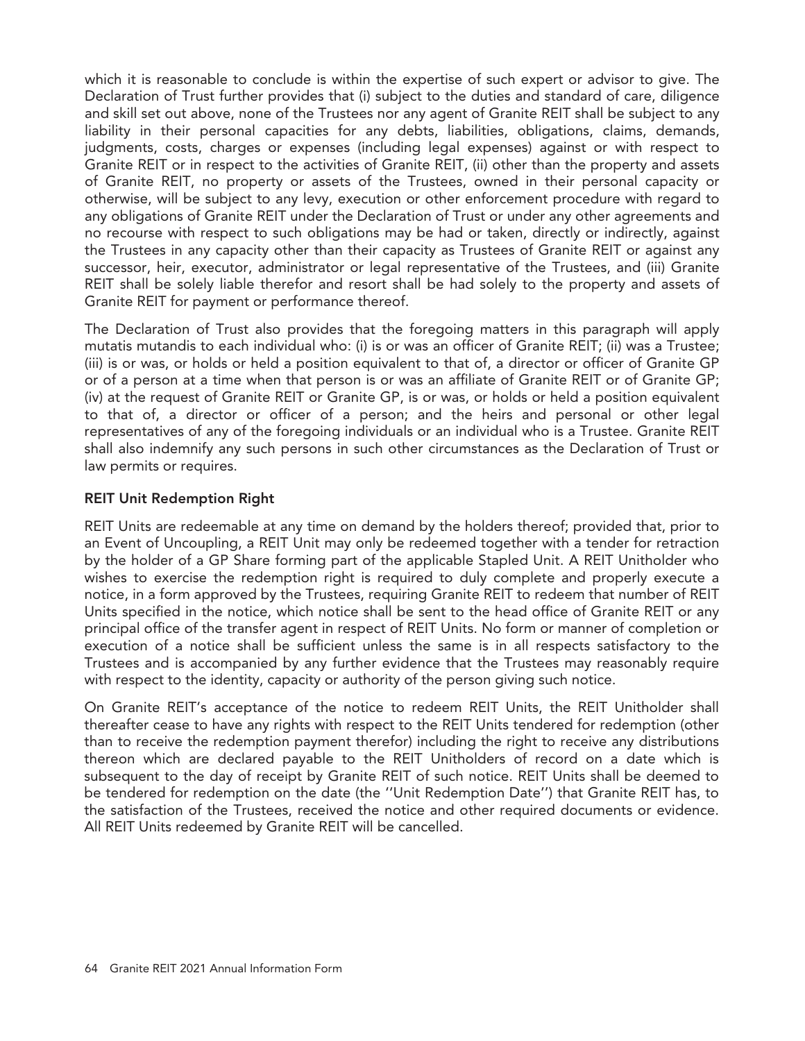which it is reasonable to conclude is within the expertise of such expert or advisor to give. The Declaration of Trust further provides that (i) subject to the duties and standard of care, diligence and skill set out above, none of the Trustees nor any agent of Granite REIT shall be subject to any liability in their personal capacities for any debts, liabilities, obligations, claims, demands, judgments, costs, charges or expenses (including legal expenses) against or with respect to Granite REIT or in respect to the activities of Granite REIT, (ii) other than the property and assets of Granite REIT, no property or assets of the Trustees, owned in their personal capacity or otherwise, will be subject to any levy, execution or other enforcement procedure with regard to any obligations of Granite REIT under the Declaration of Trust or under any other agreements and no recourse with respect to such obligations may be had or taken, directly or indirectly, against the Trustees in any capacity other than their capacity as Trustees of Granite REIT or against any successor, heir, executor, administrator or legal representative of the Trustees, and (iii) Granite REIT shall be solely liable therefor and resort shall be had solely to the property and assets of Granite REIT for payment or performance thereof.

The Declaration of Trust also provides that the foregoing matters in this paragraph will apply mutatis mutandis to each individual who: (i) is or was an officer of Granite REIT; (ii) was a Trustee; (iii) is or was, or holds or held a position equivalent to that of, a director or officer of Granite GP or of a person at a time when that person is or was an affiliate of Granite REIT or of Granite GP; (iv) at the request of Granite REIT or Granite GP, is or was, or holds or held a position equivalent to that of, a director or officer of a person; and the heirs and personal or other legal representatives of any of the foregoing individuals or an individual who is a Trustee. Granite REIT shall also indemnify any such persons in such other circumstances as the Declaration of Trust or law permits or requires.

### REIT Unit Redemption Right

REIT Units are redeemable at any time on demand by the holders thereof; provided that, prior to an Event of Uncoupling, a REIT Unit may only be redeemed together with a tender for retraction by the holder of a GP Share forming part of the applicable Stapled Unit. A REIT Unitholder who wishes to exercise the redemption right is required to duly complete and properly execute a notice, in a form approved by the Trustees, requiring Granite REIT to redeem that number of REIT Units specified in the notice, which notice shall be sent to the head office of Granite REIT or any principal office of the transfer agent in respect of REIT Units. No form or manner of completion or execution of a notice shall be sufficient unless the same is in all respects satisfactory to the Trustees and is accompanied by any further evidence that the Trustees may reasonably require with respect to the identity, capacity or authority of the person giving such notice.

On Granite REIT's acceptance of the notice to redeem REIT Units, the REIT Unitholder shall thereafter cease to have any rights with respect to the REIT Units tendered for redemption (other than to receive the redemption payment therefor) including the right to receive any distributions thereon which are declared payable to the REIT Unitholders of record on a date which is subsequent to the day of receipt by Granite REIT of such notice. REIT Units shall be deemed to be tendered for redemption on the date (the ''Unit Redemption Date'') that Granite REIT has, to the satisfaction of the Trustees, received the notice and other required documents or evidence. All REIT Units redeemed by Granite REIT will be cancelled.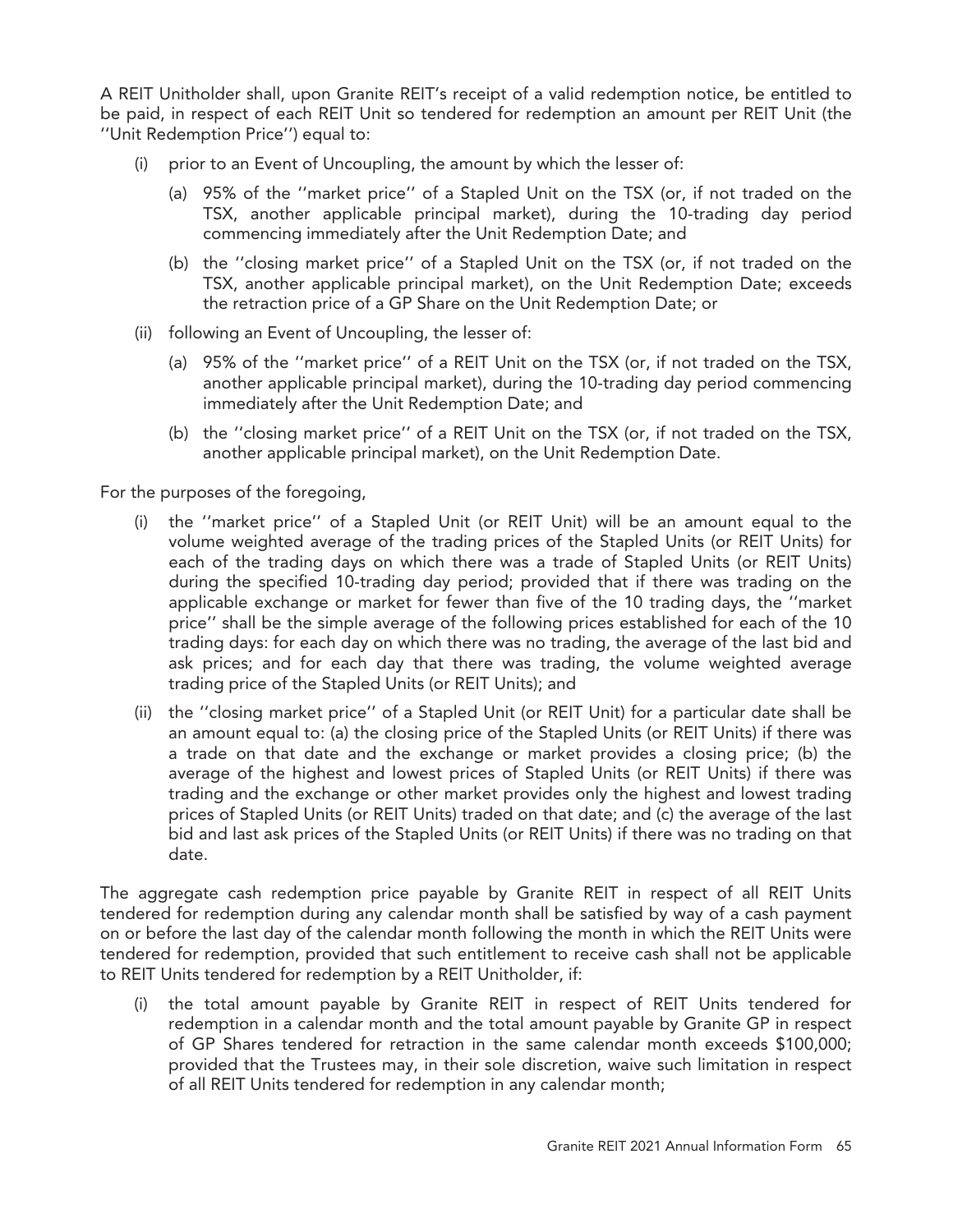A REIT Unitholder shall, upon Granite REIT's receipt of a valid redemption notice, be entitled to be paid, in respect of each REIT Unit so tendered for redemption an amount per REIT Unit (the ''Unit Redemption Price'') equal to:

(i) prior to an Event of Uncoupling, the amount by which the lesser of:

   (a) 95% of the ''market price'' of a Stapled Unit on the TSX (or, if not traded on the TSX, another applicable principal market), during the 10-trading day period commencing immediately after the Unit Redemption Date; and

   (b) the ''closing market price'' of a Stapled Unit on the TSX (or, if not traded on the TSX, another applicable principal market), on the Unit Redemption Date; exceeds the retraction price of a GP Share on the Unit Redemption Date; or

(ii) following an Event of Uncoupling, the lesser of:

   (a) 95% of the ''market price'' of a REIT Unit on the TSX (or, if not traded on the TSX, another applicable principal market), during the 10-trading day period commencing immediately after the Unit Redemption Date; and

   (b) the ''closing market price'' of a REIT Unit on the TSX (or, if not traded on the TSX, another applicable principal market), on the Unit Redemption Date.

For the purposes of the foregoing,

(i) the ''market price'' of a Stapled Unit (or REIT Unit) will be an amount equal to the volume weighted average of the trading prices of the Stapled Units (or REIT Units) for each of the trading days on which there was a trade of Stapled Units (or REIT Units) during the specified 10-trading day period; provided that if there was trading on the applicable exchange or market for fewer than five of the 10 trading days, the ''market price'' shall be the simple average of the following prices established for each of the 10 trading days: for each day on which there was no trading, the average of the last bid and ask prices; and for each day that there was trading, the volume weighted average trading price of the Stapled Units (or REIT Units); and

(ii) the ''closing market price'' of a Stapled Unit (or REIT Unit) for a particular date shall be an amount equal to: (a) the closing price of the Stapled Units (or REIT Units) if there was a trade on that date and the exchange or market provides a closing price; (b) the average of the highest and lowest prices of Stapled Units (or REIT Units) if there was trading and the exchange or other market provides only the highest and lowest trading prices of Stapled Units (or REIT Units) traded on that date; and (c) the average of the last bid and last ask prices of the Stapled Units (or REIT Units) if there was no trading on that date.

The aggregate cash redemption price payable by Granite REIT in respect of all REIT Units tendered for redemption during any calendar month shall be satisfied by way of a cash payment on or before the last day of the calendar month following the month in which the REIT Units were tendered for redemption, provided that such entitlement to receive cash shall not be applicable to REIT Units tendered for redemption by a REIT Unitholder, if:

(i) the total amount payable by Granite REIT in respect of REIT Units tendered for redemption in a calendar month and the total amount payable by Granite GP in respect of GP Shares tendered for retraction in the same calendar month exceeds $100,000; provided that the Trustees may, in their sole discretion, waive such limitation in respect of all REIT Units tendered for redemption in any calendar month;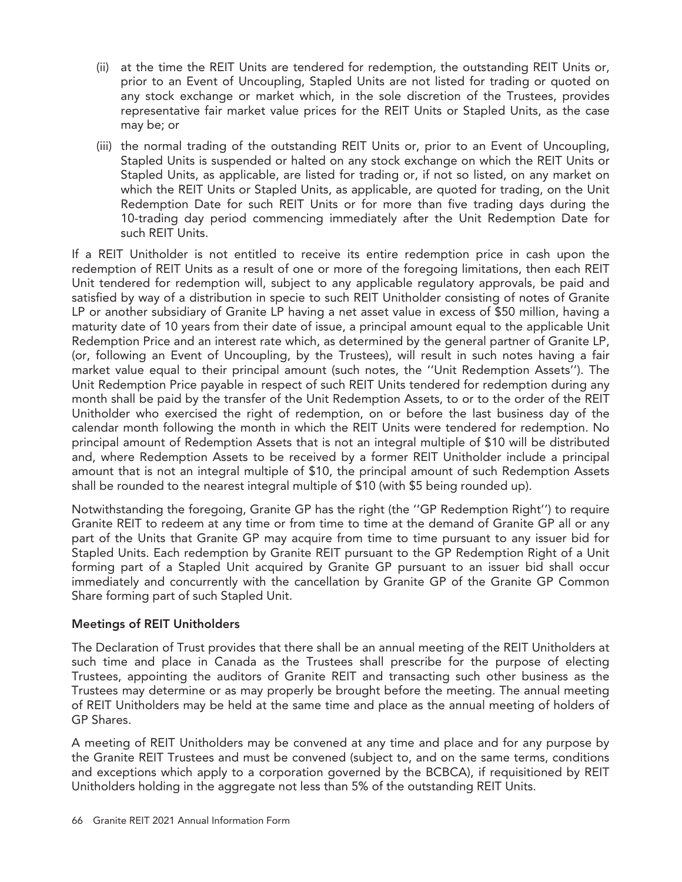(ii) at the time the REIT Units are tendered for redemption, the outstanding REIT Units or, prior to an Event of Uncoupling, Stapled Units are not listed for trading or quoted on any stock exchange or market which, in the sole discretion of the Trustees, provides representative fair market value prices for the REIT Units or Stapled Units, as the case may be; or

(iii) the normal trading of the outstanding REIT Units or, prior to an Event of Uncoupling, Stapled Units is suspended or halted on any stock exchange on which the REIT Units or Stapled Units, as applicable, are listed for trading or, if not so listed, on any market on which the REIT Units or Stapled Units, as applicable, are quoted for trading, on the Unit Redemption Date for such REIT Units or for more than five trading days during the 10-trading day period commencing immediately after the Unit Redemption Date for such REIT Units.

If a REIT Unitholder is not entitled to receive its entire redemption price in cash upon the redemption of REIT Units as a result of one or more of the foregoing limitations, then each REIT Unit tendered for redemption will, subject to any applicable regulatory approvals, be paid and satisfied by way of a distribution in specie to such REIT Unitholder consisting of notes of Granite LP or another subsidiary of Granite LP having a net asset value in excess of $50 million, having a maturity date of 10 years from their date of issue, a principal amount equal to the applicable Unit Redemption Price and an interest rate which, as determined by the general partner of Granite LP, (or, following an Event of Uncoupling, by the Trustees), will result in such notes having a fair market value equal to their principal amount (such notes, the ''Unit Redemption Assets''). The Unit Redemption Price payable in respect of such REIT Units tendered for redemption during any month shall be paid by the transfer of the Unit Redemption Assets, to or to the order of the REIT Unitholder who exercised the right of redemption, on or before the last business day of the calendar month following the month in which the REIT Units were tendered for redemption. No principal amount of Redemption Assets that is not an integral multiple of $10 will be distributed and, where Redemption Assets to be received by a former REIT Unitholder include a principal amount that is not an integral multiple of $10, the principal amount of such Redemption Assets shall be rounded to the nearest integral multiple of $10 (with $5 being rounded up).

Notwithstanding the foregoing, Granite GP has the right (the ''GP Redemption Right'') to require Granite REIT to redeem at any time or from time to time at the demand of Granite GP all or any part of the Units that Granite GP may acquire from time to time pursuant to any issuer bid for Stapled Units. Each redemption by Granite REIT pursuant to the GP Redemption Right of a Unit forming part of a Stapled Unit acquired by Granite GP pursuant to an issuer bid shall occur immediately and concurrently with the cancellation by Granite GP of the Granite GP Common Share forming part of such Stapled Unit.

**Meetings of REIT Unitholders**

The Declaration of Trust provides that there shall be an annual meeting of the REIT Unitholders at such time and place in Canada as the Trustees shall prescribe for the purpose of electing Trustees, appointing the auditors of Granite REIT and transacting such other business as the Trustees may determine or as may properly be brought before the meeting. The annual meeting of REIT Unitholders may be held at the same time and place as the annual meeting of holders of GP Shares.

A meeting of REIT Unitholders may be convened at any time and place and for any purpose by the Granite REIT Trustees and must be convened (subject to, and on the same terms, conditions and exceptions which apply to a corporation governed by the BCBCA), if requisitioned by REIT Unitholders holding in the aggregate not less than 5% of the outstanding REIT Units.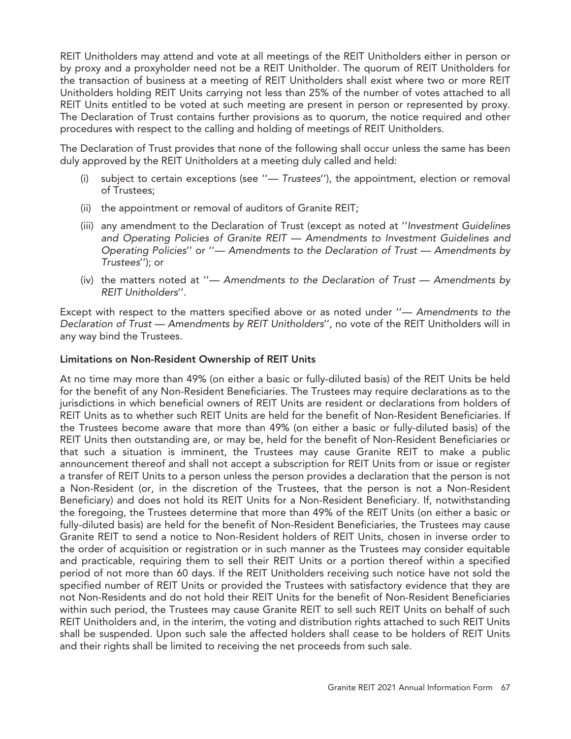REIT Unitholders may attend and vote at all meetings of the REIT Unitholders either in person or by proxy and a proxyholder need not be a REIT Unitholder. The quorum of REIT Unitholders for the transaction of business at a meeting of REIT Unitholders shall exist where two or more REIT Unitholders holding REIT Units carrying not less than 25% of the number of votes attached to all REIT Units entitled to be voted at such meeting are present in person or represented by proxy. The Declaration of Trust contains further provisions as to quorum, the notice required and other procedures with respect to the calling and holding of meetings of REIT Unitholders.

The Declaration of Trust provides that none of the following shall occur unless the same has been duly approved by the REIT Unitholders at a meeting duly called and held:

(i) subject to certain exceptions (see ''— *Trustees*''), the appointment, election or removal of Trustees;

(ii) the appointment or removal of auditors of Granite REIT;

(iii) any amendment to the Declaration of Trust (except as noted at ''*Investment Guidelines and Operating Policies of Granite REIT — Amendments to Investment Guidelines and Operating Policies*'' or ''*— Amendments to the Declaration of Trust — Amendments by Trustees*''); or

(iv) the matters noted at ''*— Amendments to the Declaration of Trust — Amendments by REIT Unitholders*''.

Except with respect to the matters specified above or as noted under ''*— Amendments to the Declaration of Trust — Amendments by REIT Unitholders*'', no vote of the REIT Unitholders will in any way bind the Trustees.

**Limitations on Non-Resident Ownership of REIT Units**

At no time may more than 49% (on either a basic or fully-diluted basis) of the REIT Units be held for the benefit of any Non-Resident Beneficiaries. The Trustees may require declarations as to the jurisdictions in which beneficial owners of REIT Units are resident or declarations from holders of REIT Units as to whether such REIT Units are held for the benefit of Non-Resident Beneficiaries. If the Trustees become aware that more than 49% (on either a basic or fully-diluted basis) of the REIT Units then outstanding are, or may be, held for the benefit of Non-Resident Beneficiaries or that such a situation is imminent, the Trustees may cause Granite REIT to make a public announcement thereof and shall not accept a subscription for REIT Units from or issue or register a transfer of REIT Units to a person unless the person provides a declaration that the person is not a Non-Resident (or, in the discretion of the Trustees, that the person is not a Non-Resident Beneficiary) and does not hold its REIT Units for a Non-Resident Beneficiary. If, notwithstanding the foregoing, the Trustees determine that more than 49% of the REIT Units (on either a basic or fully-diluted basis) are held for the benefit of Non-Resident Beneficiaries, the Trustees may cause Granite REIT to send a notice to Non-Resident holders of REIT Units, chosen in inverse order to the order of acquisition or registration or in such manner as the Trustees may consider equitable and practicable, requiring them to sell their REIT Units or a portion thereof within a specified period of not more than 60 days. If the REIT Unitholders receiving such notice have not sold the specified number of REIT Units or provided the Trustees with satisfactory evidence that they are not Non-Residents and do not hold their REIT Units for the benefit of Non-Resident Beneficiaries within such period, the Trustees may cause Granite REIT to sell such REIT Units on behalf of such REIT Unitholders and, in the interim, the voting and distribution rights attached to such REIT Units shall be suspended. Upon such sale the affected holders shall cease to be holders of REIT Units and their rights shall be limited to receiving the net proceeds from such sale.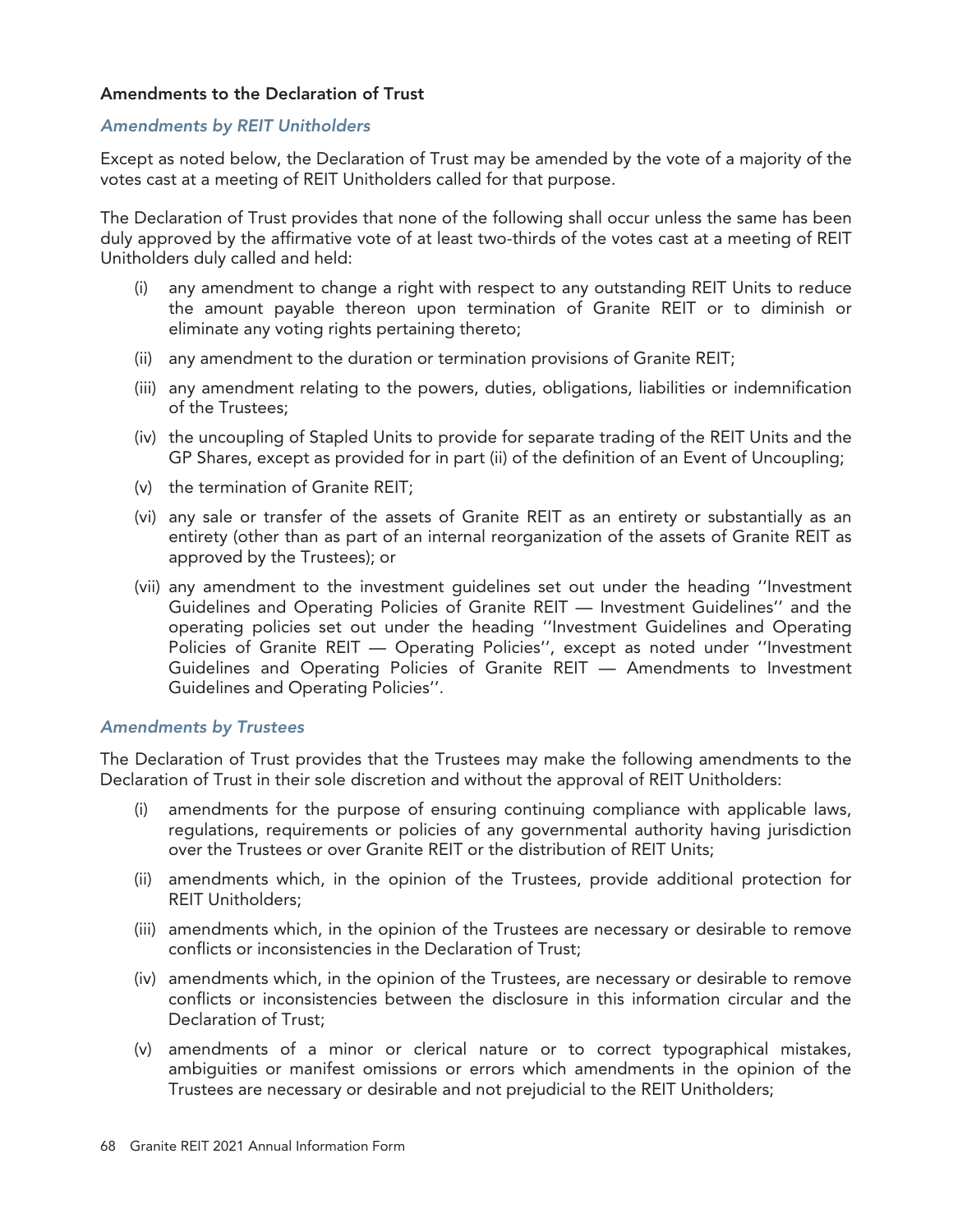### Amendments to the Declaration of Trust

#### *Amendments by REIT Unitholders*

Except as noted below, the Declaration of Trust may be amended by the vote of a majority of the votes cast at a meeting of REIT Unitholders called for that purpose.

The Declaration of Trust provides that none of the following shall occur unless the same has been duly approved by the affirmative vote of at least two-thirds of the votes cast at a meeting of REIT Unitholders duly called and held:

(i) any amendment to change a right with respect to any outstanding REIT Units to reduce the amount payable thereon upon termination of Granite REIT or to diminish or eliminate any voting rights pertaining thereto;

(ii) any amendment to the duration or termination provisions of Granite REIT;

(iii) any amendment relating to the powers, duties, obligations, liabilities or indemnification of the Trustees;

(iv) the uncoupling of Stapled Units to provide for separate trading of the REIT Units and the GP Shares, except as provided for in part (ii) of the definition of an Event of Uncoupling;

(v) the termination of Granite REIT;

(vi) any sale or transfer of the assets of Granite REIT as an entirety or substantially as an entirety (other than as part of an internal reorganization of the assets of Granite REIT as approved by the Trustees); or

(vii) any amendment to the investment guidelines set out under the heading ''Investment Guidelines and Operating Policies of Granite REIT — Investment Guidelines'' and the operating policies set out under the heading ''Investment Guidelines and Operating Policies of Granite REIT — Operating Policies'', except as noted under ''Investment Guidelines and Operating Policies of Granite REIT — Amendments to Investment Guidelines and Operating Policies''.

#### *Amendments by Trustees*

The Declaration of Trust provides that the Trustees may make the following amendments to the Declaration of Trust in their sole discretion and without the approval of REIT Unitholders:

(i) amendments for the purpose of ensuring continuing compliance with applicable laws, regulations, requirements or policies of any governmental authority having jurisdiction over the Trustees or over Granite REIT or the distribution of REIT Units;

(ii) amendments which, in the opinion of the Trustees, provide additional protection for REIT Unitholders;

(iii) amendments which, in the opinion of the Trustees are necessary or desirable to remove conflicts or inconsistencies in the Declaration of Trust;

(iv) amendments which, in the opinion of the Trustees, are necessary or desirable to remove conflicts or inconsistencies between the disclosure in this information circular and the Declaration of Trust;

(v) amendments of a minor or clerical nature or to correct typographical mistakes, ambiguities or manifest omissions or errors which amendments in the opinion of the Trustees are necessary or desirable and not prejudicial to the REIT Unitholders;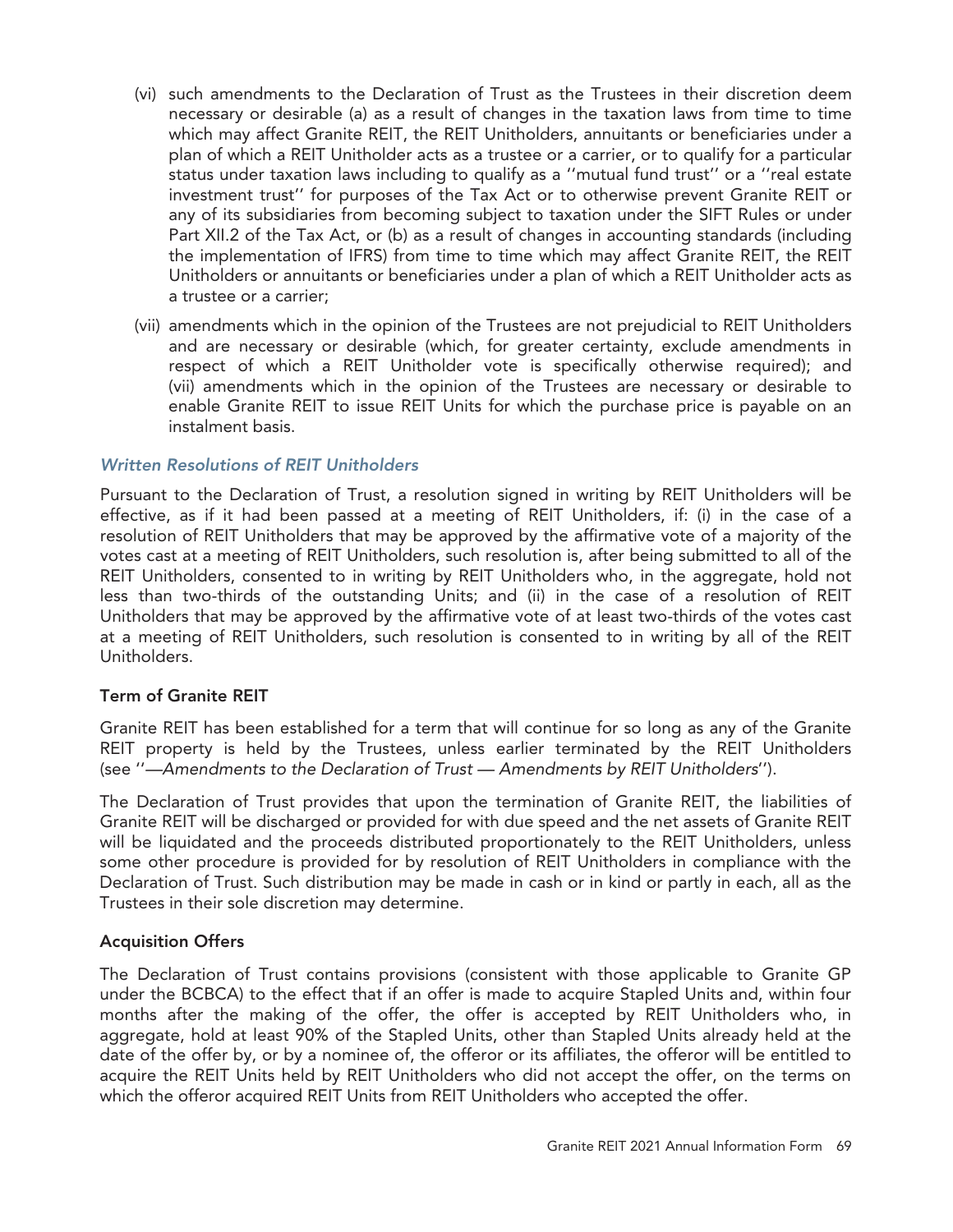(vi) such amendments to the Declaration of Trust as the Trustees in their discretion deem necessary or desirable (a) as a result of changes in the taxation laws from time to time which may affect Granite REIT, the REIT Unitholders, annuitants or beneficiaries under a plan of which a REIT Unitholder acts as a trustee or a carrier, or to qualify for a particular status under taxation laws including to qualify as a ''mutual fund trust'' or a ''real estate investment trust'' for purposes of the Tax Act or to otherwise prevent Granite REIT or any of its subsidiaries from becoming subject to taxation under the SIFT Rules or under Part XII.2 of the Tax Act, or (b) as a result of changes in accounting standards (including the implementation of IFRS) from time to time which may affect Granite REIT, the REIT Unitholders or annuitants or beneficiaries under a plan of which a REIT Unitholder acts as a trustee or a carrier;

(vii) amendments which in the opinion of the Trustees are not prejudicial to REIT Unitholders and are necessary or desirable (which, for greater certainty, exclude amendments in respect of which a REIT Unitholder vote is specifically otherwise required); and (vii) amendments which in the opinion of the Trustees are necessary or desirable to enable Granite REIT to issue REIT Units for which the purchase price is payable on an instalment basis.

### *Written Resolutions of REIT Unitholders*

Pursuant to the Declaration of Trust, a resolution signed in writing by REIT Unitholders will be effective, as if it had been passed at a meeting of REIT Unitholders, if: (i) in the case of a resolution of REIT Unitholders that may be approved by the affirmative vote of a majority of the votes cast at a meeting of REIT Unitholders, such resolution is, after being submitted to all of the REIT Unitholders, consented to in writing by REIT Unitholders who, in the aggregate, hold not less than two-thirds of the outstanding Units; and (ii) in the case of a resolution of REIT Unitholders that may be approved by the affirmative vote of at least two-thirds of the votes cast at a meeting of REIT Unitholders, such resolution is consented to in writing by all of the REIT Unitholders.

## Term of Granite REIT

Granite REIT has been established for a term that will continue for so long as any of the Granite REIT property is held by the Trustees, unless earlier terminated by the REIT Unitholders (see ''*—Amendments to the Declaration of Trust — Amendments by REIT Unitholders*'').

The Declaration of Trust provides that upon the termination of Granite REIT, the liabilities of Granite REIT will be discharged or provided for with due speed and the net assets of Granite REIT will be liquidated and the proceeds distributed proportionately to the REIT Unitholders, unless some other procedure is provided for by resolution of REIT Unitholders in compliance with the Declaration of Trust. Such distribution may be made in cash or in kind or partly in each, all as the Trustees in their sole discretion may determine.

## Acquisition Offers

The Declaration of Trust contains provisions (consistent with those applicable to Granite GP under the BCBCA) to the effect that if an offer is made to acquire Stapled Units and, within four months after the making of the offer, the offer is accepted by REIT Unitholders who, in aggregate, hold at least 90% of the Stapled Units, other than Stapled Units already held at the date of the offer by, or by a nominee of, the offeror or its affiliates, the offeror will be entitled to acquire the REIT Units held by REIT Unitholders who did not accept the offer, on the terms on which the offeror acquired REIT Units from REIT Unitholders who accepted the offer.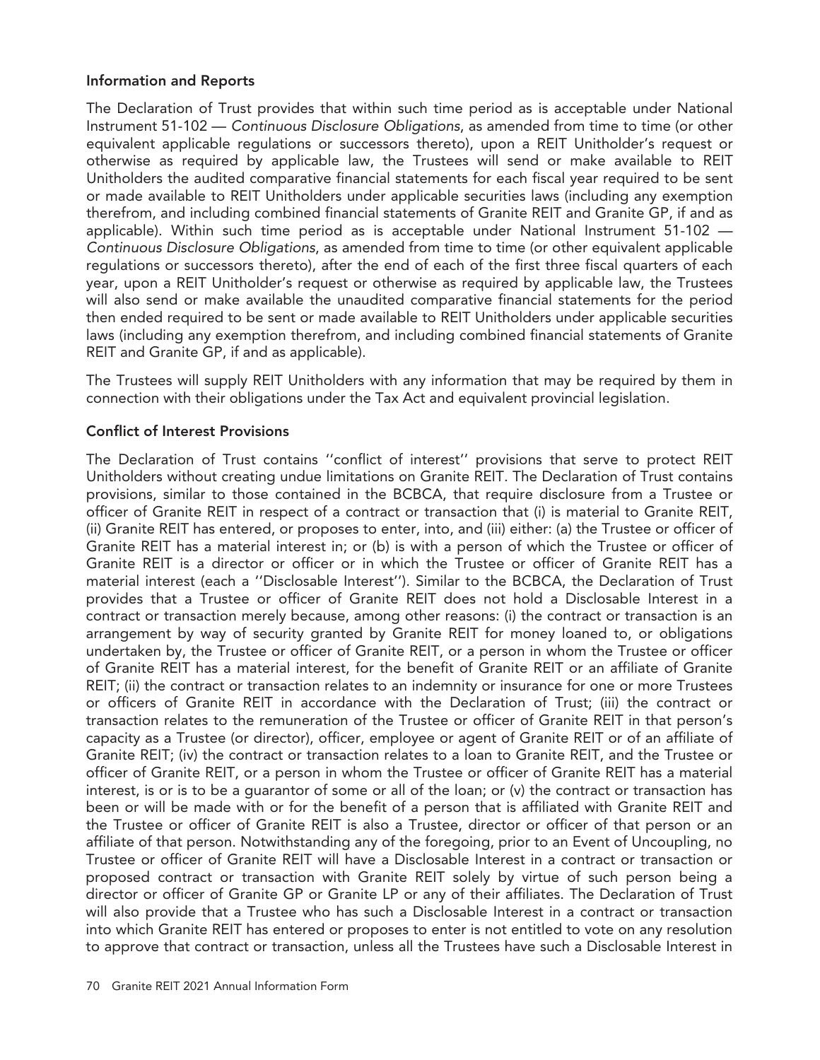### Information and Reports

The Declaration of Trust provides that within such time period as is acceptable under National Instrument 51-102 — *Continuous Disclosure Obligations*, as amended from time to time (or other equivalent applicable regulations or successors thereto), upon a REIT Unitholder's request or otherwise as required by applicable law, the Trustees will send or make available to REIT Unitholders the audited comparative financial statements for each fiscal year required to be sent or made available to REIT Unitholders under applicable securities laws (including any exemption therefrom, and including combined financial statements of Granite REIT and Granite GP, if and as applicable). Within such time period as is acceptable under National Instrument 51-102 — *Continuous Disclosure Obligations*, as amended from time to time (or other equivalent applicable regulations or successors thereto), after the end of each of the first three fiscal quarters of each year, upon a REIT Unitholder's request or otherwise as required by applicable law, the Trustees will also send or make available the unaudited comparative financial statements for the period then ended required to be sent or made available to REIT Unitholders under applicable securities laws (including any exemption therefrom, and including combined financial statements of Granite REIT and Granite GP, if and as applicable).

The Trustees will supply REIT Unitholders with any information that may be required by them in connection with their obligations under the Tax Act and equivalent provincial legislation.

### Conflict of Interest Provisions

The Declaration of Trust contains ''conflict of interest'' provisions that serve to protect REIT Unitholders without creating undue limitations on Granite REIT. The Declaration of Trust contains provisions, similar to those contained in the BCBCA, that require disclosure from a Trustee or officer of Granite REIT in respect of a contract or transaction that (i) is material to Granite REIT, (ii) Granite REIT has entered, or proposes to enter, into, and (iii) either: (a) the Trustee or officer of Granite REIT has a material interest in; or (b) is with a person of which the Trustee or officer of Granite REIT is a director or officer or in which the Trustee or officer of Granite REIT has a material interest (each a ''Disclosable Interest''). Similar to the BCBCA, the Declaration of Trust provides that a Trustee or officer of Granite REIT does not hold a Disclosable Interest in a contract or transaction merely because, among other reasons: (i) the contract or transaction is an arrangement by way of security granted by Granite REIT for money loaned to, or obligations undertaken by, the Trustee or officer of Granite REIT, or a person in whom the Trustee or officer of Granite REIT has a material interest, for the benefit of Granite REIT or an affiliate of Granite REIT; (ii) the contract or transaction relates to an indemnity or insurance for one or more Trustees or officers of Granite REIT in accordance with the Declaration of Trust; (iii) the contract or transaction relates to the remuneration of the Trustee or officer of Granite REIT in that person's capacity as a Trustee (or director), officer, employee or agent of Granite REIT or of an affiliate of Granite REIT; (iv) the contract or transaction relates to a loan to Granite REIT, and the Trustee or officer of Granite REIT, or a person in whom the Trustee or officer of Granite REIT has a material interest, is or is to be a guarantor of some or all of the loan; or (v) the contract or transaction has been or will be made with or for the benefit of a person that is affiliated with Granite REIT and the Trustee or officer of Granite REIT is also a Trustee, director or officer of that person or an affiliate of that person. Notwithstanding any of the foregoing, prior to an Event of Uncoupling, no Trustee or officer of Granite REIT will have a Disclosable Interest in a contract or transaction or proposed contract or transaction with Granite REIT solely by virtue of such person being a director or officer of Granite GP or Granite LP or any of their affiliates. The Declaration of Trust will also provide that a Trustee who has such a Disclosable Interest in a contract or transaction into which Granite REIT has entered or proposes to enter is not entitled to vote on any resolution to approve that contract or transaction, unless all the Trustees have such a Disclosable Interest in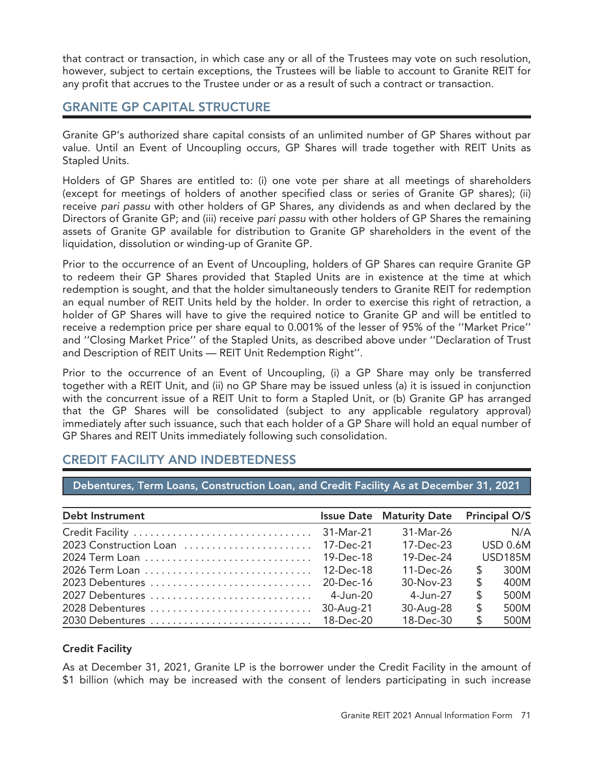that contract or transaction, in which case any or all of the Trustees may vote on such resolution, however, subject to certain exceptions, the Trustees will be liable to account to Granite REIT for any profit that accrues to the Trustee under or as a result of such a contract or transaction.

## GRANITE GP CAPITAL STRUCTURE

Granite GP's authorized share capital consists of an unlimited number of GP Shares without par value. Until an Event of Uncoupling occurs, GP Shares will trade together with REIT Units as Stapled Units.

Holders of GP Shares are entitled to: (i) one vote per share at all meetings of shareholders (except for meetings of holders of another specified class or series of Granite GP shares); (ii) receive *pari passu* with other holders of GP Shares, any dividends as and when declared by the Directors of Granite GP; and (iii) receive *pari passu* with other holders of GP Shares the remaining assets of Granite GP available for distribution to Granite GP shareholders in the event of the liquidation, dissolution or winding-up of Granite GP.

Prior to the occurrence of an Event of Uncoupling, holders of GP Shares can require Granite GP to redeem their GP Shares provided that Stapled Units are in existence at the time at which redemption is sought, and that the holder simultaneously tenders to Granite REIT for redemption an equal number of REIT Units held by the holder. In order to exercise this right of retraction, a holder of GP Shares will have to give the required notice to Granite GP and will be entitled to receive a redemption price per share equal to 0.001% of the lesser of 95% of the ''Market Price'' and ''Closing Market Price'' of the Stapled Units, as described above under ''Declaration of Trust and Description of REIT Units — REIT Unit Redemption Right''.

Prior to the occurrence of an Event of Uncoupling, (i) a GP Share may only be transferred together with a REIT Unit, and (ii) no GP Share may be issued unless (a) it is issued in conjunction with the concurrent issue of a REIT Unit to form a Stapled Unit, or (b) Granite GP has arranged that the GP Shares will be consolidated (subject to any applicable regulatory approval) immediately after such issuance, such that each holder of a GP Share will hold an equal number of GP Shares and REIT Units immediately following such consolidation.

## CREDIT FACILITY AND INDEBTEDNESS

**Debentures, Term Loans, Construction Loan, and Credit Facility As at December 31, 2021**

| Debt Instrument | Issue Date | Maturity Date | Principal O/S |
|---|---|---|---|
| Credit Facility | 31-Mar-21 | 31-Mar-26 | N/A |
| 2023 Construction Loan | 17-Dec-21 | 17-Dec-23 | USD 0.6M |
| 2024 Term Loan | 19-Dec-18 | 19-Dec-24 | USD185M |
| 2026 Term Loan | 12-Dec-18 | 11-Dec-26 | $ 300M |
| 2023 Debentures | 20-Dec-16 | 30-Nov-23 | $ 400M |
| 2027 Debentures | 4-Jun-20 | 4-Jun-27 | $ 500M |
| 2028 Debentures | 30-Aug-21 | 30-Aug-28 | $ 500M |
| 2030 Debentures | 18-Dec-20 | 18-Dec-30 | $ 500M |

### Credit Facility

As at December 31, 2021, Granite LP is the borrower under the Credit Facility in the amount of $1 billion (which may be increased with the consent of lenders participating in such increase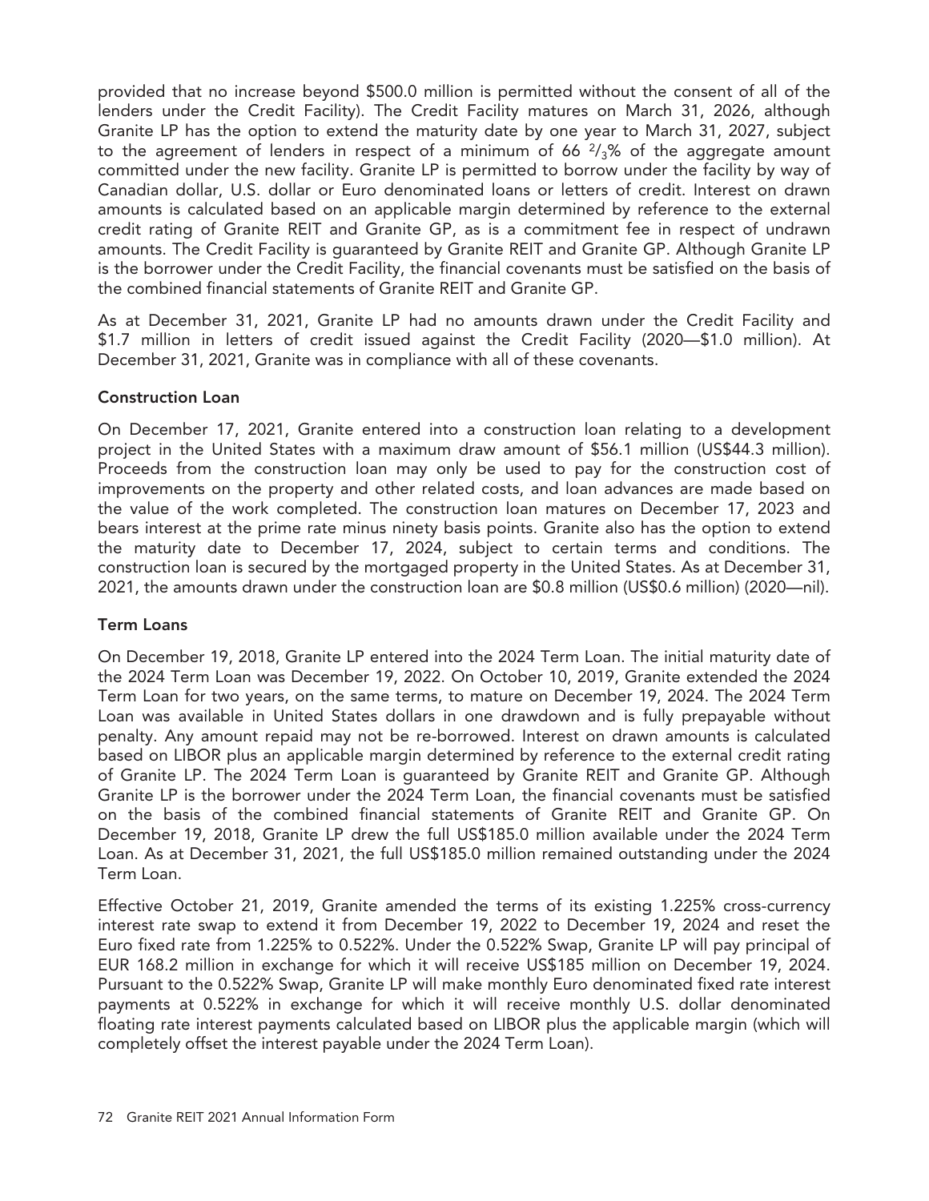provided that no increase beyond $500.0 million is permitted without the consent of all of the lenders under the Credit Facility). The Credit Facility matures on March 31, 2026, although Granite LP has the option to extend the maturity date by one year to March 31, 2027, subject to the agreement of lenders in respect of a minimum of 66 $^{2}/_{3}$% of the aggregate amount committed under the new facility. Granite LP is permitted to borrow under the facility by way of Canadian dollar, U.S. dollar or Euro denominated loans or letters of credit. Interest on drawn amounts is calculated based on an applicable margin determined by reference to the external credit rating of Granite REIT and Granite GP, as is a commitment fee in respect of undrawn amounts. The Credit Facility is guaranteed by Granite REIT and Granite GP. Although Granite LP is the borrower under the Credit Facility, the financial covenants must be satisfied on the basis of the combined financial statements of Granite REIT and Granite GP.

As at December 31, 2021, Granite LP had no amounts drawn under the Credit Facility and $1.7 million in letters of credit issued against the Credit Facility (2020—$1.0 million). At December 31, 2021, Granite was in compliance with all of these covenants.

### Construction Loan

On December 17, 2021, Granite entered into a construction loan relating to a development project in the United States with a maximum draw amount of $56.1 million (US$44.3 million). Proceeds from the construction loan may only be used to pay for the construction cost of improvements on the property and other related costs, and loan advances are made based on the value of the work completed. The construction loan matures on December 17, 2023 and bears interest at the prime rate minus ninety basis points. Granite also has the option to extend the maturity date to December 17, 2024, subject to certain terms and conditions. The construction loan is secured by the mortgaged property in the United States. As at December 31, 2021, the amounts drawn under the construction loan are $0.8 million (US$0.6 million) (2020—nil).

### Term Loans

On December 19, 2018, Granite LP entered into the 2024 Term Loan. The initial maturity date of the 2024 Term Loan was December 19, 2022. On October 10, 2019, Granite extended the 2024 Term Loan for two years, on the same terms, to mature on December 19, 2024. The 2024 Term Loan was available in United States dollars in one drawdown and is fully prepayable without penalty. Any amount repaid may not be re-borrowed. Interest on drawn amounts is calculated based on LIBOR plus an applicable margin determined by reference to the external credit rating of Granite LP. The 2024 Term Loan is guaranteed by Granite REIT and Granite GP. Although Granite LP is the borrower under the 2024 Term Loan, the financial covenants must be satisfied on the basis of the combined financial statements of Granite REIT and Granite GP. On December 19, 2018, Granite LP drew the full US$185.0 million available under the 2024 Term Loan. As at December 31, 2021, the full US$185.0 million remained outstanding under the 2024 Term Loan.

Effective October 21, 2019, Granite amended the terms of its existing 1.225% cross-currency interest rate swap to extend it from December 19, 2022 to December 19, 2024 and reset the Euro fixed rate from 1.225% to 0.522%. Under the 0.522% Swap, Granite LP will pay principal of EUR 168.2 million in exchange for which it will receive US$185 million on December 19, 2024. Pursuant to the 0.522% Swap, Granite LP will make monthly Euro denominated fixed rate interest payments at 0.522% in exchange for which it will receive monthly U.S. dollar denominated floating rate interest payments calculated based on LIBOR plus the applicable margin (which will completely offset the interest payable under the 2024 Term Loan).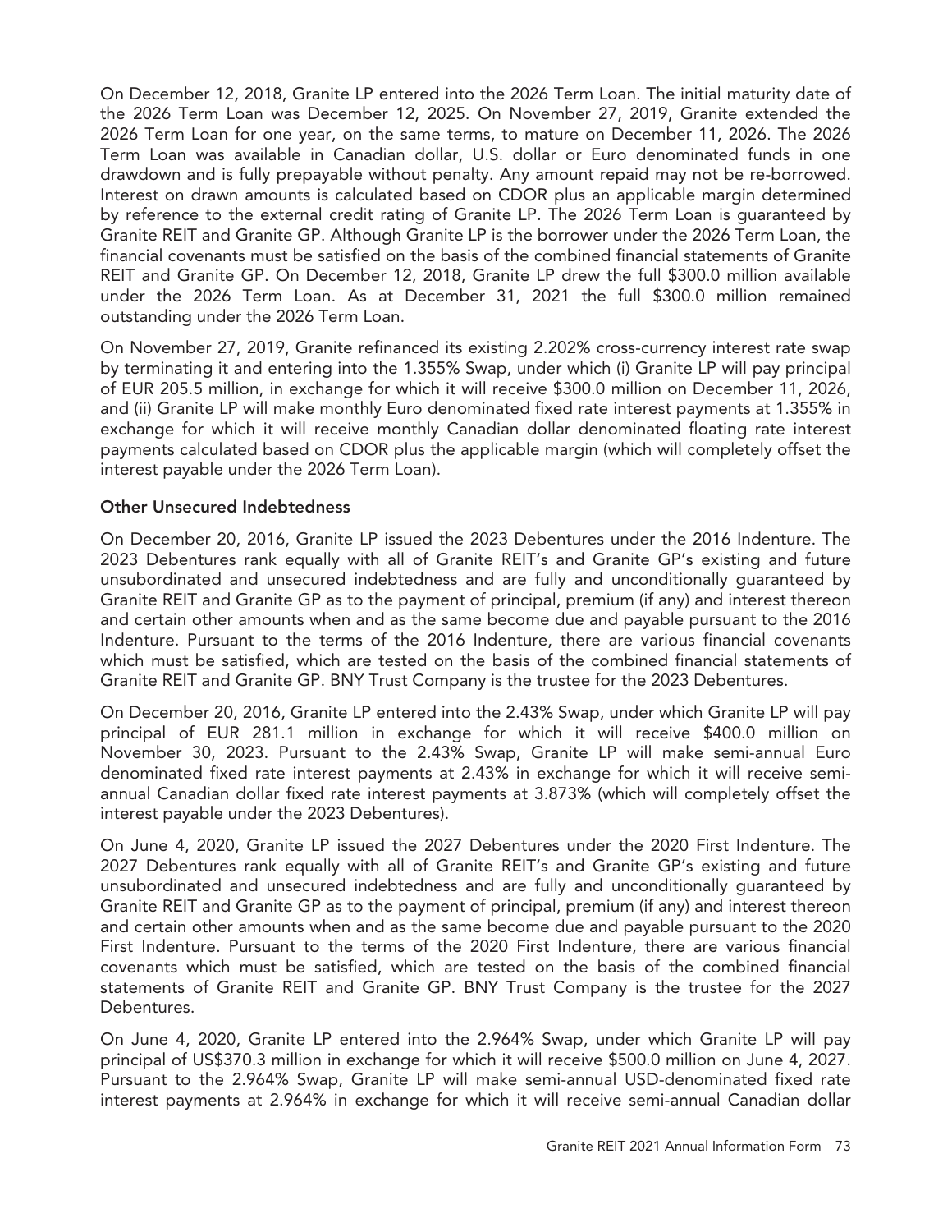On December 12, 2018, Granite LP entered into the 2026 Term Loan. The initial maturity date of the 2026 Term Loan was December 12, 2025. On November 27, 2019, Granite extended the 2026 Term Loan for one year, on the same terms, to mature on December 11, 2026. The 2026 Term Loan was available in Canadian dollar, U.S. dollar or Euro denominated funds in one drawdown and is fully prepayable without penalty. Any amount repaid may not be re-borrowed. Interest on drawn amounts is calculated based on CDOR plus an applicable margin determined by reference to the external credit rating of Granite LP. The 2026 Term Loan is guaranteed by Granite REIT and Granite GP. Although Granite LP is the borrower under the 2026 Term Loan, the financial covenants must be satisfied on the basis of the combined financial statements of Granite REIT and Granite GP. On December 12, 2018, Granite LP drew the full $300.0 million available under the 2026 Term Loan. As at December 31, 2021 the full $300.0 million remained outstanding under the 2026 Term Loan.

On November 27, 2019, Granite refinanced its existing 2.202% cross-currency interest rate swap by terminating it and entering into the 1.355% Swap, under which (i) Granite LP will pay principal of EUR 205.5 million, in exchange for which it will receive $300.0 million on December 11, 2026, and (ii) Granite LP will make monthly Euro denominated fixed rate interest payments at 1.355% in exchange for which it will receive monthly Canadian dollar denominated floating rate interest payments calculated based on CDOR plus the applicable margin (which will completely offset the interest payable under the 2026 Term Loan).

**Other Unsecured Indebtedness**

On December 20, 2016, Granite LP issued the 2023 Debentures under the 2016 Indenture. The 2023 Debentures rank equally with all of Granite REIT's and Granite GP's existing and future unsubordinated and unsecured indebtedness and are fully and unconditionally guaranteed by Granite REIT and Granite GP as to the payment of principal, premium (if any) and interest thereon and certain other amounts when and as the same become due and payable pursuant to the 2016 Indenture. Pursuant to the terms of the 2016 Indenture, there are various financial covenants which must be satisfied, which are tested on the basis of the combined financial statements of Granite REIT and Granite GP. BNY Trust Company is the trustee for the 2023 Debentures.

On December 20, 2016, Granite LP entered into the 2.43% Swap, under which Granite LP will pay principal of EUR 281.1 million in exchange for which it will receive $400.0 million on November 30, 2023. Pursuant to the 2.43% Swap, Granite LP will make semi-annual Euro denominated fixed rate interest payments at 2.43% in exchange for which it will receive semi-annual Canadian dollar fixed rate interest payments at 3.873% (which will completely offset the interest payable under the 2023 Debentures).

On June 4, 2020, Granite LP issued the 2027 Debentures under the 2020 First Indenture. The 2027 Debentures rank equally with all of Granite REIT's and Granite GP's existing and future unsubordinated and unsecured indebtedness and are fully and unconditionally guaranteed by Granite REIT and Granite GP as to the payment of principal, premium (if any) and interest thereon and certain other amounts when and as the same become due and payable pursuant to the 2020 First Indenture. Pursuant to the terms of the 2020 First Indenture, there are various financial covenants which must be satisfied, which are tested on the basis of the combined financial statements of Granite REIT and Granite GP. BNY Trust Company is the trustee for the 2027 Debentures.

On June 4, 2020, Granite LP entered into the 2.964% Swap, under which Granite LP will pay principal of US$370.3 million in exchange for which it will receive $500.0 million on June 4, 2027. Pursuant to the 2.964% Swap, Granite LP will make semi-annual USD-denominated fixed rate interest payments at 2.964% in exchange for which it will receive semi-annual Canadian dollar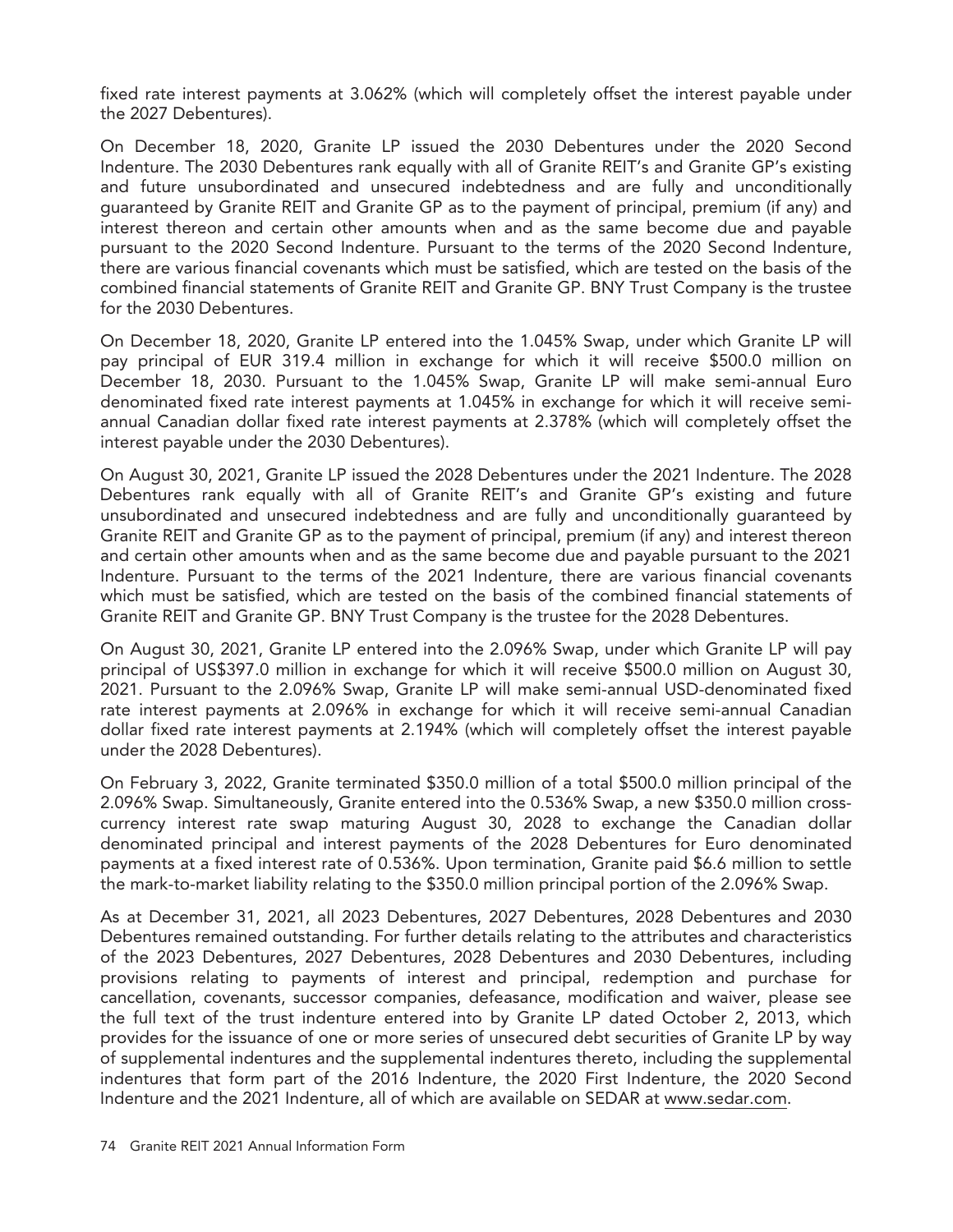fixed rate interest payments at 3.062% (which will completely offset the interest payable under the 2027 Debentures).

On December 18, 2020, Granite LP issued the 2030 Debentures under the 2020 Second Indenture. The 2030 Debentures rank equally with all of Granite REIT's and Granite GP's existing and future unsubordinated and unsecured indebtedness and are fully and unconditionally guaranteed by Granite REIT and Granite GP as to the payment of principal, premium (if any) and interest thereon and certain other amounts when and as the same become due and payable pursuant to the 2020 Second Indenture. Pursuant to the terms of the 2020 Second Indenture, there are various financial covenants which must be satisfied, which are tested on the basis of the combined financial statements of Granite REIT and Granite GP. BNY Trust Company is the trustee for the 2030 Debentures.

On December 18, 2020, Granite LP entered into the 1.045% Swap, under which Granite LP will pay principal of EUR 319.4 million in exchange for which it will receive $500.0 million on December 18, 2030. Pursuant to the 1.045% Swap, Granite LP will make semi-annual Euro denominated fixed rate interest payments at 1.045% in exchange for which it will receive semi-annual Canadian dollar fixed rate interest payments at 2.378% (which will completely offset the interest payable under the 2030 Debentures).

On August 30, 2021, Granite LP issued the 2028 Debentures under the 2021 Indenture. The 2028 Debentures rank equally with all of Granite REIT's and Granite GP's existing and future unsubordinated and unsecured indebtedness and are fully and unconditionally guaranteed by Granite REIT and Granite GP as to the payment of principal, premium (if any) and interest thereon and certain other amounts when and as the same become due and payable pursuant to the 2021 Indenture. Pursuant to the terms of the 2021 Indenture, there are various financial covenants which must be satisfied, which are tested on the basis of the combined financial statements of Granite REIT and Granite GP. BNY Trust Company is the trustee for the 2028 Debentures.

On August 30, 2021, Granite LP entered into the 2.096% Swap, under which Granite LP will pay principal of US$397.0 million in exchange for which it will receive $500.0 million on August 30, 2021. Pursuant to the 2.096% Swap, Granite LP will make semi-annual USD-denominated fixed rate interest payments at 2.096% in exchange for which it will receive semi-annual Canadian dollar fixed rate interest payments at 2.194% (which will completely offset the interest payable under the 2028 Debentures).

On February 3, 2022, Granite terminated $350.0 million of a total $500.0 million principal of the 2.096% Swap. Simultaneously, Granite entered into the 0.536% Swap, a new $350.0 million cross-currency interest rate swap maturing August 30, 2028 to exchange the Canadian dollar denominated principal and interest payments of the 2028 Debentures for Euro denominated payments at a fixed interest rate of 0.536%. Upon termination, Granite paid $6.6 million to settle the mark-to-market liability relating to the $350.0 million principal portion of the 2.096% Swap.

As at December 31, 2021, all 2023 Debentures, 2027 Debentures, 2028 Debentures and 2030 Debentures remained outstanding. For further details relating to the attributes and characteristics of the 2023 Debentures, 2027 Debentures, 2028 Debentures and 2030 Debentures, including provisions relating to payments of interest and principal, redemption and purchase for cancellation, covenants, successor companies, defeasance, modification and waiver, please see the full text of the trust indenture entered into by Granite LP dated October 2, 2013, which provides for the issuance of one or more series of unsecured debt securities of Granite LP by way of supplemental indentures and the supplemental indentures thereto, including the supplemental indentures that form part of the 2016 Indenture, the 2020 First Indenture, the 2020 Second Indenture and the 2021 Indenture, all of which are available on SEDAR at www.sedar.com.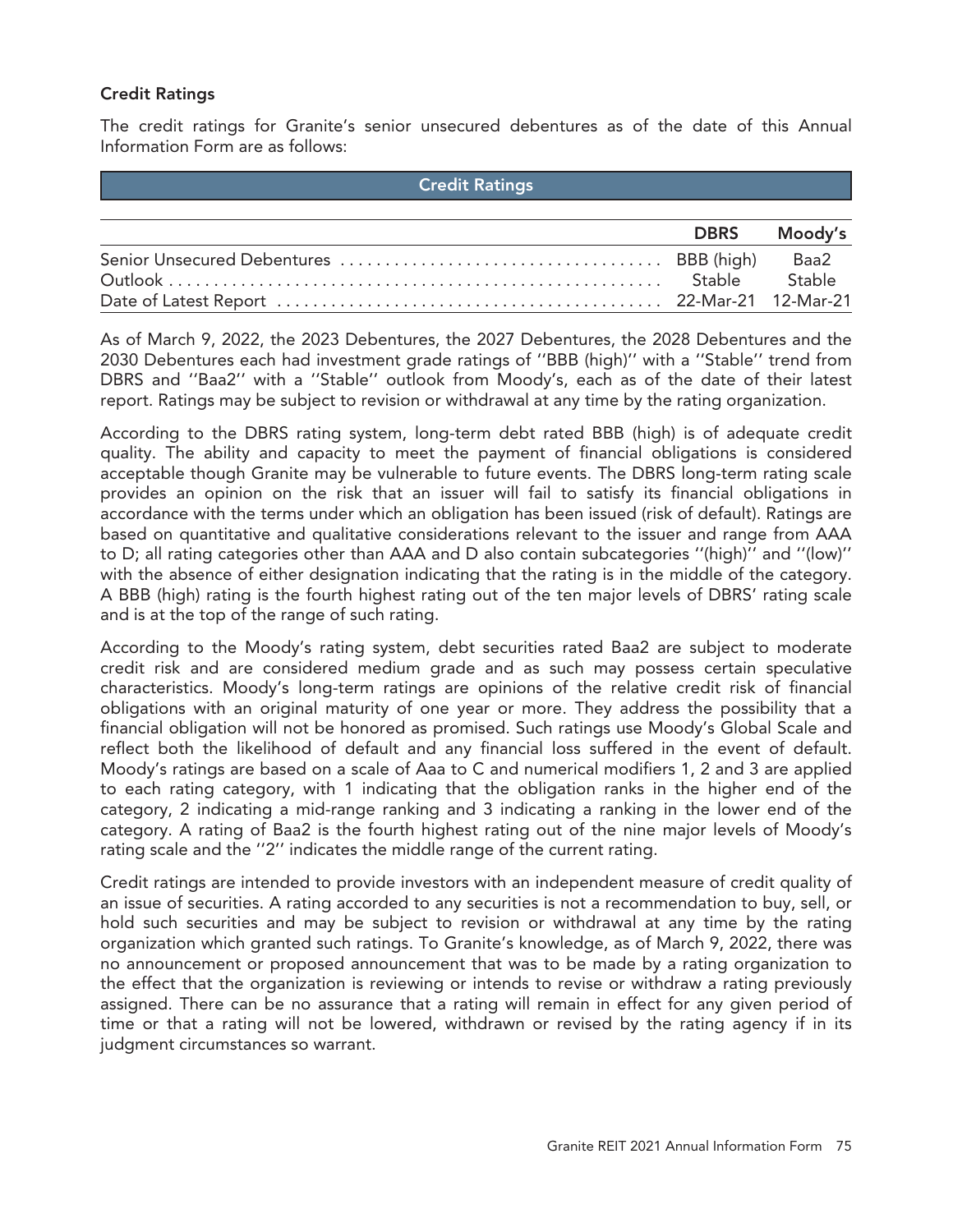### Credit Ratings

The credit ratings for Granite's senior unsecured debentures as of the date of this Annual Information Form are as follows:

**Credit Ratings**

| | DBRS | Moody's |
|---|---|---|
| Senior Unsecured Debentures | BBB (high) | Baa2 |
| Outlook | Stable | Stable |
| Date of Latest Report | 22-Mar-21 | 12-Mar-21 |

As of March 9, 2022, the 2023 Debentures, the 2027 Debentures, the 2028 Debentures and the 2030 Debentures each had investment grade ratings of ''BBB (high)'' with a ''Stable'' trend from DBRS and ''Baa2'' with a ''Stable'' outlook from Moody's, each as of the date of their latest report. Ratings may be subject to revision or withdrawal at any time by the rating organization.

According to the DBRS rating system, long-term debt rated BBB (high) is of adequate credit quality. The ability and capacity to meet the payment of financial obligations is considered acceptable though Granite may be vulnerable to future events. The DBRS long-term rating scale provides an opinion on the risk that an issuer will fail to satisfy its financial obligations in accordance with the terms under which an obligation has been issued (risk of default). Ratings are based on quantitative and qualitative considerations relevant to the issuer and range from AAA to D; all rating categories other than AAA and D also contain subcategories ''(high)'' and ''(low)'' with the absence of either designation indicating that the rating is in the middle of the category. A BBB (high) rating is the fourth highest rating out of the ten major levels of DBRS' rating scale and is at the top of the range of such rating.

According to the Moody's rating system, debt securities rated Baa2 are subject to moderate credit risk and are considered medium grade and as such may possess certain speculative characteristics. Moody's long-term ratings are opinions of the relative credit risk of financial obligations with an original maturity of one year or more. They address the possibility that a financial obligation will not be honored as promised. Such ratings use Moody's Global Scale and reflect both the likelihood of default and any financial loss suffered in the event of default. Moody's ratings are based on a scale of Aaa to C and numerical modifiers 1, 2 and 3 are applied to each rating category, with 1 indicating that the obligation ranks in the higher end of the category, 2 indicating a mid-range ranking and 3 indicating a ranking in the lower end of the category. A rating of Baa2 is the fourth highest rating out of the nine major levels of Moody's rating scale and the ''2'' indicates the middle range of the current rating.

Credit ratings are intended to provide investors with an independent measure of credit quality of an issue of securities. A rating accorded to any securities is not a recommendation to buy, sell, or hold such securities and may be subject to revision or withdrawal at any time by the rating organization which granted such ratings. To Granite's knowledge, as of March 9, 2022, there was no announcement or proposed announcement that was to be made by a rating organization to the effect that the organization is reviewing or intends to revise or withdraw a rating previously assigned. There can be no assurance that a rating will remain in effect for any given period of time or that a rating will not be lowered, withdrawn or revised by the rating agency if in its judgment circumstances so warrant.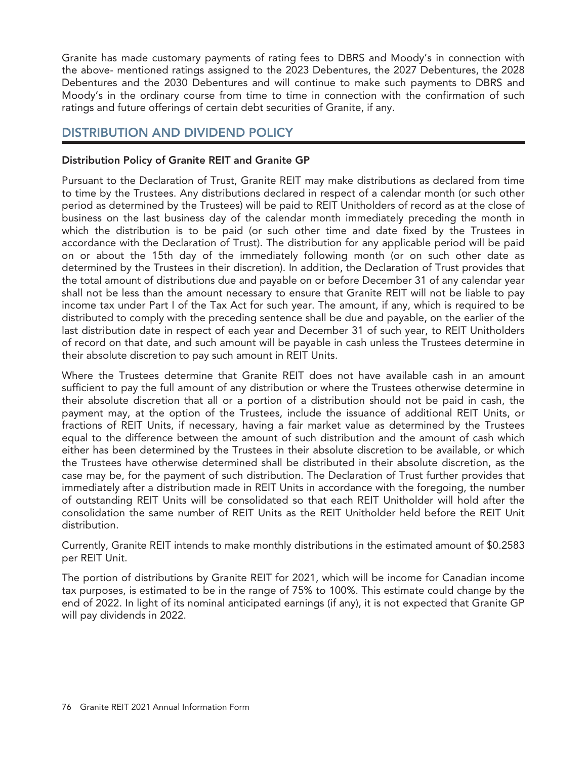Granite has made customary payments of rating fees to DBRS and Moody's in connection with the above- mentioned ratings assigned to the 2023 Debentures, the 2027 Debentures, the 2028 Debentures and the 2030 Debentures and will continue to make such payments to DBRS and Moody's in the ordinary course from time to time in connection with the confirmation of such ratings and future offerings of certain debt securities of Granite, if any.

## DISTRIBUTION AND DIVIDEND POLICY

### Distribution Policy of Granite REIT and Granite GP

Pursuant to the Declaration of Trust, Granite REIT may make distributions as declared from time to time by the Trustees. Any distributions declared in respect of a calendar month (or such other period as determined by the Trustees) will be paid to REIT Unitholders of record as at the close of business on the last business day of the calendar month immediately preceding the month in which the distribution is to be paid (or such other time and date fixed by the Trustees in accordance with the Declaration of Trust). The distribution for any applicable period will be paid on or about the 15th day of the immediately following month (or on such other date as determined by the Trustees in their discretion). In addition, the Declaration of Trust provides that the total amount of distributions due and payable on or before December 31 of any calendar year shall not be less than the amount necessary to ensure that Granite REIT will not be liable to pay income tax under Part I of the Tax Act for such year. The amount, if any, which is required to be distributed to comply with the preceding sentence shall be due and payable, on the earlier of the last distribution date in respect of each year and December 31 of such year, to REIT Unitholders of record on that date, and such amount will be payable in cash unless the Trustees determine in their absolute discretion to pay such amount in REIT Units.

Where the Trustees determine that Granite REIT does not have available cash in an amount sufficient to pay the full amount of any distribution or where the Trustees otherwise determine in their absolute discretion that all or a portion of a distribution should not be paid in cash, the payment may, at the option of the Trustees, include the issuance of additional REIT Units, or fractions of REIT Units, if necessary, having a fair market value as determined by the Trustees equal to the difference between the amount of such distribution and the amount of cash which either has been determined by the Trustees in their absolute discretion to be available, or which the Trustees have otherwise determined shall be distributed in their absolute discretion, as the case may be, for the payment of such distribution. The Declaration of Trust further provides that immediately after a distribution made in REIT Units in accordance with the foregoing, the number of outstanding REIT Units will be consolidated so that each REIT Unitholder will hold after the consolidation the same number of REIT Units as the REIT Unitholder held before the REIT Unit distribution.

Currently, Granite REIT intends to make monthly distributions in the estimated amount of $0.2583 per REIT Unit.

The portion of distributions by Granite REIT for 2021, which will be income for Canadian income tax purposes, is estimated to be in the range of 75% to 100%. This estimate could change by the end of 2022. In light of its nominal anticipated earnings (if any), it is not expected that Granite GP will pay dividends in 2022.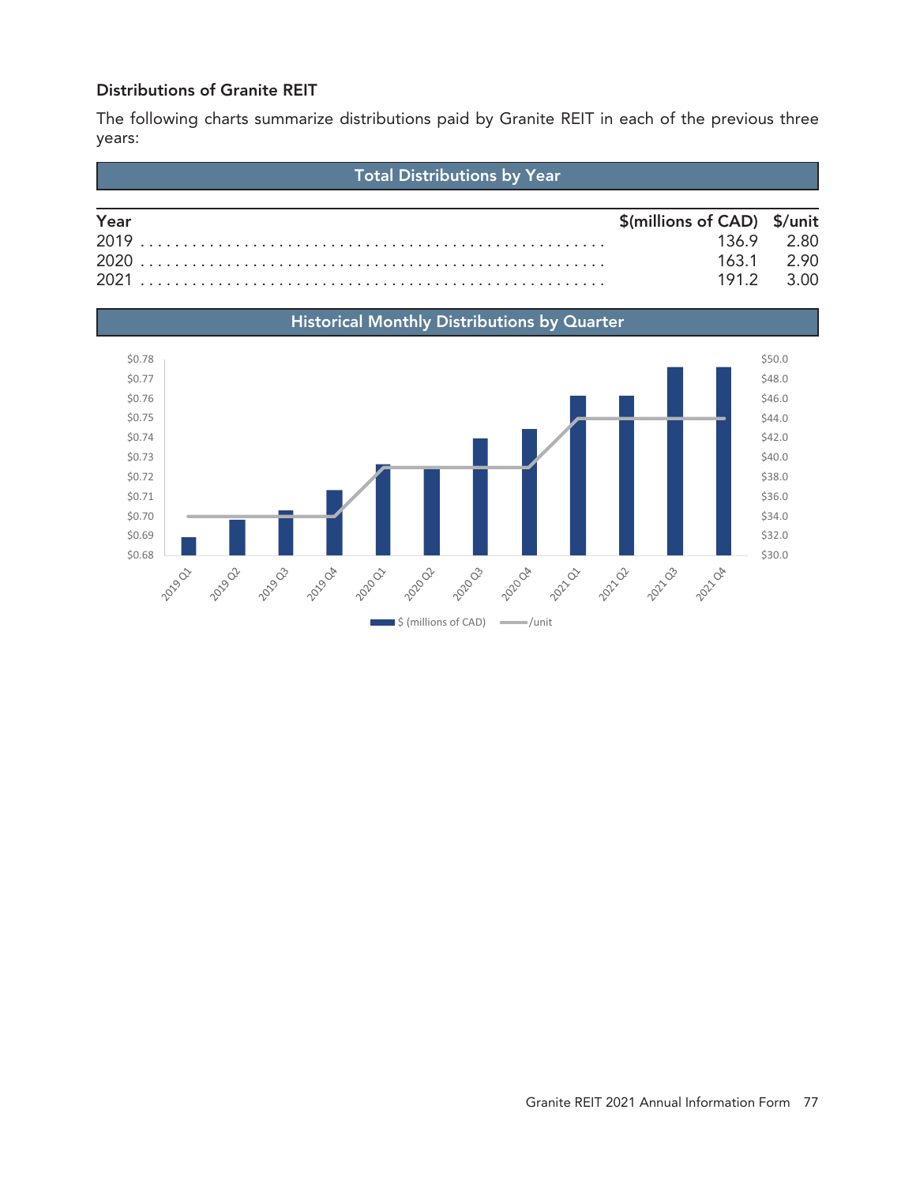### Distributions of Granite REIT

The following charts summarize distributions paid by Granite REIT in each of the previous three years:

**Total Distributions by Year**

| Year | $(millions of CAD) | $/unit |
|---|---|---|
| 2019 | 136.9 | 2.80 |
| 2020 | 163.1 | 2.90 |
| 2021 | 191.2 | 3.00 |

**Historical Monthly Distributions by Quarter**

$ (millions of CAD) — /unit

Left axis: $0.68 – $0.78; Right axis: $30.0 – $50.0

Quarters: 2019 Q1, 2019 Q2, 2019 Q3, 2019 Q4, 2020 Q1, 2020 Q2, 2020 Q3, 2020 Q4, 2021 Q1, 2021 Q2, 2021 Q3, 2021 Q4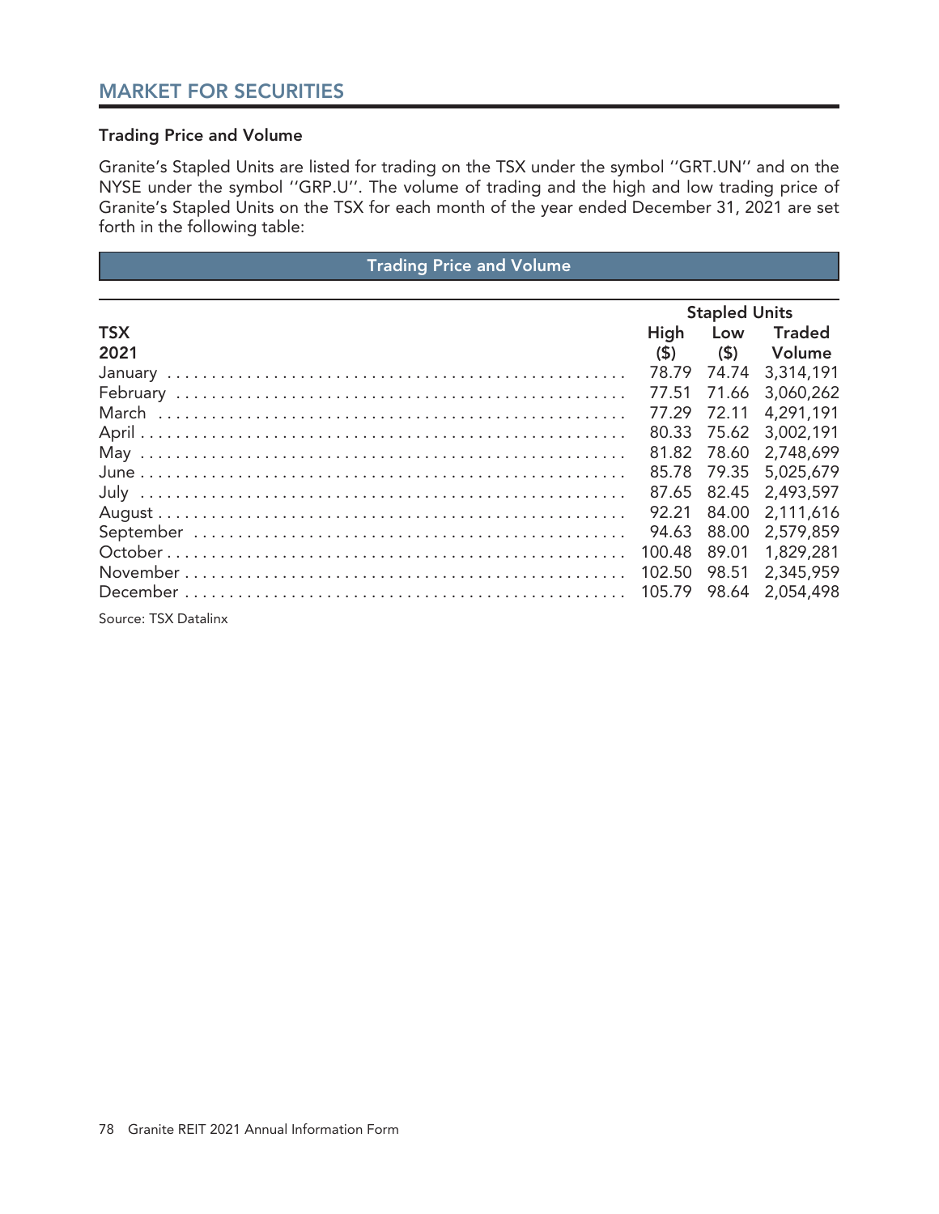## MARKET FOR SECURITIES

### Trading Price and Volume

Granite's Stapled Units are listed for trading on the TSX under the symbol ''GRT.UN'' and on the NYSE under the symbol ''GRP.U''. The volume of trading and the high and low trading price of Granite's Stapled Units on the TSX for each month of the year ended December 31, 2021 are set forth in the following table:

**Trading Price and Volume**

| TSX 2021 | Stapled Units High ($) | Low ($) | Traded Volume |
|---|---|---|---|
| January | 78.79 | 74.74 | 3,314,191 |
| February | 77.51 | 71.66 | 3,060,262 |
| March | 77.29 | 72.11 | 4,291,191 |
| April | 80.33 | 75.62 | 3,002,191 |
| May | 81.82 | 78.60 | 2,748,699 |
| June | 85.78 | 79.35 | 5,025,679 |
| July | 87.65 | 82.45 | 2,493,597 |
| August | 92.21 | 84.00 | 2,111,616 |
| September | 94.63 | 88.00 | 2,579,859 |
| October | 100.48 | 89.01 | 1,829,281 |
| November | 102.50 | 98.51 | 2,345,959 |
| December | 105.79 | 98.64 | 2,054,498 |

Source: TSX Datalinx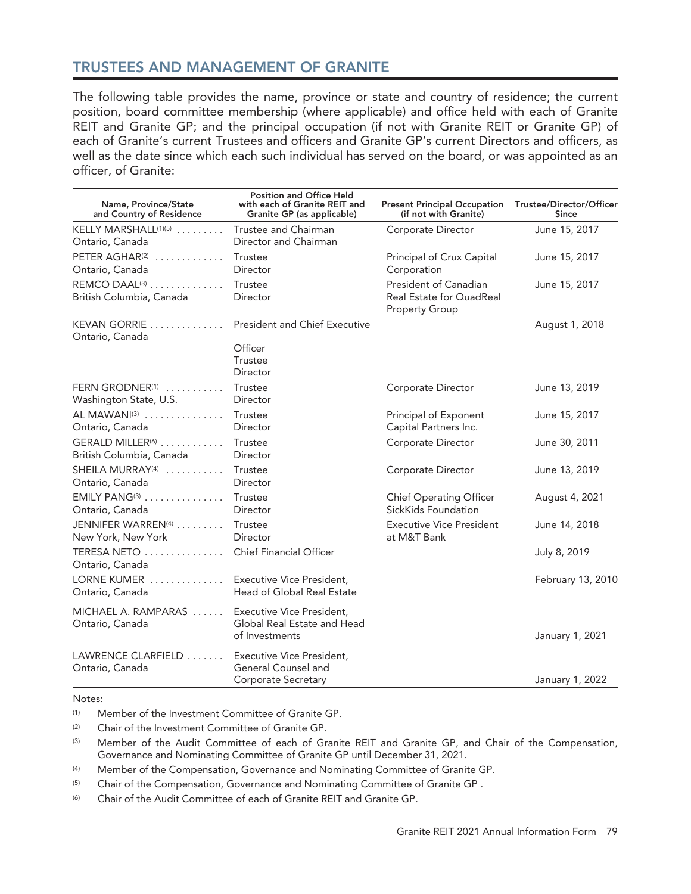## TRUSTEES AND MANAGEMENT OF GRANITE

The following table provides the name, province or state and country of residence; the current position, board committee membership (where applicable) and office held with each of Granite REIT and Granite GP; and the principal occupation (if not with Granite REIT or Granite GP) of each of Granite's current Trustees and officers and Granite GP's current Directors and officers, as well as the date since which each such individual has served on the board, or was appointed as an officer, of Granite:

| Name, Province/State and Country of Residence | Position and Office Held with each of Granite REIT and Granite GP (as applicable) | Present Principal Occupation (if not with Granite) | Trustee/Director/Officer Since |
|---|---|---|---|
| KELLY MARSHALL[(1)(5)] Ontario, Canada | Trustee and Chairman Director and Chairman | Corporate Director | June 15, 2017 |
| PETER AGHAR[(2)] Ontario, Canada | Trustee Director | Principal of Crux Capital Corporation | June 15, 2017 |
| REMCO DAAL[(3)] British Columbia, Canada | Trustee Director | President of Canadian Real Estate for QuadReal Property Group | June 15, 2017 |
| KEVAN GORRIE Ontario, Canada | President and Chief Executive Officer Trustee Director | | August 1, 2018 |
| FERN GRODNER[(1)] Washington State, U.S. | Trustee Director | Corporate Director | June 13, 2019 |
| AL MAWANI[(3)] Ontario, Canada | Trustee Director | Principal of Exponent Capital Partners Inc. | June 15, 2017 |
| GERALD MILLER[(6)] British Columbia, Canada | Trustee Director | Corporate Director | June 30, 2011 |
| SHEILA MURRAY[(4)] Ontario, Canada | Trustee Director | Corporate Director | June 13, 2019 |
| EMILY PANG[(3)] Ontario, Canada | Trustee Director | Chief Operating Officer SickKids Foundation | August 4, 2021 |
| JENNIFER WARREN[(4)] New York, New York | Trustee Director | Executive Vice President at M&T Bank | June 14, 2018 |
| TERESA NETO Ontario, Canada | Chief Financial Officer | | July 8, 2019 |
| LORNE KUMER Ontario, Canada | Executive Vice President, Head of Global Real Estate | | February 13, 2010 |
| MICHAEL A. RAMPARAS Ontario, Canada | Executive Vice President, Global Real Estate and Head of Investments | | January 1, 2021 |
| LAWRENCE CLARFIELD Ontario, Canada | Executive Vice President, General Counsel and Corporate Secretary | | January 1, 2022 |

Notes:

(1) Member of the Investment Committee of Granite GP.

(2) Chair of the Investment Committee of Granite GP.

(3) Member of the Audit Committee of each of Granite REIT and Granite GP, and Chair of the Compensation, Governance and Nominating Committee of Granite GP until December 31, 2021.

(4) Member of the Compensation, Governance and Nominating Committee of Granite GP.

(5) Chair of the Compensation, Governance and Nominating Committee of Granite GP .

(6) Chair of the Audit Committee of each of Granite REIT and Granite GP.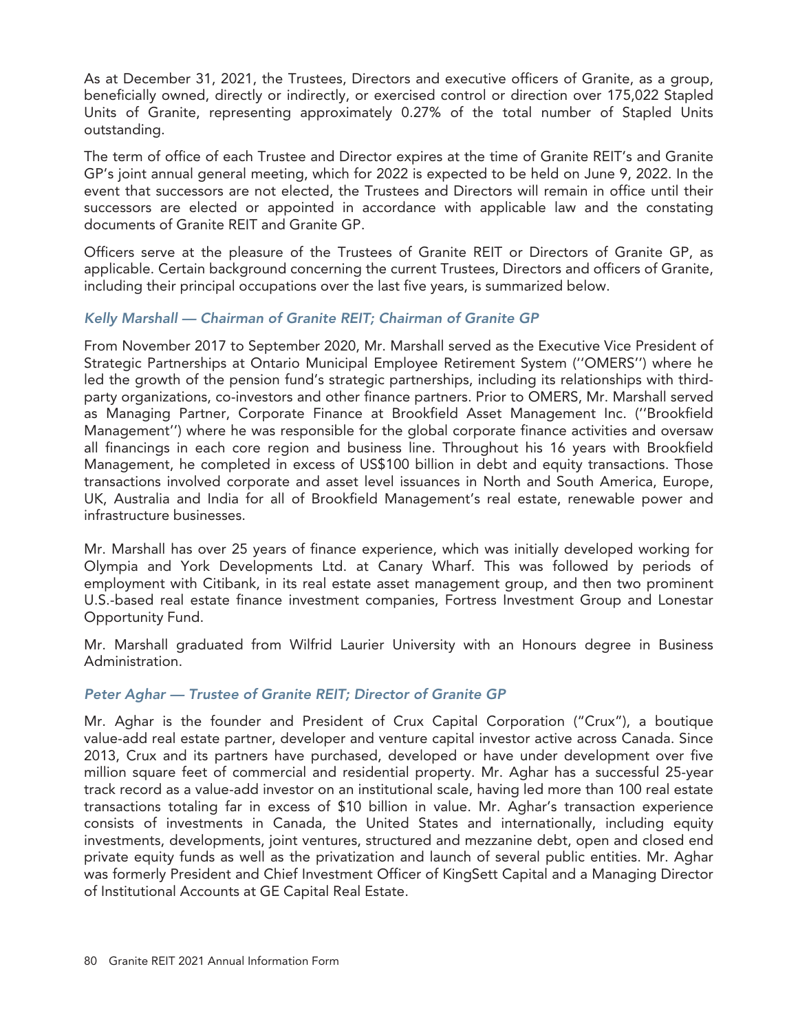As at December 31, 2021, the Trustees, Directors and executive officers of Granite, as a group, beneficially owned, directly or indirectly, or exercised control or direction over 175,022 Stapled Units of Granite, representing approximately 0.27% of the total number of Stapled Units outstanding.

The term of office of each Trustee and Director expires at the time of Granite REIT's and Granite GP's joint annual general meeting, which for 2022 is expected to be held on June 9, 2022. In the event that successors are not elected, the Trustees and Directors will remain in office until their successors are elected or appointed in accordance with applicable law and the constating documents of Granite REIT and Granite GP.

Officers serve at the pleasure of the Trustees of Granite REIT or Directors of Granite GP, as applicable. Certain background concerning the current Trustees, Directors and officers of Granite, including their principal occupations over the last five years, is summarized below.

### *Kelly Marshall — Chairman of Granite REIT; Chairman of Granite GP*

From November 2017 to September 2020, Mr. Marshall served as the Executive Vice President of Strategic Partnerships at Ontario Municipal Employee Retirement System (''OMERS'') where he led the growth of the pension fund's strategic partnerships, including its relationships with third-party organizations, co-investors and other finance partners. Prior to OMERS, Mr. Marshall served as Managing Partner, Corporate Finance at Brookfield Asset Management Inc. (''Brookfield Management'') where he was responsible for the global corporate finance activities and oversaw all financings in each core region and business line. Throughout his 16 years with Brookfield Management, he completed in excess of US$100 billion in debt and equity transactions. Those transactions involved corporate and asset level issuances in North and South America, Europe, UK, Australia and India for all of Brookfield Management's real estate, renewable power and infrastructure businesses.

Mr. Marshall has over 25 years of finance experience, which was initially developed working for Olympia and York Developments Ltd. at Canary Wharf. This was followed by periods of employment with Citibank, in its real estate asset management group, and then two prominent U.S.-based real estate finance investment companies, Fortress Investment Group and Lonestar Opportunity Fund.

Mr. Marshall graduated from Wilfrid Laurier University with an Honours degree in Business Administration.

### *Peter Aghar — Trustee of Granite REIT; Director of Granite GP*

Mr. Aghar is the founder and President of Crux Capital Corporation ("Crux"), a boutique value-add real estate partner, developer and venture capital investor active across Canada. Since 2013, Crux and its partners have purchased, developed or have under development over five million square feet of commercial and residential property. Mr. Aghar has a successful 25-year track record as a value-add investor on an institutional scale, having led more than 100 real estate transactions totaling far in excess of $10 billion in value. Mr. Aghar's transaction experience consists of investments in Canada, the United States and internationally, including equity investments, developments, joint ventures, structured and mezzanine debt, open and closed end private equity funds as well as the privatization and launch of several public entities. Mr. Aghar was formerly President and Chief Investment Officer of KingSett Capital and a Managing Director of Institutional Accounts at GE Capital Real Estate.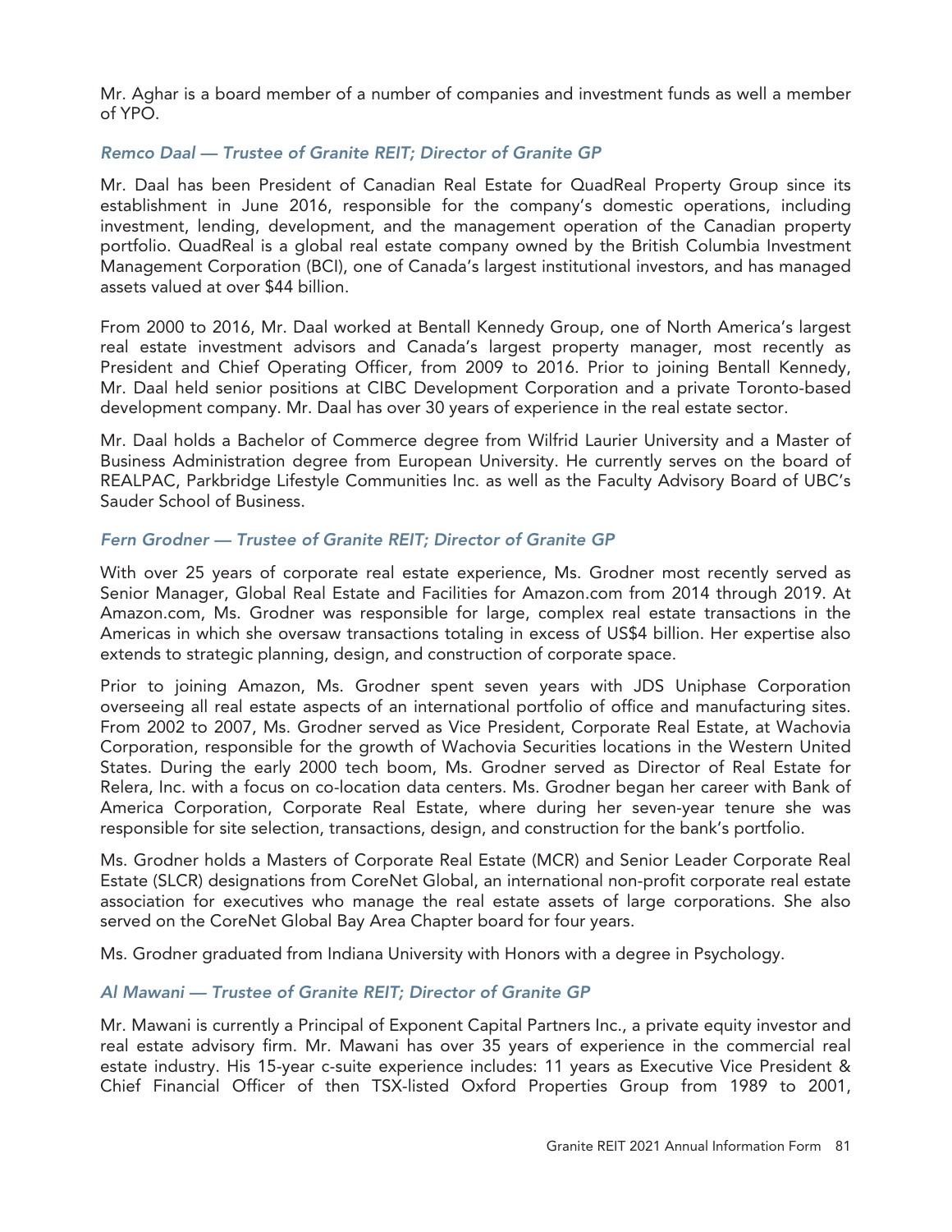Mr. Aghar is a board member of a number of companies and investment funds as well a member of YPO.

### *Remco Daal — Trustee of Granite REIT; Director of Granite GP*

Mr. Daal has been President of Canadian Real Estate for QuadReal Property Group since its establishment in June 2016, responsible for the company's domestic operations, including investment, lending, development, and the management operation of the Canadian property portfolio. QuadReal is a global real estate company owned by the British Columbia Investment Management Corporation (BCI), one of Canada's largest institutional investors, and has managed assets valued at over $44 billion.

From 2000 to 2016, Mr. Daal worked at Bentall Kennedy Group, one of North America's largest real estate investment advisors and Canada's largest property manager, most recently as President and Chief Operating Officer, from 2009 to 2016. Prior to joining Bentall Kennedy, Mr. Daal held senior positions at CIBC Development Corporation and a private Toronto-based development company. Mr. Daal has over 30 years of experience in the real estate sector.

Mr. Daal holds a Bachelor of Commerce degree from Wilfrid Laurier University and a Master of Business Administration degree from European University. He currently serves on the board of REALPAC, Parkbridge Lifestyle Communities Inc. as well as the Faculty Advisory Board of UBC's Sauder School of Business.

### *Fern Grodner — Trustee of Granite REIT; Director of Granite GP*

With over 25 years of corporate real estate experience, Ms. Grodner most recently served as Senior Manager, Global Real Estate and Facilities for Amazon.com from 2014 through 2019. At Amazon.com, Ms. Grodner was responsible for large, complex real estate transactions in the Americas in which she oversaw transactions totaling in excess of US$4 billion. Her expertise also extends to strategic planning, design, and construction of corporate space.

Prior to joining Amazon, Ms. Grodner spent seven years with JDS Uniphase Corporation overseeing all real estate aspects of an international portfolio of office and manufacturing sites. From 2002 to 2007, Ms. Grodner served as Vice President, Corporate Real Estate, at Wachovia Corporation, responsible for the growth of Wachovia Securities locations in the Western United States. During the early 2000 tech boom, Ms. Grodner served as Director of Real Estate for Relera, Inc. with a focus on co-location data centers. Ms. Grodner began her career with Bank of America Corporation, Corporate Real Estate, where during her seven-year tenure she was responsible for site selection, transactions, design, and construction for the bank's portfolio.

Ms. Grodner holds a Masters of Corporate Real Estate (MCR) and Senior Leader Corporate Real Estate (SLCR) designations from CoreNet Global, an international non-profit corporate real estate association for executives who manage the real estate assets of large corporations. She also served on the CoreNet Global Bay Area Chapter board for four years.

Ms. Grodner graduated from Indiana University with Honors with a degree in Psychology.

### *Al Mawani — Trustee of Granite REIT; Director of Granite GP*

Mr. Mawani is currently a Principal of Exponent Capital Partners Inc., a private equity investor and real estate advisory firm. Mr. Mawani has over 35 years of experience in the commercial real estate industry. His 15-year c-suite experience includes: 11 years as Executive Vice President & Chief Financial Officer of then TSX-listed Oxford Properties Group from 1989 to 2001,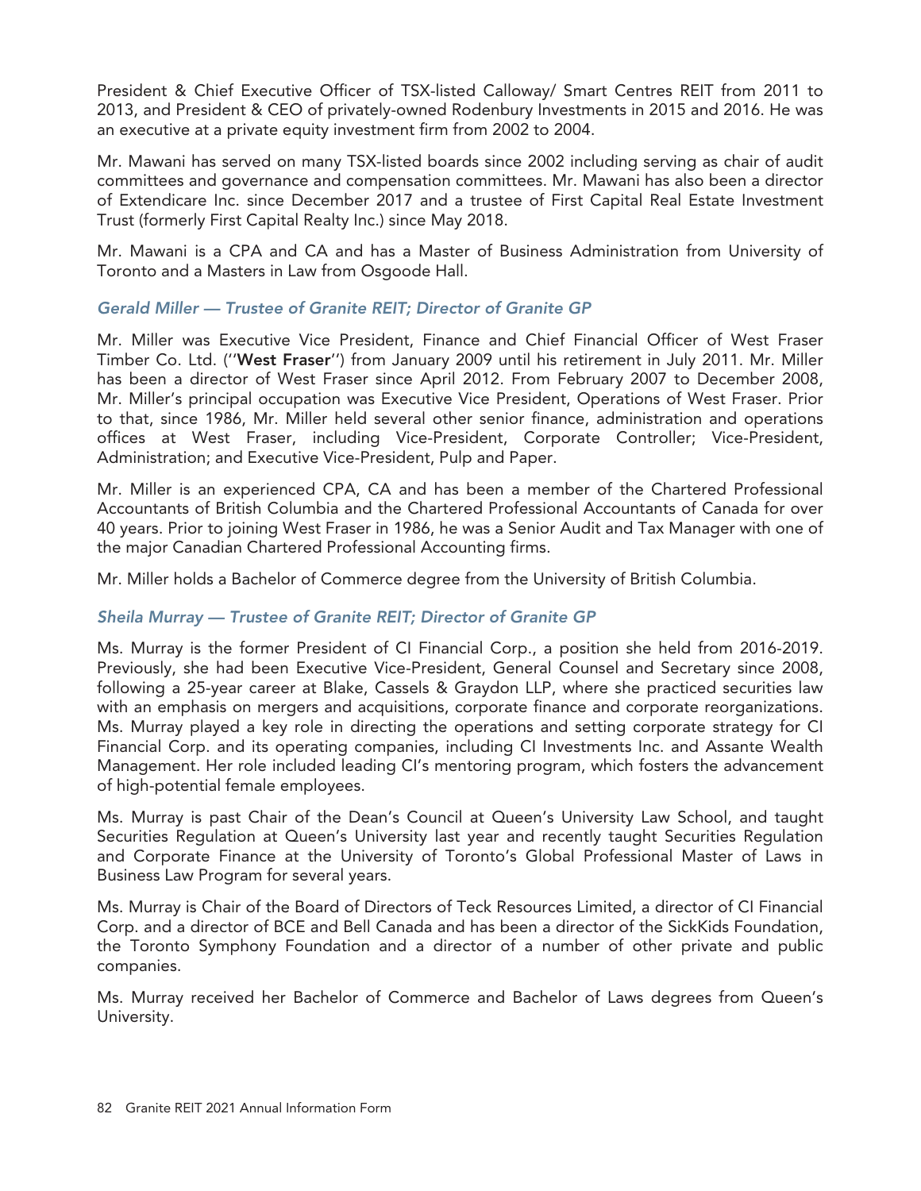President & Chief Executive Officer of TSX-listed Calloway/ Smart Centres REIT from 2011 to 2013, and President & CEO of privately-owned Rodenbury Investments in 2015 and 2016. He was an executive at a private equity investment firm from 2002 to 2004.

Mr. Mawani has served on many TSX-listed boards since 2002 including serving as chair of audit committees and governance and compensation committees. Mr. Mawani has also been a director of Extendicare Inc. since December 2017 and a trustee of First Capital Real Estate Investment Trust (formerly First Capital Realty Inc.) since May 2018.

Mr. Mawani is a CPA and CA and has a Master of Business Administration from University of Toronto and a Masters in Law from Osgoode Hall.

### *Gerald Miller — Trustee of Granite REIT; Director of Granite GP*

Mr. Miller was Executive Vice President, Finance and Chief Financial Officer of West Fraser Timber Co. Ltd. (''**West Fraser**'') from January 2009 until his retirement in July 2011. Mr. Miller has been a director of West Fraser since April 2012. From February 2007 to December 2008, Mr. Miller's principal occupation was Executive Vice President, Operations of West Fraser. Prior to that, since 1986, Mr. Miller held several other senior finance, administration and operations offices at West Fraser, including Vice-President, Corporate Controller; Vice-President, Administration; and Executive Vice-President, Pulp and Paper.

Mr. Miller is an experienced CPA, CA and has been a member of the Chartered Professional Accountants of British Columbia and the Chartered Professional Accountants of Canada for over 40 years. Prior to joining West Fraser in 1986, he was a Senior Audit and Tax Manager with one of the major Canadian Chartered Professional Accounting firms.

Mr. Miller holds a Bachelor of Commerce degree from the University of British Columbia.

### *Sheila Murray — Trustee of Granite REIT; Director of Granite GP*

Ms. Murray is the former President of CI Financial Corp., a position she held from 2016-2019. Previously, she had been Executive Vice-President, General Counsel and Secretary since 2008, following a 25-year career at Blake, Cassels & Graydon LLP, where she practiced securities law with an emphasis on mergers and acquisitions, corporate finance and corporate reorganizations. Ms. Murray played a key role in directing the operations and setting corporate strategy for CI Financial Corp. and its operating companies, including CI Investments Inc. and Assante Wealth Management. Her role included leading CI's mentoring program, which fosters the advancement of high-potential female employees.

Ms. Murray is past Chair of the Dean's Council at Queen's University Law School, and taught Securities Regulation at Queen's University last year and recently taught Securities Regulation and Corporate Finance at the University of Toronto's Global Professional Master of Laws in Business Law Program for several years.

Ms. Murray is Chair of the Board of Directors of Teck Resources Limited, a director of CI Financial Corp. and a director of BCE and Bell Canada and has been a director of the SickKids Foundation, the Toronto Symphony Foundation and a director of a number of other private and public companies.

Ms. Murray received her Bachelor of Commerce and Bachelor of Laws degrees from Queen's University.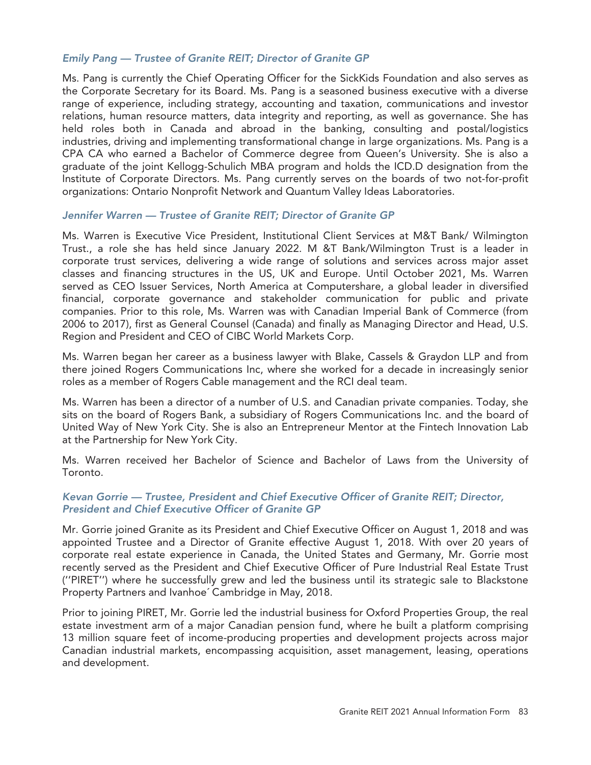*Emily Pang — Trustee of Granite REIT; Director of Granite GP*

Ms. Pang is currently the Chief Operating Officer for the SickKids Foundation and also serves as the Corporate Secretary for its Board. Ms. Pang is a seasoned business executive with a diverse range of experience, including strategy, accounting and taxation, communications and investor relations, human resource matters, data integrity and reporting, as well as governance. She has held roles both in Canada and abroad in the banking, consulting and postal/logistics industries, driving and implementing transformational change in large organizations. Ms. Pang is a CPA CA who earned a Bachelor of Commerce degree from Queen's University. She is also a graduate of the joint Kellogg-Schulich MBA program and holds the ICD.D designation from the Institute of Corporate Directors. Ms. Pang currently serves on the boards of two not-for-profit organizations: Ontario Nonprofit Network and Quantum Valley Ideas Laboratories.

*Jennifer Warren — Trustee of Granite REIT; Director of Granite GP*

Ms. Warren is Executive Vice President, Institutional Client Services at M&T Bank/ Wilmington Trust., a role she has held since January 2022. M &T Bank/Wilmington Trust is a leader in corporate trust services, delivering a wide range of solutions and services across major asset classes and financing structures in the US, UK and Europe. Until October 2021, Ms. Warren served as CEO Issuer Services, North America at Computershare, a global leader in diversified financial, corporate governance and stakeholder communication for public and private companies. Prior to this role, Ms. Warren was with Canadian Imperial Bank of Commerce (from 2006 to 2017), first as General Counsel (Canada) and finally as Managing Director and Head, U.S. Region and President and CEO of CIBC World Markets Corp.

Ms. Warren began her career as a business lawyer with Blake, Cassels & Graydon LLP and from there joined Rogers Communications Inc, where she worked for a decade in increasingly senior roles as a member of Rogers Cable management and the RCI deal team.

Ms. Warren has been a director of a number of U.S. and Canadian private companies. Today, she sits on the board of Rogers Bank, a subsidiary of Rogers Communications Inc. and the board of United Way of New York City. She is also an Entrepreneur Mentor at the Fintech Innovation Lab at the Partnership for New York City.

Ms. Warren received her Bachelor of Science and Bachelor of Laws from the University of Toronto.

*Kevan Gorrie — Trustee, President and Chief Executive Officer of Granite REIT; Director, President and Chief Executive Officer of Granite GP*

Mr. Gorrie joined Granite as its President and Chief Executive Officer on August 1, 2018 and was appointed Trustee and a Director of Granite effective August 1, 2018. With over 20 years of corporate real estate experience in Canada, the United States and Germany, Mr. Gorrie most recently served as the President and Chief Executive Officer of Pure Industrial Real Estate Trust (''PIRET'') where he successfully grew and led the business until its strategic sale to Blackstone Property Partners and Ivanhoé Cambridge in May, 2018.

Prior to joining PIRET, Mr. Gorrie led the industrial business for Oxford Properties Group, the real estate investment arm of a major Canadian pension fund, where he built a platform comprising 13 million square feet of income-producing properties and development projects across major Canadian industrial markets, encompassing acquisition, asset management, leasing, operations and development.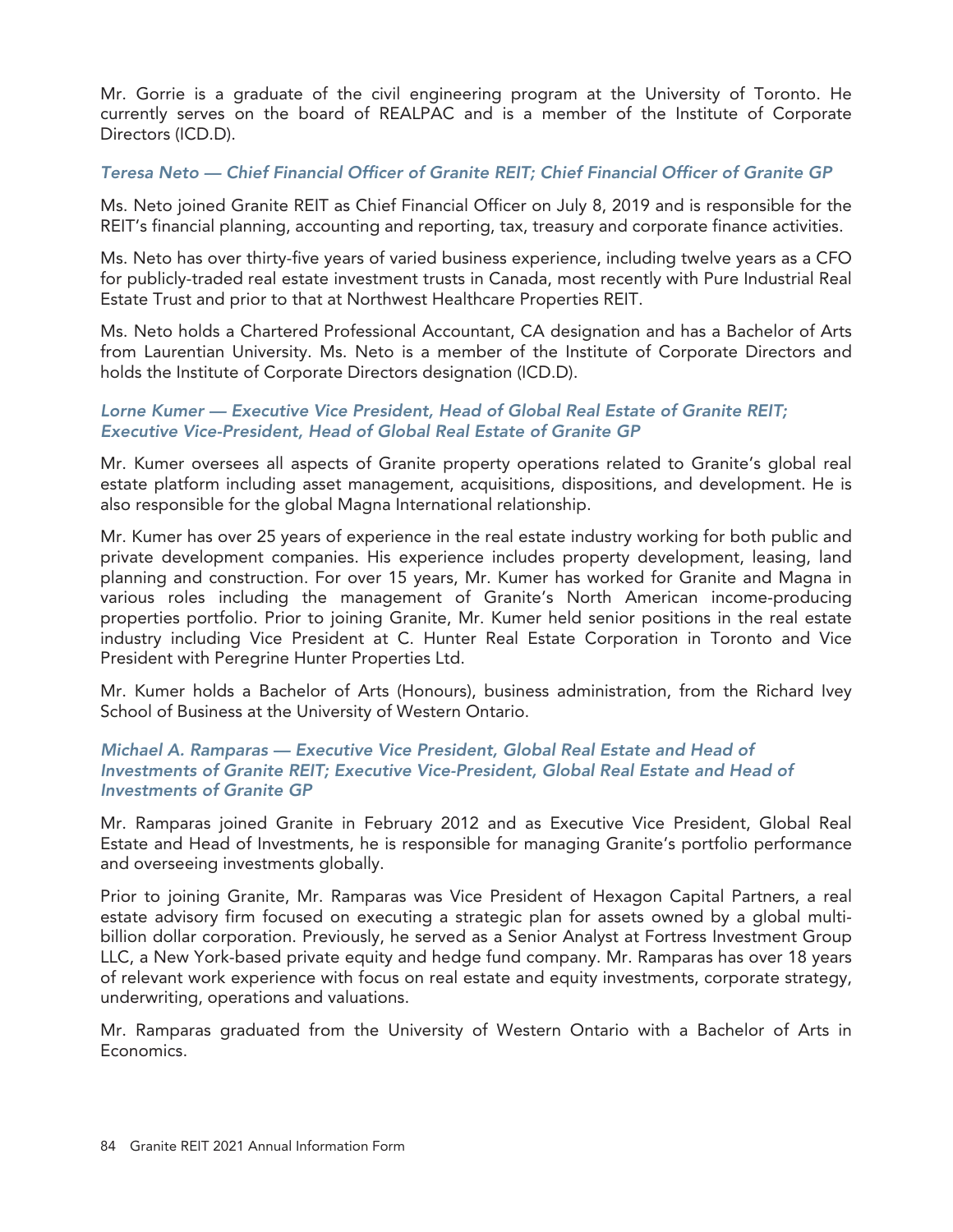Mr. Gorrie is a graduate of the civil engineering program at the University of Toronto. He currently serves on the board of REALPAC and is a member of the Institute of Corporate Directors (ICD.D).

*Teresa Neto — Chief Financial Officer of Granite REIT; Chief Financial Officer of Granite GP*

Ms. Neto joined Granite REIT as Chief Financial Officer on July 8, 2019 and is responsible for the REIT's financial planning, accounting and reporting, tax, treasury and corporate finance activities.

Ms. Neto has over thirty-five years of varied business experience, including twelve years as a CFO for publicly-traded real estate investment trusts in Canada, most recently with Pure Industrial Real Estate Trust and prior to that at Northwest Healthcare Properties REIT.

Ms. Neto holds a Chartered Professional Accountant, CA designation and has a Bachelor of Arts from Laurentian University. Ms. Neto is a member of the Institute of Corporate Directors and holds the Institute of Corporate Directors designation (ICD.D).

*Lorne Kumer — Executive Vice President, Head of Global Real Estate of Granite REIT; Executive Vice-President, Head of Global Real Estate of Granite GP*

Mr. Kumer oversees all aspects of Granite property operations related to Granite's global real estate platform including asset management, acquisitions, dispositions, and development. He is also responsible for the global Magna International relationship.

Mr. Kumer has over 25 years of experience in the real estate industry working for both public and private development companies. His experience includes property development, leasing, land planning and construction. For over 15 years, Mr. Kumer has worked for Granite and Magna in various roles including the management of Granite's North American income-producing properties portfolio. Prior to joining Granite, Mr. Kumer held senior positions in the real estate industry including Vice President at C. Hunter Real Estate Corporation in Toronto and Vice President with Peregrine Hunter Properties Ltd.

Mr. Kumer holds a Bachelor of Arts (Honours), business administration, from the Richard Ivey School of Business at the University of Western Ontario.

*Michael A. Ramparas — Executive Vice President, Global Real Estate and Head of Investments of Granite REIT; Executive Vice-President, Global Real Estate and Head of Investments of Granite GP*

Mr. Ramparas joined Granite in February 2012 and as Executive Vice President, Global Real Estate and Head of Investments, he is responsible for managing Granite's portfolio performance and overseeing investments globally.

Prior to joining Granite, Mr. Ramparas was Vice President of Hexagon Capital Partners, a real estate advisory firm focused on executing a strategic plan for assets owned by a global multi-billion dollar corporation. Previously, he served as a Senior Analyst at Fortress Investment Group LLC, a New York-based private equity and hedge fund company. Mr. Ramparas has over 18 years of relevant work experience with focus on real estate and equity investments, corporate strategy, underwriting, operations and valuations.

Mr. Ramparas graduated from the University of Western Ontario with a Bachelor of Arts in Economics.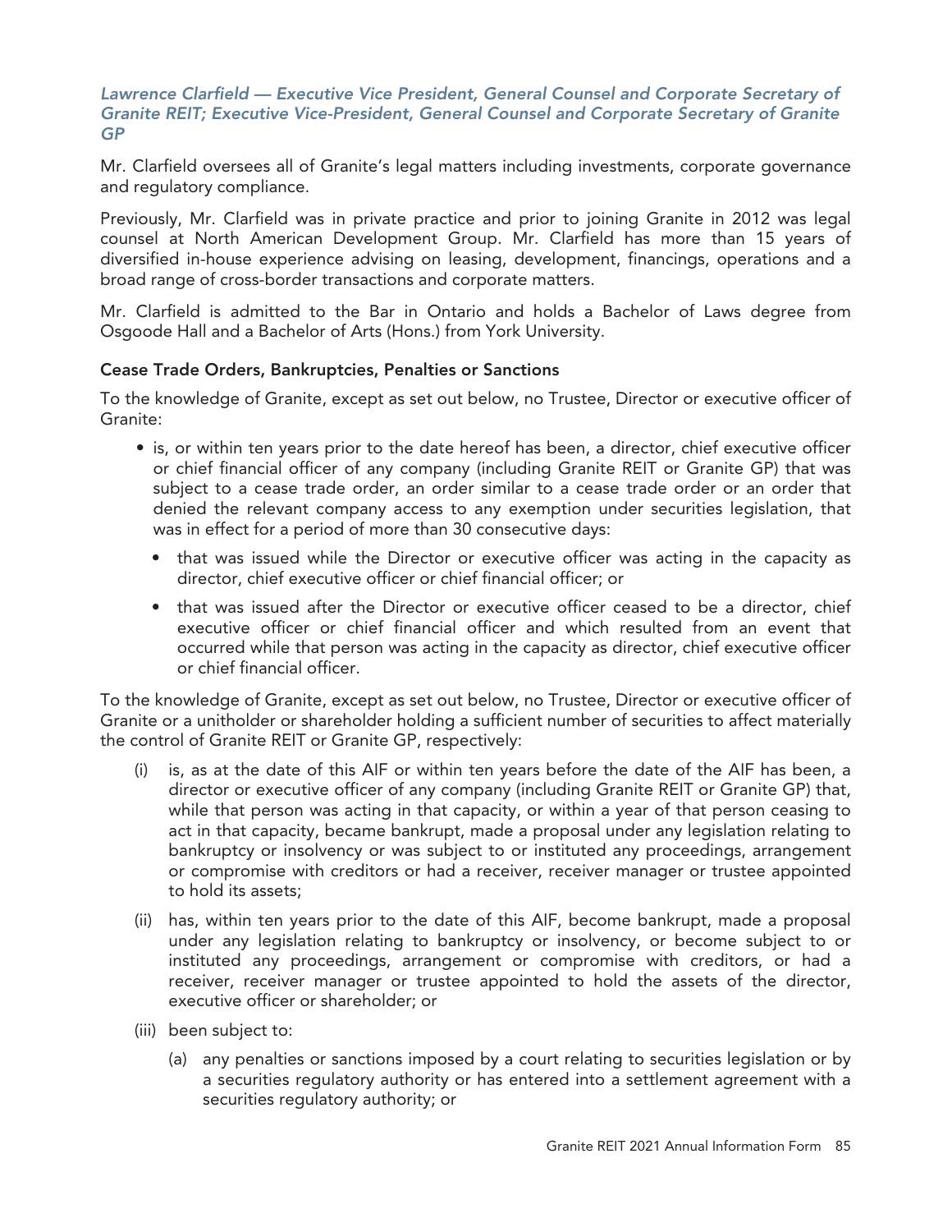### *Lawrence Clarfield — Executive Vice President, General Counsel and Corporate Secretary of Granite REIT; Executive Vice-President, General Counsel and Corporate Secretary of Granite GP*

Mr. Clarfield oversees all of Granite's legal matters including investments, corporate governance and regulatory compliance.

Previously, Mr. Clarfield was in private practice and prior to joining Granite in 2012 was legal counsel at North American Development Group. Mr. Clarfield has more than 15 years of diversified in-house experience advising on leasing, development, financings, operations and a broad range of cross-border transactions and corporate matters.

Mr. Clarfield is admitted to the Bar in Ontario and holds a Bachelor of Laws degree from Osgoode Hall and a Bachelor of Arts (Hons.) from York University.

#### Cease Trade Orders, Bankruptcies, Penalties or Sanctions

To the knowledge of Granite, except as set out below, no Trustee, Director or executive officer of Granite:

- is, or within ten years prior to the date hereof has been, a director, chief executive officer or chief financial officer of any company (including Granite REIT or Granite GP) that was subject to a cease trade order, an order similar to a cease trade order or an order that denied the relevant company access to any exemption under securities legislation, that was in effect for a period of more than 30 consecutive days:
  - that was issued while the Director or executive officer was acting in the capacity as director, chief executive officer or chief financial officer; or
  - that was issued after the Director or executive officer ceased to be a director, chief executive officer or chief financial officer and which resulted from an event that occurred while that person was acting in the capacity as director, chief executive officer or chief financial officer.

To the knowledge of Granite, except as set out below, no Trustee, Director or executive officer of Granite or a unitholder or shareholder holding a sufficient number of securities to affect materially the control of Granite REIT or Granite GP, respectively:

(i) is, as at the date of this AIF or within ten years before the date of the AIF has been, a director or executive officer of any company (including Granite REIT or Granite GP) that, while that person was acting in that capacity, or within a year of that person ceasing to act in that capacity, became bankrupt, made a proposal under any legislation relating to bankruptcy or insolvency or was subject to or instituted any proceedings, arrangement or compromise with creditors or had a receiver, receiver manager or trustee appointed to hold its assets;

(ii) has, within ten years prior to the date of this AIF, become bankrupt, made a proposal under any legislation relating to bankruptcy or insolvency, or become subject to or instituted any proceedings, arrangement or compromise with creditors, or had a receiver, receiver manager or trustee appointed to hold the assets of the director, executive officer or shareholder; or

(iii) been subject to:

  (a) any penalties or sanctions imposed by a court relating to securities legislation or by a securities regulatory authority or has entered into a settlement agreement with a securities regulatory authority; or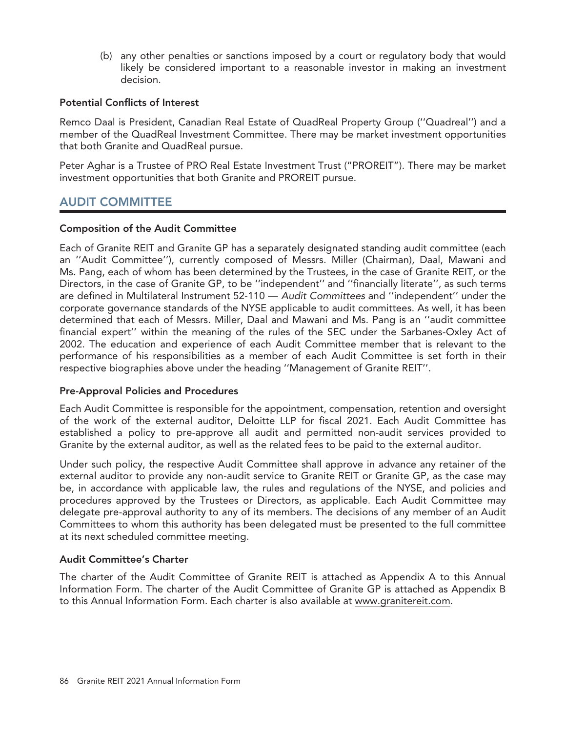(b) any other penalties or sanctions imposed by a court or regulatory body that would likely be considered important to a reasonable investor in making an investment decision.

**Potential Conflicts of Interest**

Remco Daal is President, Canadian Real Estate of QuadReal Property Group (''Quadreal'') and a member of the QuadReal Investment Committee. There may be market investment opportunities that both Granite and QuadReal pursue.

Peter Aghar is a Trustee of PRO Real Estate Investment Trust ("PROREIT"). There may be market investment opportunities that both Granite and PROREIT pursue.

## AUDIT COMMITTEE

**Composition of the Audit Committee**

Each of Granite REIT and Granite GP has a separately designated standing audit committee (each an ''Audit Committee''), currently composed of Messrs. Miller (Chairman), Daal, Mawani and Ms. Pang, each of whom has been determined by the Trustees, in the case of Granite REIT, or the Directors, in the case of Granite GP, to be ''independent'' and ''financially literate'', as such terms are defined in Multilateral Instrument 52-110 — *Audit Committees* and ''independent'' under the corporate governance standards of the NYSE applicable to audit committees. As well, it has been determined that each of Messrs. Miller, Daal and Mawani and Ms. Pang is an ''audit committee financial expert'' within the meaning of the rules of the SEC under the Sarbanes-Oxley Act of 2002. The education and experience of each Audit Committee member that is relevant to the performance of his responsibilities as a member of each Audit Committee is set forth in their respective biographies above under the heading ''Management of Granite REIT''.

**Pre-Approval Policies and Procedures**

Each Audit Committee is responsible for the appointment, compensation, retention and oversight of the work of the external auditor, Deloitte LLP for fiscal 2021. Each Audit Committee has established a policy to pre-approve all audit and permitted non-audit services provided to Granite by the external auditor, as well as the related fees to be paid to the external auditor.

Under such policy, the respective Audit Committee shall approve in advance any retainer of the external auditor to provide any non-audit service to Granite REIT or Granite GP, as the case may be, in accordance with applicable law, the rules and regulations of the NYSE, and policies and procedures approved by the Trustees or Directors, as applicable. Each Audit Committee may delegate pre-approval authority to any of its members. The decisions of any member of an Audit Committees to whom this authority has been delegated must be presented to the full committee at its next scheduled committee meeting.

**Audit Committee's Charter**

The charter of the Audit Committee of Granite REIT is attached as Appendix A to this Annual Information Form. The charter of the Audit Committee of Granite GP is attached as Appendix B to this Annual Information Form. Each charter is also available at www.granitereit.com.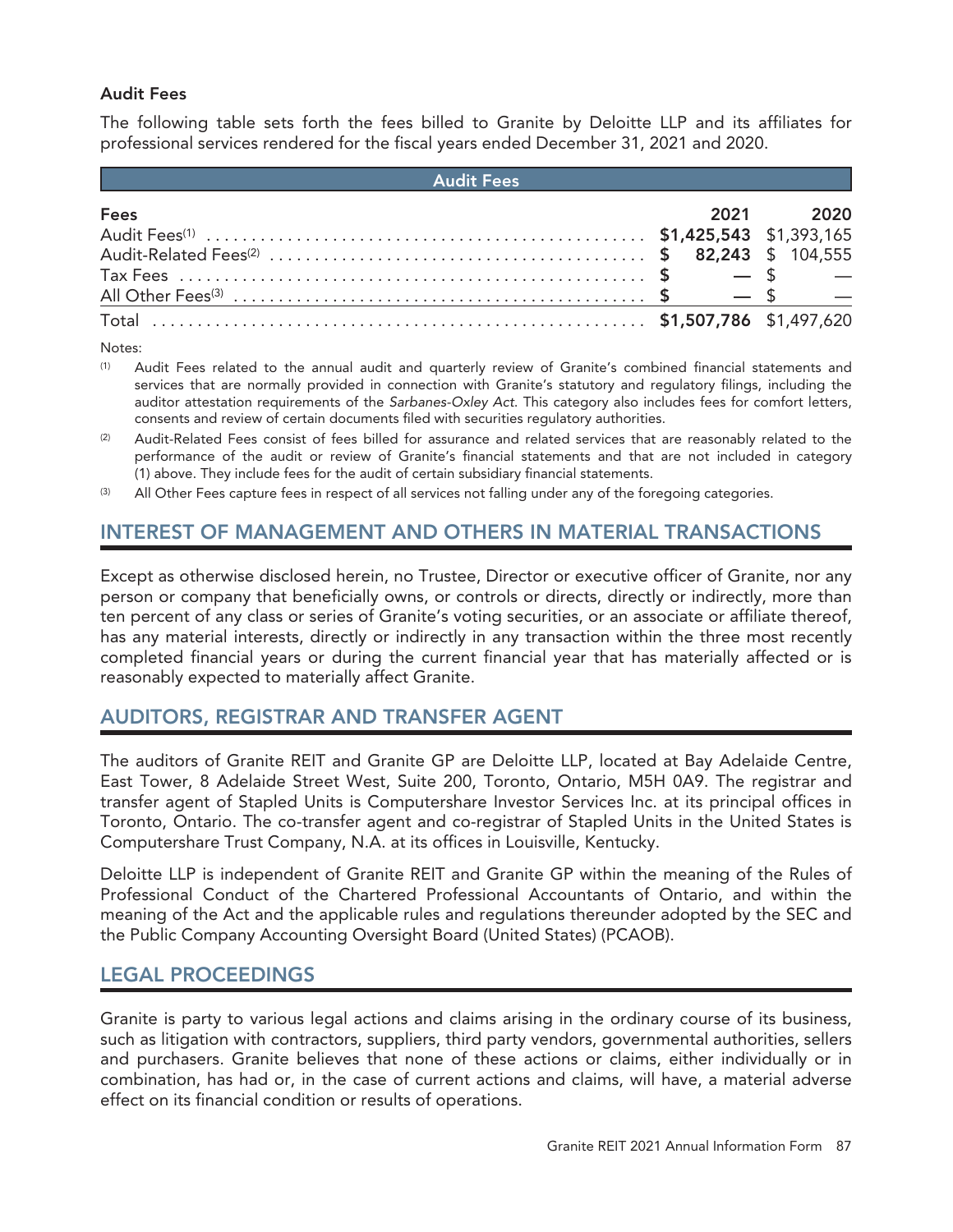### Audit Fees

The following table sets forth the fees billed to Granite by Deloitte LLP and its affiliates for professional services rendered for the fiscal years ended December 31, 2021 and 2020.

| Audit Fees | | |
|---|---|---|
| **Fees** | **2021** | **2020** |
| Audit Fees[(1)] | **$1,425,543** | $1,393,165 |
| Audit-Related Fees[(2)] | **$ 82,243** | $ 104,555 |
| Tax Fees | **$ —** | $ — |
| All Other Fees[(3)] | **$ —** | $ — |
| Total | **$1,507,786** | $1,497,620 |

Notes:

(1) Audit Fees related to the annual audit and quarterly review of Granite's combined financial statements and services that are normally provided in connection with Granite's statutory and regulatory filings, including the auditor attestation requirements of the *Sarbanes-Oxley Act*. This category also includes fees for comfort letters, consents and review of certain documents filed with securities regulatory authorities.

(2) Audit-Related Fees consist of fees billed for assurance and related services that are reasonably related to the performance of the audit or review of Granite's financial statements and that are not included in category (1) above. They include fees for the audit of certain subsidiary financial statements.

(3) All Other Fees capture fees in respect of all services not falling under any of the foregoing categories.

## INTEREST OF MANAGEMENT AND OTHERS IN MATERIAL TRANSACTIONS

Except as otherwise disclosed herein, no Trustee, Director or executive officer of Granite, nor any person or company that beneficially owns, or controls or directs, directly or indirectly, more than ten percent of any class or series of Granite's voting securities, or an associate or affiliate thereof, has any material interests, directly or indirectly in any transaction within the three most recently completed financial years or during the current financial year that has materially affected or is reasonably expected to materially affect Granite.

## AUDITORS, REGISTRAR AND TRANSFER AGENT

The auditors of Granite REIT and Granite GP are Deloitte LLP, located at Bay Adelaide Centre, East Tower, 8 Adelaide Street West, Suite 200, Toronto, Ontario, M5H 0A9. The registrar and transfer agent of Stapled Units is Computershare Investor Services Inc. at its principal offices in Toronto, Ontario. The co-transfer agent and co-registrar of Stapled Units in the United States is Computershare Trust Company, N.A. at its offices in Louisville, Kentucky.

Deloitte LLP is independent of Granite REIT and Granite GP within the meaning of the Rules of Professional Conduct of the Chartered Professional Accountants of Ontario, and within the meaning of the Act and the applicable rules and regulations thereunder adopted by the SEC and the Public Company Accounting Oversight Board (United States) (PCAOB).

## LEGAL PROCEEDINGS

Granite is party to various legal actions and claims arising in the ordinary course of its business, such as litigation with contractors, suppliers, third party vendors, governmental authorities, sellers and purchasers. Granite believes that none of these actions or claims, either individually or in combination, has had or, in the case of current actions and claims, will have, a material adverse effect on its financial condition or results of operations.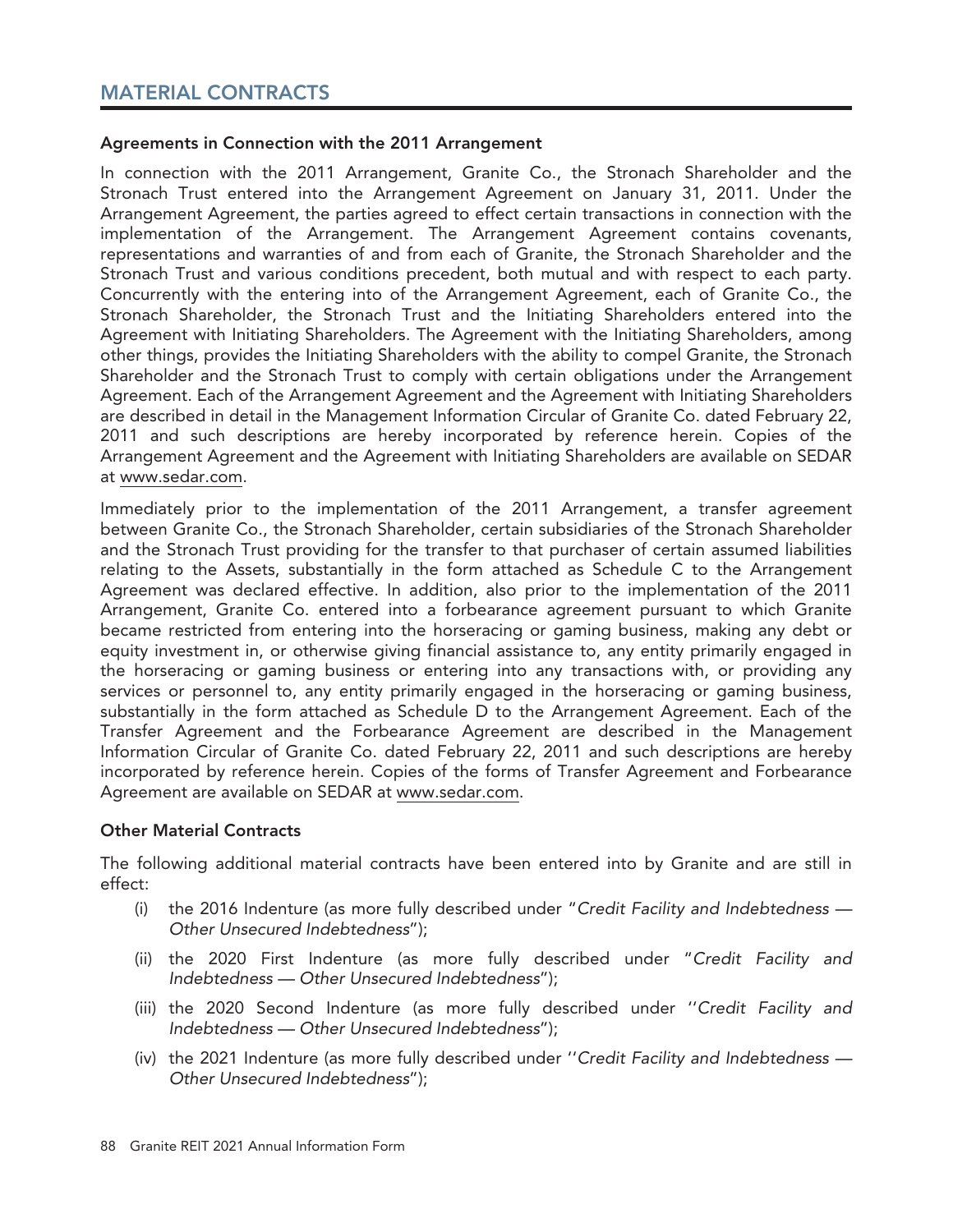## MATERIAL CONTRACTS

### Agreements in Connection with the 2011 Arrangement

In connection with the 2011 Arrangement, Granite Co., the Stronach Shareholder and the Stronach Trust entered into the Arrangement Agreement on January 31, 2011. Under the Arrangement Agreement, the parties agreed to effect certain transactions in connection with the implementation of the Arrangement. The Arrangement Agreement contains covenants, representations and warranties of and from each of Granite, the Stronach Shareholder and the Stronach Trust and various conditions precedent, both mutual and with respect to each party. Concurrently with the entering into of the Arrangement Agreement, each of Granite Co., the Stronach Shareholder, the Stronach Trust and the Initiating Shareholders entered into the Agreement with Initiating Shareholders. The Agreement with the Initiating Shareholders, among other things, provides the Initiating Shareholders with the ability to compel Granite, the Stronach Shareholder and the Stronach Trust to comply with certain obligations under the Arrangement Agreement. Each of the Arrangement Agreement and the Agreement with Initiating Shareholders are described in detail in the Management Information Circular of Granite Co. dated February 22, 2011 and such descriptions are hereby incorporated by reference herein. Copies of the Arrangement Agreement and the Agreement with Initiating Shareholders are available on SEDAR at www.sedar.com.

Immediately prior to the implementation of the 2011 Arrangement, a transfer agreement between Granite Co., the Stronach Shareholder, certain subsidiaries of the Stronach Shareholder and the Stronach Trust providing for the transfer to that purchaser of certain assumed liabilities relating to the Assets, substantially in the form attached as Schedule C to the Arrangement Agreement was declared effective. In addition, also prior to the implementation of the 2011 Arrangement, Granite Co. entered into a forbearance agreement pursuant to which Granite became restricted from entering into the horseracing or gaming business, making any debt or equity investment in, or otherwise giving financial assistance to, any entity primarily engaged in the horseracing or gaming business or entering into any transactions with, or providing any services or personnel to, any entity primarily engaged in the horseracing or gaming business, substantially in the form attached as Schedule D to the Arrangement Agreement. Each of the Transfer Agreement and the Forbearance Agreement are described in the Management Information Circular of Granite Co. dated February 22, 2011 and such descriptions are hereby incorporated by reference herein. Copies of the forms of Transfer Agreement and Forbearance Agreement are available on SEDAR at www.sedar.com.

### Other Material Contracts

The following additional material contracts have been entered into by Granite and are still in effect:

(i) the 2016 Indenture (as more fully described under "*Credit Facility and Indebtedness — Other Unsecured Indebtedness*");

(ii) the 2020 First Indenture (as more fully described under "*Credit Facility and Indebtedness — Other Unsecured Indebtedness*");

(iii) the 2020 Second Indenture (as more fully described under "*Credit Facility and Indebtedness — Other Unsecured Indebtedness*");

(iv) the 2021 Indenture (as more fully described under "*Credit Facility and Indebtedness — Other Unsecured Indebtedness*");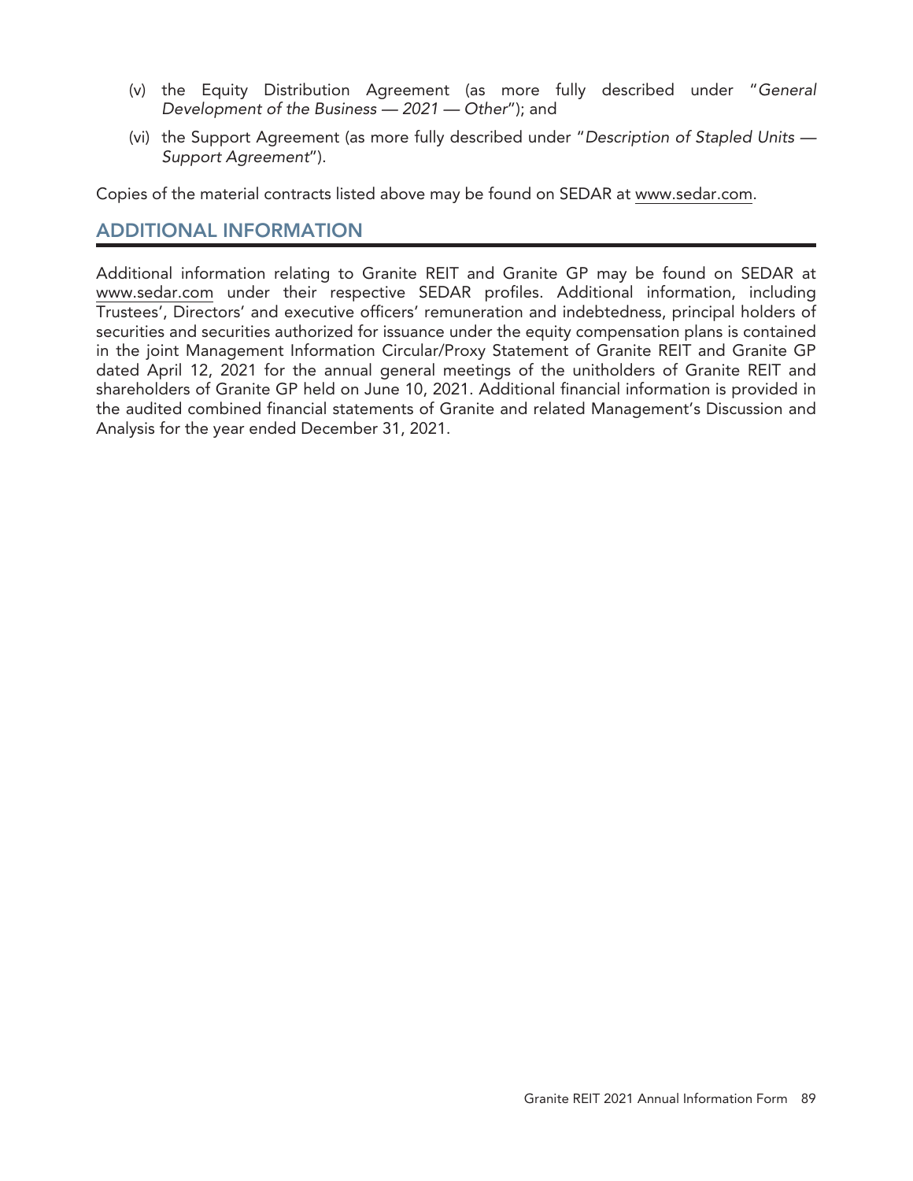(v) the Equity Distribution Agreement (as more fully described under "*General Development of the Business — 2021 — Other*"); and

(vi) the Support Agreement (as more fully described under "*Description of Stapled Units — Support Agreement*").

Copies of the material contracts listed above may be found on SEDAR at www.sedar.com.

## ADDITIONAL INFORMATION

Additional information relating to Granite REIT and Granite GP may be found on SEDAR at www.sedar.com under their respective SEDAR profiles. Additional information, including Trustees', Directors' and executive officers' remuneration and indebtedness, principal holders of securities and securities authorized for issuance under the equity compensation plans is contained in the joint Management Information Circular/Proxy Statement of Granite REIT and Granite GP dated April 12, 2021 for the annual general meetings of the unitholders of Granite REIT and shareholders of Granite GP held on June 10, 2021. Additional financial information is provided in the audited combined financial statements of Granite and related Management's Discussion and Analysis for the year ended December 31, 2021.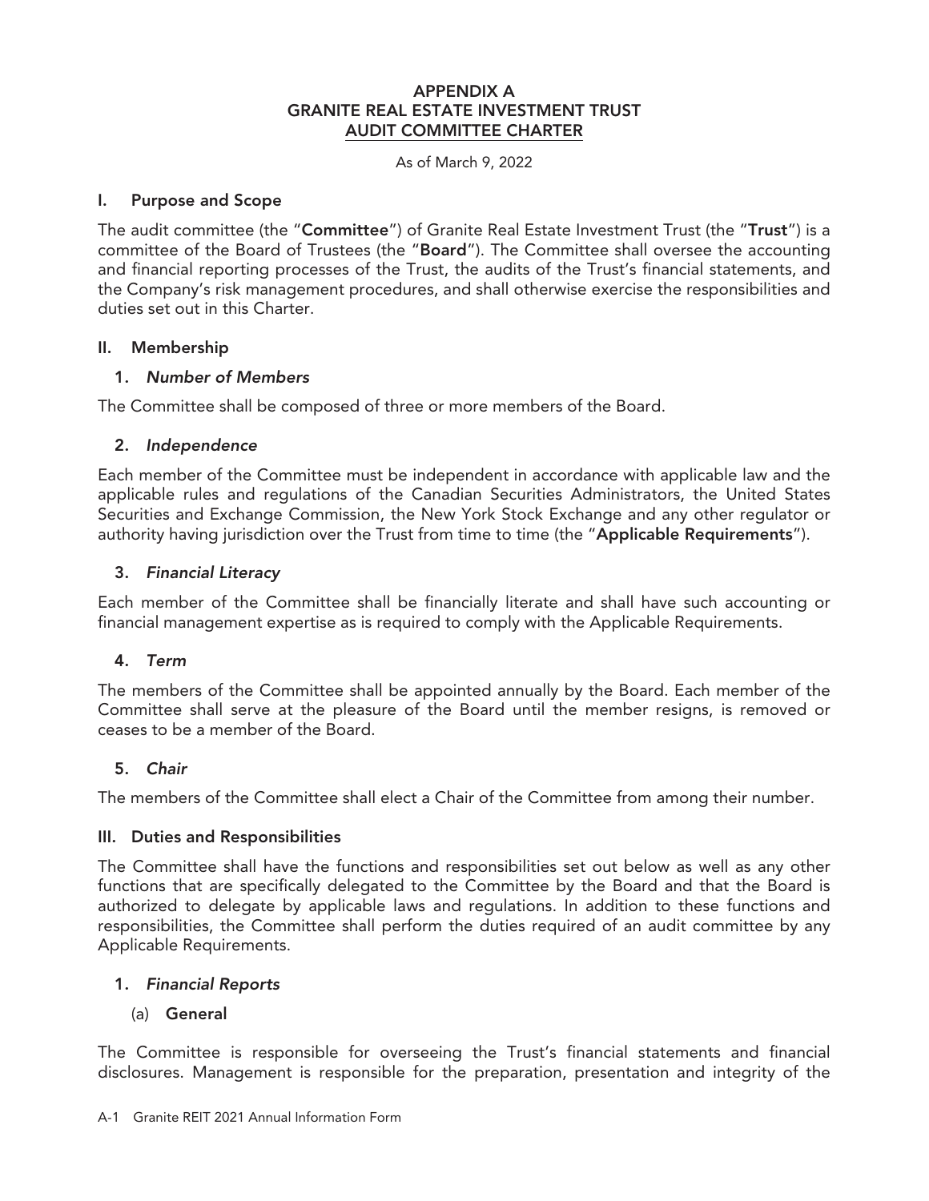# APPENDIX A
# GRANITE REAL ESTATE INVESTMENT TRUST
# AUDIT COMMITTEE CHARTER

As of March 9, 2022

## I. Purpose and Scope

The audit committee (the "**Committee**") of Granite Real Estate Investment Trust (the "**Trust**") is a committee of the Board of Trustees (the "**Board**"). The Committee shall oversee the accounting and financial reporting processes of the Trust, the audits of the Trust's financial statements, and the Company's risk management procedures, and shall otherwise exercise the responsibilities and duties set out in this Charter.

## II. Membership

### 1. *Number of Members*

The Committee shall be composed of three or more members of the Board.

### 2. *Independence*

Each member of the Committee must be independent in accordance with applicable law and the applicable rules and regulations of the Canadian Securities Administrators, the United States Securities and Exchange Commission, the New York Stock Exchange and any other regulator or authority having jurisdiction over the Trust from time to time (the "**Applicable Requirements**").

### 3. *Financial Literacy*

Each member of the Committee shall be financially literate and shall have such accounting or financial management expertise as is required to comply with the Applicable Requirements.

### 4. *Term*

The members of the Committee shall be appointed annually by the Board. Each member of the Committee shall serve at the pleasure of the Board until the member resigns, is removed or ceases to be a member of the Board.

### 5. *Chair*

The members of the Committee shall elect a Chair of the Committee from among their number.

## III. Duties and Responsibilities

The Committee shall have the functions and responsibilities set out below as well as any other functions that are specifically delegated to the Committee by the Board and that the Board is authorized to delegate by applicable laws and regulations. In addition to these functions and responsibilities, the Committee shall perform the duties required of an audit committee by any Applicable Requirements.

### 1. *Financial Reports*

#### (a) General

The Committee is responsible for overseeing the Trust's financial statements and financial disclosures. Management is responsible for the preparation, presentation and integrity of the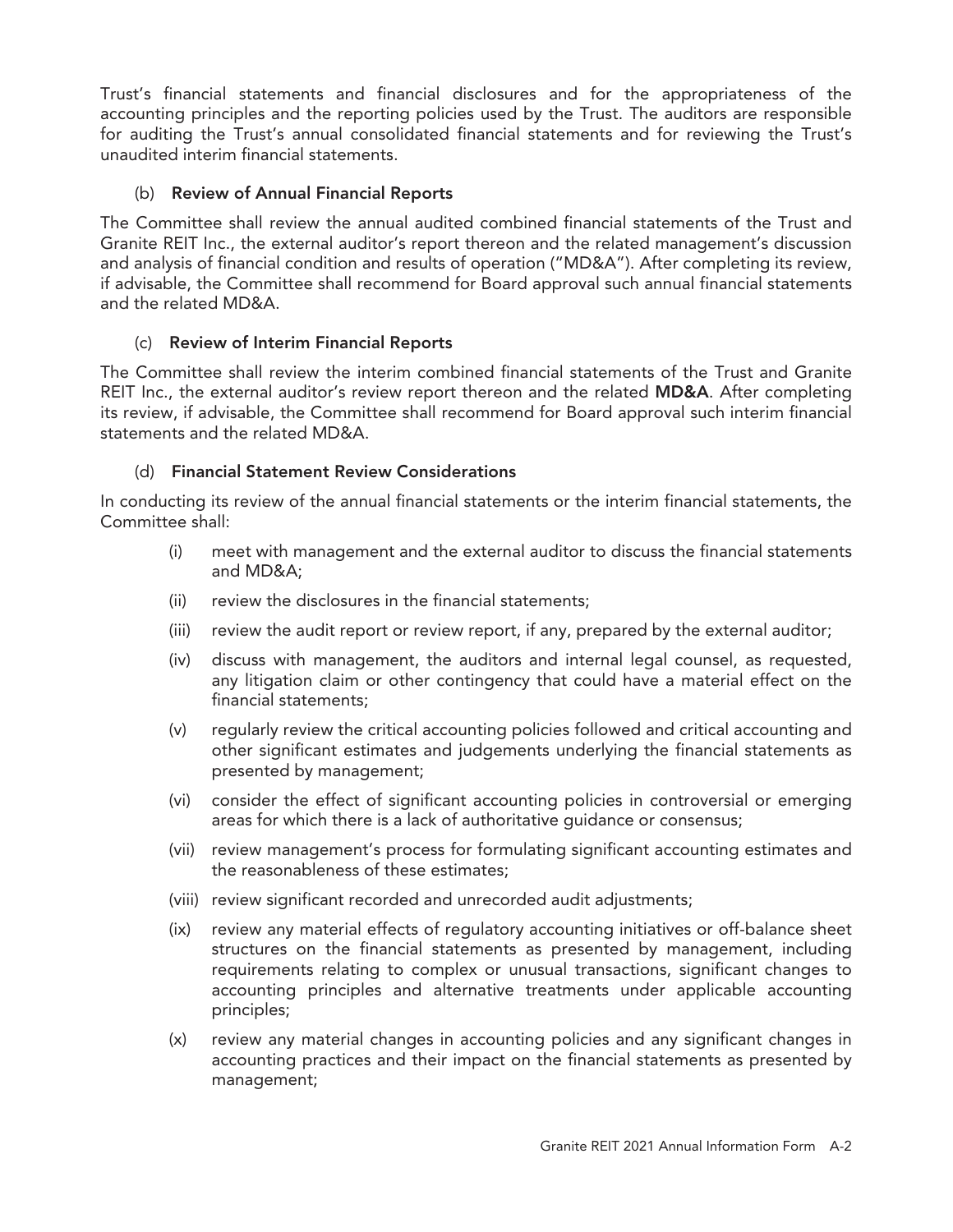Trust's financial statements and financial disclosures and for the appropriateness of the accounting principles and the reporting policies used by the Trust. The auditors are responsible for auditing the Trust's annual consolidated financial statements and for reviewing the Trust's unaudited interim financial statements.

(b) **Review of Annual Financial Reports**

The Committee shall review the annual audited combined financial statements of the Trust and Granite REIT Inc., the external auditor's report thereon and the related management's discussion and analysis of financial condition and results of operation ("MD&A"). After completing its review, if advisable, the Committee shall recommend for Board approval such annual financial statements and the related MD&A.

(c) **Review of Interim Financial Reports**

The Committee shall review the interim combined financial statements of the Trust and Granite REIT Inc., the external auditor's review report thereon and the related **MD&A**. After completing its review, if advisable, the Committee shall recommend for Board approval such interim financial statements and the related MD&A.

(d) **Financial Statement Review Considerations**

In conducting its review of the annual financial statements or the interim financial statements, the Committee shall:

(i) meet with management and the external auditor to discuss the financial statements and MD&A;

(ii) review the disclosures in the financial statements;

(iii) review the audit report or review report, if any, prepared by the external auditor;

(iv) discuss with management, the auditors and internal legal counsel, as requested, any litigation claim or other contingency that could have a material effect on the financial statements;

(v) regularly review the critical accounting policies followed and critical accounting and other significant estimates and judgements underlying the financial statements as presented by management;

(vi) consider the effect of significant accounting policies in controversial or emerging areas for which there is a lack of authoritative guidance or consensus;

(vii) review management's process for formulating significant accounting estimates and the reasonableness of these estimates;

(viii) review significant recorded and unrecorded audit adjustments;

(ix) review any material effects of regulatory accounting initiatives or off-balance sheet structures on the financial statements as presented by management, including requirements relating to complex or unusual transactions, significant changes to accounting principles and alternative treatments under applicable accounting principles;

(x) review any material changes in accounting policies and any significant changes in accounting practices and their impact on the financial statements as presented by management;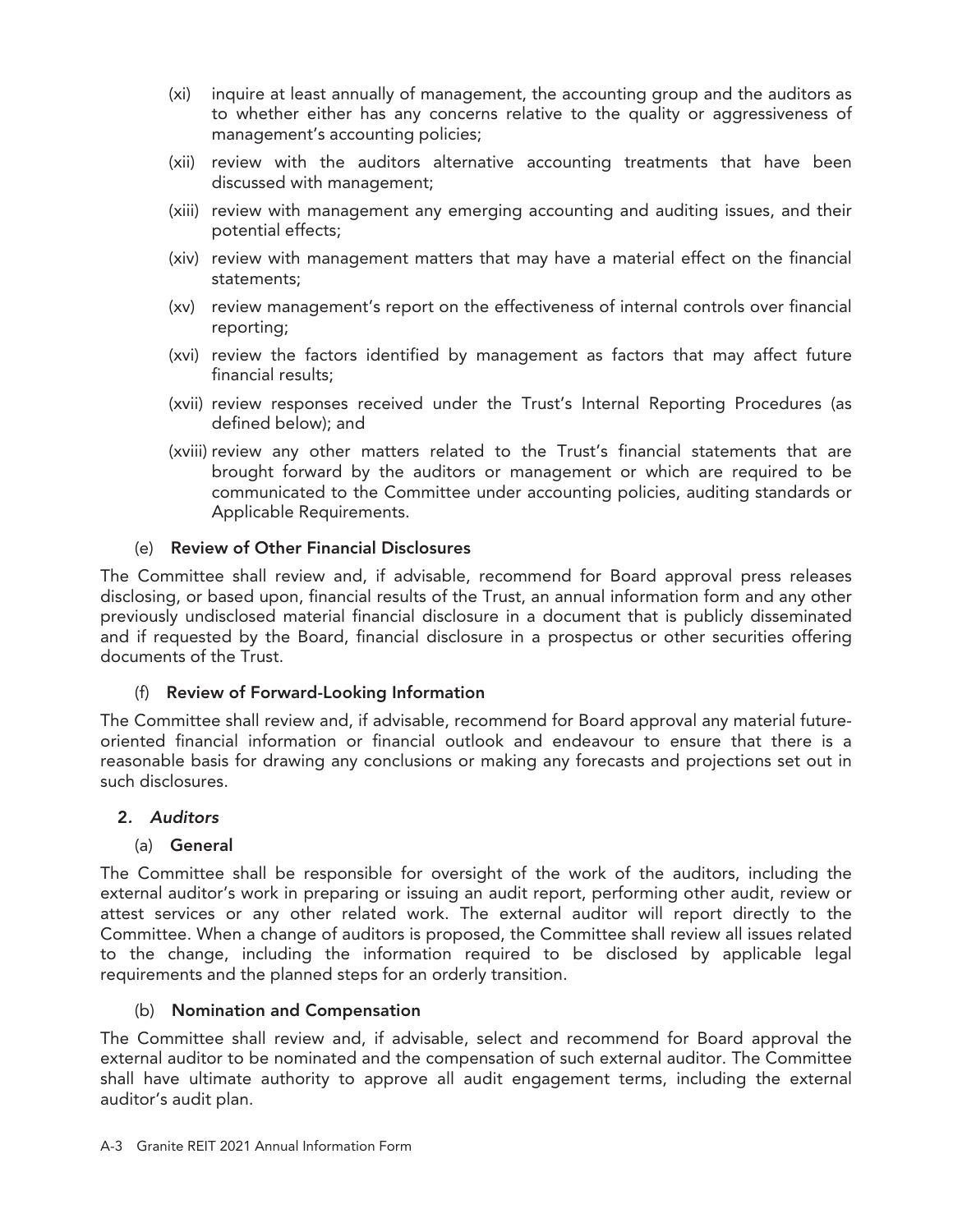(xi) inquire at least annually of management, the accounting group and the auditors as to whether either has any concerns relative to the quality or aggressiveness of management's accounting policies;

(xii) review with the auditors alternative accounting treatments that have been discussed with management;

(xiii) review with management any emerging accounting and auditing issues, and their potential effects;

(xiv) review with management matters that may have a material effect on the financial statements;

(xv) review management's report on the effectiveness of internal controls over financial reporting;

(xvi) review the factors identified by management as factors that may affect future financial results;

(xvii) review responses received under the Trust's Internal Reporting Procedures (as defined below); and

(xviii) review any other matters related to the Trust's financial statements that are brought forward by the auditors or management or which are required to be communicated to the Committee under accounting policies, auditing standards or Applicable Requirements.

(e) **Review of Other Financial Disclosures**

The Committee shall review and, if advisable, recommend for Board approval press releases disclosing, or based upon, financial results of the Trust, an annual information form and any other previously undisclosed material financial disclosure in a document that is publicly disseminated and if requested by the Board, financial disclosure in a prospectus or other securities offering documents of the Trust.

(f) **Review of Forward-Looking Information**

The Committee shall review and, if advisable, recommend for Board approval any material future-oriented financial information or financial outlook and endeavour to ensure that there is a reasonable basis for drawing any conclusions or making any forecasts and projections set out in such disclosures.

**2.** ***Auditors***

(a) **General**

The Committee shall be responsible for oversight of the work of the auditors, including the external auditor's work in preparing or issuing an audit report, performing other audit, review or attest services or any other related work. The external auditor will report directly to the Committee. When a change of auditors is proposed, the Committee shall review all issues related to the change, including the information required to be disclosed by applicable legal requirements and the planned steps for an orderly transition.

(b) **Nomination and Compensation**

The Committee shall review and, if advisable, select and recommend for Board approval the external auditor to be nominated and the compensation of such external auditor. The Committee shall have ultimate authority to approve all audit engagement terms, including the external auditor's audit plan.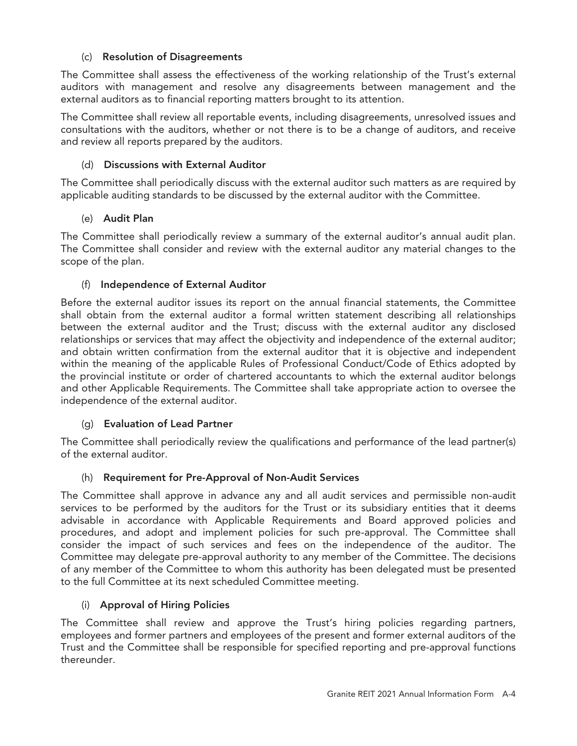#### (c) Resolution of Disagreements

The Committee shall assess the effectiveness of the working relationship of the Trust's external auditors with management and resolve any disagreements between management and the external auditors as to financial reporting matters brought to its attention.

The Committee shall review all reportable events, including disagreements, unresolved issues and consultations with the auditors, whether or not there is to be a change of auditors, and receive and review all reports prepared by the auditors.

#### (d) Discussions with External Auditor

The Committee shall periodically discuss with the external auditor such matters as are required by applicable auditing standards to be discussed by the external auditor with the Committee.

#### (e) Audit Plan

The Committee shall periodically review a summary of the external auditor's annual audit plan. The Committee shall consider and review with the external auditor any material changes to the scope of the plan.

#### (f) Independence of External Auditor

Before the external auditor issues its report on the annual financial statements, the Committee shall obtain from the external auditor a formal written statement describing all relationships between the external auditor and the Trust; discuss with the external auditor any disclosed relationships or services that may affect the objectivity and independence of the external auditor; and obtain written confirmation from the external auditor that it is objective and independent within the meaning of the applicable Rules of Professional Conduct/Code of Ethics adopted by the provincial institute or order of chartered accountants to which the external auditor belongs and other Applicable Requirements. The Committee shall take appropriate action to oversee the independence of the external auditor.

#### (g) Evaluation of Lead Partner

The Committee shall periodically review the qualifications and performance of the lead partner(s) of the external auditor.

#### (h) Requirement for Pre-Approval of Non-Audit Services

The Committee shall approve in advance any and all audit services and permissible non-audit services to be performed by the auditors for the Trust or its subsidiary entities that it deems advisable in accordance with Applicable Requirements and Board approved policies and procedures, and adopt and implement policies for such pre-approval. The Committee shall consider the impact of such services and fees on the independence of the auditor. The Committee may delegate pre-approval authority to any member of the Committee. The decisions of any member of the Committee to whom this authority has been delegated must be presented to the full Committee at its next scheduled Committee meeting.

#### (i) Approval of Hiring Policies

The Committee shall review and approve the Trust's hiring policies regarding partners, employees and former partners and employees of the present and former external auditors of the Trust and the Committee shall be responsible for specified reporting and pre-approval functions thereunder.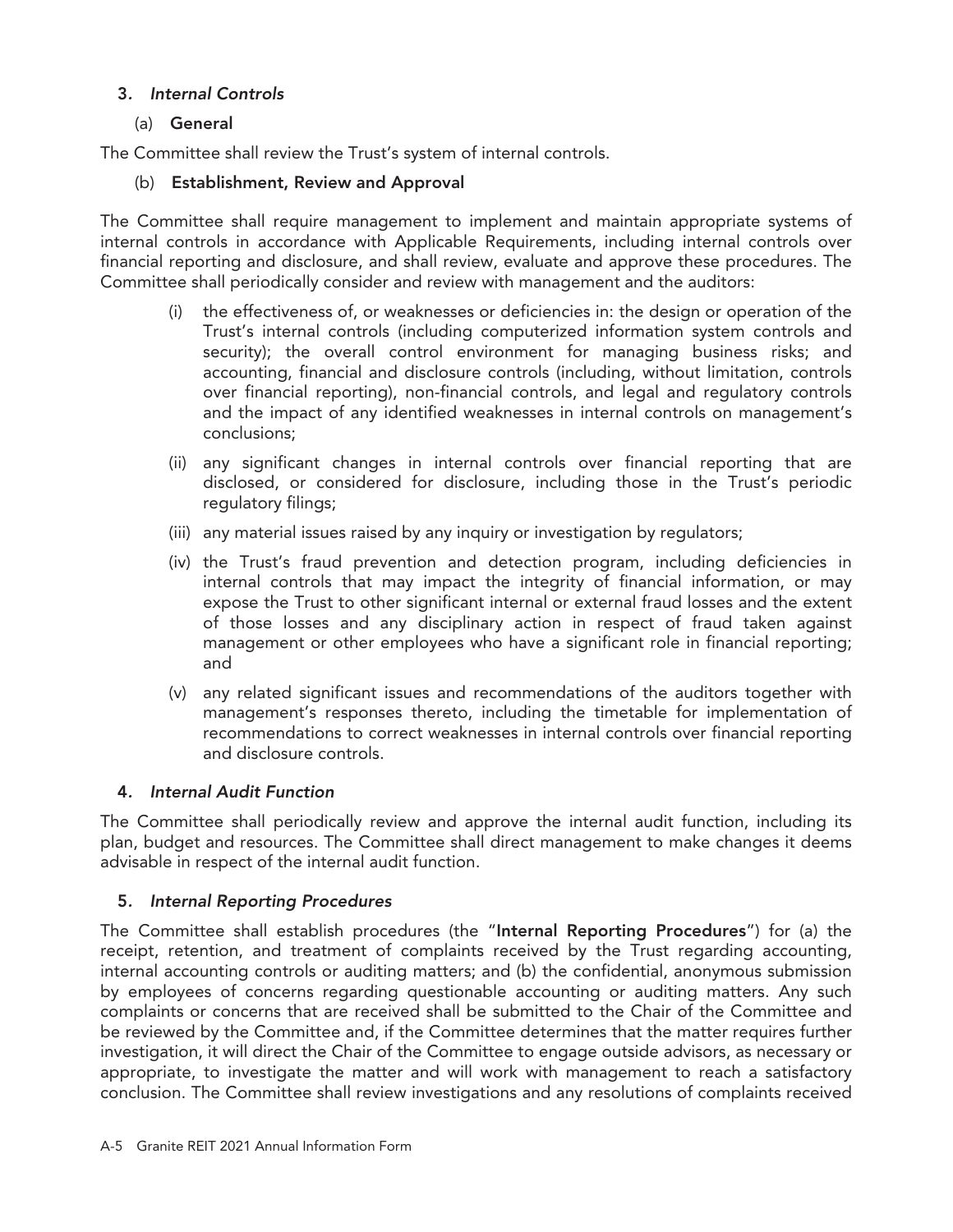### 3. *Internal Controls*

(a) **General**

The Committee shall review the Trust's system of internal controls.

(b) **Establishment, Review and Approval**

The Committee shall require management to implement and maintain appropriate systems of internal controls in accordance with Applicable Requirements, including internal controls over financial reporting and disclosure, and shall review, evaluate and approve these procedures. The Committee shall periodically consider and review with management and the auditors:

(i) the effectiveness of, or weaknesses or deficiencies in: the design or operation of the Trust's internal controls (including computerized information system controls and security); the overall control environment for managing business risks; and accounting, financial and disclosure controls (including, without limitation, controls over financial reporting), non-financial controls, and legal and regulatory controls and the impact of any identified weaknesses in internal controls on management's conclusions;

(ii) any significant changes in internal controls over financial reporting that are disclosed, or considered for disclosure, including those in the Trust's periodic regulatory filings;

(iii) any material issues raised by any inquiry or investigation by regulators;

(iv) the Trust's fraud prevention and detection program, including deficiencies in internal controls that may impact the integrity of financial information, or may expose the Trust to other significant internal or external fraud losses and the extent of those losses and any disciplinary action in respect of fraud taken against management or other employees who have a significant role in financial reporting; and

(v) any related significant issues and recommendations of the auditors together with management's responses thereto, including the timetable for implementation of recommendations to correct weaknesses in internal controls over financial reporting and disclosure controls.

### 4. *Internal Audit Function*

The Committee shall periodically review and approve the internal audit function, including its plan, budget and resources. The Committee shall direct management to make changes it deems advisable in respect of the internal audit function.

### 5. *Internal Reporting Procedures*

The Committee shall establish procedures (the "**Internal Reporting Procedures**") for (a) the receipt, retention, and treatment of complaints received by the Trust regarding accounting, internal accounting controls or auditing matters; and (b) the confidential, anonymous submission by employees of concerns regarding questionable accounting or auditing matters. Any such complaints or concerns that are received shall be submitted to the Chair of the Committee and be reviewed by the Committee and, if the Committee determines that the matter requires further investigation, it will direct the Chair of the Committee to engage outside advisors, as necessary or appropriate, to investigate the matter and will work with management to reach a satisfactory conclusion. The Committee shall review investigations and any resolutions of complaints received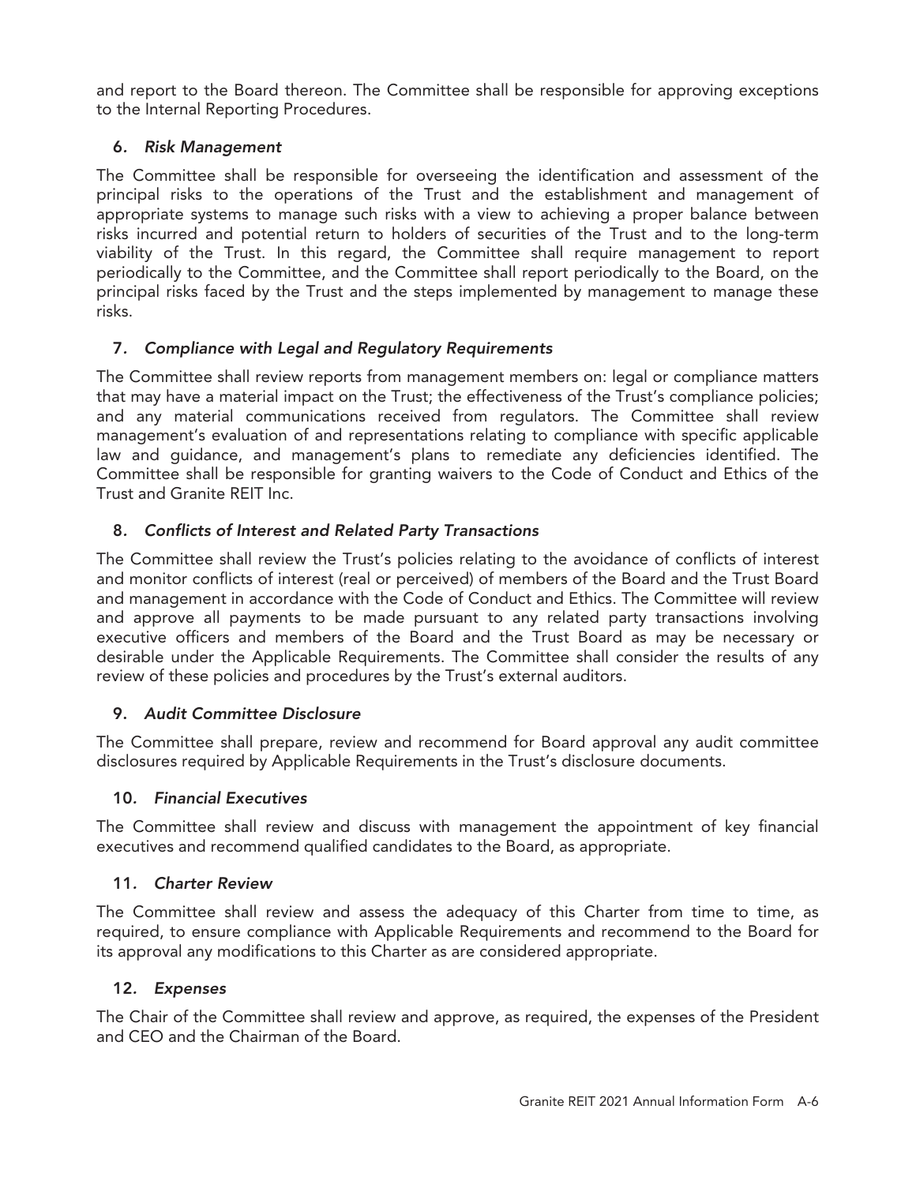and report to the Board thereon. The Committee shall be responsible for approving exceptions to the Internal Reporting Procedures.

#### 6. *Risk Management*

The Committee shall be responsible for overseeing the identification and assessment of the principal risks to the operations of the Trust and the establishment and management of appropriate systems to manage such risks with a view to achieving a proper balance between risks incurred and potential return to holders of securities of the Trust and to the long-term viability of the Trust. In this regard, the Committee shall require management to report periodically to the Committee, and the Committee shall report periodically to the Board, on the principal risks faced by the Trust and the steps implemented by management to manage these risks.

#### 7. *Compliance with Legal and Regulatory Requirements*

The Committee shall review reports from management members on: legal or compliance matters that may have a material impact on the Trust; the effectiveness of the Trust's compliance policies; and any material communications received from regulators. The Committee shall review management's evaluation of and representations relating to compliance with specific applicable law and guidance, and management's plans to remediate any deficiencies identified. The Committee shall be responsible for granting waivers to the Code of Conduct and Ethics of the Trust and Granite REIT Inc.

#### 8. *Conflicts of Interest and Related Party Transactions*

The Committee shall review the Trust's policies relating to the avoidance of conflicts of interest and monitor conflicts of interest (real or perceived) of members of the Board and the Trust Board and management in accordance with the Code of Conduct and Ethics. The Committee will review and approve all payments to be made pursuant to any related party transactions involving executive officers and members of the Board and the Trust Board as may be necessary or desirable under the Applicable Requirements. The Committee shall consider the results of any review of these policies and procedures by the Trust's external auditors.

#### 9. *Audit Committee Disclosure*

The Committee shall prepare, review and recommend for Board approval any audit committee disclosures required by Applicable Requirements in the Trust's disclosure documents.

#### 10. *Financial Executives*

The Committee shall review and discuss with management the appointment of key financial executives and recommend qualified candidates to the Board, as appropriate.

#### 11. *Charter Review*

The Committee shall review and assess the adequacy of this Charter from time to time, as required, to ensure compliance with Applicable Requirements and recommend to the Board for its approval any modifications to this Charter as are considered appropriate.

#### 12. *Expenses*

The Chair of the Committee shall review and approve, as required, the expenses of the President and CEO and the Chairman of the Board.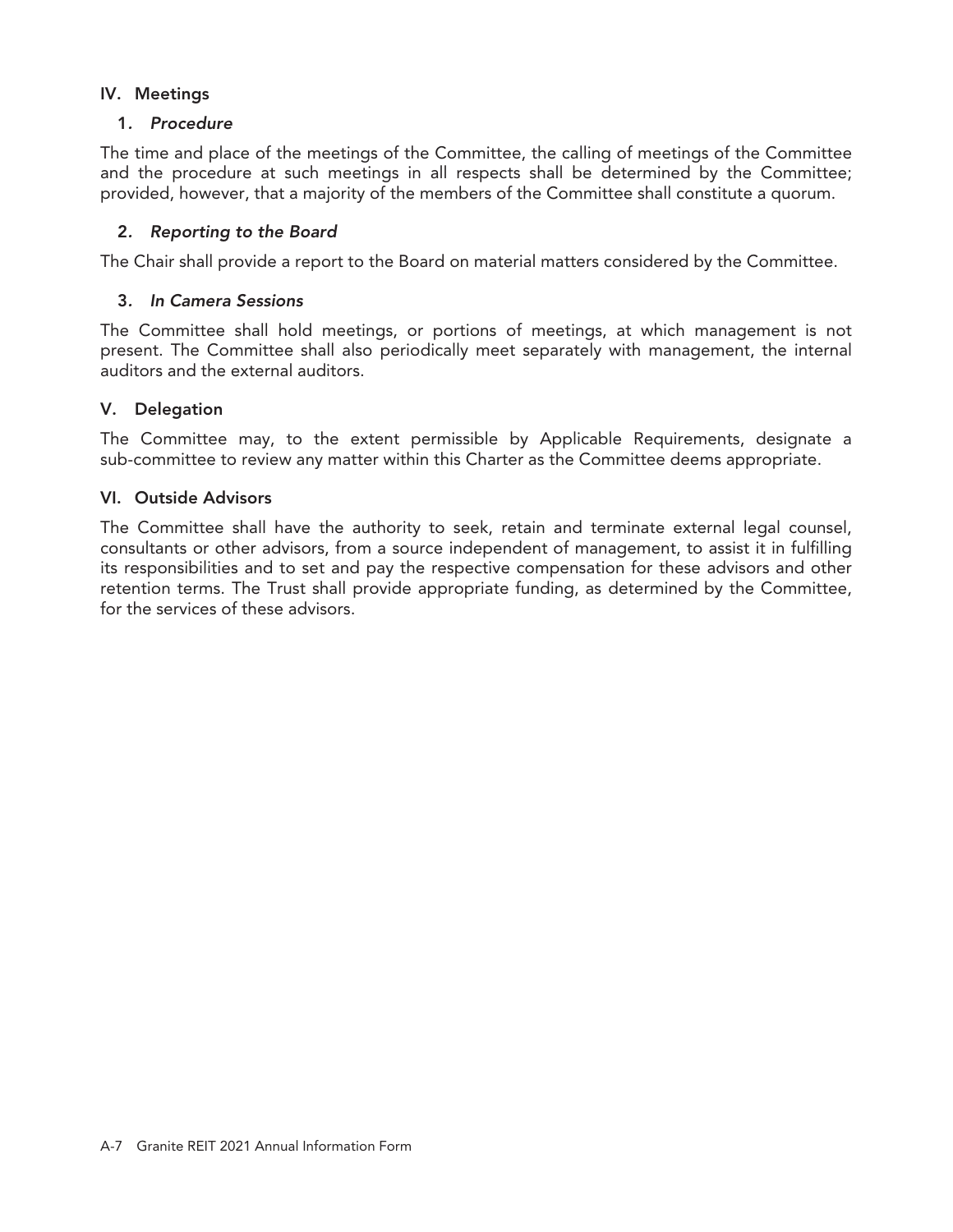## IV. Meetings

### 1. *Procedure*

The time and place of the meetings of the Committee, the calling of meetings of the Committee and the procedure at such meetings in all respects shall be determined by the Committee; provided, however, that a majority of the members of the Committee shall constitute a quorum.

### 2. *Reporting to the Board*

The Chair shall provide a report to the Board on material matters considered by the Committee.

### 3. *In Camera Sessions*

The Committee shall hold meetings, or portions of meetings, at which management is not present. The Committee shall also periodically meet separately with management, the internal auditors and the external auditors.

## V. Delegation

The Committee may, to the extent permissible by Applicable Requirements, designate a sub-committee to review any matter within this Charter as the Committee deems appropriate.

## VI. Outside Advisors

The Committee shall have the authority to seek, retain and terminate external legal counsel, consultants or other advisors, from a source independent of management, to assist it in fulfilling its responsibilities and to set and pay the respective compensation for these advisors and other retention terms. The Trust shall provide appropriate funding, as determined by the Committee, for the services of these advisors.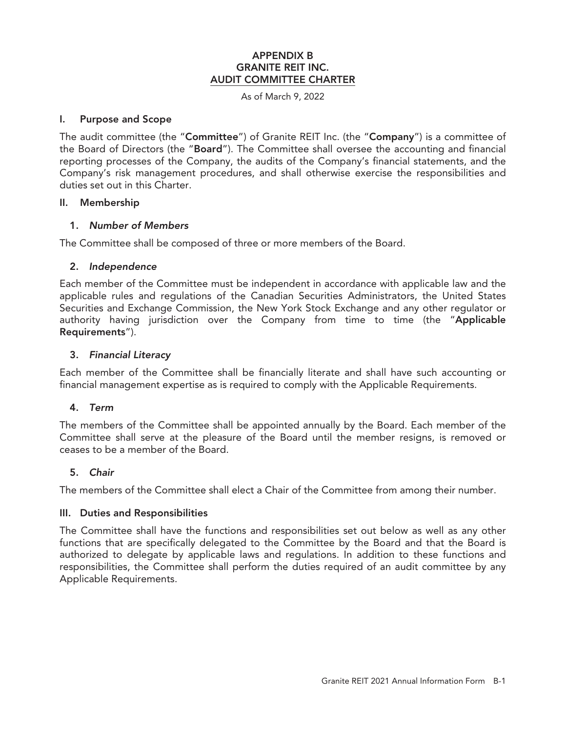# APPENDIX B
# GRANITE REIT INC.
# AUDIT COMMITTEE CHARTER

As of March 9, 2022

## I. Purpose and Scope

The audit committee (the "**Committee**") of Granite REIT Inc. (the "**Company**") is a committee of the Board of Directors (the "**Board**"). The Committee shall oversee the accounting and financial reporting processes of the Company, the audits of the Company's financial statements, and the Company's risk management procedures, and shall otherwise exercise the responsibilities and duties set out in this Charter.

## II. Membership

### 1. *Number of Members*

The Committee shall be composed of three or more members of the Board.

### 2. *Independence*

Each member of the Committee must be independent in accordance with applicable law and the applicable rules and regulations of the Canadian Securities Administrators, the United States Securities and Exchange Commission, the New York Stock Exchange and any other regulator or authority having jurisdiction over the Company from time to time (the "**Applicable Requirements**").

### 3. *Financial Literacy*

Each member of the Committee shall be financially literate and shall have such accounting or financial management expertise as is required to comply with the Applicable Requirements.

### 4. *Term*

The members of the Committee shall be appointed annually by the Board. Each member of the Committee shall serve at the pleasure of the Board until the member resigns, is removed or ceases to be a member of the Board.

### 5. *Chair*

The members of the Committee shall elect a Chair of the Committee from among their number.

## III. Duties and Responsibilities

The Committee shall have the functions and responsibilities set out below as well as any other functions that are specifically delegated to the Committee by the Board and that the Board is authorized to delegate by applicable laws and regulations. In addition to these functions and responsibilities, the Committee shall perform the duties required of an audit committee by any Applicable Requirements.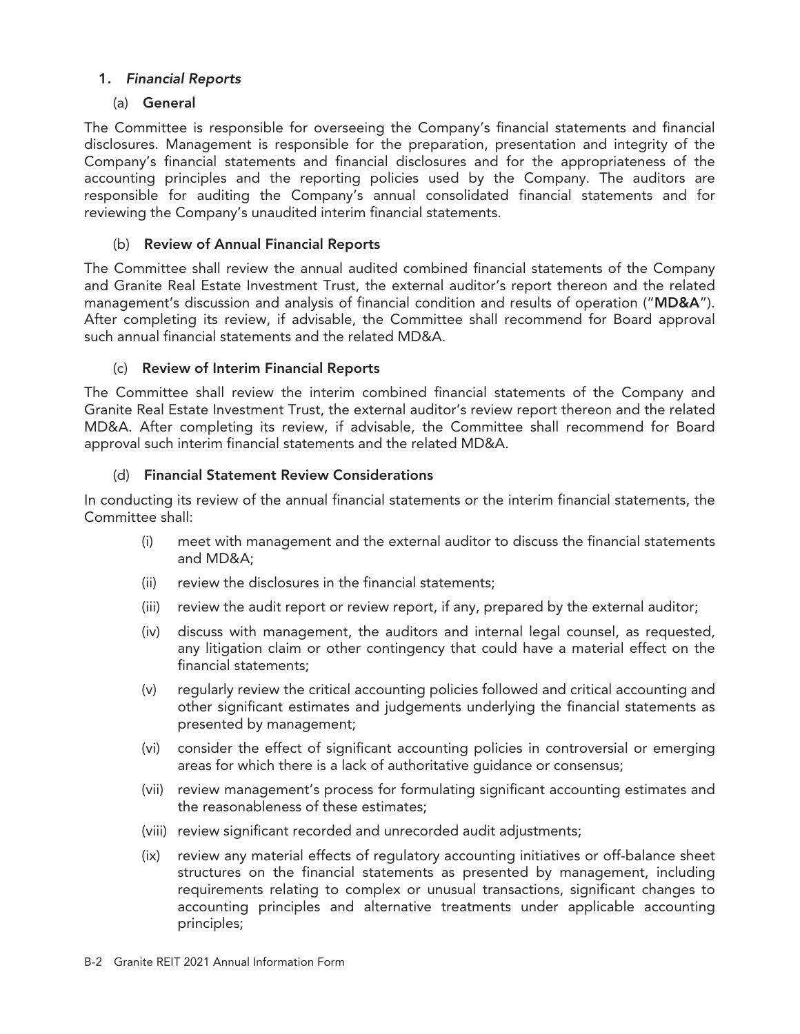### 1. *Financial Reports*

#### (a) **General**

The Committee is responsible for overseeing the Company's financial statements and financial disclosures. Management is responsible for the preparation, presentation and integrity of the Company's financial statements and financial disclosures and for the appropriateness of the accounting principles and the reporting policies used by the Company. The auditors are responsible for auditing the Company's annual consolidated financial statements and for reviewing the Company's unaudited interim financial statements.

#### (b) **Review of Annual Financial Reports**

The Committee shall review the annual audited combined financial statements of the Company and Granite Real Estate Investment Trust, the external auditor's report thereon and the related management's discussion and analysis of financial condition and results of operation ("**MD&A**"). After completing its review, if advisable, the Committee shall recommend for Board approval such annual financial statements and the related MD&A.

#### (c) **Review of Interim Financial Reports**

The Committee shall review the interim combined financial statements of the Company and Granite Real Estate Investment Trust, the external auditor's review report thereon and the related MD&A. After completing its review, if advisable, the Committee shall recommend for Board approval such interim financial statements and the related MD&A.

#### (d) **Financial Statement Review Considerations**

In conducting its review of the annual financial statements or the interim financial statements, the Committee shall:

- (i) meet with management and the external auditor to discuss the financial statements and MD&A;
- (ii) review the disclosures in the financial statements;
- (iii) review the audit report or review report, if any, prepared by the external auditor;
- (iv) discuss with management, the auditors and internal legal counsel, as requested, any litigation claim or other contingency that could have a material effect on the financial statements;
- (v) regularly review the critical accounting policies followed and critical accounting and other significant estimates and judgements underlying the financial statements as presented by management;
- (vi) consider the effect of significant accounting policies in controversial or emerging areas for which there is a lack of authoritative guidance or consensus;
- (vii) review management's process for formulating significant accounting estimates and the reasonableness of these estimates;
- (viii) review significant recorded and unrecorded audit adjustments;
- (ix) review any material effects of regulatory accounting initiatives or off-balance sheet structures on the financial statements as presented by management, including requirements relating to complex or unusual transactions, significant changes to accounting principles and alternative treatments under applicable accounting principles;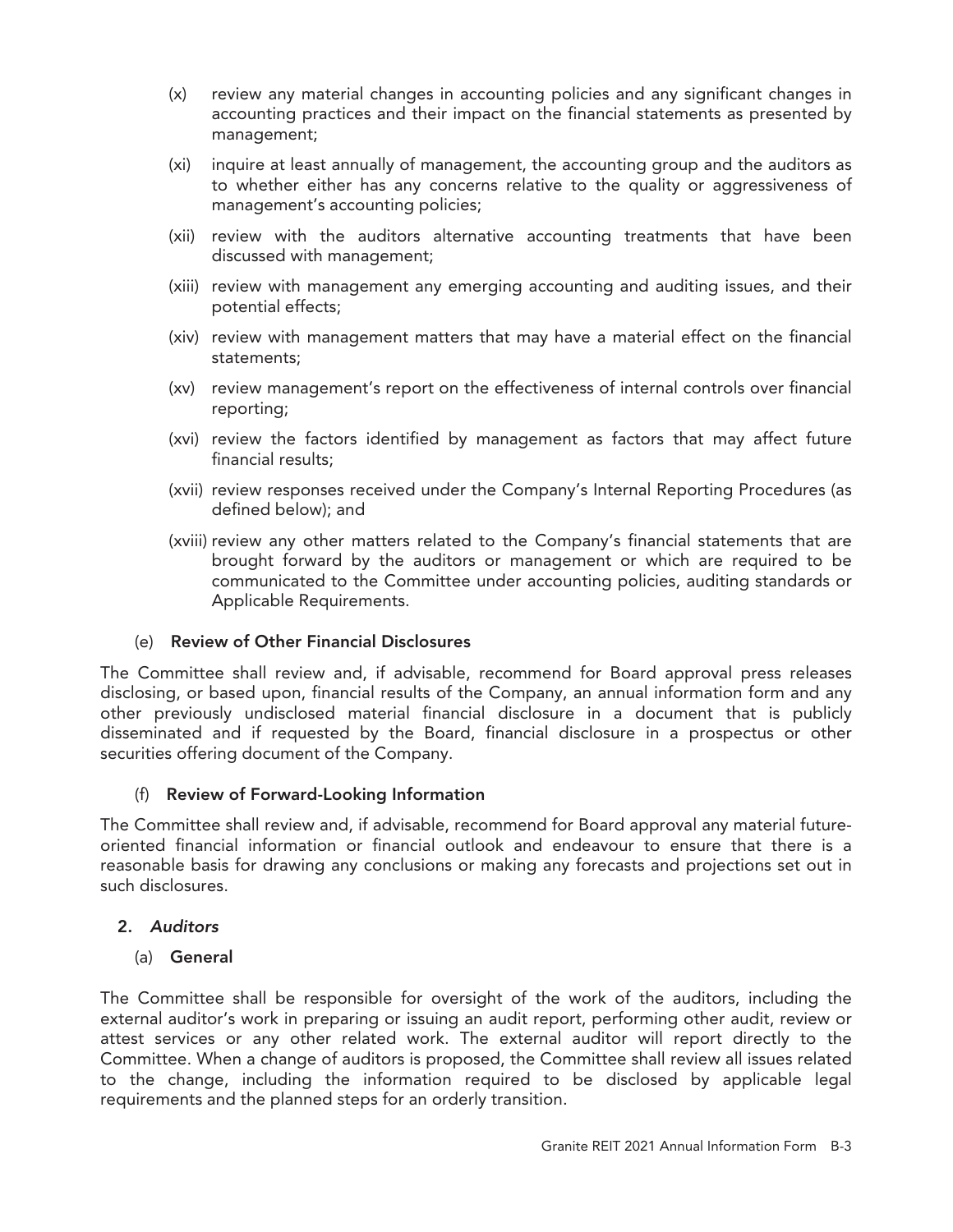(x) review any material changes in accounting policies and any significant changes in accounting practices and their impact on the financial statements as presented by management;

(xi) inquire at least annually of management, the accounting group and the auditors as to whether either has any concerns relative to the quality or aggressiveness of management's accounting policies;

(xii) review with the auditors alternative accounting treatments that have been discussed with management;

(xiii) review with management any emerging accounting and auditing issues, and their potential effects;

(xiv) review with management matters that may have a material effect on the financial statements;

(xv) review management's report on the effectiveness of internal controls over financial reporting;

(xvi) review the factors identified by management as factors that may affect future financial results;

(xvii) review responses received under the Company's Internal Reporting Procedures (as defined below); and

(xviii) review any other matters related to the Company's financial statements that are brought forward by the auditors or management or which are required to be communicated to the Committee under accounting policies, auditing standards or Applicable Requirements.

(e) **Review of Other Financial Disclosures**

The Committee shall review and, if advisable, recommend for Board approval press releases disclosing, or based upon, financial results of the Company, an annual information form and any other previously undisclosed material financial disclosure in a document that is publicly disseminated and if requested by the Board, financial disclosure in a prospectus or other securities offering document of the Company.

(f) **Review of Forward-Looking Information**

The Committee shall review and, if advisable, recommend for Board approval any material future-oriented financial information or financial outlook and endeavour to ensure that there is a reasonable basis for drawing any conclusions or making any forecasts and projections set out in such disclosures.

**2. *Auditors***

(a) **General**

The Committee shall be responsible for oversight of the work of the auditors, including the external auditor's work in preparing or issuing an audit report, performing other audit, review or attest services or any other related work. The external auditor will report directly to the Committee. When a change of auditors is proposed, the Committee shall review all issues related to the change, including the information required to be disclosed by applicable legal requirements and the planned steps for an orderly transition.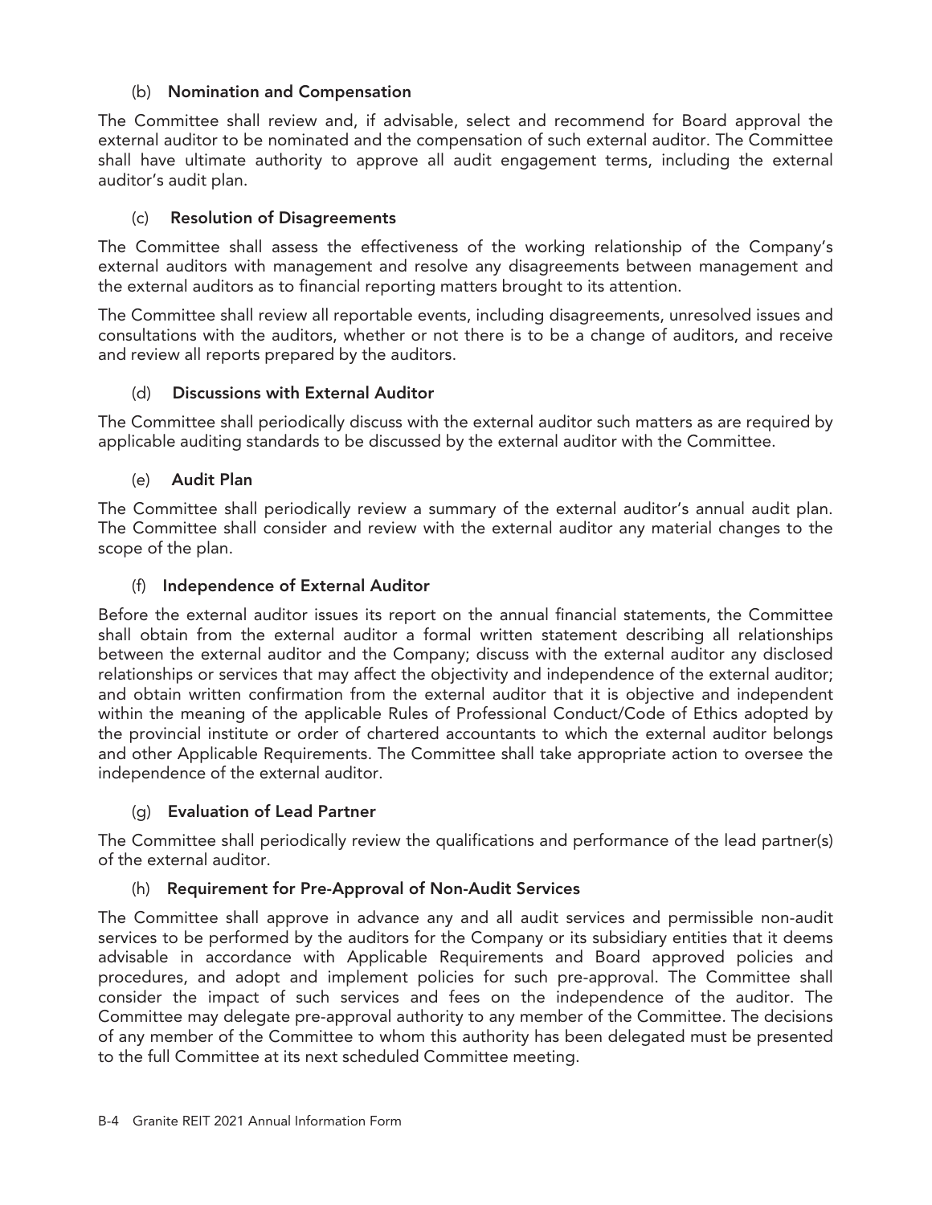### (b) Nomination and Compensation

The Committee shall review and, if advisable, select and recommend for Board approval the external auditor to be nominated and the compensation of such external auditor. The Committee shall have ultimate authority to approve all audit engagement terms, including the external auditor's audit plan.

### (c) Resolution of Disagreements

The Committee shall assess the effectiveness of the working relationship of the Company's external auditors with management and resolve any disagreements between management and the external auditors as to financial reporting matters brought to its attention.

The Committee shall review all reportable events, including disagreements, unresolved issues and consultations with the auditors, whether or not there is to be a change of auditors, and receive and review all reports prepared by the auditors.

### (d) Discussions with External Auditor

The Committee shall periodically discuss with the external auditor such matters as are required by applicable auditing standards to be discussed by the external auditor with the Committee.

### (e) Audit Plan

The Committee shall periodically review a summary of the external auditor's annual audit plan. The Committee shall consider and review with the external auditor any material changes to the scope of the plan.

### (f) Independence of External Auditor

Before the external auditor issues its report on the annual financial statements, the Committee shall obtain from the external auditor a formal written statement describing all relationships between the external auditor and the Company; discuss with the external auditor any disclosed relationships or services that may affect the objectivity and independence of the external auditor; and obtain written confirmation from the external auditor that it is objective and independent within the meaning of the applicable Rules of Professional Conduct/Code of Ethics adopted by the provincial institute or order of chartered accountants to which the external auditor belongs and other Applicable Requirements. The Committee shall take appropriate action to oversee the independence of the external auditor.

### (g) Evaluation of Lead Partner

The Committee shall periodically review the qualifications and performance of the lead partner(s) of the external auditor.

### (h) Requirement for Pre-Approval of Non-Audit Services

The Committee shall approve in advance any and all audit services and permissible non-audit services to be performed by the auditors for the Company or its subsidiary entities that it deems advisable in accordance with Applicable Requirements and Board approved policies and procedures, and adopt and implement policies for such pre-approval. The Committee shall consider the impact of such services and fees on the independence of the auditor. The Committee may delegate pre-approval authority to any member of the Committee. The decisions of any member of the Committee to whom this authority has been delegated must be presented to the full Committee at its next scheduled Committee meeting.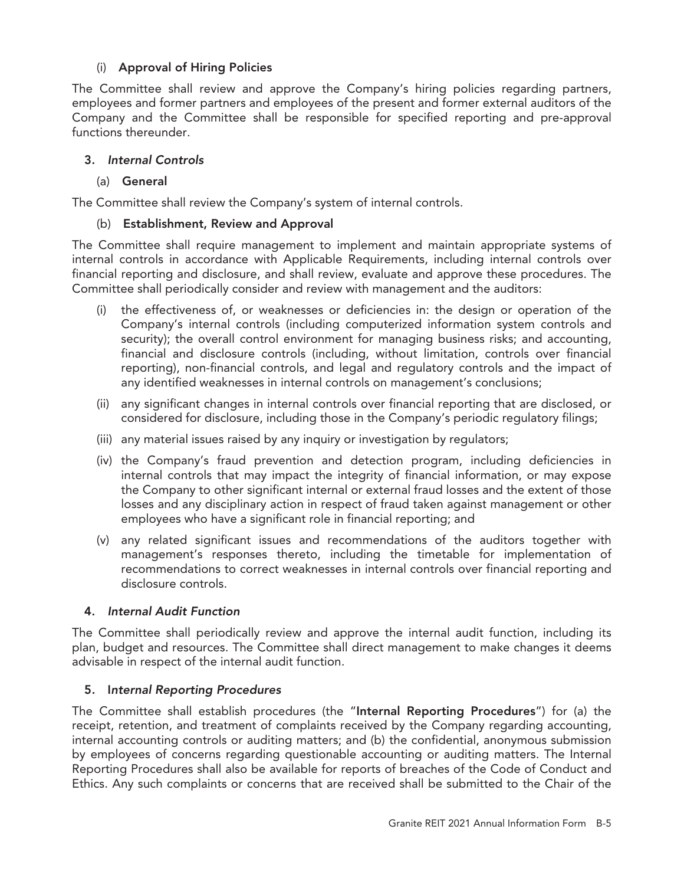(i) **Approval of Hiring Policies**

The Committee shall review and approve the Company's hiring policies regarding partners, employees and former partners and employees of the present and former external auditors of the Company and the Committee shall be responsible for specified reporting and pre-approval functions thereunder.

**3.** ***Internal Controls***

(a) **General**

The Committee shall review the Company's system of internal controls.

(b) **Establishment, Review and Approval**

The Committee shall require management to implement and maintain appropriate systems of internal controls in accordance with Applicable Requirements, including internal controls over financial reporting and disclosure, and shall review, evaluate and approve these procedures. The Committee shall periodically consider and review with management and the auditors:

(i) the effectiveness of, or weaknesses or deficiencies in: the design or operation of the Company's internal controls (including computerized information system controls and security); the overall control environment for managing business risks; and accounting, financial and disclosure controls (including, without limitation, controls over financial reporting), non-financial controls, and legal and regulatory controls and the impact of any identified weaknesses in internal controls on management's conclusions;

(ii) any significant changes in internal controls over financial reporting that are disclosed, or considered for disclosure, including those in the Company's periodic regulatory filings;

(iii) any material issues raised by any inquiry or investigation by regulators;

(iv) the Company's fraud prevention and detection program, including deficiencies in internal controls that may impact the integrity of financial information, or may expose the Company to other significant internal or external fraud losses and the extent of those losses and any disciplinary action in respect of fraud taken against management or other employees who have a significant role in financial reporting; and

(v) any related significant issues and recommendations of the auditors together with management's responses thereto, including the timetable for implementation of recommendations to correct weaknesses in internal controls over financial reporting and disclosure controls.

**4.** ***Internal Audit Function***

The Committee shall periodically review and approve the internal audit function, including its plan, budget and resources. The Committee shall direct management to make changes it deems advisable in respect of the internal audit function.

**5.** ***Internal Reporting Procedures***

The Committee shall establish procedures (the "**Internal Reporting Procedures**") for (a) the receipt, retention, and treatment of complaints received by the Company regarding accounting, internal accounting controls or auditing matters; and (b) the confidential, anonymous submission by employees of concerns regarding questionable accounting or auditing matters. The Internal Reporting Procedures shall also be available for reports of breaches of the Code of Conduct and Ethics. Any such complaints or concerns that are received shall be submitted to the Chair of the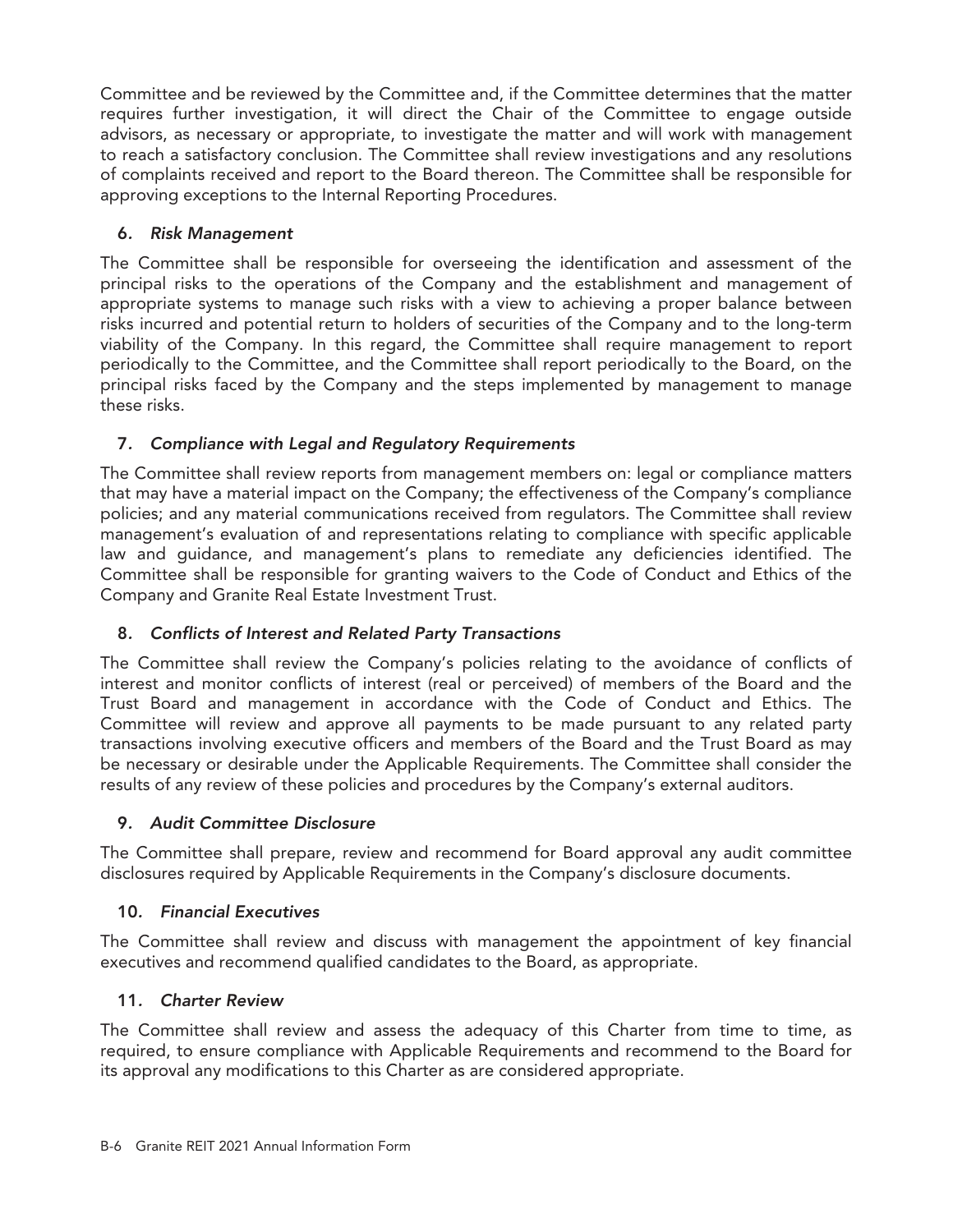Committee and be reviewed by the Committee and, if the Committee determines that the matter requires further investigation, it will direct the Chair of the Committee to engage outside advisors, as necessary or appropriate, to investigate the matter and will work with management to reach a satisfactory conclusion. The Committee shall review investigations and any resolutions of complaints received and report to the Board thereon. The Committee shall be responsible for approving exceptions to the Internal Reporting Procedures.

### 6. *Risk Management*

The Committee shall be responsible for overseeing the identification and assessment of the principal risks to the operations of the Company and the establishment and management of appropriate systems to manage such risks with a view to achieving a proper balance between risks incurred and potential return to holders of securities of the Company and to the long-term viability of the Company. In this regard, the Committee shall require management to report periodically to the Committee, and the Committee shall report periodically to the Board, on the principal risks faced by the Company and the steps implemented by management to manage these risks.

### 7. *Compliance with Legal and Regulatory Requirements*

The Committee shall review reports from management members on: legal or compliance matters that may have a material impact on the Company; the effectiveness of the Company's compliance policies; and any material communications received from regulators. The Committee shall review management's evaluation of and representations relating to compliance with specific applicable law and guidance, and management's plans to remediate any deficiencies identified. The Committee shall be responsible for granting waivers to the Code of Conduct and Ethics of the Company and Granite Real Estate Investment Trust.

### 8. *Conflicts of Interest and Related Party Transactions*

The Committee shall review the Company's policies relating to the avoidance of conflicts of interest and monitor conflicts of interest (real or perceived) of members of the Board and the Trust Board and management in accordance with the Code of Conduct and Ethics. The Committee will review and approve all payments to be made pursuant to any related party transactions involving executive officers and members of the Board and the Trust Board as may be necessary or desirable under the Applicable Requirements. The Committee shall consider the results of any review of these policies and procedures by the Company's external auditors.

### 9. *Audit Committee Disclosure*

The Committee shall prepare, review and recommend for Board approval any audit committee disclosures required by Applicable Requirements in the Company's disclosure documents.

### 10. *Financial Executives*

The Committee shall review and discuss with management the appointment of key financial executives and recommend qualified candidates to the Board, as appropriate.

### 11. *Charter Review*

The Committee shall review and assess the adequacy of this Charter from time to time, as required, to ensure compliance with Applicable Requirements and recommend to the Board for its approval any modifications to this Charter as are considered appropriate.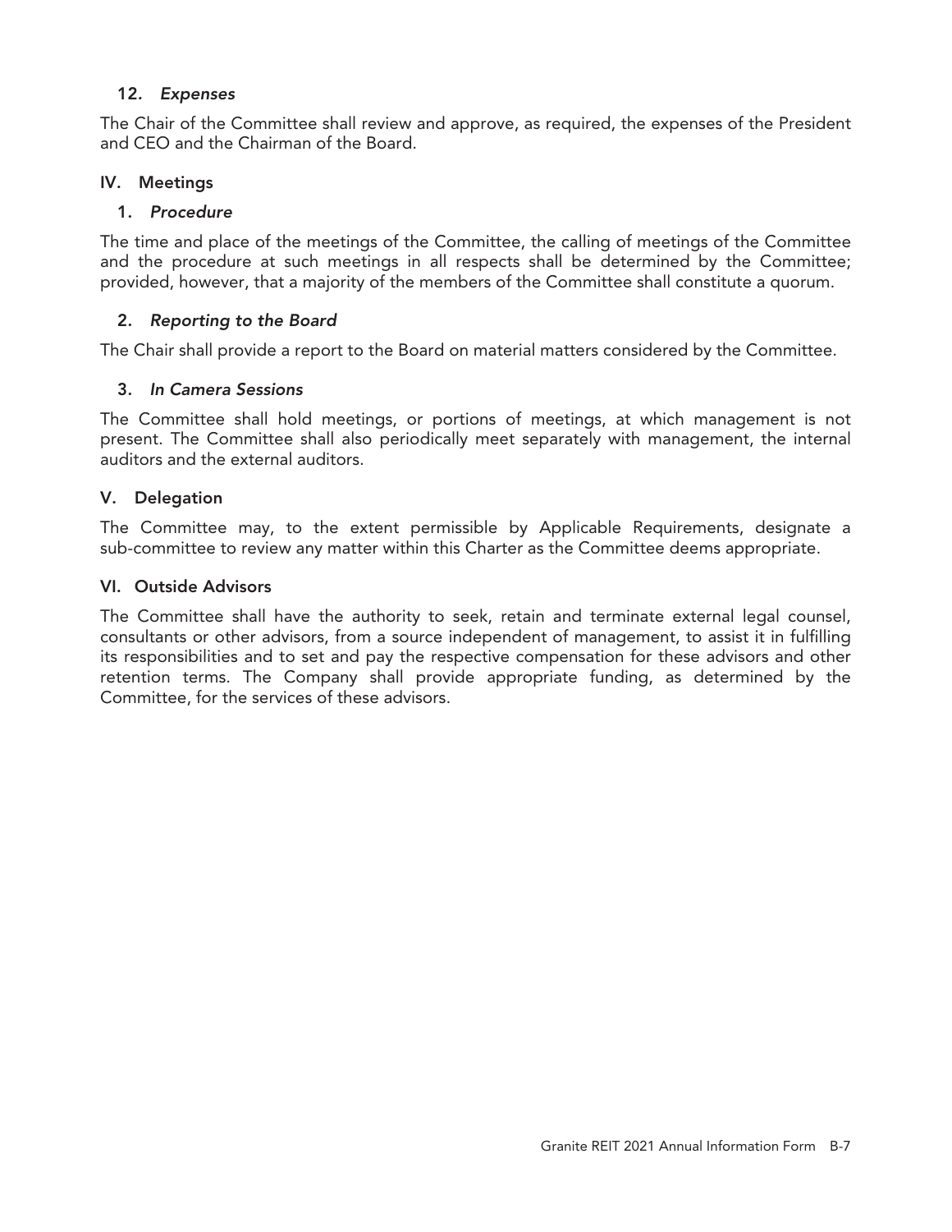### 12. *Expenses*

The Chair of the Committee shall review and approve, as required, the expenses of the President and CEO and the Chairman of the Board.

## IV. Meetings

### 1. *Procedure*

The time and place of the meetings of the Committee, the calling of meetings of the Committee and the procedure at such meetings in all respects shall be determined by the Committee; provided, however, that a majority of the members of the Committee shall constitute a quorum.

### 2. *Reporting to the Board*

The Chair shall provide a report to the Board on material matters considered by the Committee.

### 3. *In Camera Sessions*

The Committee shall hold meetings, or portions of meetings, at which management is not present. The Committee shall also periodically meet separately with management, the internal auditors and the external auditors.

## V. Delegation

The Committee may, to the extent permissible by Applicable Requirements, designate a sub-committee to review any matter within this Charter as the Committee deems appropriate.

## VI. Outside Advisors

The Committee shall have the authority to seek, retain and terminate external legal counsel, consultants or other advisors, from a source independent of management, to assist it in fulfilling its responsibilities and to set and pay the respective compensation for these advisors and other retention terms. The Company shall provide appropriate funding, as determined by the Committee, for the services of these advisors.